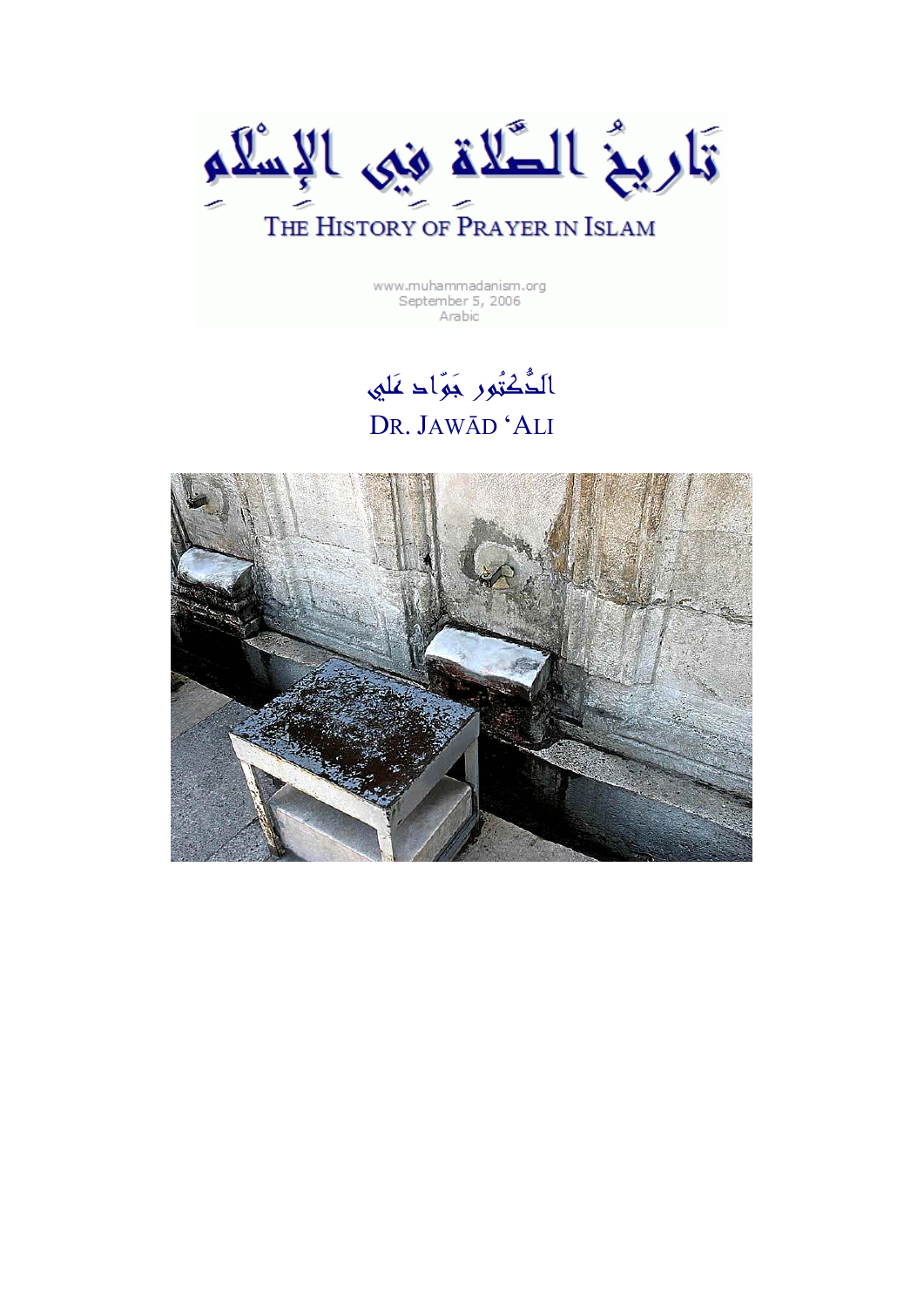# تَارِيخُ الصَّلَاةِ فِي الإِسْلَامِ

# The History of Prayer in Islam

www.muhammadanism.org
September 5, 2006
Arabic

## الدُّكتُور جَوّاد عَلي

## Dr. Jawād ʻAli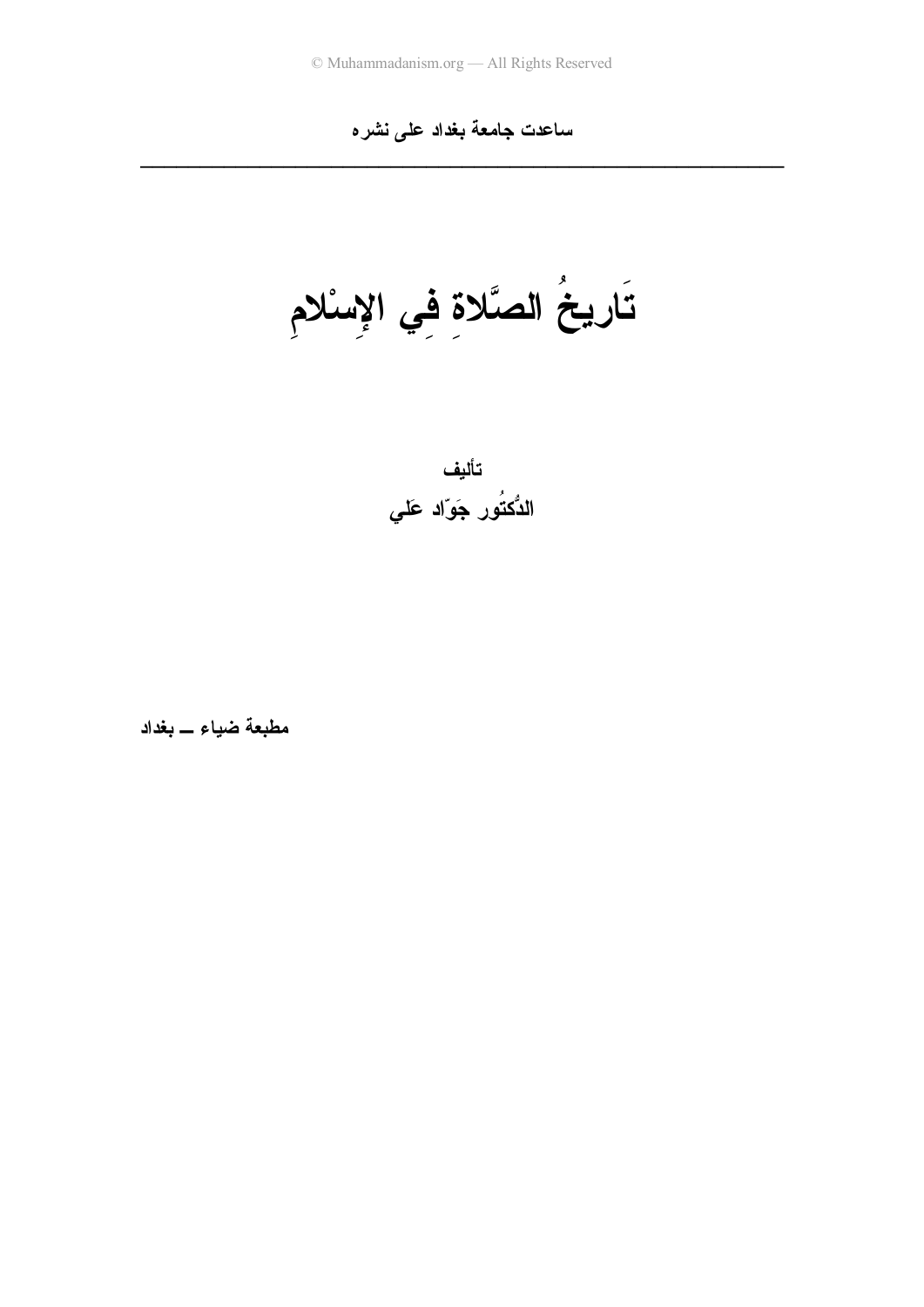ساعدت جامعة بغداد على نشره

---

# تَاريخُ الصَّلاةِ فِي الإِسْلامِ

**تأليف**

**الدُّكتُور جَوّاد عَلي**

**مطبعة ضياء ــ بغداد**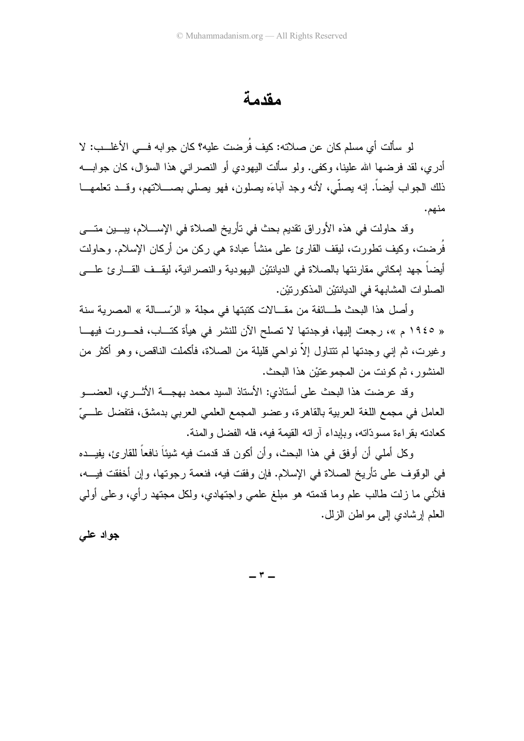# مقدمة

لو سألت أي مسلم كان عن صلاته: كيف فُرضت عليه؟ كان جوابه في الأغلب: لا أدري، لقد فرضها الله علينا، وكفى. ولو سألت اليهودي أو النصراني هذا السؤال، كان جوابه ذلك الجواب أيضاً. إنه يصلّي، لأنه وجد آباءَه يصلون، فهو يصلي بصلاتهم، وقد تعلمها منهم.

وقد حاولت في هذه الأوراق تقديم بحث في تأريخ الصلاة في الإسلام، يبين متى فُرضت، وكيف تطورت، ليقف القارئ على منشأ عبادة هي ركن من أركان الإسلام. وحاولت أيضاً جهد إمكاني مقارنتها بالصلاة في الديانتيْن اليهودية والنصرانية، ليقف القارئ على الصلوات المشابهة في الديانتيْن المذكورتيْن.

وأصل هذا البحث طائفة من مقالات كتبتها في مجلة « الرّسالة » المصرية سنة « ١٩٤٥ م »، رجعت إليها، فوجدتها لا تصلح الآن للنشر في هيأة كتاب، فحورت فيها وغيرت، ثم إني وجدتها لم تتناول إلاّ نواحي قليلة من الصلاة، فأكملت الناقص، وهو أكثر من المنشور، ثم كونت من المجموعتيْن هذا البحث.

وقد عرضت هذا البحث على أستاذي: الأستاذ السيد محمد بهجة الأثري، العضو العامل في مجمع اللغة العربية بالقاهرة، وعضو المجمع العلمي العربي بدمشق، فتفضل عليّ كعادته بقراءة مسودّاته، وبإبداء آرائه القيمة فيه، فله الفضل والمنة.

وكل أملي أن أوفق في هذا البحث، وأن أكون قد قدمت فيه شيئاً نافعاً للقارئ، يفيده في الوقوف على تأريخ الصلاة في الإسلام. فإن وفقت فيه، فنعمة رجوتها، وإن أخفقت فيه، فلأني ما زلت طالب علم وما قدمته هو مبلغ علمي واجتهادي، ولكل مجتهد رأي، وعلى أولي العلم إرشادي إلى مواطن الزلل.

**جواد علي**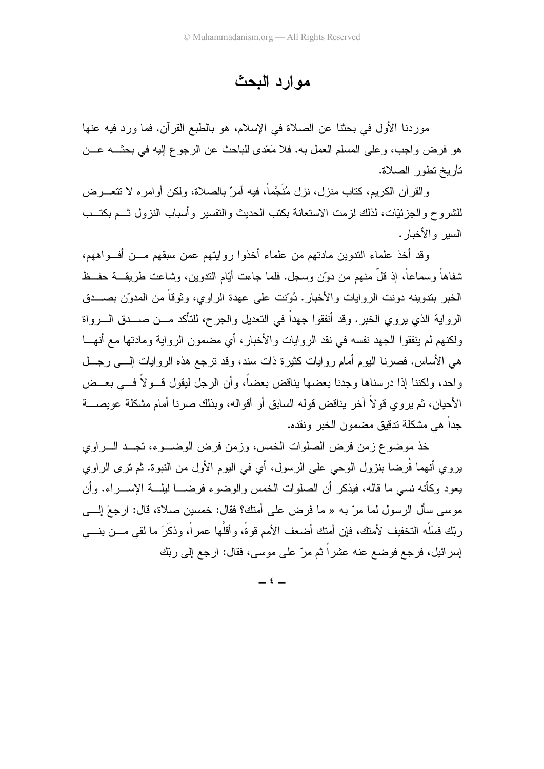# موارد البحث

موردنا الأول في بحثنا عن الصلاة في الإسلام، هو بالطبع القرآن. فما ورد فيه عنها هو فرض واجب، وعلى المسلم العمل به. فلا مَعْدى للباحث عن الرجوع إليه في بحثه عن تأريخ تطور الصلاة.

والقرآن الكريم، كتاب منزل، نزل مُنَجَّماً، فيه أمرٌ بالصلاة، ولكن أوامره لا تتعرض للشروح والجزئيّات، لذلك لزمت الاستعانة بكتب الحديث والتفسير وأسباب النزول ثم بكتب السير والأخبار.

وقد أخذ علماء التدوين مادتهم من علماء أخذوا روايتهم عمن سبقهم من أفواههم، شفاهاً وسماعاً، إذ قلّ منهم من دوّن وسجل. فلما جاءت أيّام التدوين، وشاعت طريقة حفظ الخبر بتدوينه دونت الروايات والأخبار. دُوّنت على عهدة الراوي، وثوقاً من المدوّن بصدق الرواية الذي يروي الخبر. وقد أنفقوا جهداً في التعديل والجرح، للتأكد من صدق الرواة ولكنهم لم ينفقوا الجهد نفسه في نقد الروايات والأخبار، أي مضمون الرواية ومادتها مع أنها هي الأساس. فصرنا اليوم أمام روايات كثيرة ذات سند، وقد ترجع هذه الروايات إلى رجل واحد، ولكننا إذا درسناها وجدنا بعضها يناقض بعضاً، وأن الرجل ليقول قولاً في بعض الأحيان، ثم يروي قولاً آخر يناقض قوله السابق أو أقواله، وبذلك صرنا أمام مشكلة عويصة جداً هي مشكلة تدقيق مضمون الخبر ونقده.

خذ موضوع زمن فرض الصلوات الخمس، وزمن فرض الوضوء، تجد الراوي يروي أنهما فُرضا بنزول الوحي على الرسول، أي في اليوم الأول من النبوة. ثم ترى الراوي يعود وكأنه نسي ما قاله، فيذكر أن الصلوات الخمس والوضوء فرضا ليلة الإسراء. وأن موسى سأل الرسول لما مرّ به « ما فرض على أمتك؟ فقال: خمسين صلاة، قال: ارجعْ إلى ربّك فسلْه التخفيف لأمتك، فإن أمتك أضعف الأمم قوةً، وأقلَّها عمراً، وذكَرَ ما لقي من بني إسرائيل، فرجع فوضع عنه عشراً ثم مرّ على موسى، فقال: ارجع إلى ربّك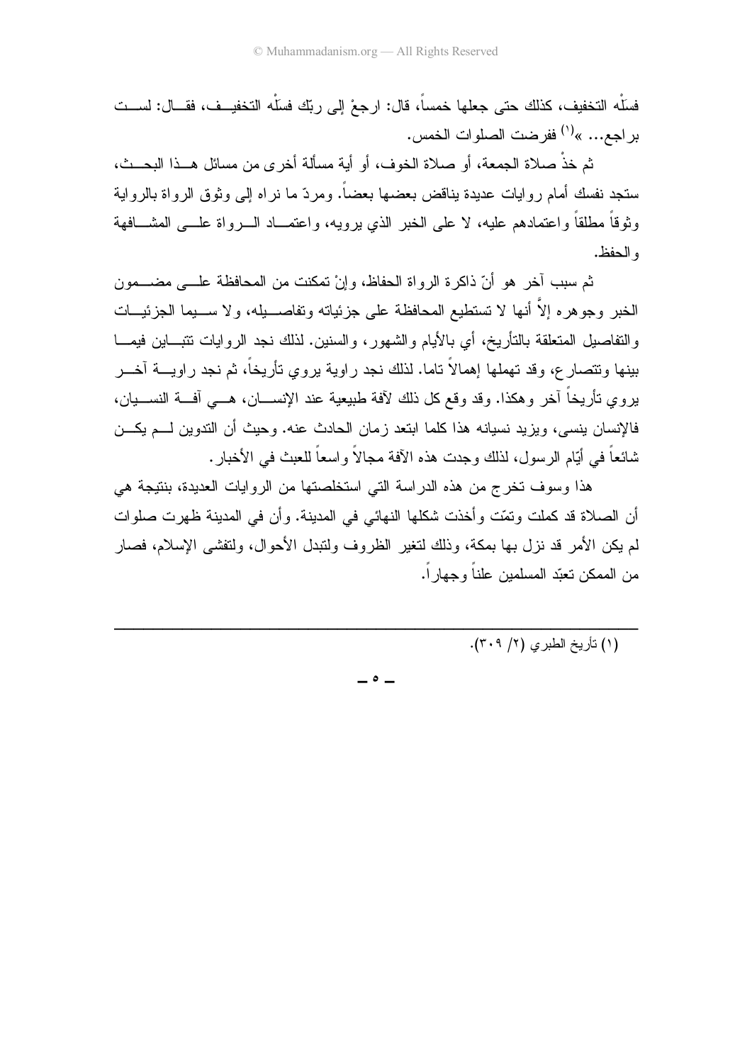فسَلْه التخفيف، كذلك حتى جعلها خمساً، قال: ارجعْ إلى ربّك فسَلْه التخفيف، فقال: لست براجع... »[1] ففرضت الصلوات الخمس.

ثم خذْ صلاة الجمعة، أو صلاة الخوف، أو أية مسألة أخرى من مسائل هذا البحث، ستجد نفسك أمام روايات عديدة يناقض بعضها بعضاً. ومردّ ما نراه إلى وثوق الرواة بالرواية وثوقاً مطلقاً واعتمادهم عليه، لا على الخبر الذي يرويه، واعتماد الرواة على المشافهة والحفظ.

ثم سبب آخر هو أنّ ذاكرة الرواة الحفاظ، وإنْ تمكنت من المحافظة على مضمون الخبر وجوهره إلاَّ أنها لا تستطيع المحافظة على جزئياته وتفاصيله، ولا سيما الجزئيات والتفاصيل المتعلقة بالتأريخ، أي بالأيام والشهور، والسنين. لذلك نجد الروايات تتباين فيما بينها وتتصارع، وقد تهملها إهمالاً تاما. لذلك نجد راوية يروي تأريخاً، ثم نجد راوية آخر يروي تأريخاً آخر وهكذا. وقد وقع كل ذلك لآفة طبيعية عند الإنسان، هي آفة النسيان، فالإنسان ينسى، ويزيد نسيانه هذا كلما ابتعد زمان الحادث عنه. وحيث أن التدوين لم يكن شائعاً في أيّام الرسول، لذلك وجدت هذه الآفة مجالاً واسعاً للعبث في الأخبار.

هذا وسوف تخرج من هذه الدراسة التي استخلصتها من الروايات العديدة، بنتيجة هي أن الصلاة قد كملت وتمّت وأخذت شكلها النهائي في المدينة. وأن في المدينة ظهرت صلوات لم يكن الأمر قد نزل بها بمكة، وذلك لتغير الظروف ولتبدل الأحوال، ولتفشي الإسلام، فصار من الممكن تعبّد المسلمين علناً وجهاراً.

---

(١) تأريخ الطبري (٢/ ٣٠٩).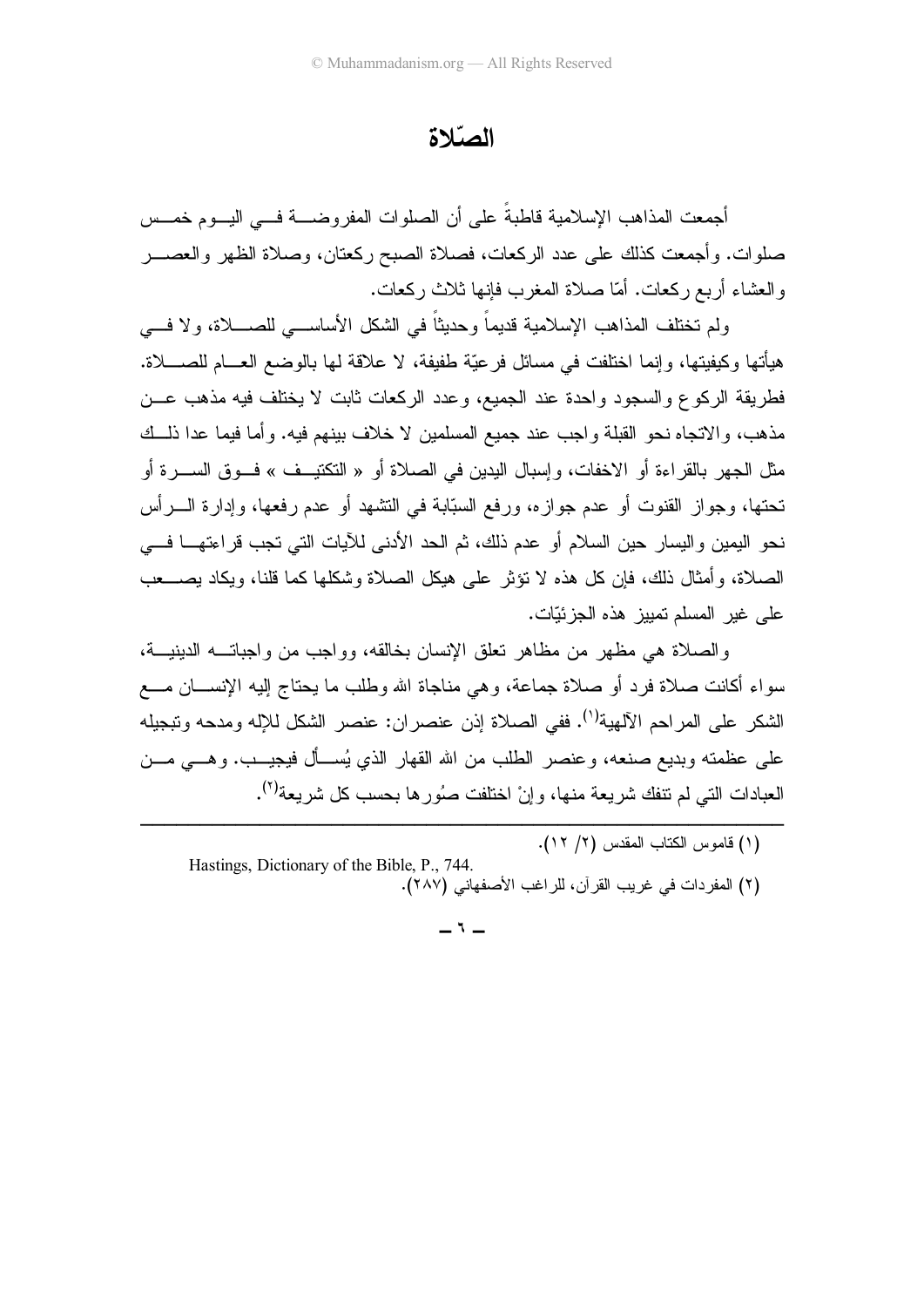# الصّلاة

أجمعت المذاهب الإسلامية قاطبةً على أن الصلوات المفروضة في اليوم خمس صلوات. وأجمعت كذلك على عدد الركعات، فصلاة الصبح ركعتان، وصلاة الظهر والعصر والعشاء أربع ركعات. أمّا صلاة المغرب فإنها ثلاث ركعات.

ولم تختلف المذاهب الإسلامية قديماً وحديثاً في الشكل الأساسي للصلاة، ولا في هيأتها وكيفيتها، وإنما اختلفت في مسائل فرعيّة طفيفة، لا علاقة لها بالوضع العام للصلاة. فطريقة الركوع والسجود واحدة عند الجميع، وعدد الركعات ثابت لا يختلف فيه مذهب عن مذهب، والاتجاه نحو القبلة واجب عند جميع المسلمين لا خلاف بينهم فيه. وأما فيما عدا ذلك مثل الجهر بالقراءة أو الاخفات، وإسبال اليدين في الصلاة أو « التكتيف » فوق السرة أو تحتها، وجواز القنوت أو عدم جوازه، ورفع السبّابة في التشهد أو عدم رفعها، وإدارة الرأس نحو اليمين واليسار حين السلام أو عدم ذلك، ثم الحد الأدنى للآيات التي تجب قراءتها في الصلاة، وأمثال ذلك، فإن كل هذه لا تؤثر على هيكل الصلاة وشكلها كما قلنا، ويكاد يصعب على غير المسلم تمييز هذه الجزئيّات.

والصلاة هي مظهر من مظاهر تعلق الإنسان بخالقه، وواجب من واجباته الدينية، سواء أكانت صلاة فرد أو صلاة جماعة، وهي مناجاة الله وطلب ما يحتاج إليه الإنسان مع الشكر على المراحم الآلهية[1]. ففي الصلاة إذن عنصران: عنصر الشكل للإله ومدحه وتبجيله على عظمته وبديع صنعه، وعنصر الطلب من الله القهار الذي يُسأل فيجيب. وهي من العبادات التي لم تنفك شريعة منها، وإنْ اختلفت صوُرها بحسب كل شريعة[2].

---

(١) قاموس الكتاب المقدس (٢/ ١٢).

Hastings, Dictionary of the Bible, P., 744.

(٢) المفردات في غريب القرآن، للراغب الأصفهاني (٢٨٧).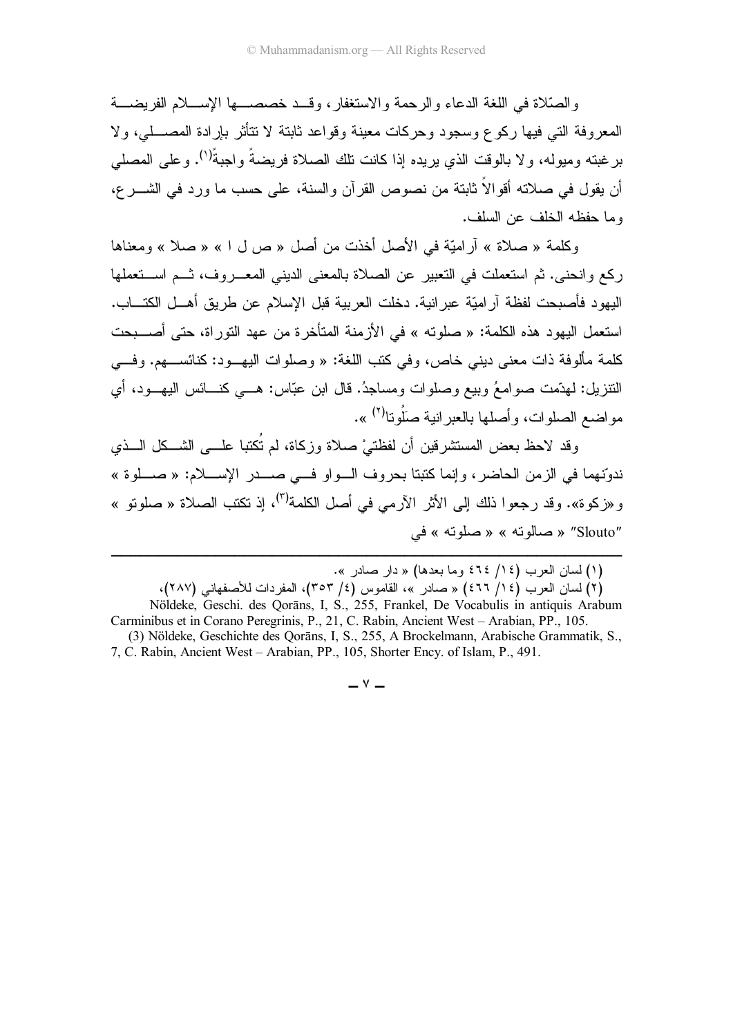والصّلاة في اللغة الدعاء والرحمة والاستغفار، وقد خصصها الإسلام الفريضة المعروفة التي فيها ركوع وسجود وحركات معينة وقواعد ثابتة لا تتأثر بإرادة المصلي، ولا برغبته وميوله، ولا بالوقت الذي يريده إذا كانت تلك الصلاة فريضةً واجبةً[1]. وعلى المصلي أن يقول في صلاته أقوالاً ثابتة من نصوص القرآن والسنة، على حسب ما ورد في الشرع، وما حفظه الخلف عن السلف.

وكلمة « صلاة » آراميّة في الأصل أخذت من أصل « ص ل ا » « صلا » ومعناها ركع وانحنى. ثم استعملت في التعبير عن الصلاة بالمعنى الديني المعروف، ثم استعملها اليهود فأصبحت لفظة آراميّة عبرانية. دخلت العربية قبل الإسلام عن طريق أهل الكتاب. استعمل اليهود هذه الكلمة: « صلوته » في الأزمنة المتأخرة من عهد التوراة، حتى أصبحت كلمة مألوفة ذات معنى ديني خاص، وفي كتب اللغة: « وصلوات اليهود: كنائسهم. وفي التنزيل: لهدّمت صوامعُ وبيع وصلوات ومساجدُ. قال ابن عبّاس: هي كنائس اليهود، أي مواضع الصلوات، وأصلها بالعبرانية صَلُوتا[2] ».

وقد لاحظ بعض المستشرقين أن لفظتيْ صلاة وزكاة، لم تُكتبا على الشكل الذي ندوّنهما في الزمن الحاضر، وإنما كتبتا بحروف الواو في صدر الإسلام: « صلوة » و«زكوة». وقد رجعوا ذلك إلى الأثر الآرمي في أصل الكلمة[3]، إذ تكتب الصلاة « صلوتو » "Slouto" « صالوته » « صلوته » في

---

(١) لسان العرب (١٤/ ٤٦٤ وما بعدها) « دار صادر ».

(٢) لسان العرب (١٤/ ٤٦٦) « صادر »، القاموس (٤/ ٣٥٣)، المفردات للأصفهاني (٢٨٧)، Nöldeke, Geschi. des Qorāns, I, S., 255, Frankel, De Vocabulis in antiquis Arabum Carminibus et in Corano Peregrinis, P., 21, C. Rabin, Ancient West – Arabian, PP., 105.

(3) Nöldeke, Geschichte des Qorāns, I, S., 255, A Brockelmann, Arabische Grammatik, S., 7, C. Rabin, Ancient West – Arabian, PP., 105, Shorter Ency. of Islam, P., 491.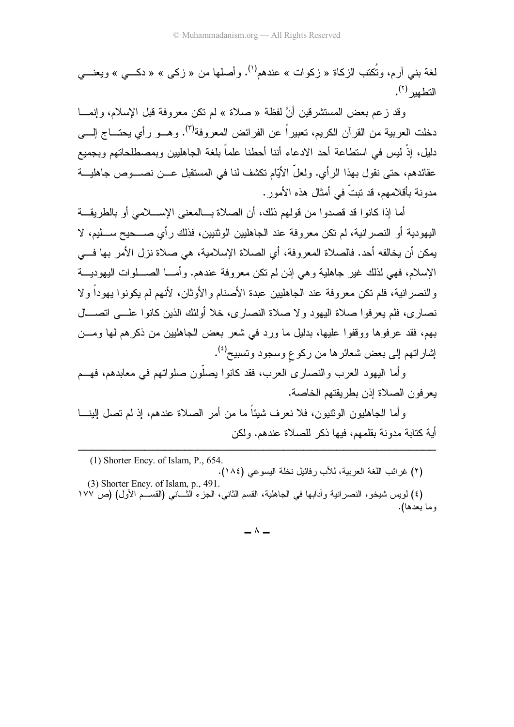لغة بني آرم، وتُكتب الزكاة « زكوات » عندهم[1]. وأصلها من « زكى » « دكـي » ويعنـي التطهير[2].

وقد زعم بعض المستشرقين أنَّ لفظة « صلاة » لم تكن معروفة قبل الإسلام، وإنما دخلت العربية من القرآن الكريم، تعبيراً عن الفرائض المعروفة[3]. وهـو رأي يحتـاج إلـى دليل، إذْ ليس في استطاعة أحد الادعاء أننا أحطنا علماً بلغة الجاهليين وبمصطلحاتهم وبجميع عقائدهم، حتى نقول بهذا الرأي. ولعلّ الأيّام تكشف لنا في المستقبل عـن نصـوص جاهليـة مدونة بأقلامهم، قد تبتّ في أمثال هذه الأمور.

أما إذا كانوا قد قصدوا من قولهم ذلك، أن الصلاة بـالمعنى الإسـلامي أو بالطريقـة اليهودية أو النصرانية، لم تكن معروفة عند الجاهليين الوثنيين، فذلك رأي صـحيح سـليم، لا يمكن أن يخالفه أحد. فالصلاة المعروفة، أي الصلاة الإسلامية، هي صلاة نزل الأمر بها فـي الإسلام، فهي لذلك غير جاهلية وهي إذن لم تكن معروفة عندهم. وأمـا الصـلوات اليهوديـة والنصرانية، فلم تكن معروفة عند الجاهليين عبدة الأصنام والأوثان، لأنهم لم يكونوا يهوداً ولا نصارى، فلم يعرفوا صلاة اليهود ولا صلاة النصارى، خلا أولئك الذين كانوا علـى اتصـال بهم، فقد عرفوها ووقفوا عليها، بدليل ما ورد في شعر بعض الجاهليين من ذكرهم لها ومـن إشاراتهم إلى بعض شعائرها من ركوعٍ وسجود وتسبيح[4].

وأما اليهود العرب والنصارى العرب، فقد كانوا يصلّون صلواتهم في معابدهم، فهـم يعرفون الصلاة إذن بطريقتهم الخاصة.

وأما الجاهليون الوثنيون، فلا نعرف شيئاً ما من أمر الصلاة عندهم، إذ لم تصل إلينـا أية كتابة مدونة بقلمهم، فيها ذكر للصلاة عندهم. ولكن

---

(1) Shorter Ency. of Islam, P., 654.

(٢) غرائب اللغة العربية، للأب رفائيل نخلة اليسوعي (١٨٤).

(3) Shorter Ency. of Islam, p., 491.

(٤) لويس شيخو، النصرانية وآدابها في الجاهلية، القسم الثاني، الجزء الثـاني (القسـم الأول) (ص ١٧٧ وما بعدها).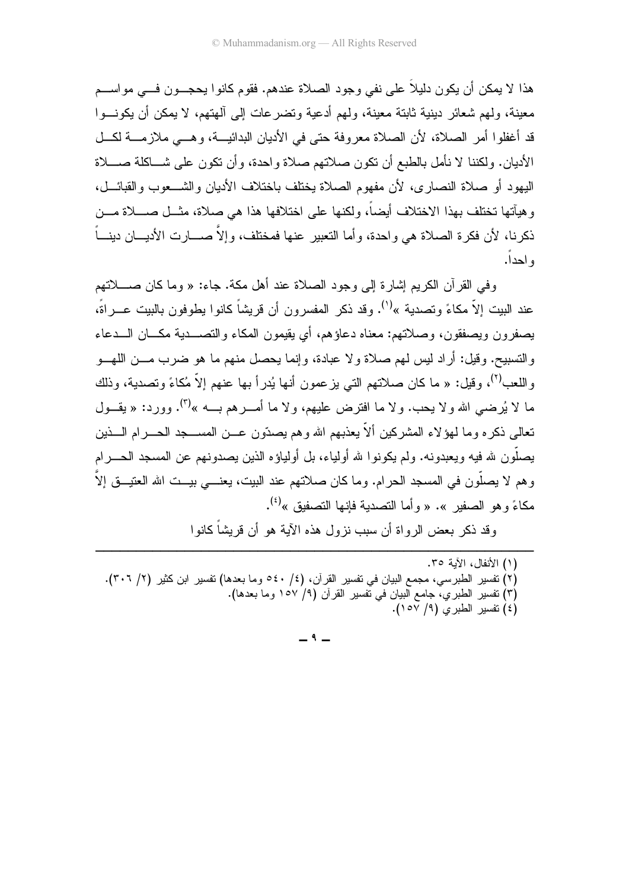هذا لا يمكن أن يكون دليلاً على نفي وجود الصلاة عندهم. فقوم كانوا يحجون في مواسم معينة، ولهم شعائر دينية ثابتة معينة، ولهم أدعية وتضرعات إلى آلهتهم، لا يمكن أن يكونوا قد أغفلوا أمر الصلاة، لأن الصلاة معروفة حتى في الأديان البدائية، وهي ملازمة لكل الأديان. ولكننا لا نأمل بالطبع أن تكون صلاتهم صلاة واحدة، وأن تكون على شاكلة صلاة اليهود أو صلاة النصارى، لأن مفهوم الصلاة يختلف باختلاف الأديان والشعوب والقبائل، وهيآتها تختلف بهذا الاختلاف أيضاً، ولكنها على اختلافها هذا هي صلاة، مثل صلاة من ذكرنا، لأن فكرة الصلاة هي واحدة، وأما التعبير عنها فمختلف، وإلاَّ صارت الأديان ديناً واحداً.

وفي القرآن الكريم إشارة إلى وجود الصلاة عند أهل مكة. جاء: « وما كان صلاتهم عند البيت إلاّ مكاءً وتصدية »[1]. وقد ذكر المفسرون أن قريشاً كانوا يطوفون بالبيت عراةً، يصفرون ويصفقون، وصلاتهم: معناه دعاؤهم، أي يقيمون المكاء والتصدية مكان الدعاء والتسبيح. وقيل: أراد ليس لهم صلاة ولا عبادة، وإنما يحصل منهم ما هو ضرب من اللهو واللعب[2]، وقيل: « ما كان صلاتهم التي يزعمون أنها يُدرأ بها عنهم إلاّ مُكاءً وتصدية، وذلك ما لا يُرضي الله ولا يحب. ولا ما افترض عليهم، ولا ما أمرهم به »[3]. وورد: « يقول تعالى ذكره وما لهؤلاء المشركين ألاّ يعذبهم الله وهم يصدّون عن المسجد الحرام الذين يصلّون لله فيه ويعبدونه. ولم يكونوا لله أولياء، بل أولياؤه الذين يصدونهم عن المسجد الحرام وهم لا يصلّون في المسجد الحرام. وما كان صلاتهم عند البيت، يعني بيت الله العتيق إلاَّ مكاءً وهو الصفير ». « وأما التصدية فإنها التصفيق »[4].

وقد ذكر بعض الرواة أن سبب نزول هذه الآية هو أن قريشاً كانوا

---

(١) الأنفال، الآية ٣٥.
(٢) تفسير الطبرسي، مجمع البيان في تفسير القرآن، (٤/ ٥٤٠ وما بعدها) تفسير ابن كثير (٢/ ٣٠٦).
(٣) تفسير الطبري، جامع البيان في تفسير القرآن (٩/ ١٥٧ وما بعدها).
(٤) تفسير الطبري (٩/ ١٥٧).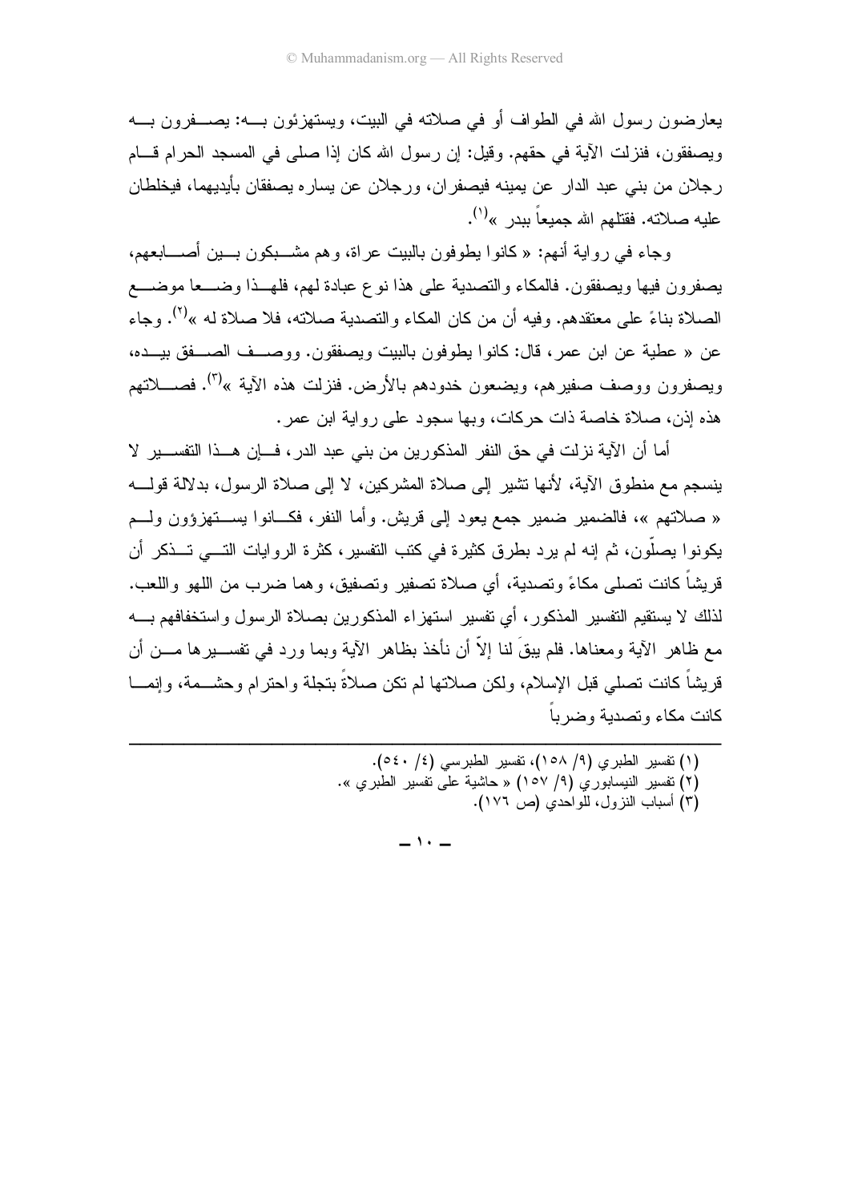يعارضون رسول الله في الطواف أو في صلاته في البيت، ويستهزئون به: يصفرون به ويصفقون، فنزلت الآية في حقهم. وقيل: إن رسول الله كان إذا صلى في المسجد الحرام قام رجلان من بني عبد الدار عن يمينه فيصفران، ورجلان عن يساره يصفقان بأيديهما، فيخلطان عليه صلاته. فقتلهم الله جميعاً ببدر »[1].

وجاء في رواية أنهم: « كانوا يطوفون بالبيت عراة، وهم مشبكون بين أصابعهم، يصفرون فيها ويصفقون. فالمكاء والتصدية على هذا نوع عبادة لهم، فلهذا وضعا موضع الصلاة بناءً على معتقدهم. وفيه أن من كان المكاء والتصدية صلاته، فلا صلاة له »[2]. وجاء عن « عطية عن ابن عمر، قال: كانوا يطوفون بالبيت ويصفقون. ووصف الصفق بيده، ويصفرون ووصف صفيرهم، ويضعون خدودهم بالأرض. فنزلت هذه الآية »[3]. فصلاتهم هذه إذن، صلاة خاصة ذات حركات، وبها سجود على رواية ابن عمر.

أما أن الآية نزلت في حق النفر المذكورين من بني عبد الدر، فإن هذا التفسير لا ينسجم مع منطوق الآية، لأنها تشير إلى صلاة المشركين، لا إلى صلاة الرسول، بدلالة قوله « صلاتهم »، فالضمير ضمير جمع يعود إلى قريش. وأما النفر، فكانوا يستهزؤون ولم يكونوا يصلّون، ثم إنه لم يرد بطرق كثيرة في كتب التفسير، كثرة الروايات التي تذكر أن قريشاً كانت تصلي مكاءً وتصدية، أي صلاة تصفير وتصفيق، وهما ضرب من اللهو واللعب. لذلك لا يستقيم التفسير المذكور، أي تفسير استهزاء المذكورين بصلاة الرسول واستخفافهم به مع ظاهر الآية ومعناها. فلم يبقَ لنا إلاّ أن نأخذ بظاهر الآية وبما ورد في تفسيرها من أن قريشاً كانت تصلي قبل الإسلام، ولكن صلاتها لم تكن صلاةً بتجلة واحترام وحشمة، وإنما كانت مكاء وتصدية وضرباً

---

(١) تفسير الطبري (٩/ ١٥٨)، تفسير الطبرسي (٤/ ٥٤٠).
(٢) تفسير النيسابوري (٩/ ١٥٧) « حاشية على تفسير الطبري ».
(٣) أسباب النزول، للواحدي (ص ١٧٦).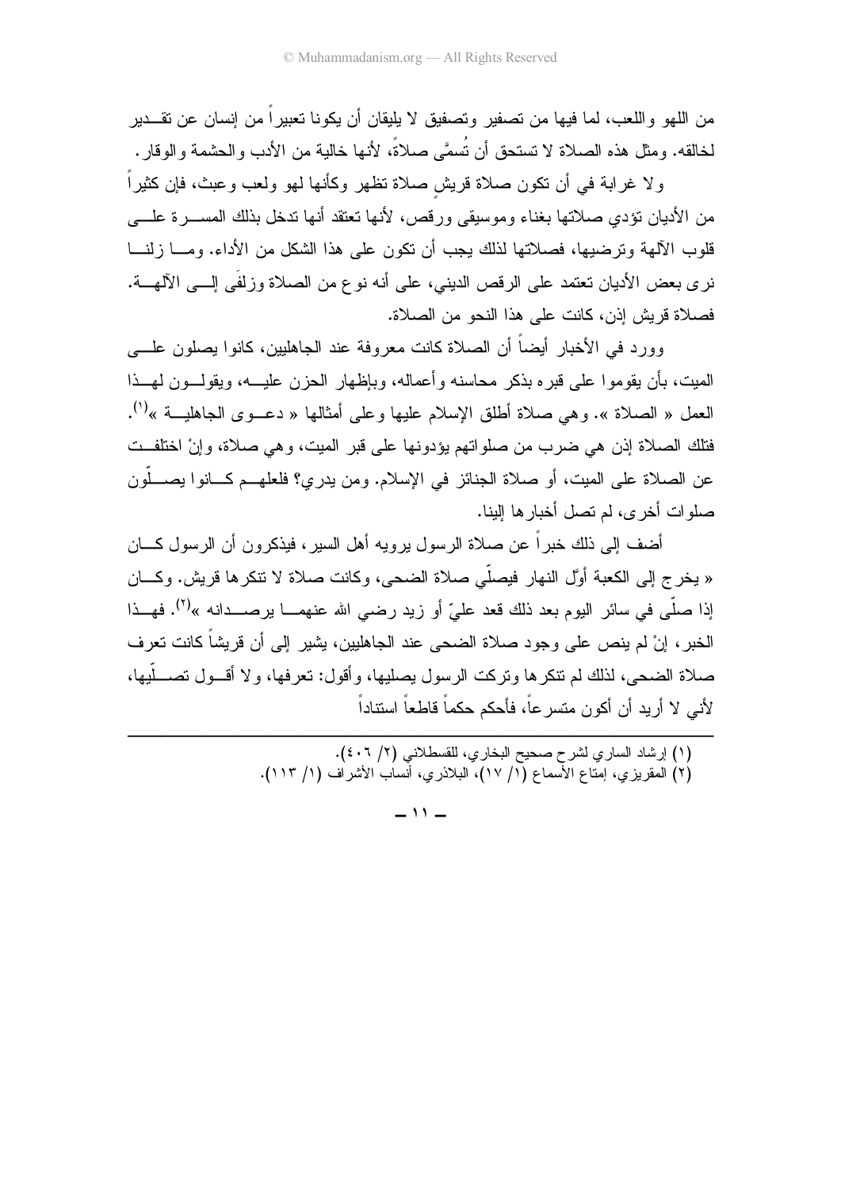من اللهو واللعب، لما فيها من تصفير وتصفيق لا يليقان أن يكونا تعبيراً من إنسان عن تقدير لخالقه. ومثل هذه الصلاة لا تستحق أن تُسمَّى صلاةً، لأنها خالية من الأدب والحشمة والوقار.

ولا غرابة في أن تكون صلاة قريش صلاة تظهر وكأنها لهو ولعب وعبث، فإن كثيراً من الأديان تؤدي صلاتها بغناء وموسيقى ورقص، لأنها تعتقد أنها تدخل بذلك المسرة على قلوب الآلهة وترضيها، فصلاتها لذلك يجب أن تكون على هذا الشكل من الأداء. ومـا زلنا نرى بعض الأديان تعتمد على الرقص الديني، على أنه نوع من الصلاة وزلفَى إلى الآلهة. فصلاة قريش إذن، كانت على هذا النحو من الصلاة.

وورد في الأخبار أيضاً أن الصلاة كانت معروفة عند الجاهليين، كانوا يصلون على الميت، بأن يقوموا على قبره بذكر محاسنه وأعماله، وبإظهار الحزن عليه، ويقولون لهذا العمل « الصلاة ». وهي صلاة أطلق الإسلام عليها وعلى أمثالها « دعوى الجاهلية »[1]. فتلك الصلاة إذن هي ضرب من صلواتهم يؤدونها على قبر الميت، وهي صلاة، وإنْ اختلفت عن الصلاة على الميت، أو صلاة الجنائز في الإسلام. ومن يدري؟ فلعلهم كانوا يصلّون صلوات أخرى، لم تصل أخبارها إلينا.

أضف إلى ذلك خبراً عن صلاة الرسول يرويه أهل السير، فيذكرون أن الرسول كان « يخرج إلى الكعبة أوَّل النهار فيصلّي صلاة الضحى، وكانت صلاة لا تنكرها قريش. وكان إذا صلّى في سائر اليوم بعد ذلك قعد عليّ أو زيد رضي الله عنهما يرصدانه »[2]. فهذا الخبر، إنْ لم ينص على وجود صلاة الضحى عند الجاهليين، يشير إلى أن قريشاً كانت تعرف صلاة الضحى، لذلك لم تنكرها وتركت الرسول يصليها، وأقول: تعرفها، ولا أقول تصلّيها، لأني لا أريد أن أكون متسرعاً، فأحكم حكماً قاطعاً استناداً

---

(١) إرشاد الساري لشرح صحيح البخاري، للقسطلاني (٢/ ٤٠٦).
(٢) المقريزي، إمتاع الأسماع (١/ ١٧)، البلاذري، أنساب الأشراف (١/ ١١٣).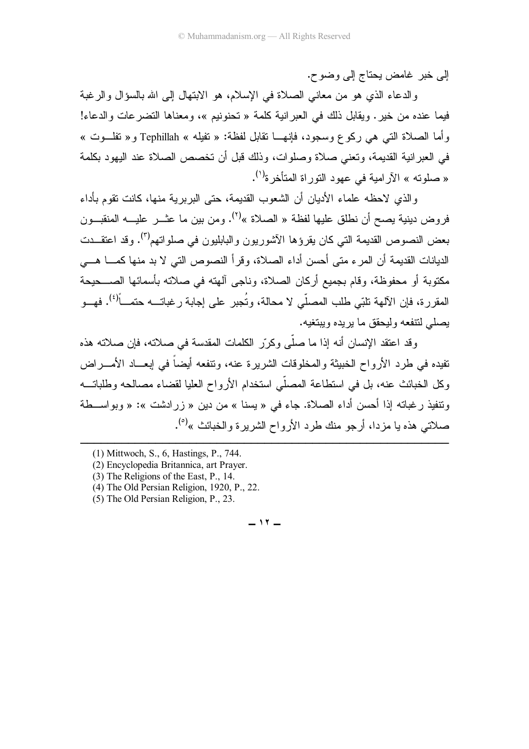إلى خبر غامض يحتاج إلى وضوح.

والدعاء الذي هو من معاني الصلاة في الإسلام، هو الابتهال إلى الله بالسؤال والرغبة فيما عنده من خير. ويقابل ذلك في العبرانية كلمة « تحنونيم »، ومعناها التضرعات والدعاء! وأما الصلاة التي هي ركوع وسجود، فإنها تقابل لفظة: « تفيله » Tephillah و« تفلوت » في العبرانية القديمة، وتعني صلاة وصلوات، وذلك قبل أن تخصص الصلاة عند اليهود بكلمة « صلوته » الآرامية في عهود التوراة المتأخرة[1].

والذي لاحظه علماء الأديان أن الشعوب القديمة، حتى البربرية منها، كانت تقوم بأداء فروض دينية يصح أن نطلق عليها لفظة « الصلاة »[2]. ومن بين ما عثر عليه المنقبون بعض النصوص القديمة التي كان يقرؤها الآشوريون والبابليون في صلواتهم[3]. وقد اعتقدت الديانات القديمة أن المرء متى أحسن أداء الصلاة، وقرأ النصوص التي لا بد منها كما هي مكتوبة أو محفوظة، وقام بجميع أركان الصلاة، وناجى آلهته في صلاته بأسمائها الصحيحة المقررة، فإن الآلهة تلبّي طلب المصلّي لا محالة، وتُجبر على إجابة رغباته حتماً[4]. فهو يصلي لتنفعه وليحقق ما يريده ويبتغيه.

وقد اعتقد الإنسان أنه إذا ما صلّى وكرّر الكلمات المقدسة في صلاته، فإن صلاته هذه تفيده في طرد الأرواح الخبيثة والمخلوقات الشريرة عنه، وتنفعه أيضاً في إبعاد الأمراض وكل الخبائث عنه، بل في استطاعة المصلّي استخدام الأرواح العليا لقضاء مصالحه وطلباته وتنفيذ رغباته إذا أحسن أداء الصلاة. جاء في « يسنا » من دين « زرادشت »: « وبواسطة صلاتي هذه يا مزدا، أرجو منك طرد الأرواح الشريرة والخبائث »[5].

---

(1) Mittwoch, S., 6, Hastings, P., 744.
(2) Encyclopedia Britannica, art Prayer.
(3) The Religions of the East, P., 14.
(4) The Old Persian Religion, 1920, P., 22.
(5) The Old Persian Religion, P., 23.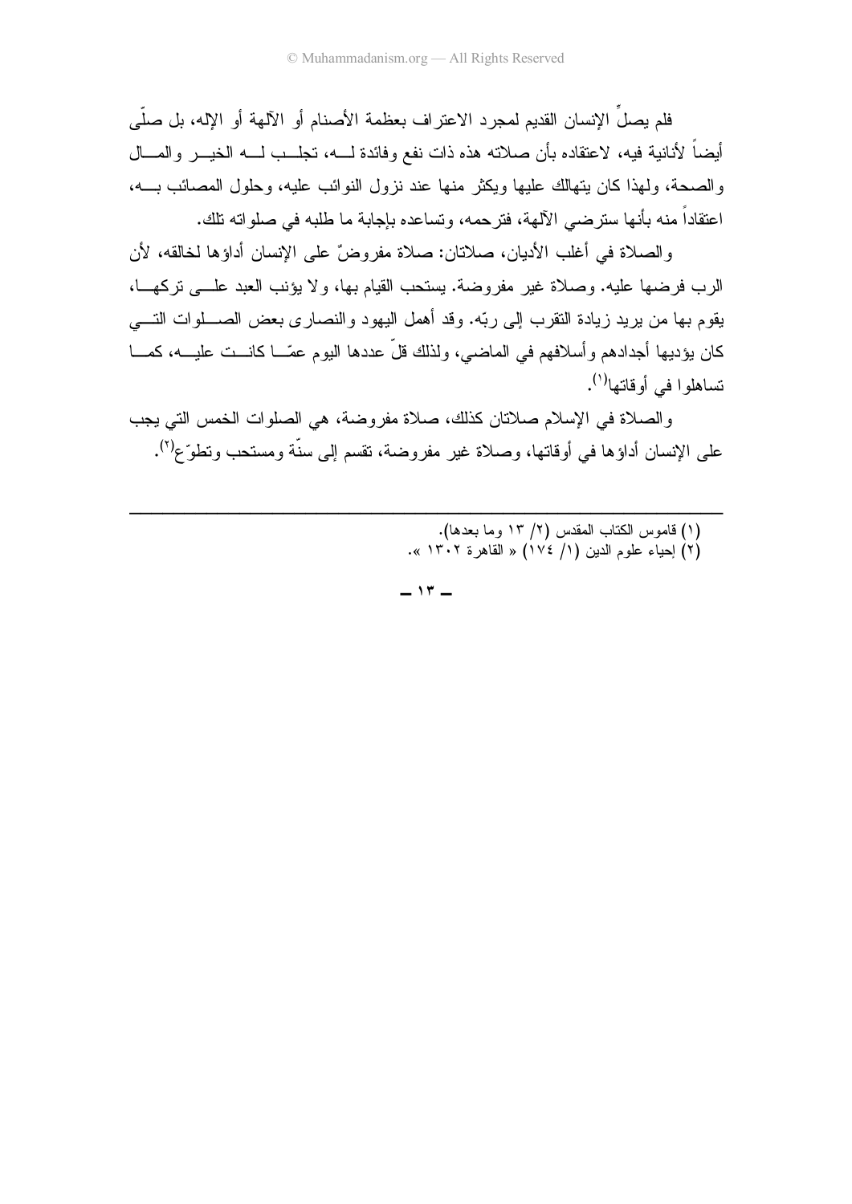فلم يصلِّ الإنسان القديم لمجرد الاعتراف بعظمة الأصنام أو الآلهة أو الإله، بل صلّى أيضاً لأنانية فيه، لاعتقاده بأن صلاته هذه ذات نفع وفائدة لــه، تجلــب لــه الخيــر والمــال والصحة، ولهذا كان يتهالك عليها ويكثر منها عند نزول النوائب عليه، وحلول المصائب بــه، اعتقاداً منه بأنها سترضي الآلهة، فترحمه، وتساعده بإجابة ما طلبه في صلواته تلك.

والصلاة في أغلب الأديان، صلاتان: صلاة مفروضٌ على الإنسان أداؤها لخالقه، لأن الرب فرضها عليه. وصلاة غير مفروضة. يستحب القيام بها، ولا يؤنب العبد علــى تركهــا، يقوم بها من يريد زيادة التقرب إلى ربّه. وقد أهمل اليهود والنصارى بعض الصــلوات التــي كان يؤديها أجدادهم وأسلافهم في الماضي، ولذلك قلّ عددها اليوم عمّــا كانــت عليــه، كمــا تساهلوا في أوقاتها[1].

والصلاة في الإسلام صلاتان كذلك، صلاة مفروضة، هي الصلوات الخمس التي يجب على الإنسان أداؤها في أوقاتها، وصلاة غير مفروضة، تقسم إلى سنّة ومستحب وتطوّع[2].

---

(١) قاموس الكتاب المقدس (٢/ ١٣ وما بعدها).
(٢) إحياء علوم الدين (١/ ١٧٤) « القاهرة ١٣٠٢ ».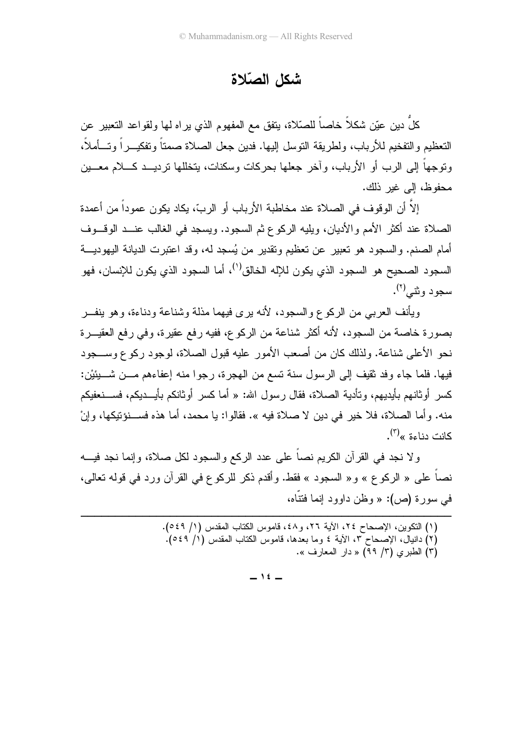# شكل الصّلاة

كلُّ دين عيّن شكلاً خاصاً للصّلاة، يتفق مع المفهوم الذي يراه لها ولقواعد التعبير عن التعظيم والتفخيم للأرباب، ولطريقة التوسل إليها. فدين جعل الصلاة صمتاً وتفكيراً وتأملاً، وتوجهاً إلى الرب أو الأرباب، وآخر جعلها بحركات وسكنات، يتخللها ترديد كلام معين محفوظ، إلى غير ذلك.

إلاَّ أن الوقوف في الصلاة عند مخاطبة الأرباب أو الربّ، يكاد يكون عموداً من أعمدة الصلاة عند أكثر الأمم والأديان، ويليه الركوع ثم السجود. ويسجد في الغالب عند الوقوف أمام الصنم. والسجود هو تعبير عن تعظيم وتقدير من يُسجد له، وقد اعتبرت الديانة اليهودية السجود الصحيح هو السجود الذي يكون للإله الخالق[1]، أما السجود الذي يكون للإنسان، فهو سجود وثني[2].

ويأنف العربي من الركوع والسجود، لأنه يرى فيهما مذلة وشناعة ودناءة، وهو ينفر بصورة خاصة من السجود، لأنه أكثر شناعة من الركوع، ففيه رفع عقيرة، وفي رفع العقيرة نحو الأعلى شناعة. ولذلك كان من أصعب الأمور عليه قبول الصلاة، لوجود ركوع وسجود فيها. فلما جاء وفد ثقيف إلى الرسول سنة تسع من الهجرة، رجوا منه إعفاءهم من شيئيْن: كسر أوثانهم بأيديهم، وتأدية الصلاة، فقال رسول الله: « أما كسر أوثانكم بأيديكم، فسنعفيكم منه. وأما الصلاة، فلا خير في دين لا صلاة فيه ». فقالوا: يا محمد، أما هذه فسنؤتيكها، وإنْ كانت دناءة »[3].

ولا نجد في القرآن الكريم نصاً على عدد الركع والسجود لكل صلاة، وإنما نجد فيه نصاً على « الركوع » و« السجود » فقط. وأقدم ذكر للركوع في القرآن ورد في قوله تعالى، في سورة (ص): « وظن داوود إنما فتنّاه،

---

(١) التكوين، الإصحاح ٢٤، الآية ٢٦، و٤٨، قاموس الكتاب المقدس (١/ ٥٤٩).
(٢) دانيال، الإصحاح ٣، الآية ٤ وما بعدها، قاموس الكتاب المقدس (١/ ٥٤٩).
(٣) الطبري (٣/ ٩٩) « دار المعارف ».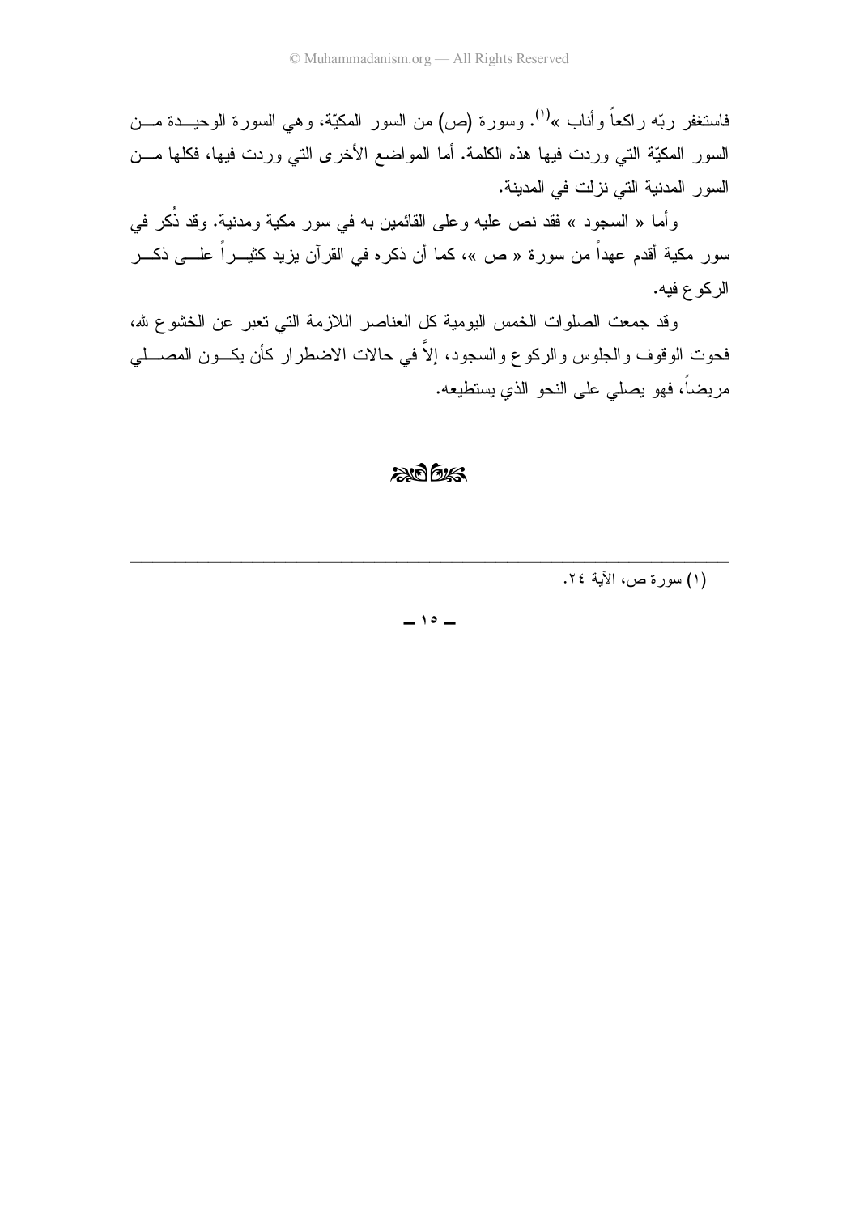فاستغفر ربّه راكعاً وأناب »[1]. وسورة (ص) من السور المكيّة، وهي السورة الوحيدة من السور المكيّة التي وردت فيها هذه الكلمة. أما المواضع الأخرى التي وردت فيها، فكلها من السور المدنية التي نزلت في المدينة.

وأما « السجود » فقد نص عليه وعلى القائمين به في سور مكية ومدنية. وقد ذُكر في سور مكية أقدم عهداً من سورة « ص »، كما أن ذكره في القرآن يزيد كثيراً على ذكر الركوع فيه.

وقد جمعت الصلوات الخمس اليومية كل العناصر اللازمة التي تعبر عن الخشوع لله، فحوت الوقوف والجلوس والركوع والسجود، إلاَّ في حالات الاضطرار كأن يكون المصلي مريضاً، فهو يصلي على النحو الذي يستطيعه.

---

(١) سورة ص، الآية ٢٤.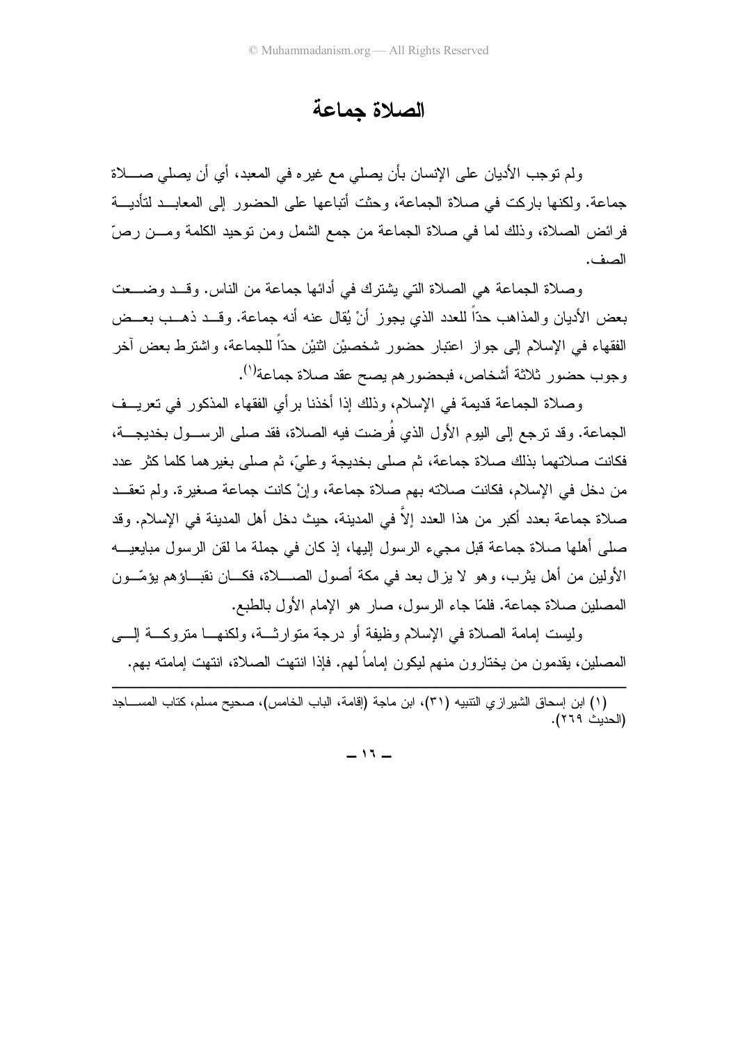# الصلاة جماعة

ولم توجب الأديان على الإنسان بأن يصلي مع غيره في المعبد، أي أن يصلي صلاة جماعة. ولكنها باركت في صلاة الجماعة، وحثت أتباعها على الحضور إلى المعابد لتأدية فرائض الصلاة، وذلك لما في صلاة الجماعة من جمع الشمل ومن توحيد الكلمة ومن رصّ الصف.

وصلاة الجماعة هي الصلاة التي يشترك في أدائها جماعة من الناس. وقد وضعت بعض الأديان والمذاهب حداً للعدد الذي يجوز أنْ يُقال عنه أنه جماعة. وقد ذهب بعض الفقهاء في الإسلام إلى جواز اعتبار حضور شخصيْن اثنيْن حداً للجماعة، واشترط بعض آخر وجوب حضور ثلاثة أشخاص، فبحضورهم يصح عقد صلاة جماعة(1).

وصلاة الجماعة قديمة في الإسلام، وذلك إذا أخذنا برأي الفقهاء المذكور في تعريف الجماعة. وقد ترجع إلى اليوم الأول الذي فُرضت فيه الصلاة، فقد صلى الرسول بخديجة، فكانت صلاتهما بذلك صلاة جماعة، ثم صلى بخديجة وعليّ، ثم صلى بغيرهما كلما كثر عدد من دخل في الإسلام، فكانت صلاته بهم صلاة جماعة، وإنْ كانت جماعة صغيرة. ولم تعقد صلاة جماعة بعدد أكبر من هذا العدد إلاّ في المدينة، حيث دخل أهل المدينة في الإسلام. وقد صلى أهلها صلاة جماعة قبل مجيء الرسول إليها، إذ كان في جملة ما لقن الرسول مبايعيه الأولين من أهل يثرب، وهو لا يزال بعد في مكة أصول الصلاة، فكان نقباؤهم يؤمّون المصلين صلاة جماعة. فلمّا جاء الرسول، صار هو الإمام الأول بالطبع.

وليست إمامة الصلاة في الإسلام وظيفة أو درجة متوارثة، ولكنها متروكة إلى المصلين، يقدمون من يختارون منهم ليكون إماماً لهم. فإذا انتهت الصلاة، انتهت إمامته بهم.

---

(1) ابن إسحاق الشيرازي التنبيه (31)، ابن ماجة (إقامة، الباب الخامس)، صحيح مسلم، كتاب المساجد (الحديث 269).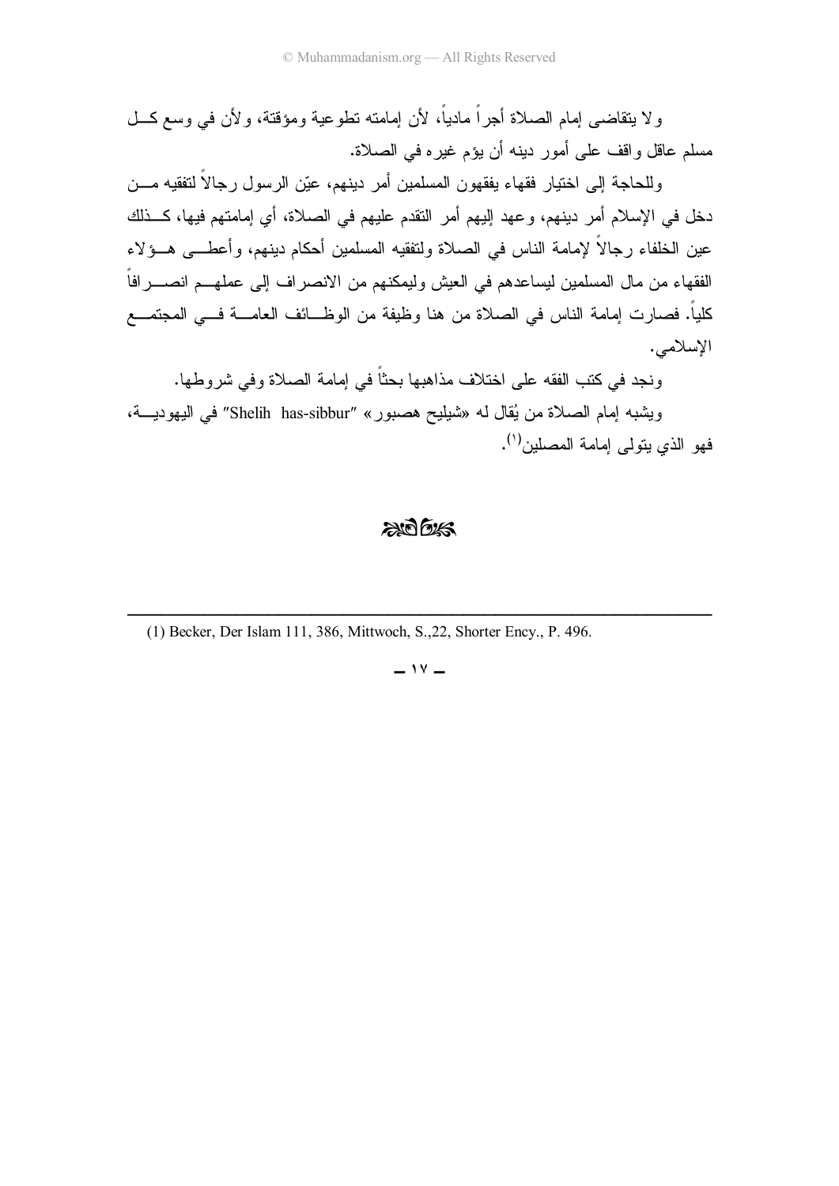ولا يتقاضى إمام الصلاة أجراً مادياً، لأن إمامته تطوعية ومؤقتة، ولأن في وسع كل مسلم عاقل واقف على أمور دينه أن يؤم غيره في الصلاة.

وللحاجة إلى اختيار فقهاء يفقهون المسلمين أمر دينهم، عيّن الرسول رجالاً لتفقيه من دخل في الإسلام أمر دينهم، وعهد إليهم أمر التقدم عليهم في الصلاة، أي إمامتهم فيها، كذلك عين الخلفاء رجالاً لإمامة الناس في الصلاة ولتفقيه المسلمين أحكام دينهم، وأعطى هؤلاء الفقهاء من مال المسلمين ليساعدهم في العيش وليمكنهم من الانصراف إلى عملهم انصرافاً كلياً. فصارت إمامة الناس في الصلاة من هنا وظيفة من الوظائف العامة في المجتمع الإسلامي.

ونجد في كتب الفقه على اختلاف مذاهبها بحثاً في إمامة الصلاة وفي شروطها.

ويشبه إمام الصلاة من يُقال له «شيليح هصبور» "Shelih has-sibbur" في اليهودية، فهو الذي يتولى إمامة المصلين[1].

---

(1) Becker, Der Islam 111, 386, Mittwoch, S.,22, Shorter Ency., P. 496.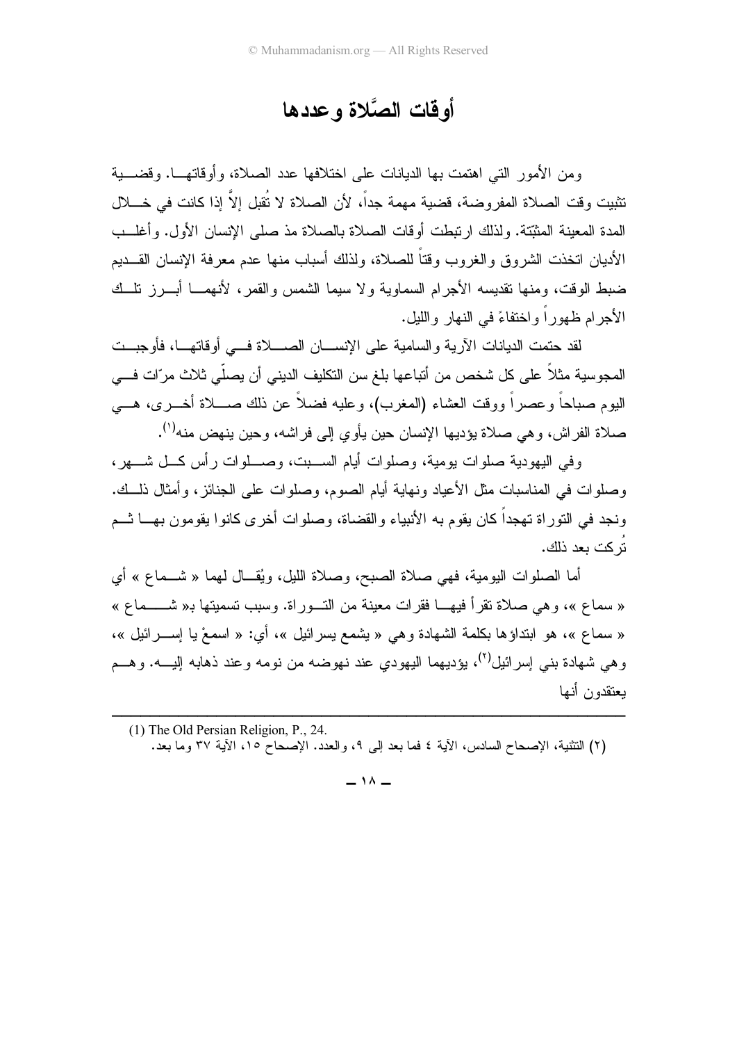# أوقات الصَّلاة وعددها

ومن الأمور التي اهتمت بها الديانات على اختلافها عدد الصلاة، وأوقاتها. وقضية تثبيت وقت الصلاة المفروضة، قضية مهمة جداً، لأن الصلاة لا تُقبل إلاَّ إذا كانت في خلال المدة المعينة المثبّتة. ولذلك ارتبطت أوقات الصلاة بالصلاة مذ صلى الإنسان الأول. وأغلب الأديان اتخذت الشروق والغروب وقتاً للصلاة، ولذلك أسباب منها عدم معرفة الإنسان القديم ضبط الوقت، ومنها تقديسه الأجرام السماوية ولا سيما الشمس والقمر، لأنهما أبرز تلك الأجرام ظهوراً واختفاءً في النهار والليل.

لقد حتمت الديانات الآرية والسامية على الإنسان الصلاة في أوقاتها، فأوجبت المجوسية مثلاً على كل شخص من أتباعها بلغ سن التكليف الديني أن يصلّي ثلاث مرّات في اليوم صباحاً وعصراً ووقت العشاء (المغرب)، وعليه فضلاً عن ذلك صلاة أخرى، هي صلاة الفراش، وهي صلاة يؤديها الإنسان حين يأوي إلى فراشه، وحين ينهض منه[1].

وفي اليهودية صلوات يومية، وصلوات أيام السبت، وصلوات رأس كل شهر، وصلوات في المناسبات مثل الأعياد ونهاية أيام الصوم، وصلوات على الجنائز، وأمثال ذلك. ونجد في التوراة تهجداً كان يقوم به الأنبياء والقضاة، وصلوات أخرى كانوا يقومون بها ثم تُركت بعد ذلك.

أما الصلوات اليومية، فهي صلاة الصبح، وصلاة الليل، ويُقال لهما « شماع » أي « سماع »، وهي صلاة تقرأ فيها فقرات معينة من التوراة. وسبب تسميتها بـ« شماع » « سماع »، هو ابتداؤها بكلمة الشهادة وهي « يشمع يسرائيل »، أي: « اسمعْ يا إسرائيل »، وهي شهادة بني إسرائيل[2]، يؤديهما اليهودي عند نهوضه من نومه وعند ذهابه إليه. وهم يعتقدون أنها

---

(1) The Old Persian Religion, P., 24.

(2) التثنية، الإصحاح السادس، الآية ٤ فما بعد إلى ٩، والعدد. الإصحاح ١٥، الآية ٣٧ وما بعد.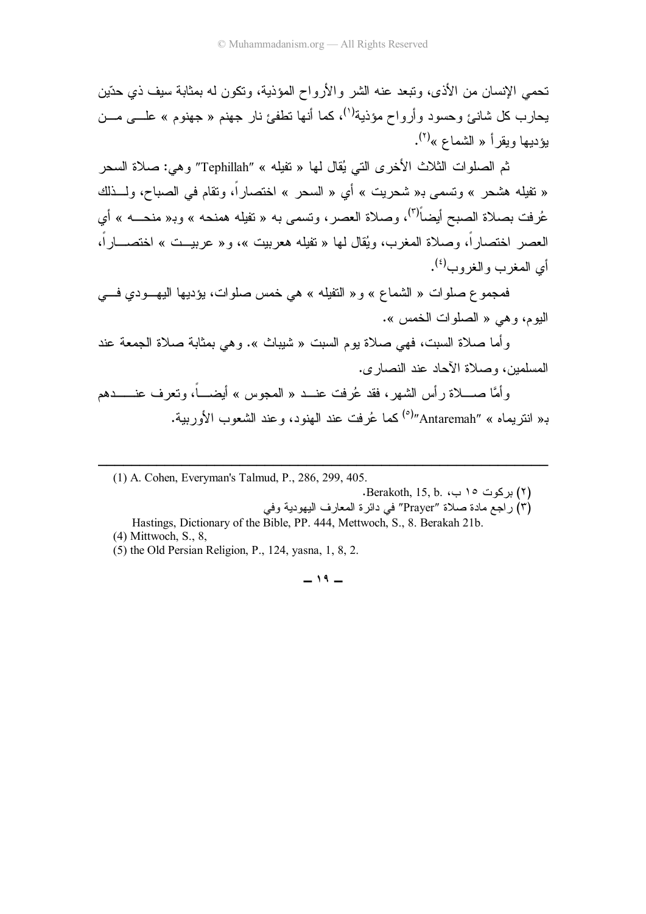تحمي الإنسان من الأذى، وتبعد عنه الشر والأرواح المؤذية، وتكون له بمثابة سيف ذي حدّين يحارب كل شانئ وحسود وأرواح مؤذية[١]، كما أنها تطفئ نار جهنم « جهنوم » على من يؤديها ويقرأ « الشماع »[٢].

ثم الصلوات الثلاث الأخرى التي يُقال لها « تفيله » "Tephillah" وهي: صلاة السحر « تفيله هشحر » وتسمى بـ« شحريت » أي « السحر » اختصاراً، وتقام في الصباح، ولذلك عُرفت بصلاة الصبح أيضاً[٣]، وصلاة العصر، وتسمى به « تفيله همنحه » وبـ« منحه » أي العصر اختصاراً، وصلاة المغرب، ويُقال لها « تفيله هعربيت »، و« عربيت » اختصاراً، أي المغرب والغروب[٤].

فمجموع صلوات « الشماع » و« التفيله » هي خمس صلوات، يؤديها اليهودي في اليوم، وهي « الصلوات الخمس ».

وأما صلاة السبت، فهي صلاة يوم السبت « شيباث ». وهي بمثابة صلاة الجمعة عند المسلمين، وصلاة الآحاد عند النصارى.

وأمَّا صلاة رأس الشهر، فقد عُرفت عند « المجوس » أيضاً، وتعرف عندهم بـ« انتريماه » "Antaremah"[٥] كما عُرفت عند الهنود، وعند الشعوب الأوربية.

---

(1) A. Cohen, Everyman's Talmud, P., 286, 299, 405.

(٢) بركوت ١٥ ب، .Berakoth, 15, b

(٣) راجع مادة صلاة "Prayer" في دائرة المعارف اليهودية وفي Hastings, Dictionary of the Bible, PP. 444, Mettwoch, S., 8. Berakah 21b.

(4) Mittwoch, S., 8,

(5) the Old Persian Religion, P., 124, yasna, 1, 8, 2.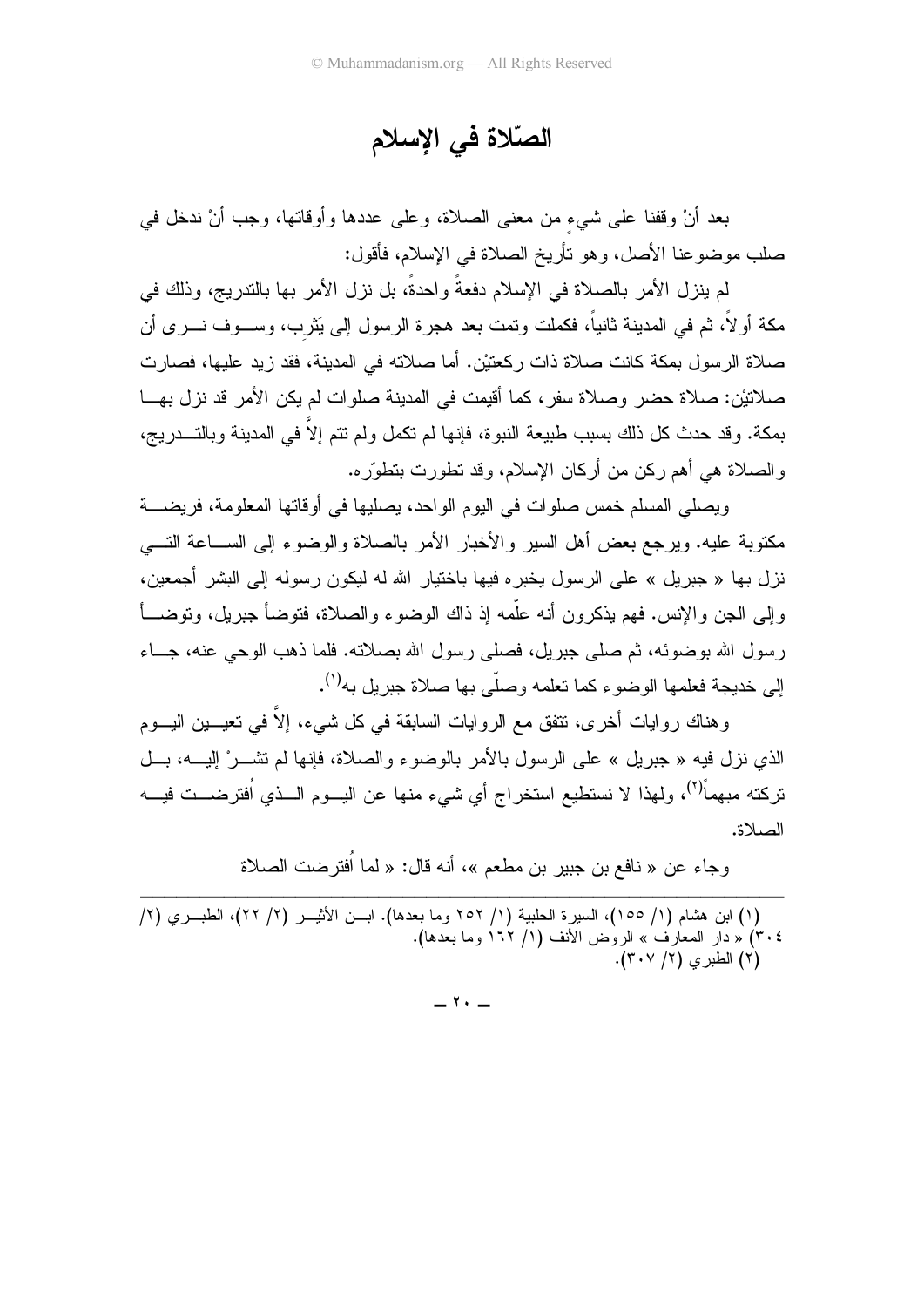# الصّلاة في الإسلام

بعد أنْ وقفنا على شيءٍ من معنى الصلاة، وعلى عددها وأوقاتها، وجب أنْ ندخل في صلب موضوعنا الأصل، وهو تأريخ الصلاة في الإسلام، فأقول:

لم ينزل الأمر بالصلاة في الإسلام دفعةً واحدةً، بل نزل الأمر بها بالتدريج، وذلك في مكة أولاً، ثم في المدينة ثانياً، فكملت وتمت بعد هجرة الرسول إلى يَثرِب، وسوف نرى أن صلاة الرسول بمكة كانت صلاة ذات ركعتيْن. أما صلاته في المدينة، فقد زيد عليها، فصارت صلاتيْن: صلاة حضر وصلاة سفر، كما أقيمت في المدينة صلوات لم يكن الأمر قد نزل بها بمكة. وقد حدث كل ذلك بسبب طبيعة النبوة، فإنها لم تكمل ولم تتم إلاَّ في المدينة وبالتدريج، والصلاة هي أهم ركن من أركان الإسلام، وقد تطورت بتطوّره.

ويصلي المسلم خمس صلوات في اليوم الواحد، يصليها في أوقاتها المعلومة، فريضة مكتوبة عليه. ويرجع بعض أهل السير والأخبار الأمر بالصلاة والوضوء إلى الساعة التي نزل بها « جبريل » على الرسول يخبره فيها باختيار الله له ليكون رسوله إلى البشر أجمعين، وإلى الجن والإنس. فهم يذكرون أنه علّمه إذ ذاك الوضوء والصلاة، فتوضأ جبريل، وتوضأ رسول الله بوضوئه، ثم صلى جبريل، فصلى رسول الله بصلاته. فلما ذهب الوحي عنه، جاء إلى خديجة فعلمها الوضوء كما تعلمه وصلّى بها صلاة جبريل به[1].

وهناك روايات أخرى، تتفق مع الروايات السابقة في كل شيء، إلاَّ في تعيين اليوم الذي نزل فيه « جبريل » على الرسول بالأمر بالوضوء والصلاة، فإنها لم تشرْ إليه، بل تركته مبهماً[2]، ولهذا لا نستطيع استخراج أي شيء منها عن اليوم الذي أُفترضت فيه الصلاة.

وجاء عن « نافع بن جبير بن مطعم »، أنه قال: « لما أُفترضت الصلاة

---

(١) ابن هشام (١/ ١٥٥)، السيرة الحلبية (١/ ٢٥٢ وما بعدها). ابن الأثير (٢/ ٢٢)، الطبري (٢/ ٣٠٤) « دار المعارف » الروض الأنف (١/ ١٦٢ وما بعدها).

(٢) الطبري (٢/ ٣٠٧).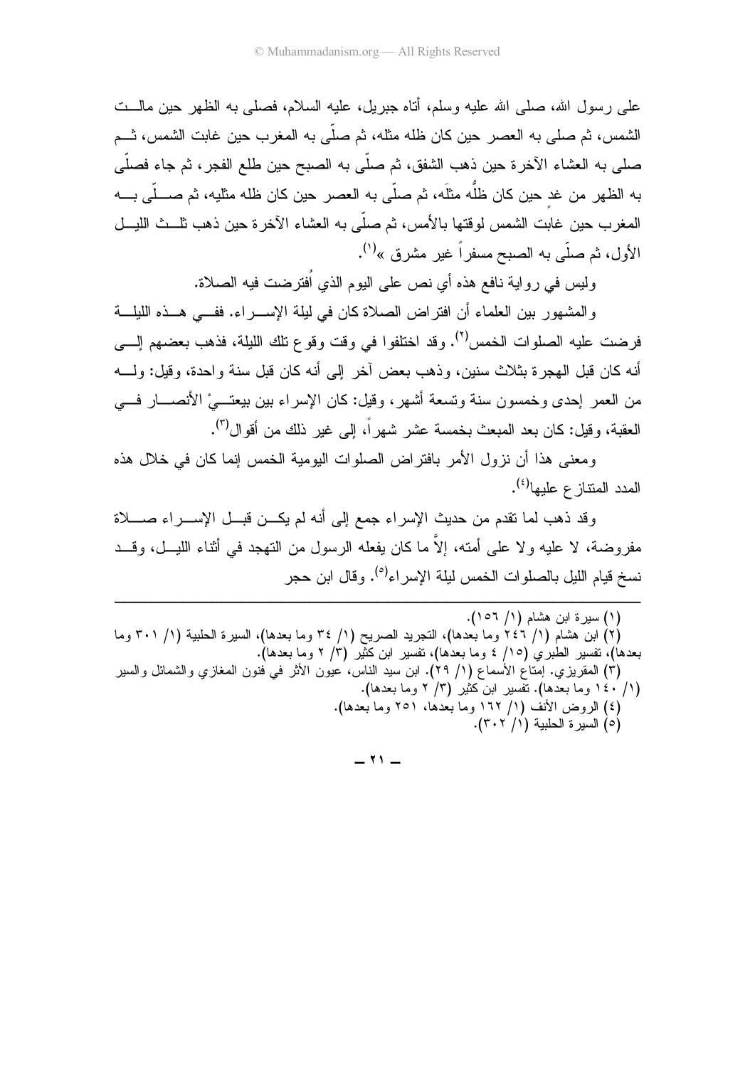على رسول الله، صلى الله عليه وسلم، أتاه جبريل، عليه السلام، فصلى به الظهر حين مالت الشمس، ثم صلى به العصر حين كان ظله مثله، ثم صلّى به المغرب حين غابت الشمس، ثم صلى به العشاء الآخرة حين ذهب الشفق، ثم صلّى به الصبح حين طلع الفجر، ثم جاء فصلّى به الظهر من غدٍ حين كان ظلُّه مثلَه، ثم صلّى به العصر حين كان ظله مثليه، ثم صلّى به المغرب حين غابت الشمس لوقتها بالأمس، ثم صلّى به العشاء الآخرة حين ذهب ثلث الليل الأول، ثم صلّى به الصبح مسفراً غير مشرق »[١].

وليس في رواية نافع هذه أي نص على اليوم الذي اُفترضت فيه الصلاة.

والمشهور بين العلماء أن افتراض الصلاة كان في ليلة الإسراء. ففي هذه الليلة فرضت عليه الصلوات الخمس[٢]. وقد اختلفوا في وقت وقوع تلك الليلة، فذهب بعضهم إلى أنه كان قبل الهجرة بثلاث سنين، وذهب بعض آخر إلى أنه كان قبل سنة واحدة، وقيل: وله من العمر إحدى وخمسون سنة وتسعة أشهر، وقيل: كان الإسراء بين بيعتيْ الأنصار في العقبة، وقيل: كان بعد المبعث بخمسة عشر شهراً، إلى غير ذلك من أقوال[٣].

ومعنى هذا أن نزول الأمر بافتراض الصلوات اليومية الخمس إنما كان في خلال هذه المدد المتنازع عليها[٤].

وقد ذهب لما تقدم من حديث الإسراء جمع إلى أنه لم يكن قبل الإسراء صلاة مفروضة، لا عليه ولا على أمته، إلاَّ ما كان يفعله الرسول من التهجد في أثناء الليل، وقد نسخ قيام الليل بالصلوات الخمس ليلة الإسراء[٥]. وقال ابن حجر

---

(١) سيرة ابن هشام (١/ ١٥٦).

(٢) ابن هشام (١/ ٢٤٦ وما بعدها)، التجريد الصريح (١/ ٣٤ وما بعدها)، السيرة الحلبية (١/ ٣٠١ وما بعدها)، تفسير الطبري (١٥/ ٤ وما بعدها)، تفسير ابن كثير (٣/ ٢ وما بعدها).

(٣) المقريزي. إمتاع الأسماع (١/ ٢٩). ابن سيد الناس، عيون الأثر في فنون المغازي والشمائل والسير (١/ ١٤٠ وما بعدها). تفسير ابن كثير (٣/ ٢ وما بعدها).

(٤) الروض الأنف (١/ ١٦٢ وما بعدها، ٢٥١ وما بعدها).

(٥) السيرة الحلبية (١/ ٣٠٢).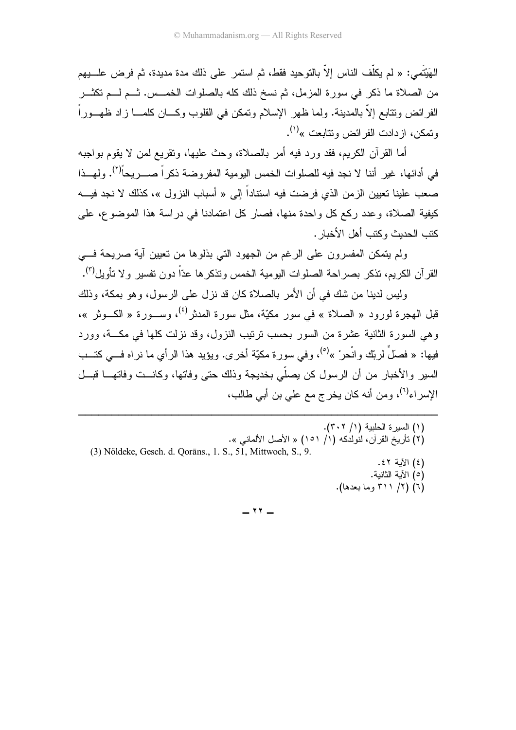الهَيْتَمي: « لم يكلّف الناس إلاّ بالتوحيد فقط، ثم استمر على ذلك مدة مديدة، ثم فرض عليهم من الصلاة ما ذكر في سورة المزمل، ثم نسخ ذلك كله بالصلوات الخمس. ثم لم تكثر الفرائض وتتابع إلاّ بالمدينة. ولما ظهر الإسلام وتمكن في القلوب وكان كلما زاد ظهوراً وتمكن، ازدادت الفرائض وتتابعت »[1].

أما القرآن الكريم، فقد ورد فيه أمر بالصلاة، وحث عليها، وتقريع لمن لا يقوم بواجبه في أدائها، غير أننا لا نجد فيه للصلوات الخمس اليومية المفروضة ذكراً صريحاً[2]. ولهذا صعب علينا تعيين الزمن الذي فرضت فيه استناداً إلى « أسباب النزول »، كذلك لا نجد فيه كيفية الصلاة، وعدد ركع كل واحدة منها، فصار كل اعتمادنا في دراسة هذا الموضوع، على كتب الحديث وكتب أهل الأخبار.

ولم يتمكن المفسرون على الرغم من الجهود التي بذلوها من تعيين آية صريحة في القرآن الكريم، تذكر بصراحة الصلوات اليومية الخمس وتذكرها عدّاً دون تفسير ولا تأويل[3].

وليس لدينا من شك في أن الأمر بالصلاة كان قد نزل على الرسول، وهو بمكة، وذلك قبل الهجرة لورود « الصلاة » في سور مكيّة، مثل سورة المدثر[4]، وسورة « الكوثر »، وهي السورة الثانية عشرة من السور بحسب ترتيب النزول، وقد نزلت كلها في مكة، وورد فيها: « فصلِّ لربّك وانْحرْ »[5]، وفي سورة مكيّة أخرى. ويؤيد هذا الرأي ما نراه في كتب السير والأخبار من أن الرسول كن يصلّي بخديجة وذلك حتى وفاتها، وكانت وفاتها قبل الإسراء[6]، ومن أنه كان يخرج مع علي بن أبي طالب،

---

(١) السيرة الحلبية (١/ ٣٠٢).
(٢) تأريخ القرآن، لنولدكه (١/ ١٥١) « الأصل الألماني ».
(3) Nöldeke, Gesch. d. Qorāns., 1. S., 51, Mittwoch, S., 9.
(٤) الآية ٤٢.
(٥) الآية الثانية.
(٦) (٢/ ٣١١ وما بعدها).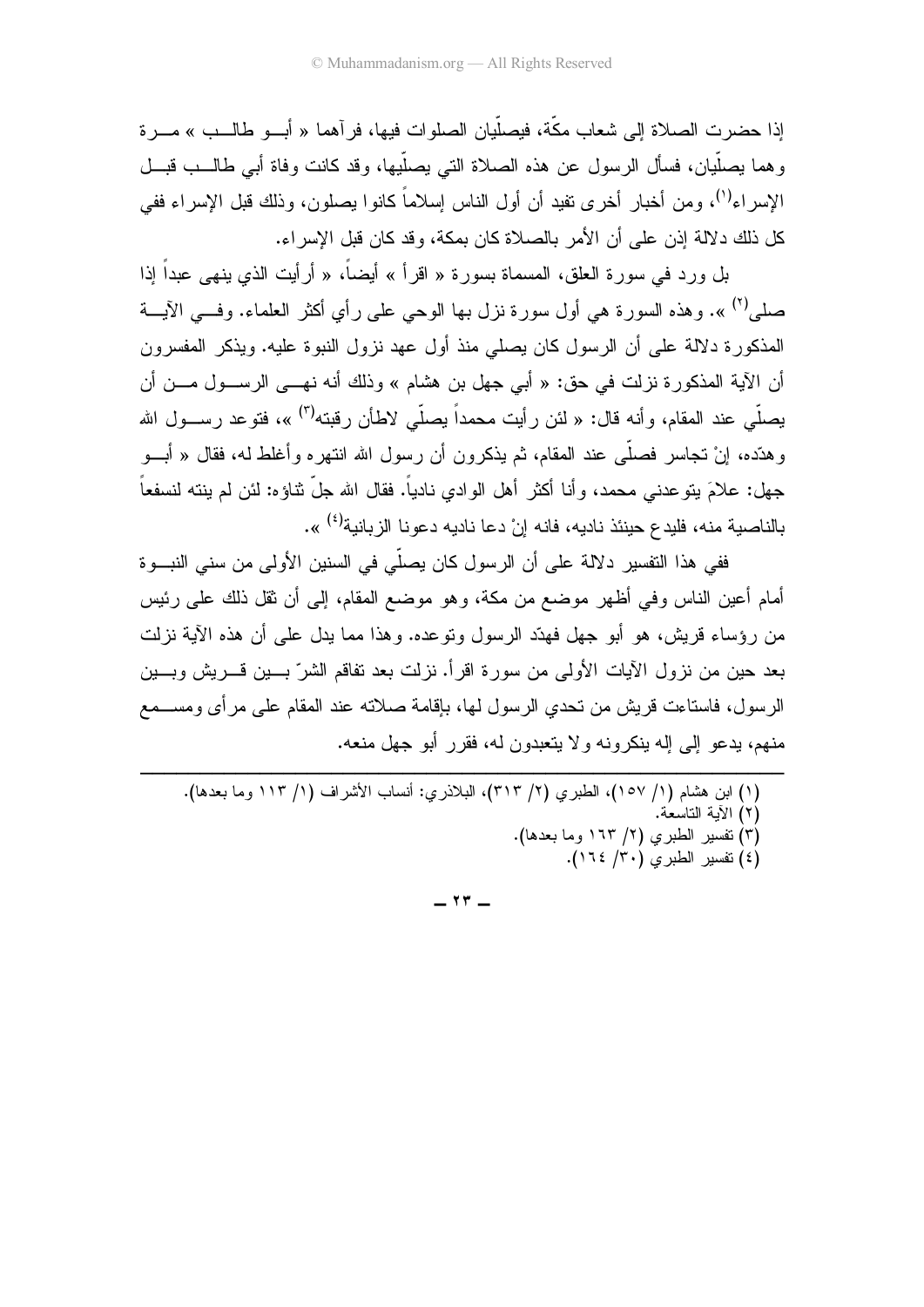إذا حضرت الصلاة إلى شعاب مكّة، فيصلّيان الصلوات فيها، فرآهما « أبـو طالـب » مـرة وهما يصلّيان، فسأل الرسول عن هذه الصلاة التي يصلّيها، وقد كانت وفاة أبي طالـب قبـل الإسراء[1]، ومن أخبار أخرى تفيد أن أول الناس إسلاماً كانوا يصلون، وذلك قبل الإسراء ففي كل ذلك دلالة إذن على أن الأمر بالصلاة كان بمكة، وقد كان قبل الإسراء.

بل ورد في سورة العلق، المسماة بسورة « اقرأ » أيضاً، « أرأيت الذي ينهى عبداً إذا صلى[2] ». وهذه السورة هي أول سورة نزل بها الوحي على رأي أكثر العلماء. وفـي الآيـة المذكورة دلالة على أن الرسول كان يصلي منذ أول عهد نزول النبوة عليه. ويذكر المفسرون أن الآية المذكورة نزلت في حق: « أبي جهل بن هشام » وذلك أنه نهـى الرسـول مـن أن يصلّي عند المقام، وأنه قال: « لئن رأيت محمداً يصلّي لاطأن رقبته[3] »، فتوعد رسـول الله وهدّده، إنْ تجاسر فصلّى عند المقام، ثم يذكرون أن رسول الله انتهره وأغلظ له، فقال « أبـو جهل: علامَ يتوعدني محمد، وأنا أكثر أهل الوادي نادياً. فقال الله جلّ ثناؤه: لئن لم ينته لنسفعاً بالناصية منه، فليدع حينئذ ناديه، فانه إنْ دعا ناديه دعونا الزبانية[4] ».

ففي هذا التفسير دلالة على أن الرسول كان يصلّي في السنين الأولى من سني النبـوة أمام أعين الناس وفي أظهر موضع من مكة، وهو موضع المقام، إلى أن ثقل ذلك على رئيس من رؤساء قريش، هو أبو جهل فهدّد الرسول وتوعده. وهذا مما يدل على أن هذه الآية نزلت بعد حين من نزول الآيات الأولى من سورة اقرأ. نزلت بعد تفاقم الشرّ بـين قـريش وبـين الرسول، فاستاءت قريش من تحدي الرسول لها، بإقامة صلاته عند المقام على مرأى ومسـمع منهم، يدعو إلى إله ينكرونه ولا يتعبدون له، فقرر أبو جهل منعه.

---

(١) ابن هشام (١/ ١٥٧)، الطبري (٢/ ٣١٣)، البلاذري: أنساب الأشراف (١/ ١١٣ وما بعدها).

(٢) الآية التاسعة.

(٣) تفسير الطبري (٢/ ١٦٣ وما بعدها).

(٤) تفسير الطبري (٣٠/ ١٦٤).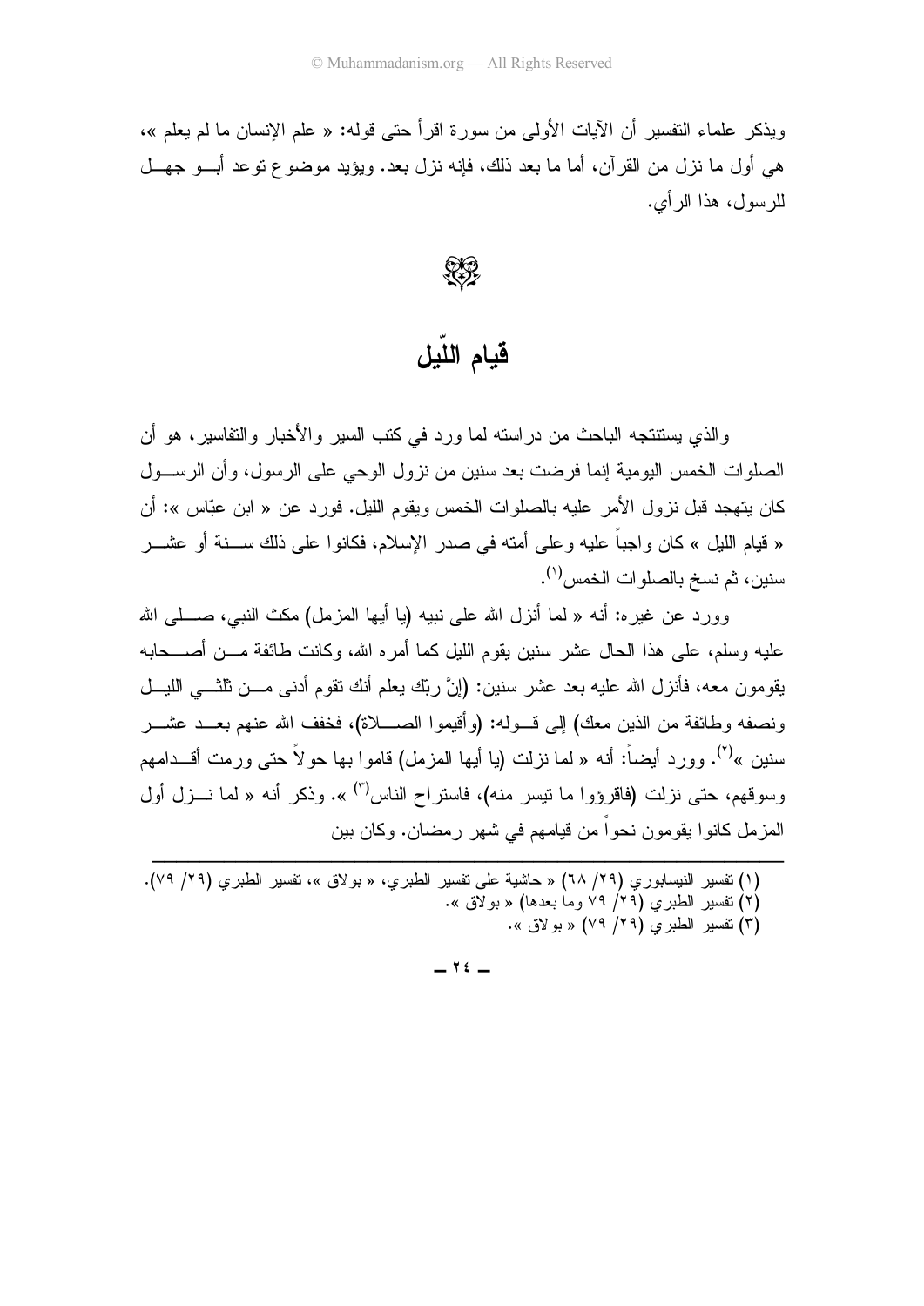ويذكر علماء التفسير أن الآيات الأولى من سورة اقرأ حتى قوله: « علم الإنسان ما لم يعلم »، هي أول ما نزل من القرآن، أما ما بعد ذلك، فإنه نزل بعد. ويؤيد موضوع توعد أبو جهل للرسول، هذا الرأي.

## قيام اللّيل

والذي يستنتجه الباحث من دراسته لما ورد في كتب السير والأخبار والتفاسير، هو أن الصلوات الخمس اليومية إنما فرضت بعد سنين من نزول الوحي على الرسول، وأن الرسول كان يتهجد قبل نزول الأمر عليه بالصلوات الخمس ويقوم الليل. فورد عن « ابن عبّاس »: أن « قيام الليل » كان واجباً عليه وعلى أمته في صدر الإسلام، فكانوا على ذلك سنة أو عشر سنين، ثم نسخ بالصلوات الخمس[1].

وورد عن غيره: أنه « لما أنزل الله على نبيه (يا أيها المزمل) مكث النبي، صلى الله عليه وسلم، على هذا الحال عشر سنين يقوم الليل كما أمره الله، وكانت طائفة من أصحابه يقومون معه، فأنزل الله عليه بعد عشر سنين: (إنَّ ربّك يعلم أنك تقوم أدنى من ثلثي الليل ونصفه وطائفة من الذين معك) إلى قوله: (وأقيموا الصلاة)، فخفف الله عنهم بعد عشر سنين »[2]. وورد أيضاً: أنه « لما نزلت (يا أيها المزمل) قاموا بها حولاً حتى ورمت أقدامهم وسوقهم، حتى نزلت (فاقرؤوا ما تيسر منه)، فاستراح الناس[3] ». وذكر أنه « لما نزل أول المزمل كانوا يقومون نحواً من قيامهم في شهر رمضان. وكان بين

---

(١) تفسير النيسابوري (٢٩/ ٦٨) « حاشية على تفسير الطبري، « بولاق »، تفسير الطبري (٢٩/ ٧٩).
(٢) تفسير الطبري (٢٩/ ٧٩ وما بعدها) « بولاق ».
(٣) تفسير الطبري (٢٩/ ٧٩) « بولاق ».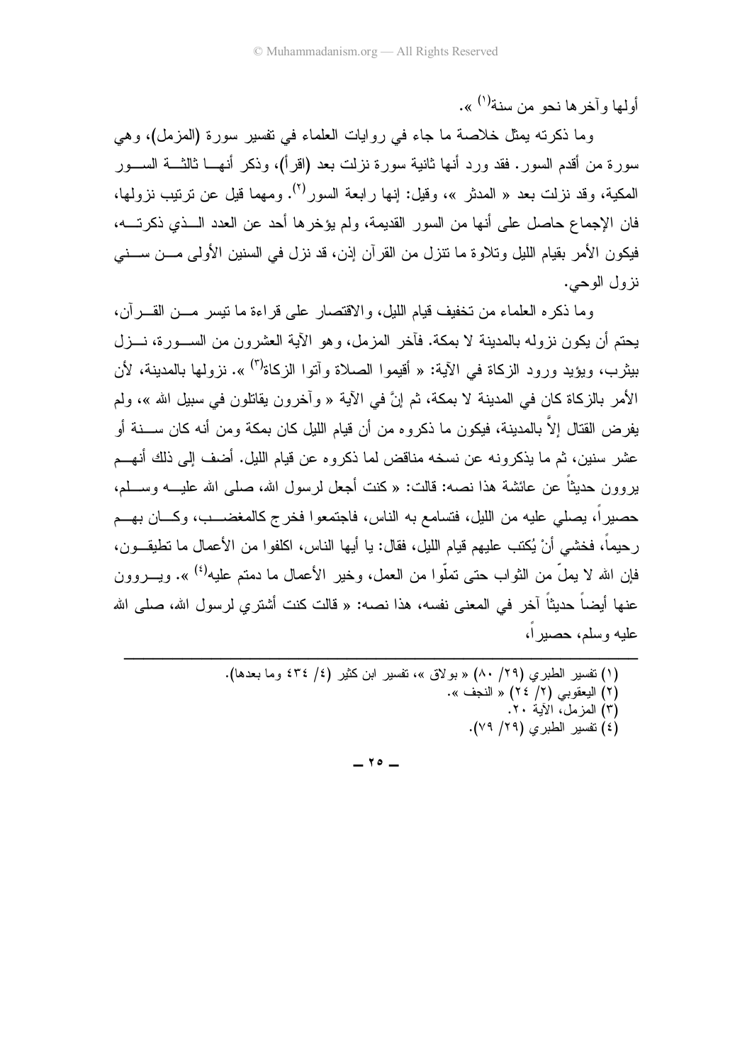أولها وآخرها نحو من سنة[1] ».

وما ذكرته يمثل خلاصة ما جاء في روايات العلماء في تفسير سورة (المزمل)، وهي سورة من أقدم السور. فقد ورد أنها ثانية سورة نزلت بعد (اقرأ)، وذكر أنهـا ثالثـة السـور المكية، وقد نزلت بعد « المدثر »، وقيل: إنها رابعة السور[2]. ومهما قيل عن ترتيب نزولها، فان الإجماع حاصل على أنها من السور القديمة، ولم يؤخرها أحد عن العدد الـذي ذكرتـه، فيكون الأمر بقيام الليل وتلاوة ما تنزل من القرآن إذن، قد نزل في السنين الأولى مـن سـني نزول الوحي.

وما ذكره العلماء من تخفيف قيام الليل، والاقتصار على قراءة ما تيسر مـن القـرآن، يحتم أن يكون نزوله بالمدينة لا بمكة. فآخر المزمل، وهو الآية العشرون من السـورة، نـزل بيثرب، ويؤيد ورود الزكاة في الآية: « أقيموا الصلاة وآتوا الزكاة[3] ». نزولها بالمدينة، لأن الأمر بالزكاة كان في المدينة لا بمكة، ثم إنَّ في الآية « وآخرون يقاتلون في سبيل الله »، ولم يفرض القتال إلاَّ بالمدينة، فيكون ما ذكروه من أن قيام الليل كان بمكة ومن أنه كان سـنة أو عشر سنين، ثم ما يذكرونه عن نسخه مناقض لما ذكروه عن قيام الليل. أضف إلى ذلك أنهـم يروون حديثاً عن عائشة هذا نصه: قالت: « كنت أجعل لرسول الله، صلى الله عليـه وسـلم، حصيراً، يصلي عليه من الليل، فتسامع به الناس، فاجتمعوا فخرج كالمغضـب، وكـان بهـم رحيماً، فخشي أنْ يُكتب عليهم قيام الليل، فقال: يا أيها الناس، اكلفوا من الأعمال ما تطيقـون، فإن الله لا يملّ من الثواب حتى تملّوا من العمل، وخير الأعمال ما دمتم عليه[4] ». ويـروون عنها أيضاً حديثاً آخر في المعنى نفسه، هذا نصه: « قالت كنت أشتري لرسول الله، صلى الله عليه وسلم، حصيراً،

---

(١) تفسير الطبري (٢٩/ ٨٠) « بولاق »، تفسير ابن كثير (٤/ ٤٣٤ وما بعدها).
(٢) اليعقوبي (٢/ ٢٤) « النجف ».
(٣) المزمل، الآية ٢٠.
(٤) تفسير الطبري (٢٩/ ٧٩).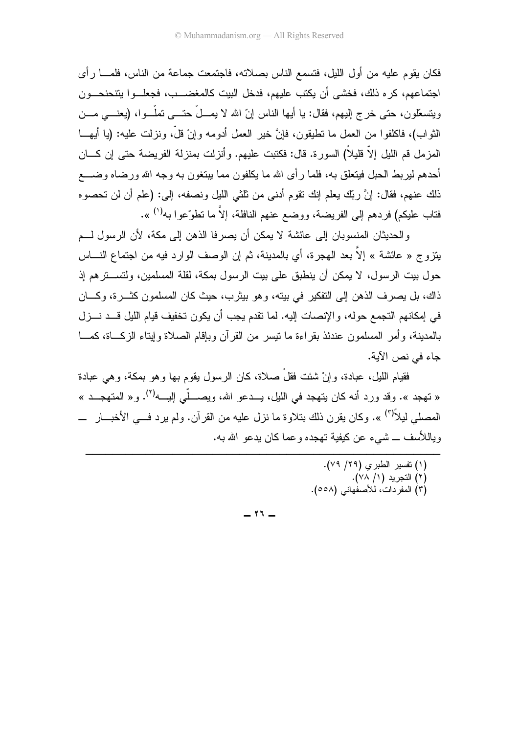فكان يقوم عليه من أول الليل، فتسمع الناس بصلاته، فاجتمعت جماعة من الناس، فلما رأى اجتماعهم، كره ذلك، فخشى أن يكتب عليهم، فدخل البيت كالمغضب، فجعلوا يتنحنحون ويتسعّلون، حتى خرج إليهم، فقال: يا أيها الناس إنّ الله لا يملّ حتى تملّوا، (يعني من الثواب)، فاكلفوا من العمل ما تطيقون، فإنَّ خير العمل أدومه وإنْ قلّ، ونزلت عليه: (يا أيها المزمل قم الليل إلاّ قليلاً) السورة. قال: فكتبت عليهم. وأنزلت بمنزلة الفريضة حتى إن كان أحدهم ليربط الحبل فيتعلق به، فلما رأى الله ما يكلفون مما يبتغون به وجه الله ورضاه وضع ذلك عنهم، فقال: إنَّ ربّك يعلم إنك تقوم أدنى من ثلثي الليل ونصفه، إلى: (علم أن لن تحصوه فتاب عليكم) فردهم إلى الفريضة، ووضع عنهم النافلة، إلاّ ما تطوّعوا به[1] ».

والحديثان المنسوبان إلى عائشة لا يمكن أن يصرفا الذهن إلى مكة، لأن الرسول لم يتزوج « عائشة » إلاّ بعد الهجرة، أي بالمدينة، ثم إن الوصف الوارد فيه من اجتماع الناس حول بيت الرسول، لا يمكن أن ينطبق على بيت الرسول بمكة، لقلة المسلمين، ولتسترهم إذ ذاك، بل يصرف الذهن إلى التفكير في بيته، وهو بيثرب، حيث كان المسلمون كثرة، وكان في إمكانهم التجمع حوله، والإنصات إليه. لما تقدم يجب أن يكون تخفيف قيام الليل قد نزل بالمدينة، وأمر المسلمون عندئذ بقراءة ما تيسر من القرآن وبإقام الصلاة وإيتاء الزكاة، كما جاء في نص الآية.

فقيام الليل، عبادة، وإنْ شئت فقلْ صلاة، كان الرسول يقوم بها وهو بمكة، وهي عبادة « تهجد ». وقد ورد أنه كان يتهجد في الليل، يدعو الله، ويصلّي إليه[2]. و« المتهجد » المصلي ليلاً[3] ». وكان يقرن ذلك بتلاوة ما نزل عليه من القرآن. ولم يرد في الأخبار — ويالأسف — شيء عن كيفية تهجده وعما كان يدعو الله به.

---

(١) تفسير الطبري (٢٩/ ٧٩).
(٢) التجريد (١/ ٧٨).
(٣) المفردات، للأصفهاني (٥٥٨).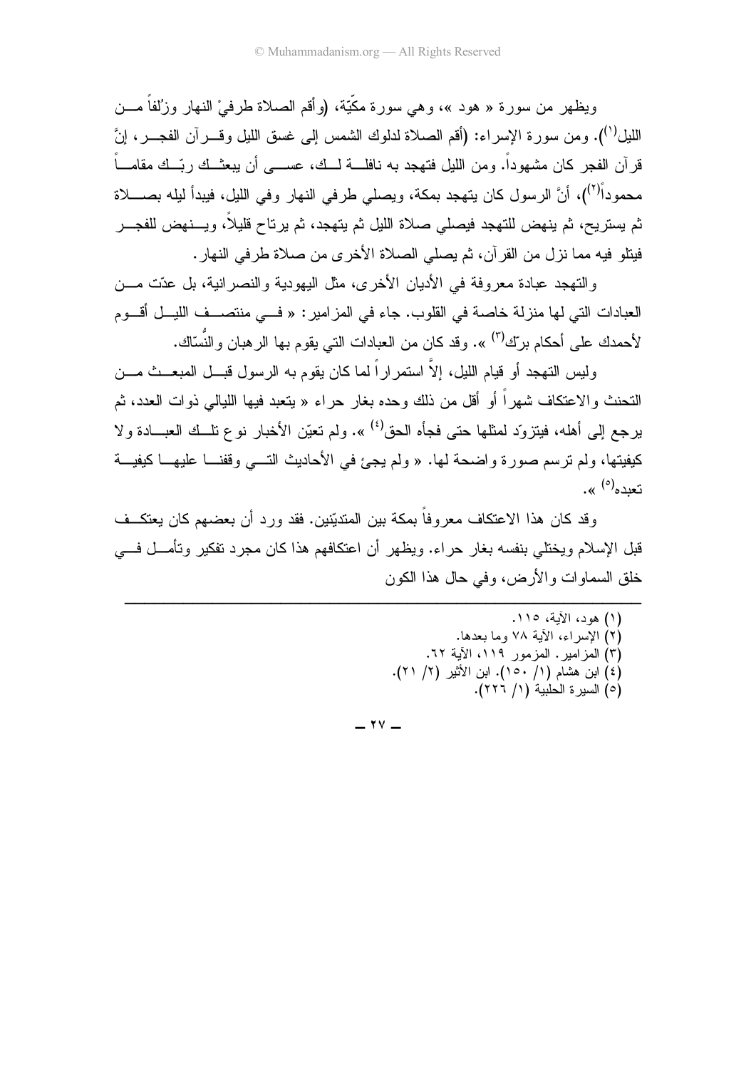ويظهر من سورة « هود »، وهي سورة مكّيّة، (وأقم الصلاة طرفيْ النهار وزُلفاً من الليل[1]). ومن سورة الإسراء: (أقم الصلاة لدلوك الشمس إلى غسق الليل وقرآن الفجر، إنَّ قرآن الفجر كان مشهوداً. ومن الليل فتهجد به نافلة لك، عسى أن يبعثك ربّك مقاماً محموداً[2])، أنَّ الرسول كان يتهجد بمكة، ويصلي طرفي النهار وفي الليل، فيبدأ ليله بصلاة ثم يستريح، ثم ينهض للتهجد فيصلي صلاة الليل ثم يتهجد، ثم يرتاح قليلاً، وينهض للفجر فيتلو فيه مما نزل من القرآن، ثم يصلي الصلاة الأخرى من صلاة طرفي النهار.

والتهجد عبادة معروفة في الأديان الأخرى، مثل اليهودية والنصرانية، بل عدّت من العبادات التي لها منزلة خاصة في القلوب. جاء في المزامير: « في منتصف الليل أقوم لأحمدك على أحكام برّك[3] ». وقد كان من العبادات التي يقوم بها الرهبان والنُّسّاك.

وليس التهجد أو قيام الليل، إلاّ استمراراً لما كان يقوم به الرسول قبل المبعث من التحنث والاعتكاف شهراً أو أقل من ذلك وحده بغار حراء « يتعبد فيها الليالي ذوات العدد، ثم يرجع إلى أهله، فيتزوّد لمثلها حتى فجأه الحق[4] ». ولم تعيّن الأخبار نوع تلك العبادة ولا كيفيتها، ولم ترسم صورة واضحة لها. « ولم يجئ في الأحاديث التي وقفنا عليها كيفية تعبده[5] ».

وقد كان هذا الاعتكاف معروفاً بمكة بين المتديّنين. فقد ورد أن بعضهم كان يعتكف قبل الإسلام ويختلي بنفسه بغار حراء. ويظهر أن اعتكافهم هذا كان مجرد تفكير وتأمل في خلق السماوات والأرض، وفي حال هذا الكون

---

(١) هود، الآية، ١١٥.
(٢) الإسراء، الآية ٧٨ وما بعدها.
(٣) المزامير. المزمور ١١٩، الآية ٦٢.
(٤) ابن هشام (١/ ١٥٠). ابن الأثير (٢/ ٢١).
(٥) السيرة الحلبية (١/ ٢٢٦).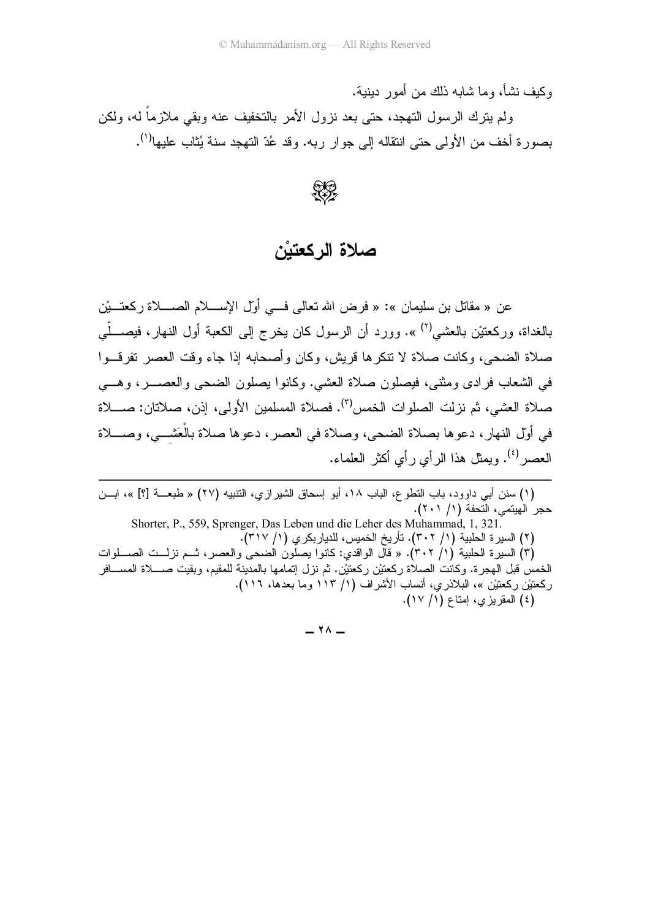وكيف نشأ، وما شابه ذلك من أمور دينية.

ولم يترك الرسول التهجد، حتى بعد نزول الأمر بالتخفيف عنه وبقي ملازماً له، ولكن بصورة أخف من الأولى حتى انتقاله إلى جوار ربه. وقد عُدّ التهجد سنة يُثاب عليها[١].

## صلاة الركعتيْن

عن « مقاتل بن سليمان »: « فرض الله تعالى في أوّل الإسلام الصلاة ركعتيْن بالغداة، وركعتيْن بالعشي[٢] ». وورد أن الرسول كان يخرج إلى الكعبة أول النهار، فيصلّي صلاة الضحى، وكانت صلاة لا تنكرها قريش، وكان وأصحابه إذا جاء وقت العصر تفرقوا في الشعاب فرادى ومثنى، فيصلون صلاة العشي. وكانوا يصلون الضحى والعصر، وهي صلاة العشي، ثم نزلت الصلوات الخمس[٣]. فصلاة المسلمين الأولى، إذن، صلاتان: صلاة في أوّل النهار، دعوها بصلاة الضحى، وصلاة في العصر، دعوها صلاة بالْعَشِي، وصلاة العصر[٤]. ويمثل هذا الرأي رأي أكثر العلماء.

---

(١) سنن أبي داوود، باب التطوع، الباب ١٨، أبو إسحاق الشيرازي، التنبيه (٢٧) « طبعة [؟] »، ابن حجر الهيتمي، التحفة (١/ ٢٠١).

Shorter, P., 559, Sprenger, Das Leben und die Leher des Muhammad, 1, 321.

(٢) السيرة الحلبية (١/ ٣٠٢). تأريخ الخميس، للدياربكري (١/ ٣١٧).

(٣) السيرة الحلبية (١/ ٣٠٢). « قال الواقدي: كانوا يصلون الضحى والعصر، ثم نزلت الصلوات الخمس قبل الهجرة. وكانت الصلاة ركعتيْن ركعتيْن. ثم نزل إتمامها بالمدينة للمقيم، وبقيت صلاة المسافر ركعتيْن ركعتيْن »، البلاذري، أنساب الأشراف (١/ ١١٣ وما بعدها، ١١٦).

(٤) المقريزي، إمتاع (١/ ١٧).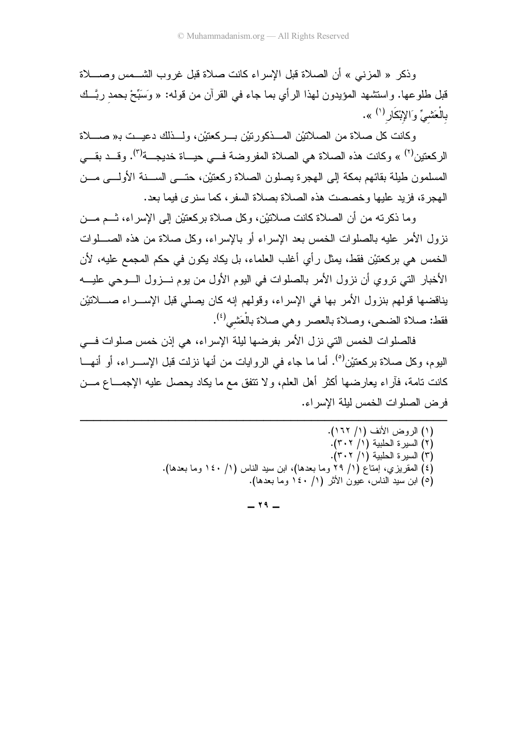وذكر « المزني » أن الصلاة قبل الإسراء كانت صلاة قبل غروب الشمس وصلاة قبل طلوعها. واستشهد المؤيدون لهذا الرأي بما جاء في القرآن من قوله: « وَسَبِّحْ بحمدِ ربَّك بِالْعَشِيِّ وَالإِبْكَارِ[1] ».

وكانت كل صلاة من الصلاتيْن المذكورتيْن بركعتيْن، ولذلك دعيت بـ« صلاة الركعتين[2] » وكانت هذه الصلاة هي الصلاة المفروضة في حياة خديجة[3]. وقد بقي المسلمون طيلة بقائهم بمكة إلى الهجرة يصلون الصلاة ركعتيْن، حتى السنة الأولى من الهجرة، فزيد عليها وخصصت هذه الصلاة بصلاة السفر، كما سنرى فيما بعد.

وما ذكرته من أن الصلاة كانت صلاتيْن، وكل صلاة بركعتيْن إلى الإسراء، ثم من نزول الأمر عليه بالصلوات الخمس بعد الإسراء أو بالإسراء، وكل صلاة من هذه الصلوات الخمس هي بركعتيْن فقط، يمثل رأي أغلب العلماء، بل يكاد يكون في حكم المجمع عليه، لأن الأخبار التي تروي أن نزول الأمر بالصلوات في اليوم الأول من يوم نزول الوحي عليه يناقضها قولهم بنزول الأمر بها في الإسراء، وقولهم إنه كان يصلي قبل الإسراء صلاتيْن فقط: صلاة الضحى، وصلاة بالعصر وهي صلاة بالْعَشِي[4].

فالصلوات الخمس التي نزل الأمر بفرضها ليلة الإسراء، هي إذن خمس صلوات في اليوم، وكل صلاة بركعتيْن[5]. أما ما جاء في الروايات من أنها نزلت قبل الإسراء، أو أنها كانت تامة، فآراء يعارضها أكثر أهل العلم، ولا تتفق مع ما يكاد يحصل عليه الإجماع من فرض الصلوات الخمس ليلة الإسراء.

---

(١) الروض الأنف (١/ ١٦٢).
(٢) السيرة الحلبية (١/ ٣٠٢).
(٣) السيرة الحلبية (١/ ٣٠٢).
(٤) المقريزي، إمتاع (١/ ٢٩ وما بعدها)، ابن سيد الناس (١/ ١٤٠ وما بعدها).
(٥) ابن سيد الناس، عيون الأثر (١/ ١٤٠ وما بعدها).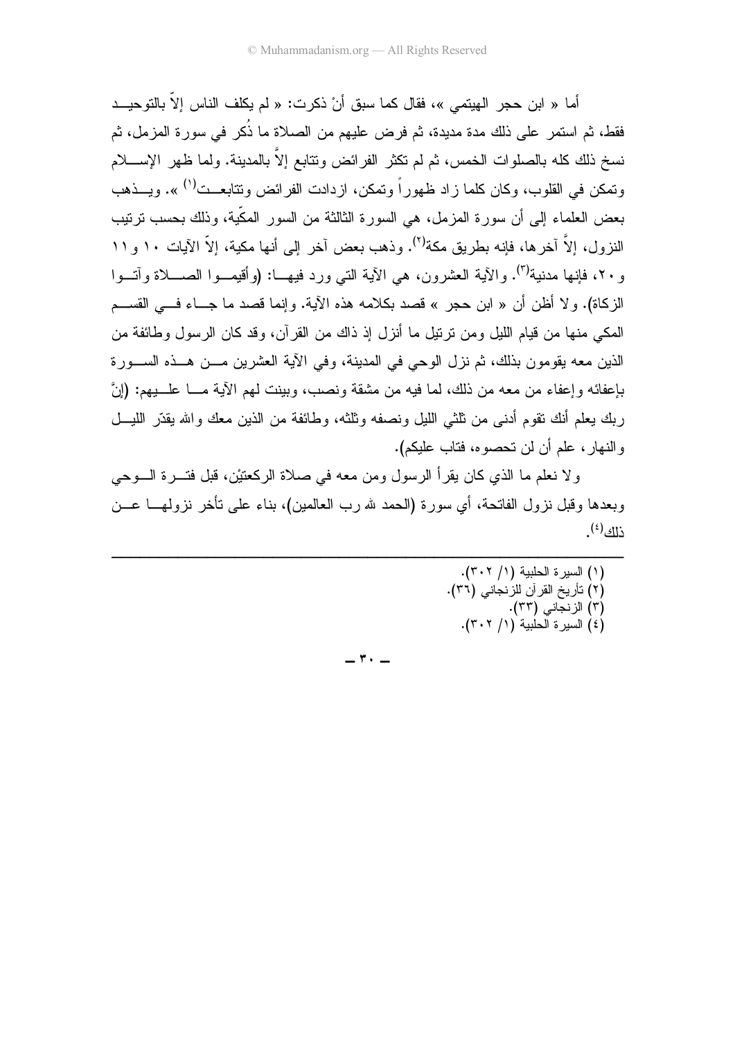أما « ابن حجر الهيتمي »، فقال كما سبق أنْ ذكرت: « لم يكلف الناس إلاّ بالتوحيد فقط، ثم استمر على ذلك مدة مديدة، ثم فرض عليهم من الصلاة ما ذُكر في سورة المزمل، ثم نسخ ذلك كله بالصلوات الخمس، ثم لم تكثر الفرائض وتتابع إلاَّ بالمدينة. ولما ظهر الإسلام وتمكن في القلوب، وكان كلما زاد ظهوراً وتمكن، ازدادت الفرائض وتتابعت[1] ». ويذهب بعض العلماء إلى أن سورة المزمل، هي السورة الثالثة من السور المكّية، وذلك بحسب ترتيب النزول، إلاَّ آخرها، فإنه بطريق مكة[2]. وذهب بعض آخر إلى أنها مكية، إلاّ الآيات ١٠ و١١ و٢٠، فإنها مدنية[3]. والآية العشرون، هي الآية التي ورد فيها: (وأقيموا الصلاة وآتوا الزكاة). ولا أظن أن « ابن حجر » قصد بكلامه هذه الآية. وإنما قصد ما جاء في القسم المكي منها من قيام الليل ومن ترتيل ما أنزل إذ ذاك من القرآن، وقد كان الرسول وطائفة من الذين معه يقومون بذلك، ثم نزل الوحي في المدينة، وفي الآية العشرين من هذه السورة بإعفائه وإعفاء من معه من ذلك، لما فيه من مشقة ونصب، وبينت لهم الآية ما عليهم: (إنَّ ربك يعلم أنك تقوم أدنى من ثلثي الليل ونصفه وثلثه، وطائفة من الذين معك والله يقدّر الليل والنهار، علم أن لن تحصوه، فتاب عليكم).

ولا نعلم ما الذي كان يقرأ الرسول ومن معه في صلاة الركعتيْن، قبل فترة الوحي وبعدها وقبل نزول الفاتحة، أي سورة (الحمد لله رب العالمين)، بناء على تأخر نزولها عن ذلك[4].

---

(١) السيرة الحلبية (١/ ٣٠٢).
(٢) تأريخ القرآن للزنجاني (٣٦).
(٣) الزنجاني (٣٣).
(٤) السيرة الحلبية (١/ ٣٠٢).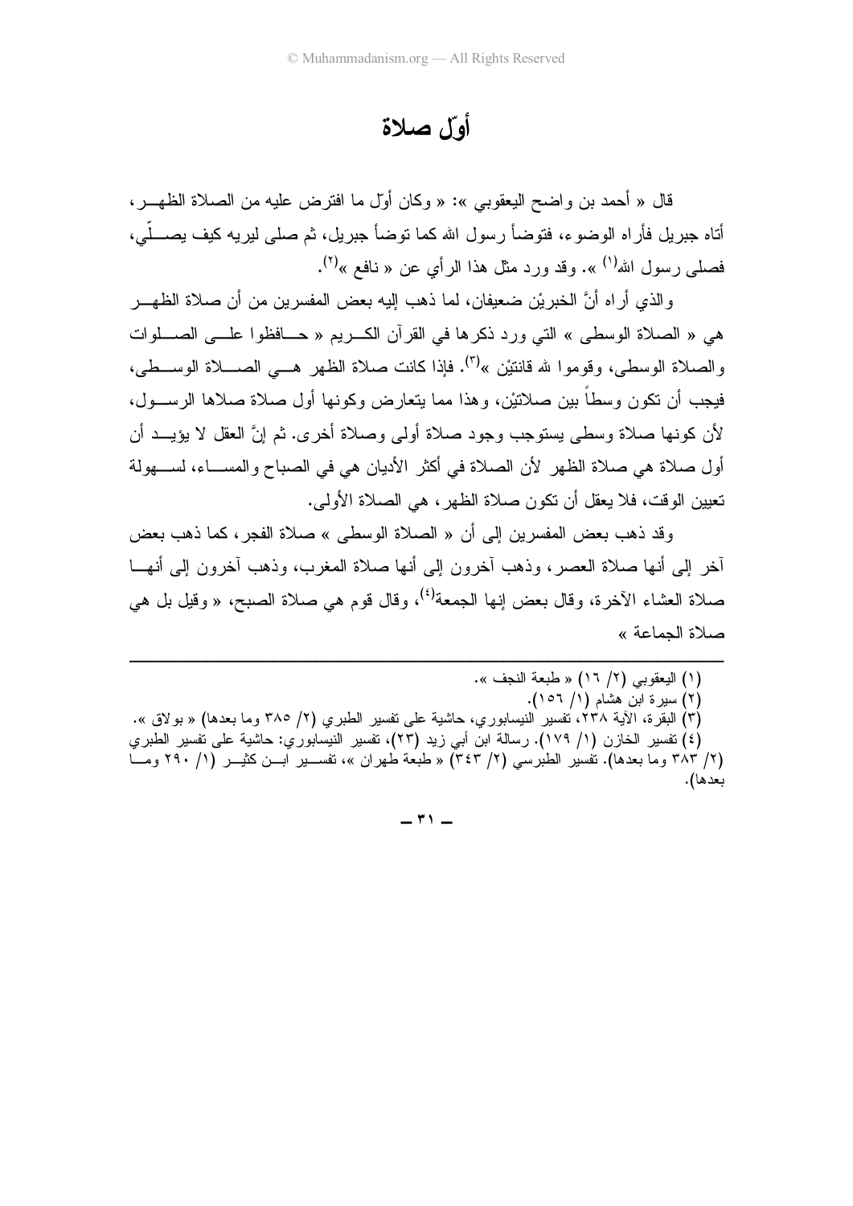# أوّل صلاة

قال « أحمد بن واضح اليعقوبي »: « وكان أوّل ما افترض عليه من الصلاة الظهر، أتاه جبريل فأراه الوضوء، فتوضأ رسول الله كما توضأ جبريل، ثم صلى ليريه كيف يصلّي، فصلى رسول الله[١] ». وقد ورد مثل هذا الرأي عن « نافع »[٢].

والذي أراه أنَّ الخبريْن ضعيفان، لما ذهب إليه بعض المفسرين من أن صلاة الظهر هي « الصلاة الوسطى » التي ورد ذكرها في القرآن الكريم « حافظوا على الصلوات والصلاة الوسطى، وقوموا لله قانتيْن »[٣]. فإذا كانت صلاة الظهر هي الصلاة الوسطى، فيجب أن تكون وسطاً بين صلاتيْن، وهذا مما يتعارض وكونها أول صلاة صلاها الرسول، لأن كونها صلاة وسطى يستوجب وجود صلاة أولى وصلاة أخرى. ثم إنَّ العقل لا يؤيد أن أول صلاة هي صلاة الظهر لأن الصلاة في أكثر الأديان هي في الصباح والمساء، لسهولة تعيين الوقت، فلا يعقل أن تكون صلاة الظهر، هي الصلاة الأولى.

وقد ذهب بعض المفسرين إلى أن « الصلاة الوسطى » صلاة الفجر، كما ذهب بعض آخر إلى أنها صلاة العصر، وذهب آخرون إلى أنها صلاة المغرب، وذهب آخرون إلى أنها صلاة العشاء الآخرة، وقال بعض إنها الجمعة[٤]، وقال قوم هي صلاة الصبح، « وقيل بل هي صلاة الجماعة »

---

(١) اليعقوبي (٢/ ١٦) « طبعة النجف ».

(٢) سيرة ابن هشام (١/ ١٥٦).

(٣) البقرة، الآية ٢٣٨، تفسير النيسابوري، حاشية على تفسير الطبري (٢/ ٣٨٥ وما بعدها) « بولاق ».

(٤) تفسير الخازن (١/ ١٧٩). رسالة ابن أبي زيد (٢٣)، تفسير النيسابوري: حاشية على تفسير الطبري (٢/ ٣٨٣ وما بعدها). تفسير الطبرسي (٢/ ٣٤٣) « طبعة طهران »، تفسير ابن كثير (١/ ٢٩٠ وما بعدها).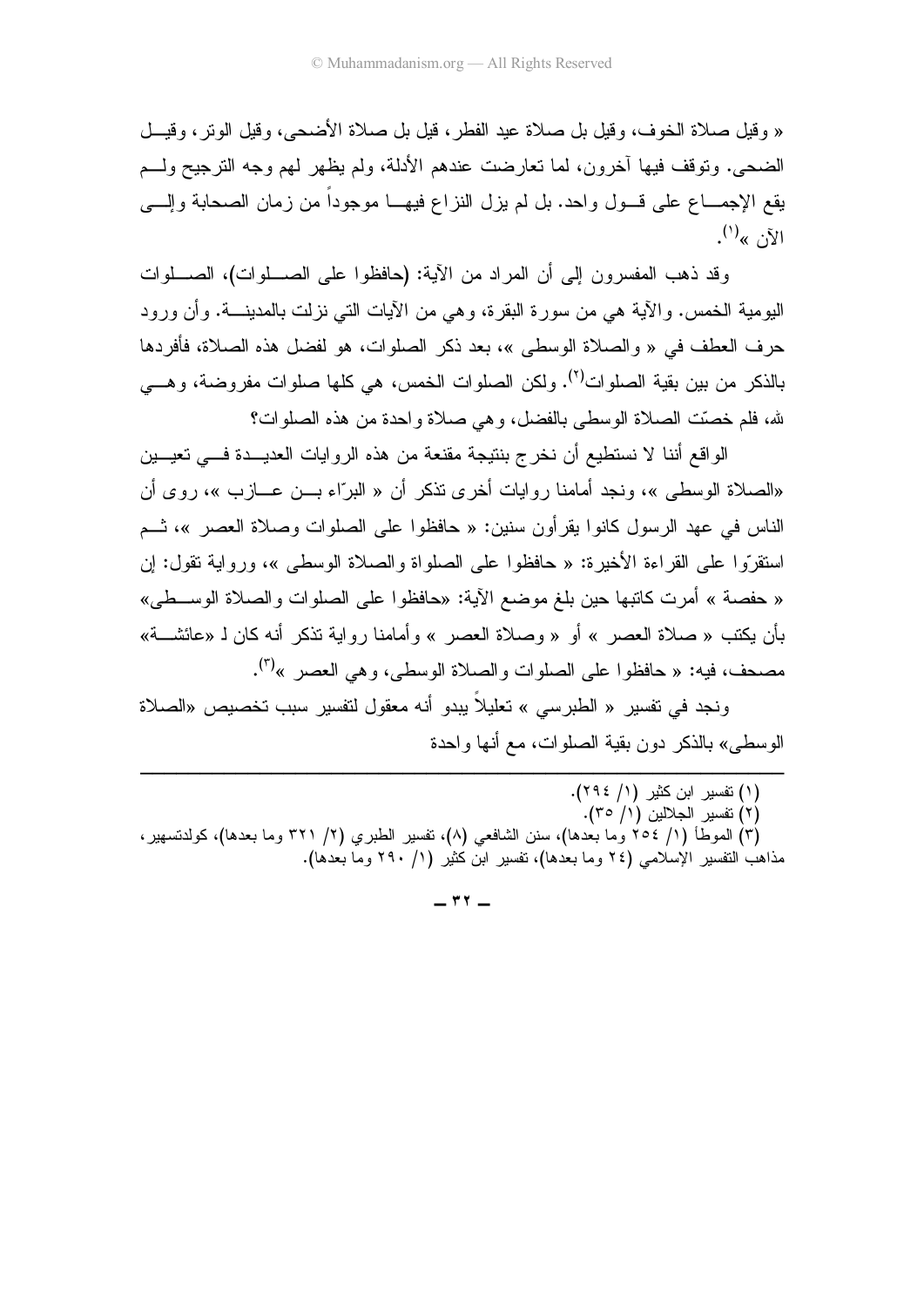« وقيل صلاة الخوف، وقيل بل صلاة عيد الفطر، قيل بل صلاة الأضحى، وقيل الوتر، وقيل الضحى. وتوقف فيها آخرون، لما تعارضت عندهم الأدلة، ولم يظهر لهم وجه الترجيح ولم يقع الإجماع على قول واحد. بل لم يزل النزاع فيها موجوداً من زمان الصحابة وإلى الآن »[1].

وقد ذهب المفسرون إلى أن المراد من الآية: (حافظوا على الصلوات)، الصلوات اليومية الخمس. والآية هي من سورة البقرة، وهي من الآيات التي نزلت بالمدينة. وأن ورود حرف العطف في « والصلاة الوسطى »، بعد ذكر الصلوات، هو لفضل هذه الصلاة، فأفردها بالذكر من بين بقية الصلوات[2]. ولكن الصلوات الخمس، هي كلها صلوات مفروضة، وهي لله، فلم خصّت الصلاة الوسطى بالفضل، وهي صلاة واحدة من هذه الصلوات؟

الواقع أننا لا نستطيع أن نخرج بنتيجة مقنعة من هذه الروايات العديدة في تعيين «الصلاة الوسطى »، ونجد أمامنا روايات أخرى تذكر أن « البرّاء بن عازب »، روى أن الناس في عهد الرسول كانوا يقرأون سنين: « حافظوا على الصلوات وصلاة العصر »، ثم استقرّوا على القراءة الأخيرة: « حافظوا على الصلواة والصلاة الوسطى »، ورواية تقول: إن « حفصة » أمرت كاتبها حين بلغ موضع الآية: «حافظوا على الصلوات والصلاة الوسطى» بأن يكتب « صلاة العصر » أو « وصلاة العصر » وأمامنا رواية تذكر أنه كان لـ «عائشة» مصحف، فيه: « حافظوا على الصلوات والصلاة الوسطى، وهي العصر »[3].

ونجد في تفسير « الطبرسي » تعليلاً يبدو أنه معقول لتفسير سبب تخصيص «الصلاة الوسطى» بالذكر دون بقية الصلوات، مع أنها واحدة

---

(١) تفسير ابن كثير (١/ ٢٩٤).

(٢) تفسير الجلالين (١/ ٣٥).

(٣) الموطأ (١/ ٢٥٤ وما بعدها)، سنن الشافعي (٨)، تفسير الطبري (٢/ ٣٢١ وما بعدها)، كولدتسهير، مذاهب التفسير الإسلامي (٢٤ وما بعدها)، تفسير ابن كثير (١/ ٢٩٠ وما بعدها).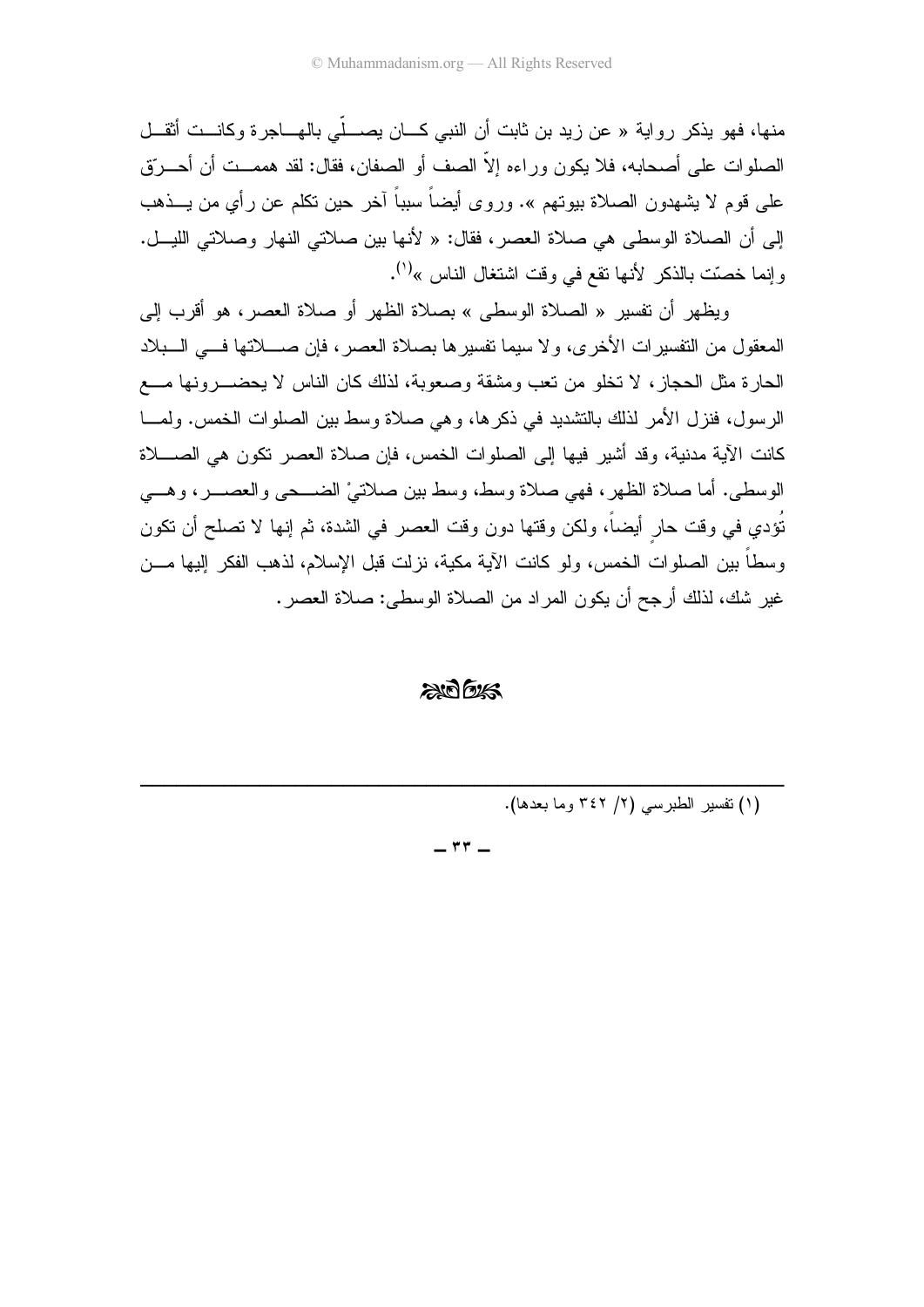منها، فهو يذكر رواية « عن زيد بن ثابت أن النبي كان يصلّي بالهاجرة وكانت أثقل الصلوات على أصحابه، فلا يكون وراءه إلاّ الصف أو الصفان، فقال: لقد هممت أن أحرّق على قوم لا يشهدون الصلاة بيوتهم ». وروى أيضاً سبباً آخر حين تكلم عن رأي من يذهب إلى أن الصلاة الوسطى هي صلاة العصر، فقال: « لأنها بين صلاتي النهار وصلاتي الليل. وإنما خصّت بالذكر لأنها تقع في وقت اشتغال الناس »[1].

ويظهر أن تفسير « الصلاة الوسطى » بصلاة الظهر أو صلاة العصر، هو أقرب إلى المعقول من التفسيرات الأخرى، ولا سيما تفسيرها بصلاة العصر، فإن صلاتها في البلاد الحارة مثل الحجاز، لا تخلو من تعب ومشقة وصعوبة، لذلك كان الناس لا يحضرونها مع الرسول، فنزل الأمر لذلك بالتشديد في ذكرها، وهي صلاة وسط بين الصلوات الخمس. ولما كانت الآية مدنية، وقد أشير فيها إلى الصلوات الخمس، فإن صلاة العصر تكون هي الصلاة الوسطى. أما صلاة الظهر، فهي صلاة وسط، وسط بين صلاتيْ الضحى والعصر، وهي تُؤدي في وقت حارٍ أيضاً، ولكن وقتها دون وقت العصر في الشدة، ثم إنها لا تصلح أن تكون وسطاً بين الصلوات الخمس، ولو كانت الآية مكية، نزلت قبل الإسلام، لذهب الفكر إليها من غير شك، لذلك أرجح أن يكون المراد من الصلاة الوسطى: صلاة العصر.

---

(١) تفسير الطبرسي (٢/ ٣٤٢ وما بعدها).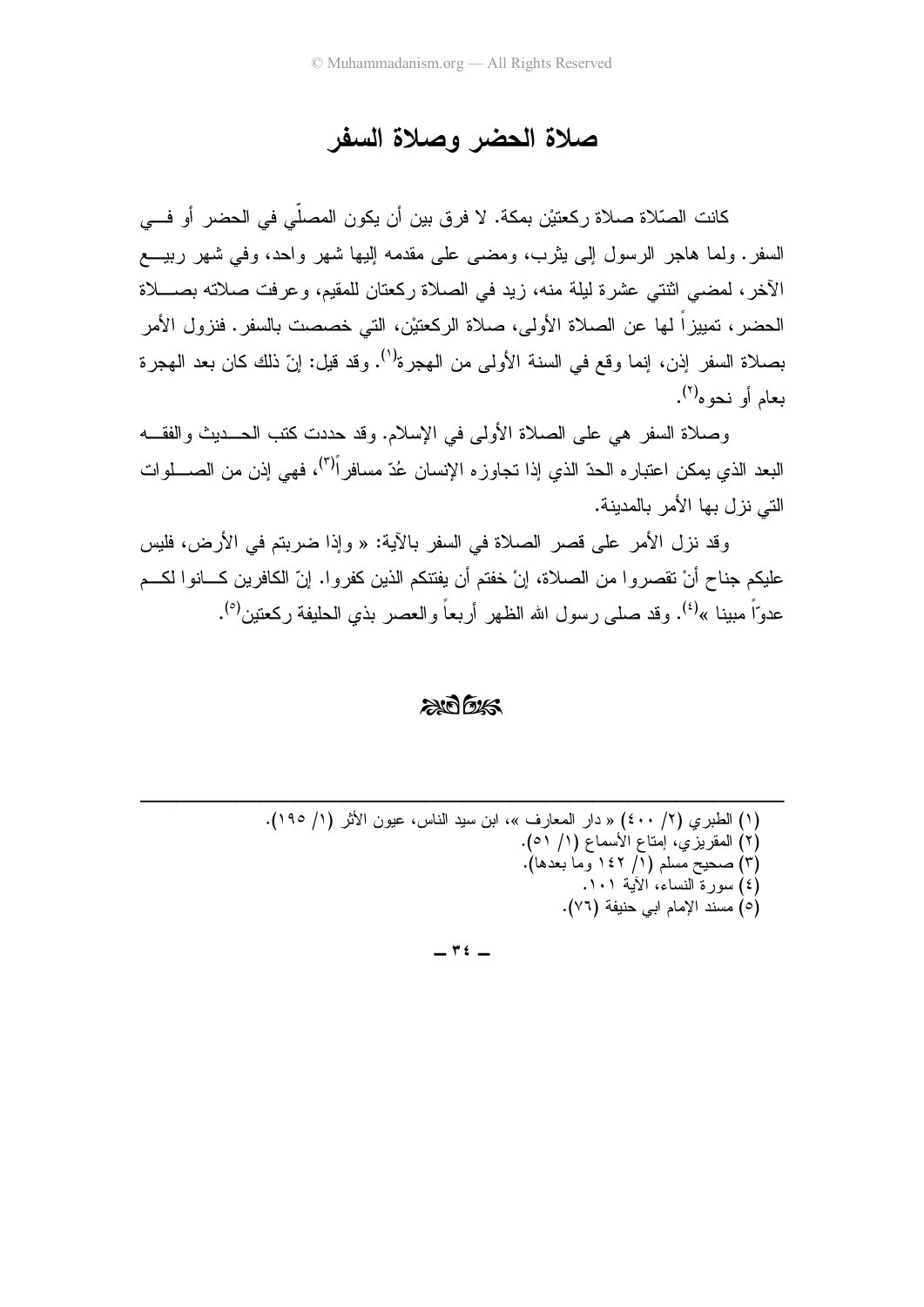# صلاة الحضر وصلاة السفر

كانت الصّلاة صلاة ركعتيْن بمكة. لا فرق بين أن يكون المصلّي في الحضر أو في السفر. ولما هاجر الرسول إلى يثرب، ومضى على مقدمه إليها شهر واحد، وفي شهر ربيع الآخر، لمضي اثنتي عشرة ليلة منه، زيد في الصلاة ركعتان للمقيم، وعرفت صلاته بصلاة الحضر، تمييزاً لها عن الصلاة الأولى، صلاة الركعتيْن، التي خصصت بالسفر. فنزول الأمر بصلاة السفر إذن، إنما وقع في السنة الأولى من الهجرة[1]. وقد قيل: إنّ ذلك كان بعد الهجرة بعام أو نحوه[2].

وصلاة السفر هي على الصلاة الأولى في الإسلام. وقد حددت كتب الحديث والفقه البعد الذي يمكن اعتباره الحدّ الذي إذا تجاوزه الإنسان عُدّ مسافراً[3]، فهي إذن من الصلوات التي نزل بها الأمر بالمدينة.

وقد نزل الأمر على قصر الصلاة في السفر بالآية: « وإذا ضربتم في الأرض، فليس عليكم جناح أنْ تقصروا من الصلاة، إنْ خفتم أن يفتنكم الذين كفروا. إنّ الكافرين كانوا لكم عدوّاً مبينا »[4]. وقد صلى رسول الله الظهر أربعاً والعصر بذي الحليفة ركعتين[5].

---

(١) الطبري (٢/ ٤٠٠) « دار المعارف »، ابن سيد الناس، عيون الأثر (١/ ١٩٥).
(٢) المقريزي، إمتاع الأسماع (١/ ٥١).
(٣) صحيح مسلم (١/ ١٤٢ وما بعدها).
(٤) سورة النساء، الآية ١٠١.
(٥) مسند الإمام ابي حنيفة (٧٦).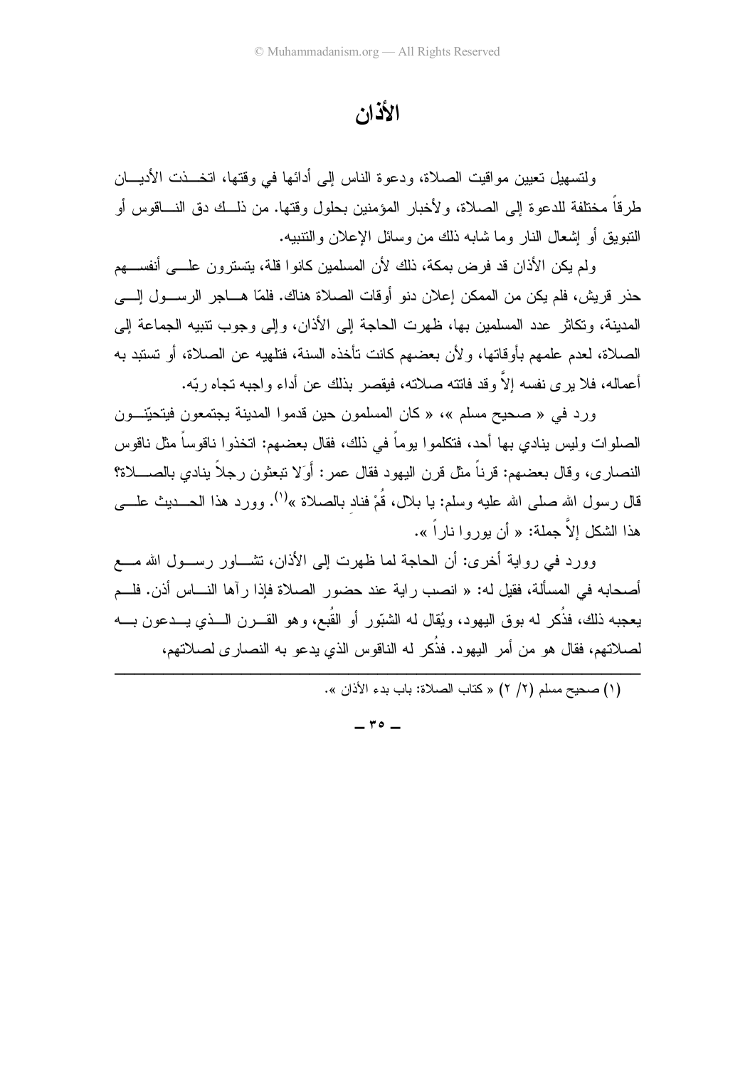# الأذان

ولتسهيل تعيين مواقيت الصلاة، ودعوة الناس إلى أدائها في وقتها، اتخذت الأديان طرقاً مختلفة للدعوة إلى الصلاة، ولأخبار المؤمنين بحلول وقتها. من ذلك دق الناقوس أو التبويق أو إشعال النار وما شابه ذلك من وسائل الإعلان والتنبيه.

ولم يكن الأذان قد فرض بمكة، ذلك لأن المسلمين كانوا قلة، يتسترون على أنفسهم حذر قريش، فلم يكن من الممكن إعلان دنو أوقات الصلاة هناك. فلمّا هاجر الرسول إلى المدينة، وتكاثر عدد المسلمين بها، ظهرت الحاجة إلى الأذان، وإلى وجوب تنبيه الجماعة إلى الصلاة، لعدم علمهم بأوقاتها، ولأن بعضهم كانت تأخذه السنة، فتلهيه عن الصلاة، أو تستبد به أعماله، فلا يرى نفسه إلاَّ وقد فاتته صلاته، فيقصر بذلك عن أداء واجبه تجاه ربّه.

ورد في « صحيح مسلم »، « كان المسلمون حين قدموا المدينة يجتمعون فيتحيّنون الصلوات وليس ينادي بها أحد، فتكلموا يوماً في ذلك، فقال بعضهم: اتخذوا ناقوساً مثل ناقوس النصارى، وقال بعضهم: قرناً مثل قرن اليهود فقال عمر: أَوَلا تبعثون رجلاً ينادي بالصلاة؟ قال رسول الله صلى الله عليه وسلم: يا بلال، قُمْ فنادِ بالصلاة »[1]. وورد هذا الحديث على هذا الشكل إلاَّ جملة: « أن يوروا ناراً ».

وورد في رواية أخرى: أن الحاجة لما ظهرت إلى الأذان، تشاور رسول الله مع أصحابه في المسألة، فقيل له: « انصب راية عند حضور الصلاة فإذا رآها الناس أذن. فلم يعجبه ذلك، فذُكر له بوق اليهود، ويُقال له الشبّور أو القُبع، وهو القرن الذي يدعون به لصلاتهم، فقال هو من أمر اليهود. فذُكر له الناقوس الذي يدعو به النصارى لصلاتهم،

---

(١) صحيح مسلم (٢/ ٢) « كتاب الصلاة: باب بدء الأذان ».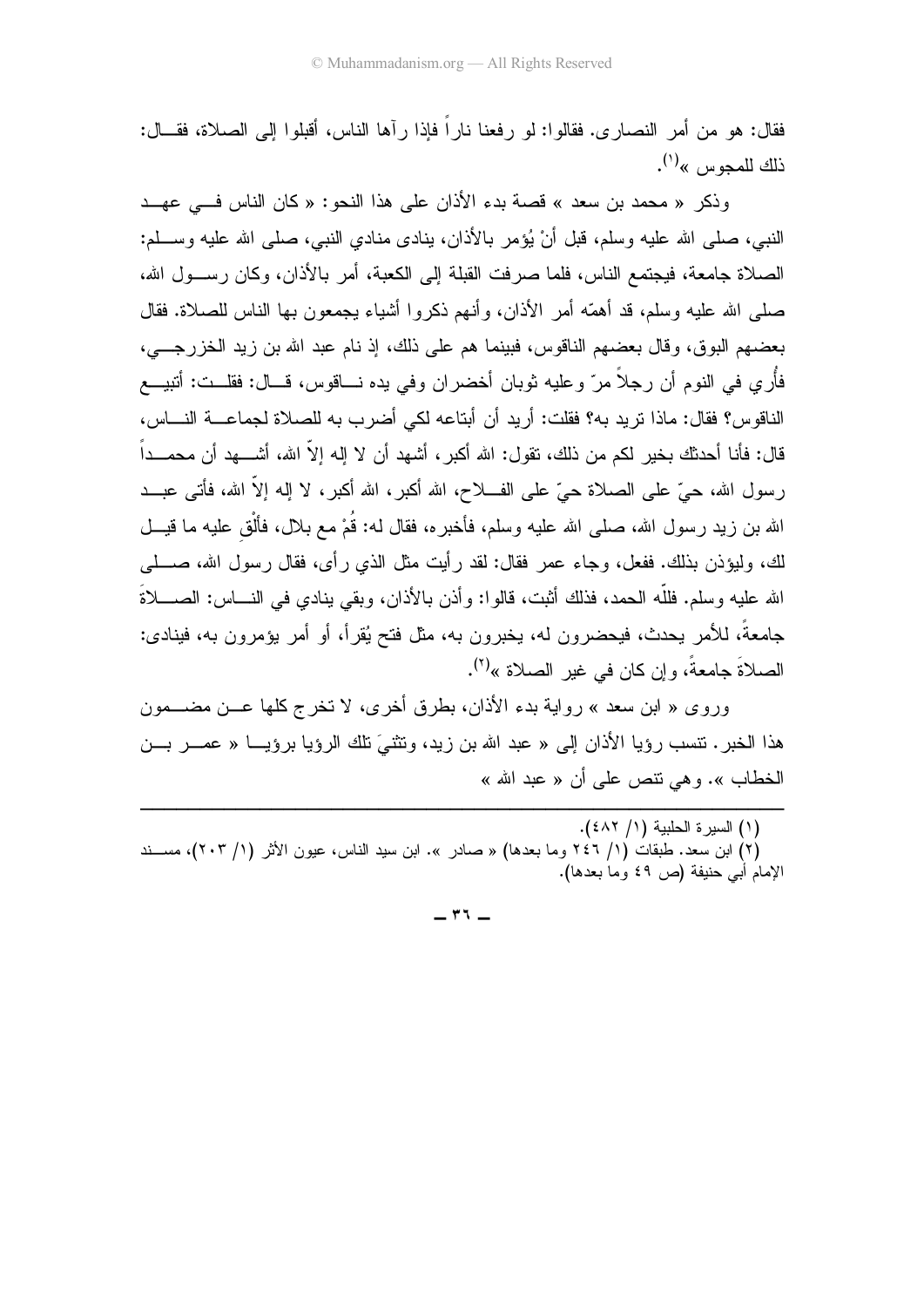فقال: هو من أمر النصارى. فقالوا: لو رفعنا ناراً فإذا رآها الناس، أقبلوا إلى الصلاة، فقال: ذلك للمجوس »[1].

وذكر « محمد بن سعد » قصة بدء الأذان على هذا النحو: « كان الناس في عهد النبي، صلى الله عليه وسلم، قبل أنْ يُؤمر بالأذان، ينادي منادي النبي، صلى الله عليه وسلم: الصلاة جامعة، فيجتمع الناس، فلما صرفت القبلة إلى الكعبة، أمر بالأذان، وكان رسول الله، صلى الله عليه وسلم، قد أهمّه أمر الأذان، وأنهم ذكروا أشياء يجمعون بها الناس للصلاة. فقال بعضهم البوق، وقال بعضهم الناقوس، فبينما هم على ذلك، إذ نام عبد الله بن زيد الخزرجي، فأُري في النوم أن رجلاً مرّ وعليه ثوبان أخضران وفي يده ناقوس، قال: فقلت: أتبيع الناقوس؟ فقال: ماذا تريد به؟ فقلت: أريد أن أبتاعه لكي أضرب به للصلاة لجماعة الناس، قال: فأنا أحدثك بخير لكم من ذلك، تقول: الله أكبر، أشهد أن لا إله إلاّ الله، أشهد أن محمداً رسول الله، حيّ على الصلاة حيّ على الفلاح، الله أكبر، الله أكبر، لا إله إلاّ الله، فأتى عبد الله بن زيد رسول الله، صلى الله عليه وسلم، فأخبره، فقال له: قُمْ مع بلال، فألْقِ عليه ما قيل لك، وليؤذن بذلك. ففعل، وجاء عمر فقال: لقد رأيت مثل الذي رأى، فقال رسول الله، صلى الله عليه وسلم. فللّه الحمد، فذلك أثبت، قالوا: وأذن بالأذان، وبقي ينادي في الناس: الصلاةَ جامعةً، للأمر يحدث، فيحضرون له، يخبرون به، مثل فتح يُقرأ، أو أمر يؤمرون به، فينادى: الصلاةَ جامعةً، وإن كان في غير الصلاة »[2].

وروى « ابن سعد » رواية بدء الأذان، بطرق أخرى، لا تخرج كلها عن مضمون هذا الخبر. تنسب رؤيا الأذان إلى « عبد الله بن زيد، وتثنيَ تلك الرؤيا برؤيا « عمر بن الخطاب ». وهي تنص على أن « عبد الله »

---

(١) السيرة الحلبية (١/ ٤٨٢).

(٢) ابن سعد. طبقات (١/ ٢٤٦ وما بعدها) « صادر ». ابن سيد الناس، عيون الأثر (١/ ٢٠٣)، مسند الإمام أبي حنيفة (ص ٤٩ وما بعدها).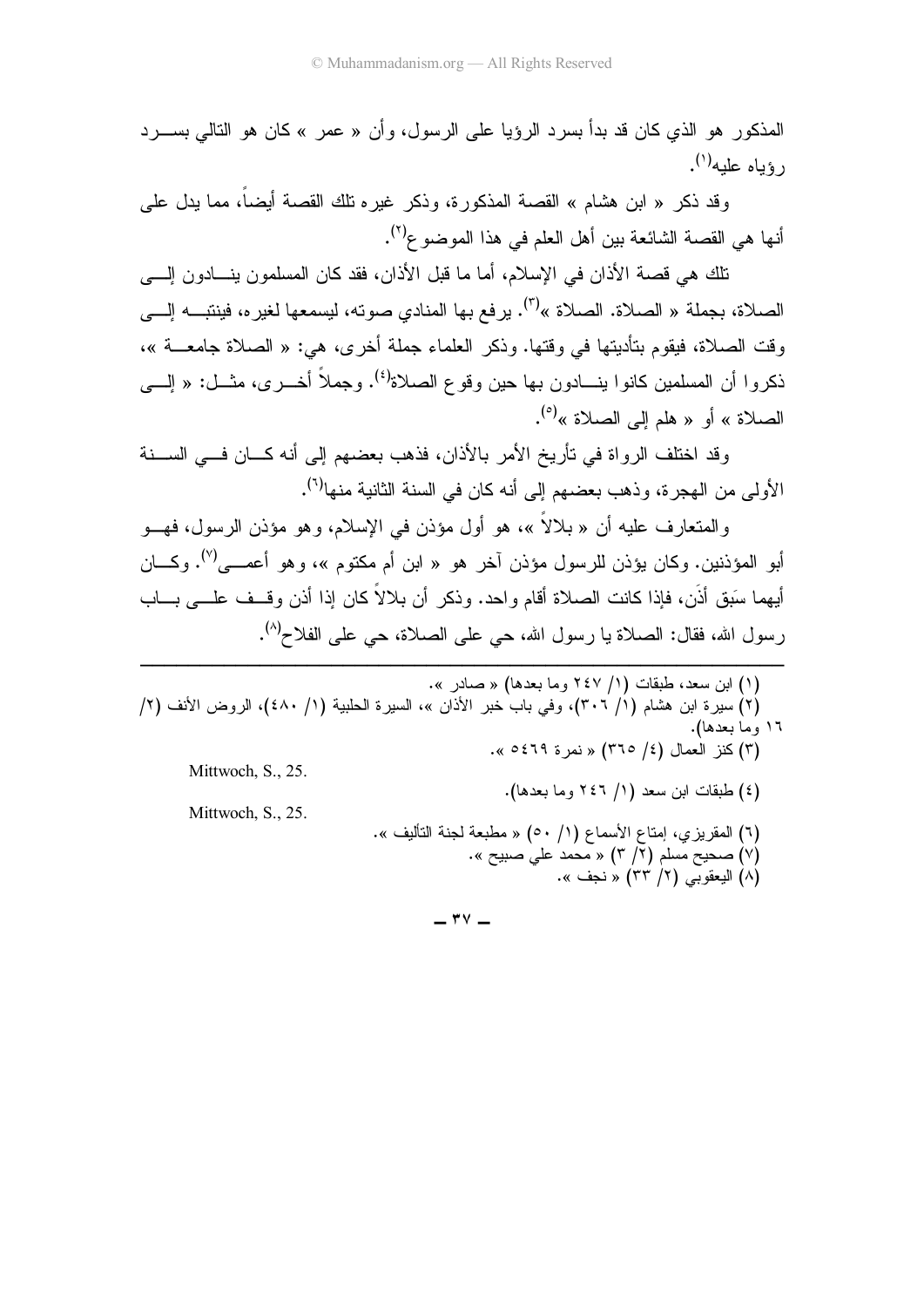المذكور هو الذي كان قد بدأ بسرد الرؤيا على الرسول، وأن « عمر » كان هو التالي بسرد رؤياه عليه[1].

وقد ذكر « ابن هشام » القصة المذكورة، وذكر غيره تلك القصة أيضاً، مما يدل على أنها هي القصة الشائعة بين أهل العلم في هذا الموضوع[2].

تلك هي قصة الأذان في الإسلام، أما ما قبل الأذان، فقد كان المسلمون ينادون إلى الصلاة، بجملة « الصلاة. الصلاة »[3]. يرفع بها المنادي صوته، ليسمعها لغيره، فينتبه إلى وقت الصلاة، فيقوم بتأديتها في وقتها. وذكر العلماء جملة أخرى، هي: « الصلاة جامعة »، ذكروا أن المسلمين كانوا ينادون بها حين وقوع الصلاة[4]. وجملاً أخرى، مثل: « إلى الصلاة » أو « هلم إلى الصلاة »[5].

وقد اختلف الرواة في تأريخ الأمر بالأذان، فذهب بعضهم إلى أنه كان في السنة الأولى من الهجرة، وذهب بعضهم إلى أنه كان في السنة الثانية منها[6].

والمتعارف عليه أن « بلالاً »، هو أول مؤذن في الإسلام، وهو مؤذن الرسول، فهو أبو المؤذنين. وكان يؤذن للرسول مؤذن آخر هو « ابن أم مكتوم »، وهو أعمى[7]. وكان أيهما سَبَق أذَن، فإذا كانت الصلاة أقام واحد. وذكر أن بلالاً كان إذا أذن وقف على باب رسول الله، فقال: الصلاة يا رسول الله، حي على الصلاة، حي على الفلاح[8].

---

(١) ابن سعد، طبقات (١/ ٢٤٧ وما بعدها) « صادر ».

(٢) سيرة ابن هشام (١/ ٣٠٦)، وفي باب خبر الأذان »، السيرة الحلبية (١/ ٤٨٠)، الروض الأنف (٢/ ١٦ وما بعدها).

(٣) كنز العمال (٤/ ٣٦٥) « نمرة ٥٤٦٩ ». Mittwoch, S., 25.

(٤) طبقات ابن سعد (١/ ٢٤٦ وما بعدها).

(٥) Mittwoch, S., 25.

(٦) المقريزي، إمتاع الأسماع (١/ ٥٠) « مطبعة لجنة التأليف ».

(٧) صحيح مسلم (٢/ ٣) « محمد علي صبيح ».

(٨) اليعقوبي (٢/ ٣٣) « نجف ».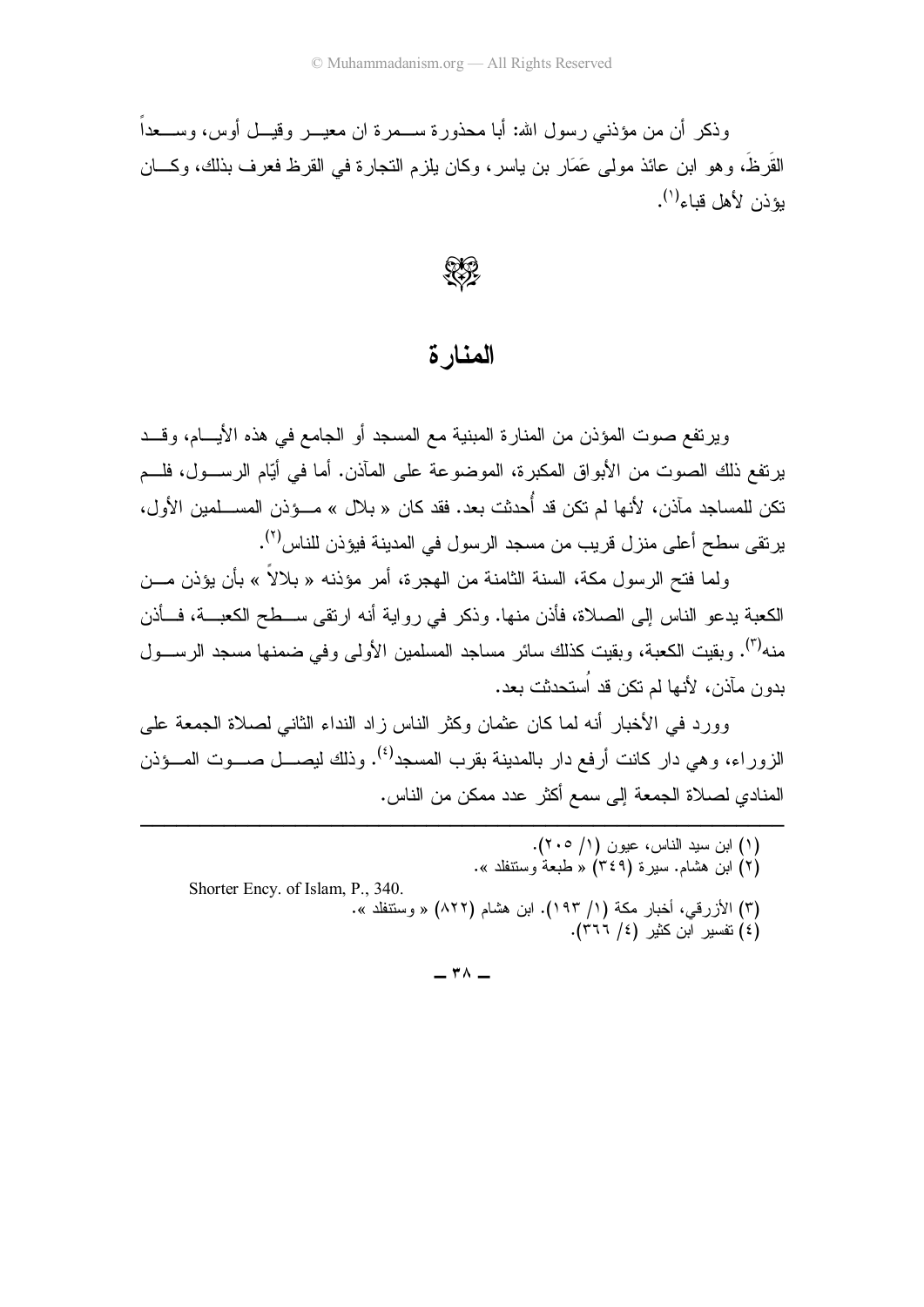وذكر أن من مؤذني رسول الله: أبا محذورة سمرة ان معير وقيل أوس، وسعداً القَرظَ، وهو ابن عائذ مولى عَمَار بن ياسر، وكان يلزم التجارة في القرظ فعرف بذلك، وكان يؤذن لأهل قباء[1].

## المنارة

ويرتفع صوت المؤذن من المنارة المبنية مع المسجد أو الجامع في هذه الأيام، وقد يرتفع ذلك الصوت من الأبواق المكبرة، الموضوعة على المآذن. أما في أيّام الرسول، فلم تكن للمساجد مآذن، لأنها لم تكن قد أُحدثت بعد. فقد كان « بلال » مؤذن المسلمين الأول، يرتقى سطح أعلى منزل قريب من مسجد الرسول في المدينة فيؤذن للناس[2].

ولما فتح الرسول مكة، السنة الثامنة من الهجرة، أمر مؤذنه « بلالاً » بأن يؤذن من الكعبة يدعو الناس إلى الصلاة، فأذن منها. وذكر في رواية أنه ارتقى سطح الكعبة، فأذن منه[3]. وبقيت الكعبة، وبقيت كذلك سائر مساجد المسلمين الأولى وفي ضمنها مسجد الرسول بدون مآذن، لأنها لم تكن قد اُستحدثت بعد.

وورد في الأخبار أنه لما كان عثمان وكثر الناس زاد النداء الثاني لصلاة الجمعة على الزوراء، وهي دار كانت أرفع دار بالمدينة بقرب المسجد[4]. وذلك ليصل صوت المؤذن المنادي لصلاة الجمعة إلى سمع أكثر عدد ممكن من الناس.

---

(١) ابن سيد الناس، عيون (١/ ٢٠٥).

(٢) ابن هشام. سيرة (٣٤٩) « طبعة وستنفلد ».

Shorter Ency. of Islam, P., 340.

(٣) الأزرقي، أخبار مكة (١/ ١٩٣). ابن هشام (٨٢٢) « وستنفلد ».

(٤) تفسير ابن كثير (٤/ ٣٦٦).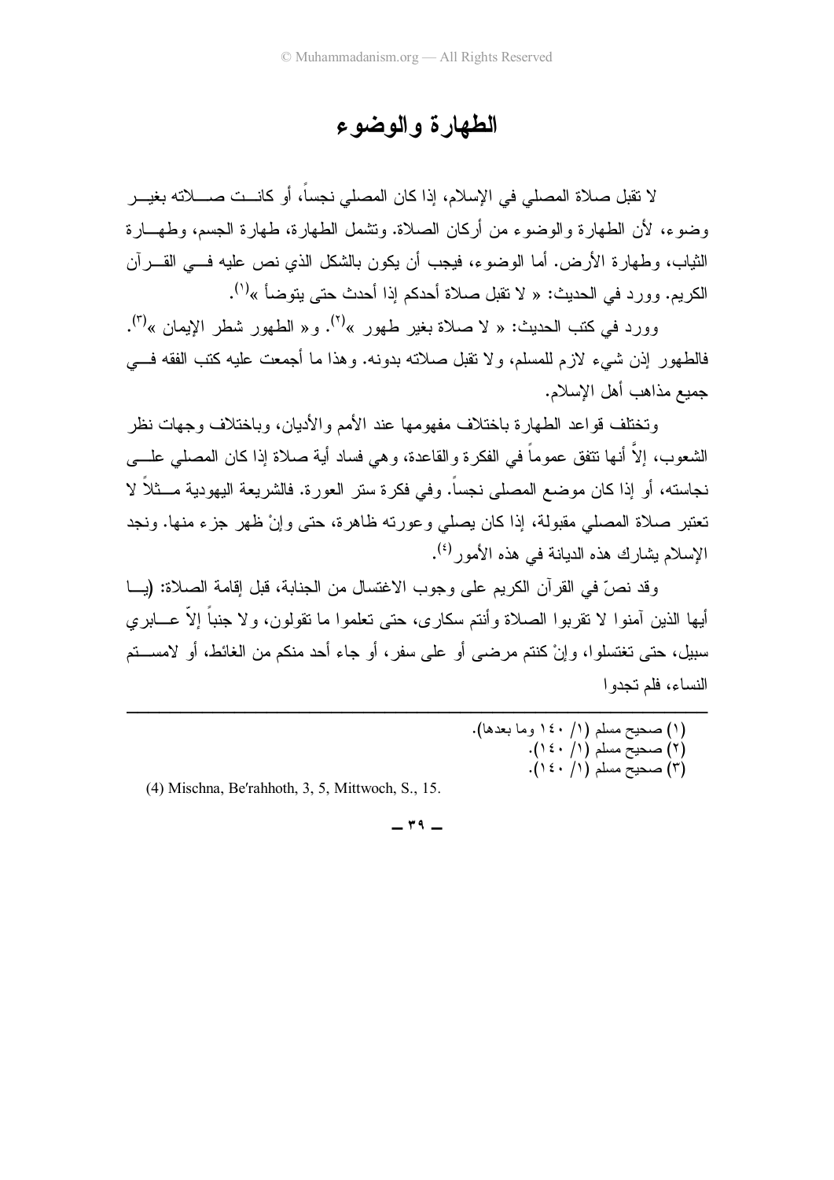# الطهارة والوضوء

لا تقبل صلاة المصلي في الإسلام، إذا كان المصلي نجساً، أو كانت صلاته بغير وضوء، لأن الطهارة والوضوء من أركان الصلاة. وتشمل الطهارة، طهارة الجسم، وطهارة الثياب، وطهارة الأرض. أما الوضوء، فيجب أن يكون بالشكل الذي نص عليه في القرآن الكريم. وورد في الحديث: « لا تقبل صلاة أحدكم إذا أحدث حتى يتوضأ »[١].

وورد في كتب الحديث: « لا صلاة بغير طهور »[٢]. و« الطهور شطر الإيمان »[٣]. فالطهور إذن شيء لازم للمسلم، ولا تقبل صلاته بدونه. وهذا ما أجمعت عليه كتب الفقه في جميع مذاهب أهل الإسلام.

وتختلف قواعد الطهارة باختلاف مفهومها عند الأمم والأديان، وباختلاف وجهات نظر الشعوب، إلاَّ أنها تتفق عموماً في الفكرة والقاعدة، وهي فساد أية صلاة إذا كان المصلي على نجاسته، أو إذا كان موضع المصلى نجساً. وفي فكرة ستر العورة. فالشريعة اليهودية مثلاً لا تعتبر صلاة المصلي مقبولة، إذا كان يصلي وعورته ظاهرة، حتى وإنْ ظهر جزء منها. ونجد الإسلام يشارك هذه الديانة في هذه الأمور[٤].

وقد نصّ في القرآن الكريم على وجوب الاغتسال من الجنابة، قبل إقامة الصلاة: (يا أيها الذين آمنوا لا تقربوا الصلاة وأنتم سكارى، حتى تعلموا ما تقولون، ولا جنباً إلاّ عابري سبيل، حتى تغتسلوا، وإنْ كنتم مرضى أو على سفر، أو جاء أحد منكم من الغائط، أو لامستم النساء، فلم تجدوا

---

(١) صحيح مسلم (١/ ١٤٠ وما بعدها).
(٢) صحيح مسلم (١/ ١٤٠).
(٣) صحيح مسلم (١/ ١٤٠).
(4) Mischna, Be'rahhoth, 3, 5, Mittwoch, S., 15.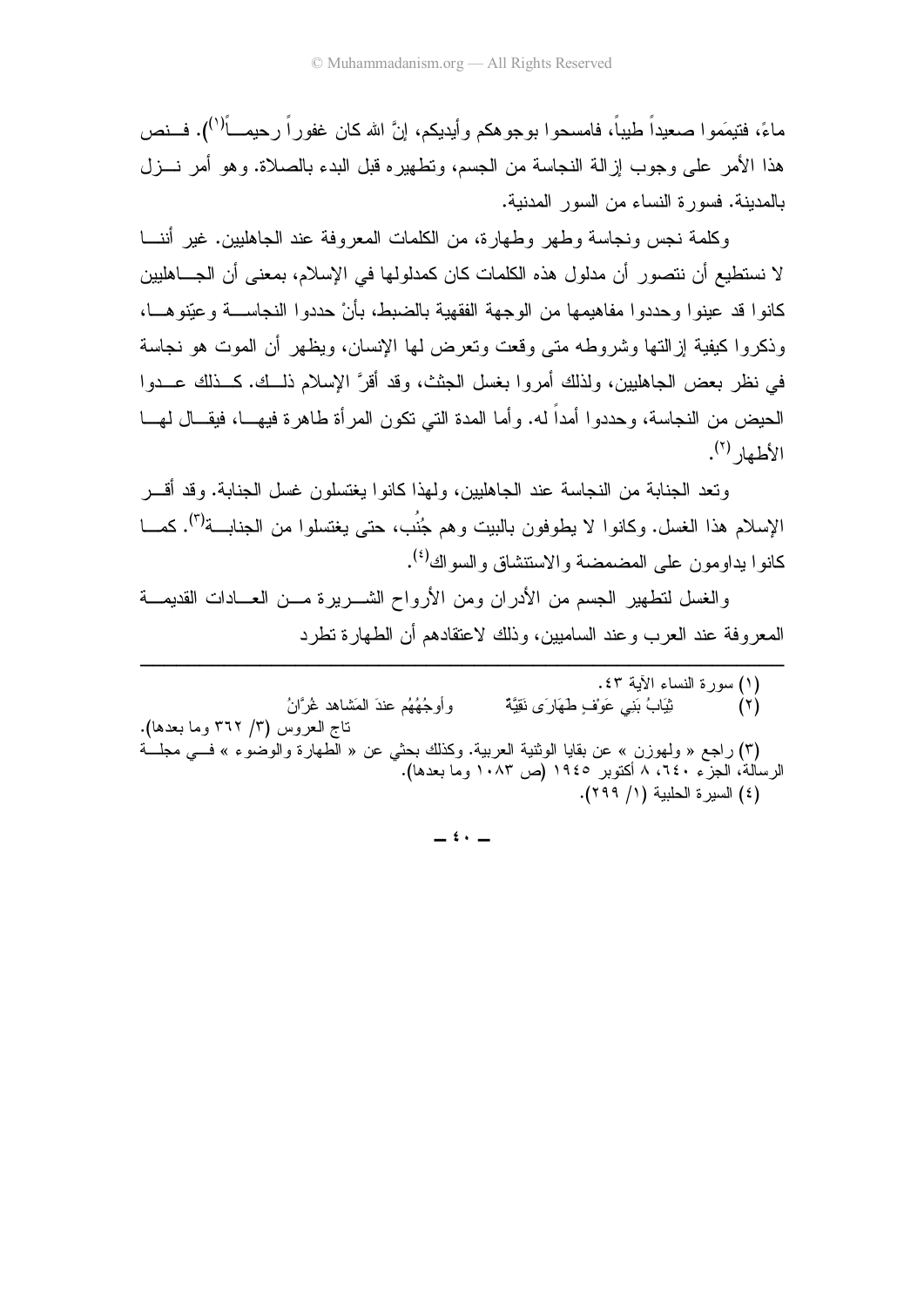ماءً، فتيمَموا صعيداً طيباً، فامسحوا بوجوهكم وأيديكم، إنَّ الله كان غفوراً رحيماً[١]). فنص هذا الأمر على وجوب إزالة النجاسة من الجسم، وتطهيره قبل البدء بالصلاة. وهو أمر نزل بالمدينة. فسورة النساء من السور المدنية.

وكلمة نجس ونجاسة وطهر وطهارة، من الكلمات المعروفة عند الجاهليين. غير أننا لا نستطيع أن نتصور أن مدلول هذه الكلمات كان كمدلولها في الإسلام، بمعنى أن الجاهليين كانوا قد عينوا وحددوا مفاهيمها من الوجهة الفقهية بالضبط، بأنْ حددوا النجاسة وعيّنوها، وذكروا كيفية إزالتها وشروطه متى وقعت وتعرض لها الإنسان، ويظهر أن الموت هو نجاسة في نظر بعض الجاهليين، ولذلك أمروا بغسل الجثث، وقد أقرَّ الإسلام ذلك. كذلك عدوا الحيض من النجاسة، وحددوا أمداً له. وأما المدة التي تكون المرأة طاهرة فيها، فيقال لها الأطهار[٢].

وتعد الجنابة من النجاسة عند الجاهليين، ولهذا كانوا يغتسلون غسل الجنابة. وقد أقر الإسلام هذا الغسل. وكانوا لا يطوفون بالبيت وهم جُنُب، حتى يغتسلوا من الجنابة[٣]. كما كانوا يداومون على المضمضة والاستنشاق والسواك[٤].

والغسل لتطهير الجسم من الأدران ومن الأرواح الشريرة من العادات القديمة المعروفة عند العرب وعند الساميين، وذلك لاعتقادهم أن الطهارة تطرد

---

(١) سورة النساء الآية ٤٣.

(٢) ثِيَابُ بَنِي عَوْفٍ طَهَارَى نَقِيَّةٌ ــــ وأَوجُهُهُم عندَ المَشاهد غُرَّانُ

تاج العروس (٣/ ٣٦٢ وما بعدها).

(٣) راجع « ولهوزن » عن بقايا الوثنية العربية. وكذلك بحثي عن « الطهارة والوضوء » في مجلة الرسالة، الجزء ٦٤٠، ٨ أكتوبر ١٩٤٥ (ص ١٠٨٣ وما بعدها).

(٤) السيرة الحلبية (١/ ٢٩٩).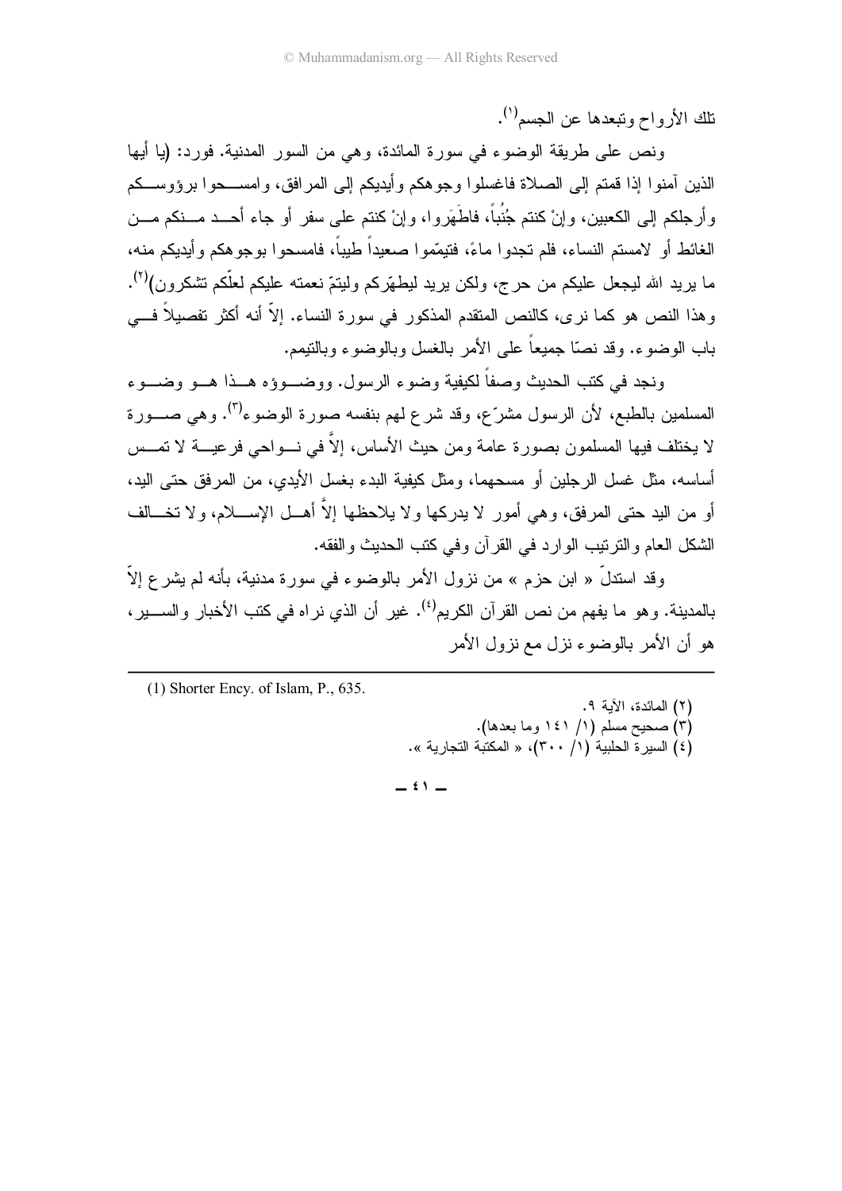تلك الأرواح وتبعدها عن الجسم[1].

ونص على طريقة الوضوء في سورة المائدة، وهي من السور المدنية. فورد: (يا أيها الذين آمنوا إذا قمتم إلى الصلاة فاغسلوا وجوهكم وأيديكم إلى المرافق، وامسحوا برؤوسكم وأرجلكم إلى الكعبين، وإنْ كنتم جُنُباً، فاطَّهَروا، وإنْ كنتم على سفر أو جاء أحد منكم من الغائط أو لامستم النساء، فلم تجدوا ماءً، فتيمّموا صعيداً طيباً، فامسحوا بوجوهكم وأيديكم منه، ما يريد الله ليجعل عليكم من حرج، ولكن يريد ليطهّركم وليتمّ نعمته عليكم لعلّكم تشكرون)[2]. وهذا النص هو كما نرى، كالنص المتقدم المذكور في سورة النساء. إلاّ أنه أكثر تفصيلاً في باب الوضوء. وقد نصّا جميعاً على الأمر بالغسل وبالوضوء وبالتيمم.

ونجد في كتب الحديث وصفاً لكيفية وضوء الرسول. ووضوؤه هذا هو وضوء المسلمين بالطبع، لأن الرسول مشرّع، وقد شرع لهم بنفسه صورة الوضوء[3]. وهي صورة لا يختلف فيها المسلمون بصورة عامة ومن حيث الأساس، إلاّ في نواحي فرعية لا تمس أساسه، مثل غسل الرجلين أو مسحهما، ومثل كيفية البدء بغسل الأيدي، من المرفق حتى اليد، أو من اليد حتى المرفق، وهي أمور لا يدركها ولا يلاحظها إلاّ أهل الإسلام، ولا تخالف الشكل العام والترتيب الوارد في القرآن وفي كتب الحديث والفقه.

وقد استدلّ « ابن حزم » من نزول الأمر بالوضوء في سورة مدنية، بأنه لم يشرع إلاّ بالمدينة. وهو ما يفهم من نص القرآن الكريم[4]. غير أن الذي نراه في كتب الأخبار والسير، هو أن الأمر بالوضوء نزل مع نزول الأمر

---

(1) Shorter Ency. of Islam, P., 635.

(٢) المائدة، الآية ٩.

(٣) صحيح مسلم (١/ ١٤١ وما بعدها).

(٤) السيرة الحلبية (١/ ٣٠٠)، « المكتبة التجارية ».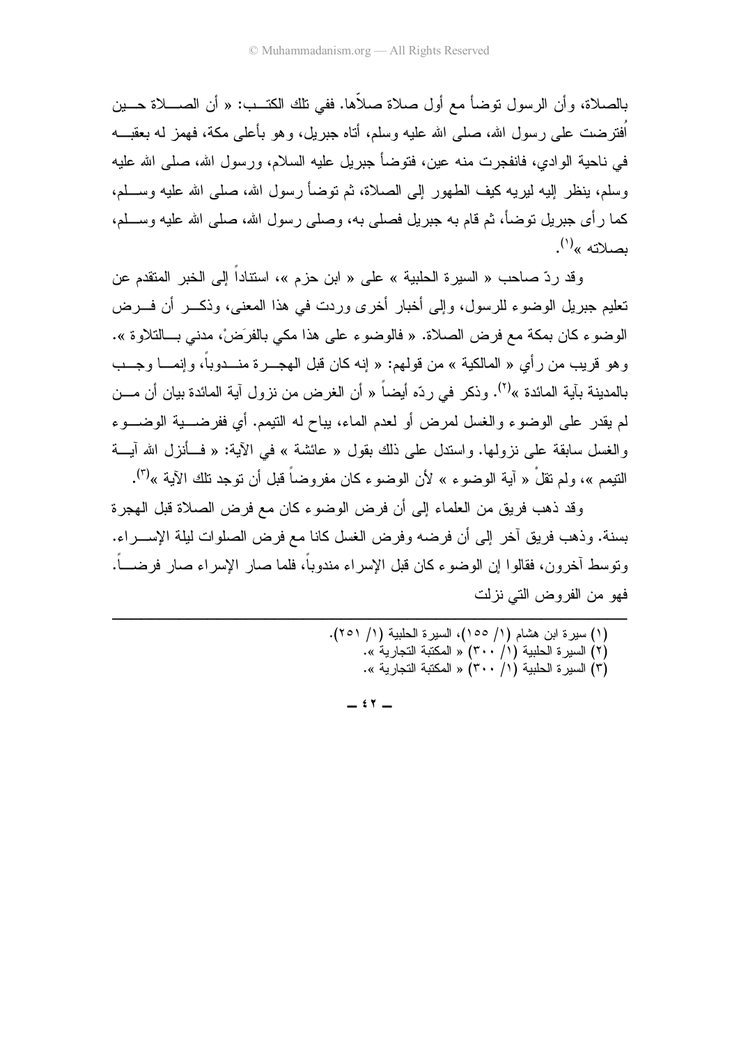بالصلاة، وأن الرسول توضأ مع أول صلاة صلاّها. ففي تلك الكتب: « أن الصلاة حين اُفترضت على رسول الله، صلى الله عليه وسلم، أتاه جبريل، وهو بأعلى مكة، فهمز له بعقبه في ناحية الوادي، فانفجرت منه عين، فتوضأ جبريل عليه السلام، ورسول الله، صلى الله عليه وسلم، ينظر إليه ليريه كيف الطهور إلى الصلاة، ثم توضأ رسول الله، صلى الله عليه وسلم، كما رأى جبريل توضأ، ثم قام به جبريل فصلى به، وصلى رسول الله، صلى الله عليه وسلم، بصلاته »[1].

وقد ردّ صاحب « السيرة الحلبية » على « ابن حزم »، استناداً إلى الخبر المتقدم عن تعليم جبريل الوضوء للرسول، وإلى أخبار أخرى وردت في هذا المعنى، وذكر أن فرض الوضوء كان بمكة مع فرض الصلاة. « فالوضوء على هذا مكي بالفرَضْ، مدني بالتلاوة ». وهو قريب من رأي « المالكية » من قولهم: « إنه كان قبل الهجرة مندوباً، وإنما وجب بالمدينة بآية المائدة »[2]. وذكر في ردّه أيضاً « أن الغرض من نزول آية المائدة بيان أن من لم يقدر على الوضوء والغسل لمرض أو لعدم الماء، يباح له التيمم. أي ففرضية الوضوء والغسل سابقة على نزولها. واستدل على ذلك بقول « عائشة » في الآية: « فأنزل الله آية التيمم »، ولم تقلْ « آية الوضوء » لأن الوضوء كان مفروضاً قبل أن توجد تلك الآية »[3].

وقد ذهب فريق من العلماء إلى أن فرض الوضوء كان مع فرض الصلاة قبل الهجرة بسنة. وذهب فريق آخر إلى أن فرضه وفرض الغسل كانا مع فرض الصلوات ليلة الإسراء. وتوسط آخرون، فقالوا إن الوضوء كان قبل الإسراء مندوباً، فلما صار الإسراء صار فرضاً. فهو من الفروض التي نزلت

---

(١) سيرة ابن هشام (١/ ١٥٥)، السيرة الحلبية (١/ ٢٥١).
(٢) السيرة الحلبية (١/ ٣٠٠) « المكتبة التجارية ».
(٣) السيرة الحلبية (١/ ٣٠٠) « المكتبة التجارية ».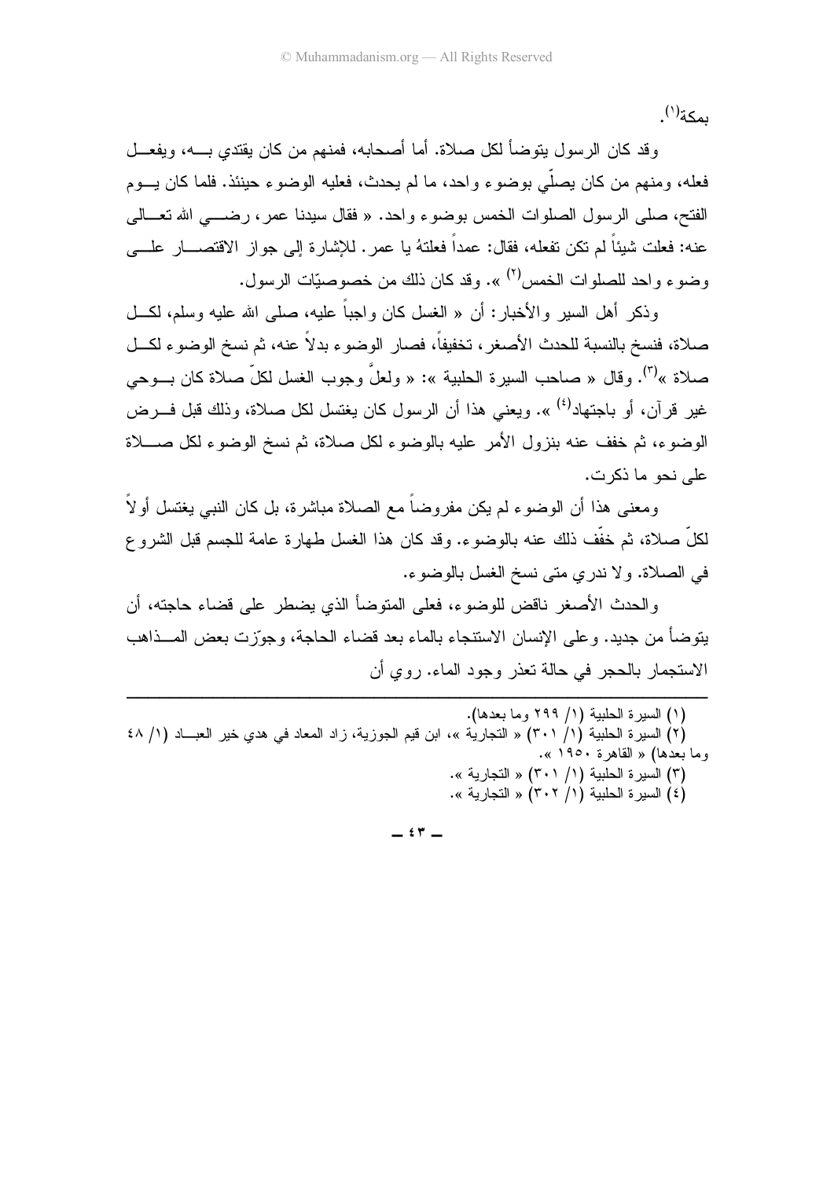بمكة[١].

وقد كان الرسول يتوضأ لكل صلاة. أما أصحابه، فمنهم من كان يقتدي بــه، ويفعــل فعله، ومنهم من كان يصلّي بوضوء واحد، ما لم يحدث، فعليه الوضوء حينئذ. فلما كان يــوم الفتح، صلى الرسول الصلوات الخمس بوضوء واحد. « فقال سيدنا عمر، رضـــي الله تعـــالى عنه: فعلت شيئاً لم تكن تفعله، فقال: عمداً فعلتهُ يا عمر. للإشارة إلى جواز الاقتصـــار علـــى وضوء واحد للصلوات الخمس[٢] ». وقد كان ذلك من خصوصيّات الرسول.

وذكر أهل السير والأخبار: أن « الغسل كان واجباً عليه، صلى الله عليه وسلم، لكــل صلاة، فنسخ بالنسبة للحدث الأصغر، تخفيفاً، فصار الوضوء بدلاً عنه، ثم نسخ الوضوء لكــل صلاة »[٣]. وقال « صاحب السيرة الحلبية »: « ولعلّ وجوب الغسل لكلّ صلاة كان بــوحي غير قرآن، أو باجتهاد[٤] ». ويعني هذا أن الرسول كان يغتسل لكل صلاة، وذلك قبل فــرض الوضوء، ثم خفف عنه بنزول الأمر عليه بالوضوء لكل صلاة، ثم نسخ الوضوء لكل صـــلاة على نحو ما ذكرت.

ومعنى هذا أن الوضوء لم يكن مفروضاً مع الصلاة مباشرة، بل كان النبي يغتسل أولاً لكلّ صلاة، ثم خفّف ذلك عنه بالوضوء. وقد كان هذا الغسل طهارة عامة للجسم قبل الشروع في الصلاة. ولا ندري متى نسخ الغسل بالوضوء.

والحدث الأصغر ناقض للوضوء، فعلى المتوضأ الذي يضطر على قضاء حاجته، أن يتوضأ من جديد. وعلى الإنسان الاستنجاء بالماء بعد قضاء الحاجة، وجوّزت بعض المــذاهب الاستجمار بالحجر في حالة تعذر وجود الماء. روي أن

---

(١) السيرة الحلبية (١/ ٢٩٩ وما بعدها).

(٢) السيرة الحلبية (١/ ٣٠١) « التجارية »، ابن قيم الجوزية، زاد المعاد في هدي خير العبـــاد (١/ ٤٨ وما بعدها) « القاهرة ١٩٥٠ ».

(٣) السيرة الحلبية (١/ ٣٠١) « التجارية ».

(٤) السيرة الحلبية (١/ ٣٠٢) « التجارية ».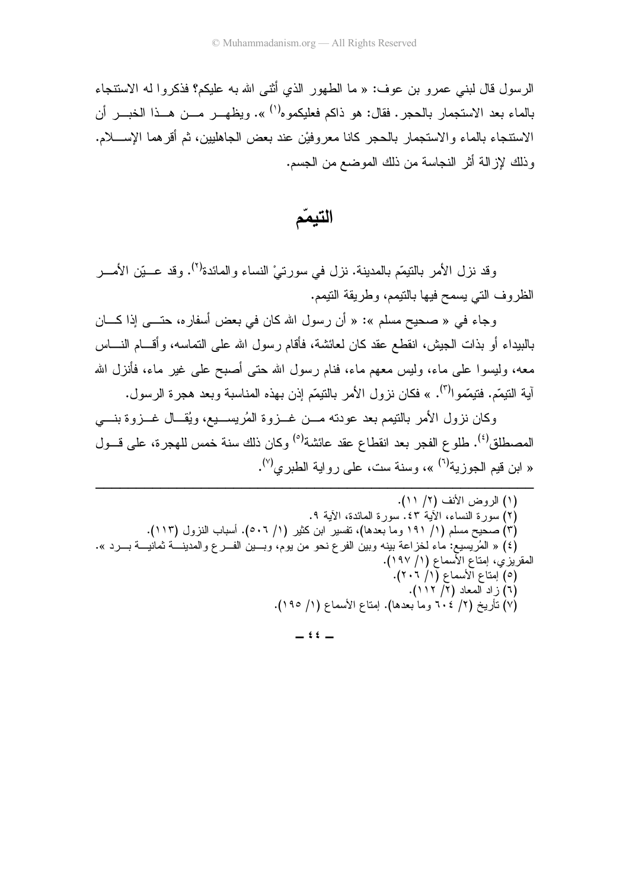الرسول قال لبني عمرو بن عوف: « ما الطهور الذي أثنى الله به عليكم؟ فذكروا له الاستنجاء بالماء بعد الاستجمار بالحجر. فقال: هو ذاكم فعليكموه[١] ». ويظهر من هذا الخبر أن الاستنجاء بالماء والاستجمار بالحجر كانا معروفيْن عند بعض الجاهليين، ثم أقرهما الإسلام. وذلك لإزالة أثر النجاسة من ذلك الموضع من الجسم.

## التيمّم

وقد نزل الأمر بالتيمّم بالمدينة. نزل في سورتيْ النساء والمائدة[٢]. وقد عيّن الأمر الظروف التي يسمح فيها بالتيمم، وطريقة التيمم.

وجاء في « صحيح مسلم »: « أن رسول الله كان في بعض أسفاره، حتى إذا كان بالبيداء أو بذات الجيش، انقطع عقد كان لعائشة، فأقام رسول الله على التماسه، وأقام الناس معه، وليسوا على ماء، وليس معهم ماء، فنام رسول الله حتى أصبح على غير ماء، فأنزل الله آية التيمّم. فتيمّموا[٣]. » فكان نزول الأمر بالتيمّم إذن بهذه المناسبة وبعد هجرة الرسول.

وكان نزول الأمر بالتيمم بعد عودته من غزوة المُريسيع، ويُقال غزوة بني المصطلق[٤]. طلوع الفجر بعد انقطاع عقد عائشة[٥] وكان ذلك سنة خمس للهجرة، على قول « ابن قيم الجوزية[٦] »، وسنة ست، على رواية الطبري[٧].

---

(١) الروض الأنف (٢/ ١١).

(٢) سورة النساء، الآية ٤٣. سورة المائدة، الآية ٩.

(٣) صحيح مسلم (١/ ١٩١ وما بعدها)، تفسير ابن كثير (١/ ٥٠٦). أسباب النزول (١١٣).

(٤) « المُريسيع: ماء لخزاعة بينه وبين الفرع نحو من يوم، وبين الفرع والمدينة ثمانية برد ». المقريزي، إمتاع الأسماع (١/ ١٩٧).

(٥) إمتاع الأسماع (١/ ٢٠٦).

(٦) زاد المعاد (٢/ ١١٢).

(٧) تأريخ (٢/ ٦٠٤ وما بعدها). إمتاع الأسماع (١/ ١٩٥).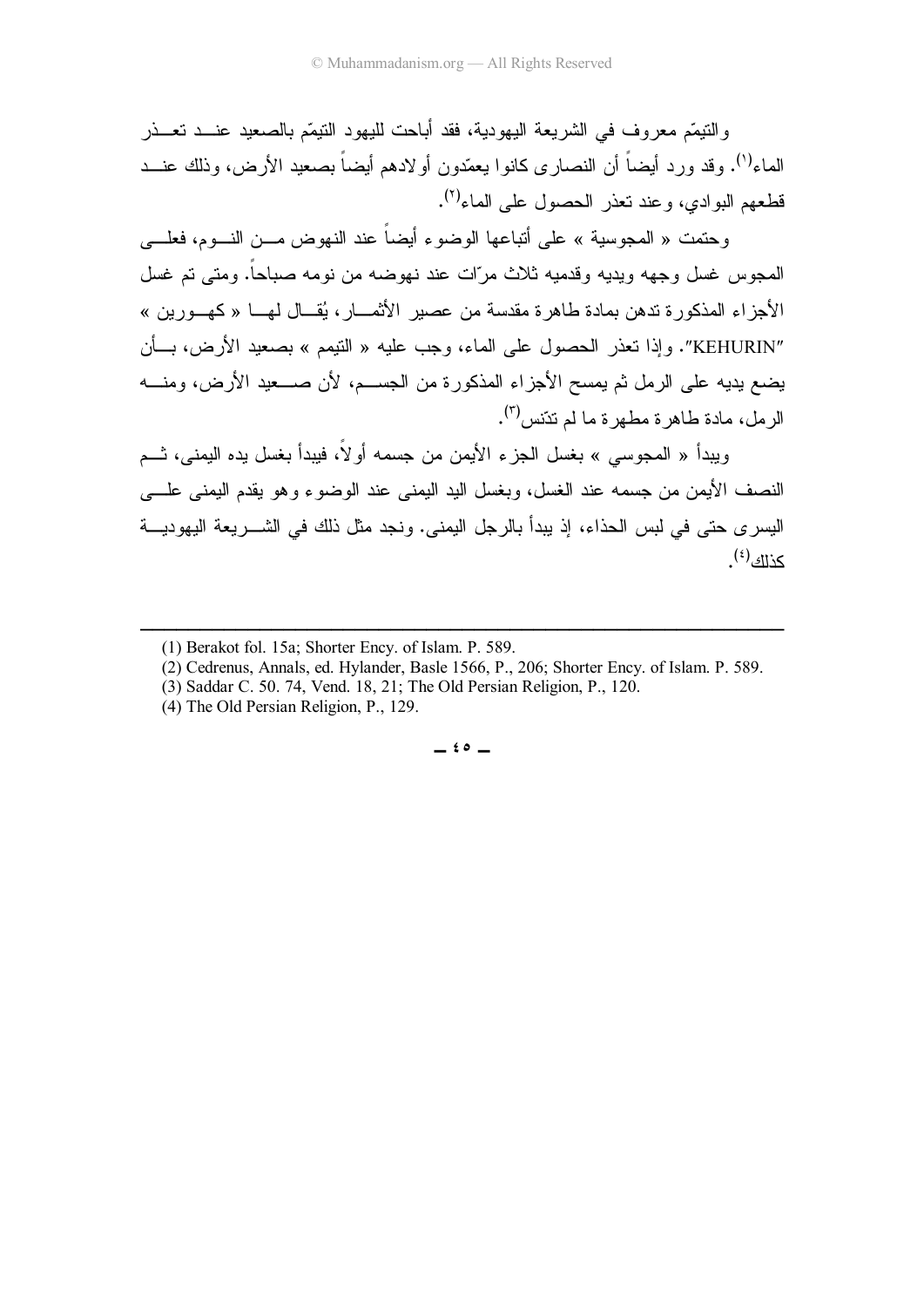والتيمّم معروف في الشريعة اليهودية، فقد أباحت لليهود التيمّم بالصعيد عند تعذر الماء[١]. وقد ورد أيضاً أن النصارى كانوا يعمّدون أولادهم أيضاً بصعيد الأرض، وذلك عند قطعهم البوادي، وعند تعذر الحصول على الماء[٢].

وحتمت « المجوسية » على أتباعها الوضوء أيضاً عند النهوض من النوم، فعلى المجوس غسل وجهه ويديه وقدميه ثلاث مرّات عند نهوضه من نومه صباحاً. ومتى تم غسل الأجزاء المذكورة تدهن بمادة طاهرة مقدسة من عصير الأثمار، يُقال لها « كهورين » "KEHURIN". وإذا تعذر الحصول على الماء، وجب عليه « التيمم » بصعيد الأرض، بأن يضع يديه على الرمل ثم يمسح الأجزاء المذكورة من الجسم، لأن صعيد الأرض، ومنه الرمل، مادة طاهرة مطهرة ما لم تدّنس[٣].

ويبدأ « المجوسي » بغسل الجزء الأيمن من جسمه أولاً، فيبدأ بغسل يده اليمنى، ثم النصف الأيمن من جسمه عند الغسل، وبغسل اليد اليمنى عند الوضوء وهو يقدم اليمنى على اليسرى حتى في لبس الحذاء، إذ يبدأ بالرجل اليمنى. ونجد مثل ذلك في الشريعة اليهودية كذلك[٤].

---

(1) Berakot fol. 15a; Shorter Ency. of Islam. P. 589.

(2) Cedrenus, Annals, ed. Hylander, Basle 1566, P., 206; Shorter Ency. of Islam. P. 589.

(3) Saddar C. 50. 74, Vend. 18, 21; The Old Persian Religion, P., 120.

(4) The Old Persian Religion, P., 129.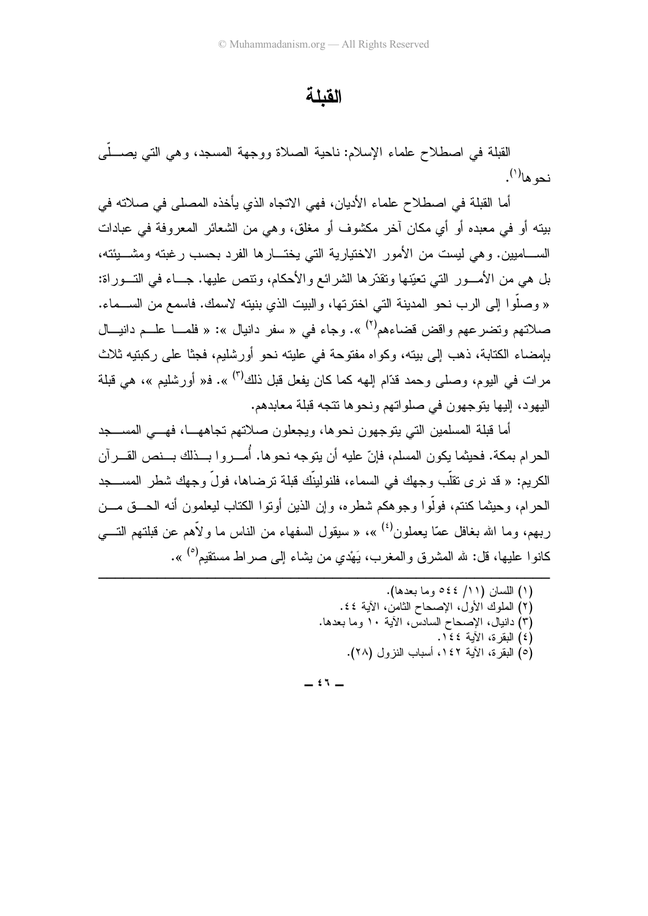# القبلة

القبلة في اصطلاح علماء الإسلام: ناحية الصلاة ووجهة المسجد، وهي التي يصلّى نحوها[١].

أما القبلة في اصطلاح علماء الأديان، فهي الاتجاه الذي يأخذه المصلى في صلاته في بيته أو في معبده أو أي مكان آخر مكشوف أو مغلق، وهي من الشعائر المعروفة في عبادات الساميين. وهي ليست من الأمور الاختيارية التي يختارها الفرد بحسب رغبته ومشيئته، بل هي من الأمور التي تعيّنها وتقدّرها الشرائع والأحكام، وتنص عليها. جاء في التوراة: « وصلّوا إلى الرب نحو المدينة التي اخترتها، والبيت الذي بنيته لاسمك. فاسمع من السماء. صلاتهم وتضرعهم واقض قضاءهم[٢] ». وجاء في « سفر دانيال »: « فلما علم دانيال بإمضاء الكتابة، ذهب إلى بيته، وكواه مفتوحة في عليته نحو أورشليم، فجثا على ركبتيه ثلاث مرات في اليوم، وصلى وحمد قدّام إلهه كما كان يفعل قبل ذلك[٣] ». فـ« أورشليم »، هي قبلة اليهود، إليها يتوجهون في صلواتهم ونحوها تتجه قبلة معابدهم.

أما قبلة المسلمين التي يتوجهون نحوها، ويجعلون صلاتهم تجاهها، فهي المسجد الحرام بمكة. فحيثما يكون المسلم، فإنّ عليه أن يتوجه نحوها. أُمروا بذلك بنص القرآن الكريم: « قد نرى تقلّب وجهك في السماء، فلنولينّك قبلة ترضاها، فولّ وجهك شطر المسجد الحرام، وحيثما كنتم، فولّوا وجوهكم شطره، وإن الذين أوتوا الكتاب ليعلمون أنه الحق من ربهم، وما الله بغافل عمّا يعملون[٤] »، « سيقول السفهاء من الناس ما ولاّهم عن قبلتهم التي كانوا عليها، قل: لله المشرق والمغرب، يَهْدي من يشاء إلى صراط مستقيم[٥] ».

---

(١) اللسان (١١/ ٥٤٤ وما بعدها).
(٢) الملوك الأول، الإصحاح الثامن، الآية ٤٤.
(٣) دانيال، الإصحاح السادس، الآية ١٠ وما بعدها.
(٤) البقرة، الآية ١٤٤.
(٥) البقرة، الآية ١٤٢، أسباب النزول (٢٨).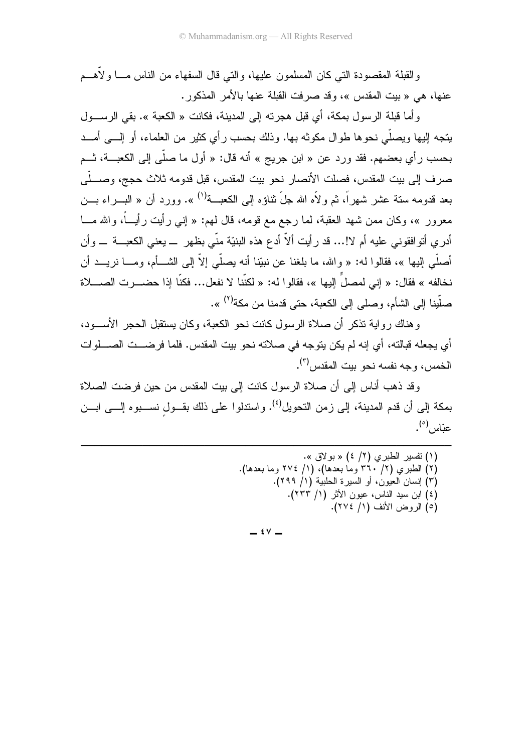والقبلة المقصودة التي كان المسلمون عليها، والتي قال السفهاء من الناس ما ولاّهم عنها، هي « بيت المقدس »، وقد صرفت القبلة عنها بالأمر المذكور.

وأما قبلة الرسول بمكة، أي قبل هجرته إلى المدينة، فكانت « الكعبة ». بقي الرسول يتجه إليها ويصلّي نحوها طوال مكوثه بها. وذلك بحسب رأي كثير من العلماء، أو إلى أمد بحسب رأي بعضهم. فقد ورد عن « ابن جريج » أنه قال: « أول ما صلّى إلى الكعبة، ثم صرف إلى بيت المقدس، فصلت الأنصار نحو بيت المقدس، قبل قدومه ثلاث حجج، وصلّى بعد قدومه ستة عشر شهراً، ثم ولاّه الله جلّ ثناؤه إلى الكعبة[1] ». وورد أن « البراء بن معرور »، وكان ممن شهد العقبة، لما رجع مع قومه، قال لهم: « إني رأيت رأياً، والله ما أدري أتوافقوني عليه أم لا!... قد رأيت ألاّ أدع هذه البنيّة منّي بظهر ــ يعني الكعبة ــ وأن أصلّي إليها »، فقالوا له: « والله، ما بلغنا عن نبيّنا أنه يصلّي إلاّ إلى الشأم، وما نريد أن نخالفه » فقال: « إني لمصلٍّ إليها »، فقالوا له: « لكنّا لا نفعل... فكنّا إذا حضرت الصلاة صلّينا إلى الشأم، وصلى إلى الكعبة، حتى قدمنا من مكة[2] ».

وهناك رواية تذكر أن صلاة الرسول كانت نحو الكعبة، وكان يستقبل الحجر الأسود، أي يجعله قبالته، أي إنه لم يكن يتوجه في صلاته نحو بيت المقدس. فلما فرضت الصلوات الخمس، وجه نفسه نحو بيت المقدس[3].

وقد ذهب أناس إلى أن صلاة الرسول كانت إلى بيت المقدس من حين فرضت الصلاة بمكة إلى أن قدم المدينة، إلى زمن التحويل[4]. واستدلوا على ذلك بقولٍ نسبوه إلى ابن عبّاس[5].

---

(١) تفسير الطبري (٢/ ٤) « بولاق ».
(٢) الطبري (٢/ ٣٦٠ وما بعدها)، (١/ ٢٧٤ وما بعدها).
(٣) إنسان العيون، أو السيرة الحلبية (١/ ٢٩٩).
(٤) ابن سيد الناس، عيون الأثر (١/ ٢٣٣).
(٥) الروض الأنف (١/ ٢٧٤).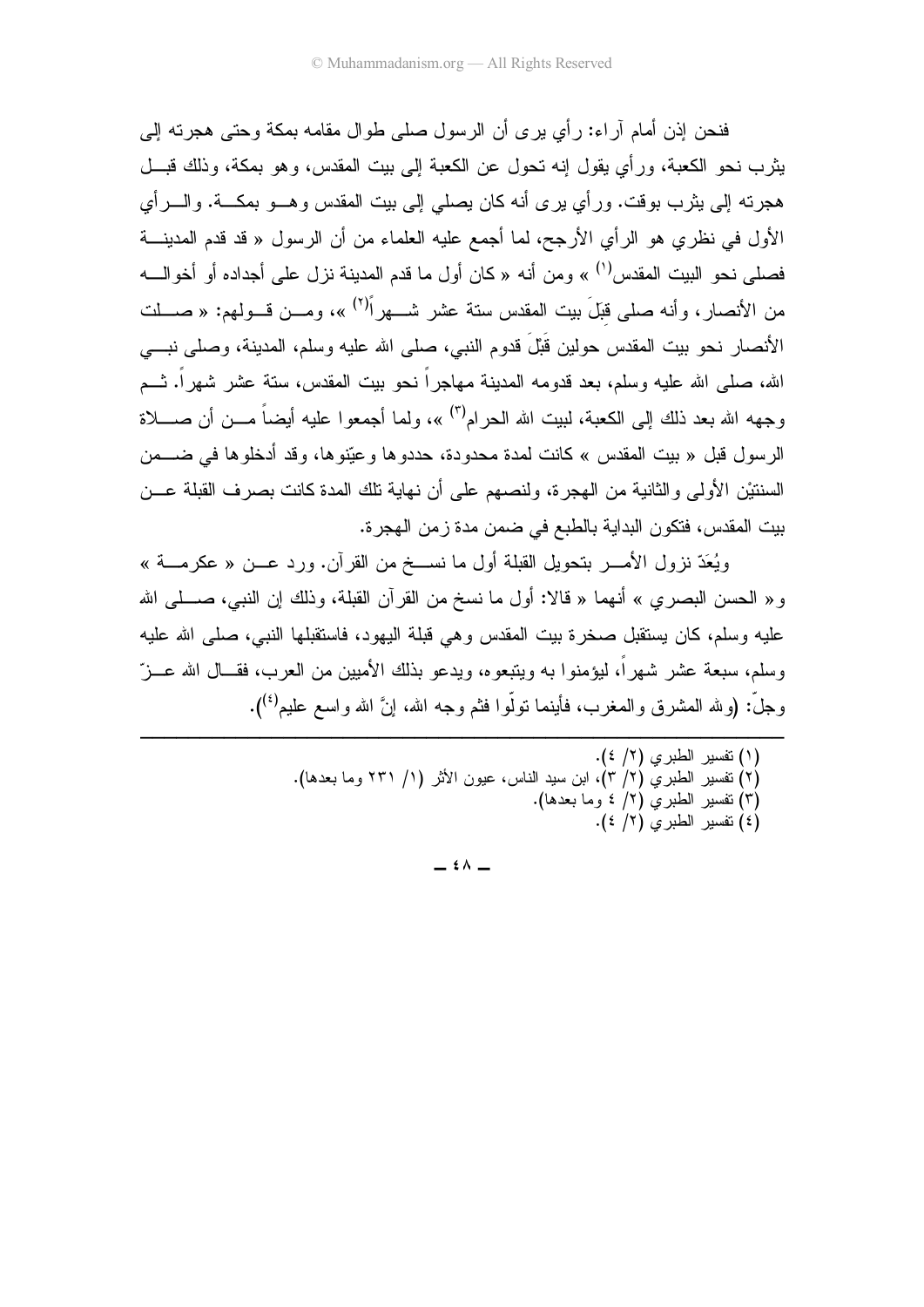فنحن إذن أمام آراء: رأي يرى أن الرسول صلى طوال مقامه بمكة وحتى هجرته إلى يثرب نحو الكعبة، ورأي يقول إنه تحول عن الكعبة إلى بيت المقدس، وهو بمكة، وذلك قبل هجرته إلى يثرب بوقت. ورأي يرى أنه كان يصلي إلى بيت المقدس وهو بمكة. والرأي الأول في نظري هو الرأي الأرجح، لما أجمع عليه العلماء من أن الرسول « قد قدم المدينة فصلى نحو البيت المقدس[1] » ومن أنه « كان أول ما قدم المدينة نزل على أجداده أو أخواله من الأنصار، وأنه صلى قِبَلَ بيت المقدس ستة عشر شهراً[2] »، ومن قولهم: « صلت الأنصار نحو بيت المقدس حولين قَبْلَ قدوم النبي، صلى الله عليه وسلم، المدينة، وصلى نبي الله، صلى الله عليه وسلم، بعد قدومه المدينة مهاجراً نحو بيت المقدس، ستة عشر شهراً. ثم وجهه الله بعد ذلك إلى الكعبة، لبيت الله الحرام[3] »، ولما أجمعوا عليه أيضاً من أن صلاة الرسول قبل « بيت المقدس » كانت لمدة محدودة، حددوها وعيّنوها، وقد أدخلوها في ضمن السنتيْن الأولى والثانية من الهجرة، ولنصهم على أن نهاية تلك المدة كانت بصرف القبلة عن بيت المقدس، فتكون البداية بالطبع في ضمن مدة زمن الهجرة.

ويُعَدّ نزول الأمر بتحويل القبلة أول ما نسخ من القرآن. ورد عن « عكرمة » و« الحسن البصري » أنهما « قالا: أول ما نسخ من القرآن القبلة، وذلك إن النبي، صلى الله عليه وسلم، كان يستقبل صخرة بيت المقدس وهي قبلة اليهود، فاستقبلها النبي، صلى الله عليه وسلم، سبعة عشر شهراً، ليؤمنوا به ويتبعوه، ويدعو بذلك الأميين من العرب، فقال الله عزّ وجلّ: (ولله المشرق والمغرب، فأينما تولّوا فثم وجه الله، إنَّ الله واسع عليم[4]).

---

(١) تفسير الطبري (٢/ ٤).
(٢) تفسير الطبري (٢/ ٣)، ابن سيد الناس، عيون الأثر (١/ ٢٣١ وما بعدها).
(٣) تفسير الطبري (٢/ ٤ وما بعدها).
(٤) تفسير الطبري (٢/ ٤).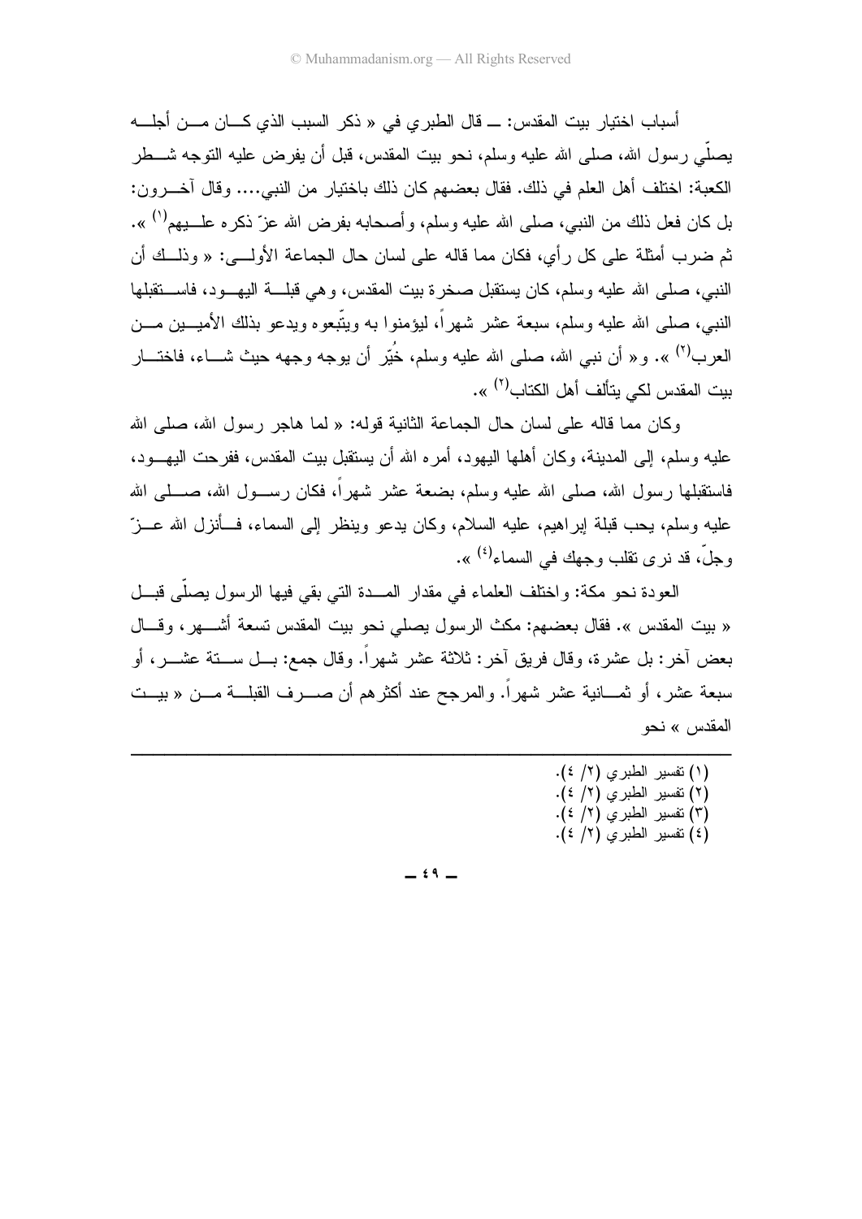أسباب اختيار بيت المقدس: ــ قال الطبري في « ذكر السبب الذي كان من أجله يصلّي رسول الله، صلى الله عليه وسلم، نحو بيت المقدس، قبل أن يفرض عليه التوجه شطر الكعبة: اختلف أهل العلم في ذلك. فقال بعضهم كان ذلك باختيار من النبي.... وقال آخرون: بل كان فعل ذلك من النبي، صلى الله عليه وسلم، وأصحابه بفرض الله عزّ ذكره عليهم[1] ». ثم ضرب أمثلة على كل رأي، فكان مما قاله على لسان حال الجماعة الأولى: « وذلك أن النبي، صلى الله عليه وسلم، كان يستقبل صخرة بيت المقدس، وهي قبلة اليهود، فاستقبلها النبي، صلى الله عليه وسلم، سبعة عشر شهراً، ليؤمنوا به ويتّبعوه ويدعو بذلك الأميين من العرب[2] ». و« أن نبي الله، صلى الله عليه وسلم، خُيّر أن يوجه وجهه حيث شاء، فاختار بيت المقدس لكي يتألف أهل الكتاب[3] ».

وكان مما قاله على لسان حال الجماعة الثانية قوله: « لما هاجر رسول الله، صلى الله عليه وسلم، إلى المدينة، وكان أهلها اليهود، أمره الله أن يستقبل بيت المقدس، ففرحت اليهود، فاستقبلها رسول الله، صلى الله عليه وسلم، بضعة عشر شهراً، فكان رسول الله، صلى الله عليه وسلم، يحب قبلة إبراهيم، عليه السلام، وكان يدعو وينظر إلى السماء، فأنزل الله عزّ وجلّ، قد نرى تقلب وجهك في السماء[4] ».

العودة نحو مكة: واختلف العلماء في مقدار المدة التي بقي فيها الرسول يصلّى قبل « بيت المقدس ». فقال بعضهم: مكث الرسول يصلي نحو بيت المقدس تسعة أشهر، وقال بعض آخر: بل عشرة، وقال فريق آخر: ثلاثة عشر شهراً. وقال جمع: بل ستة عشر، أو سبعة عشر، أو ثمانية عشر شهراً. والمرجح عند أكثرهم أن صرف القبلة من « بيت المقدس » نحو

---

(١) تفسير الطبري (٢/ ٤).
(٢) تفسير الطبري (٢/ ٤).
(٣) تفسير الطبري (٢/ ٤).
(٤) تفسير الطبري (٢/ ٤).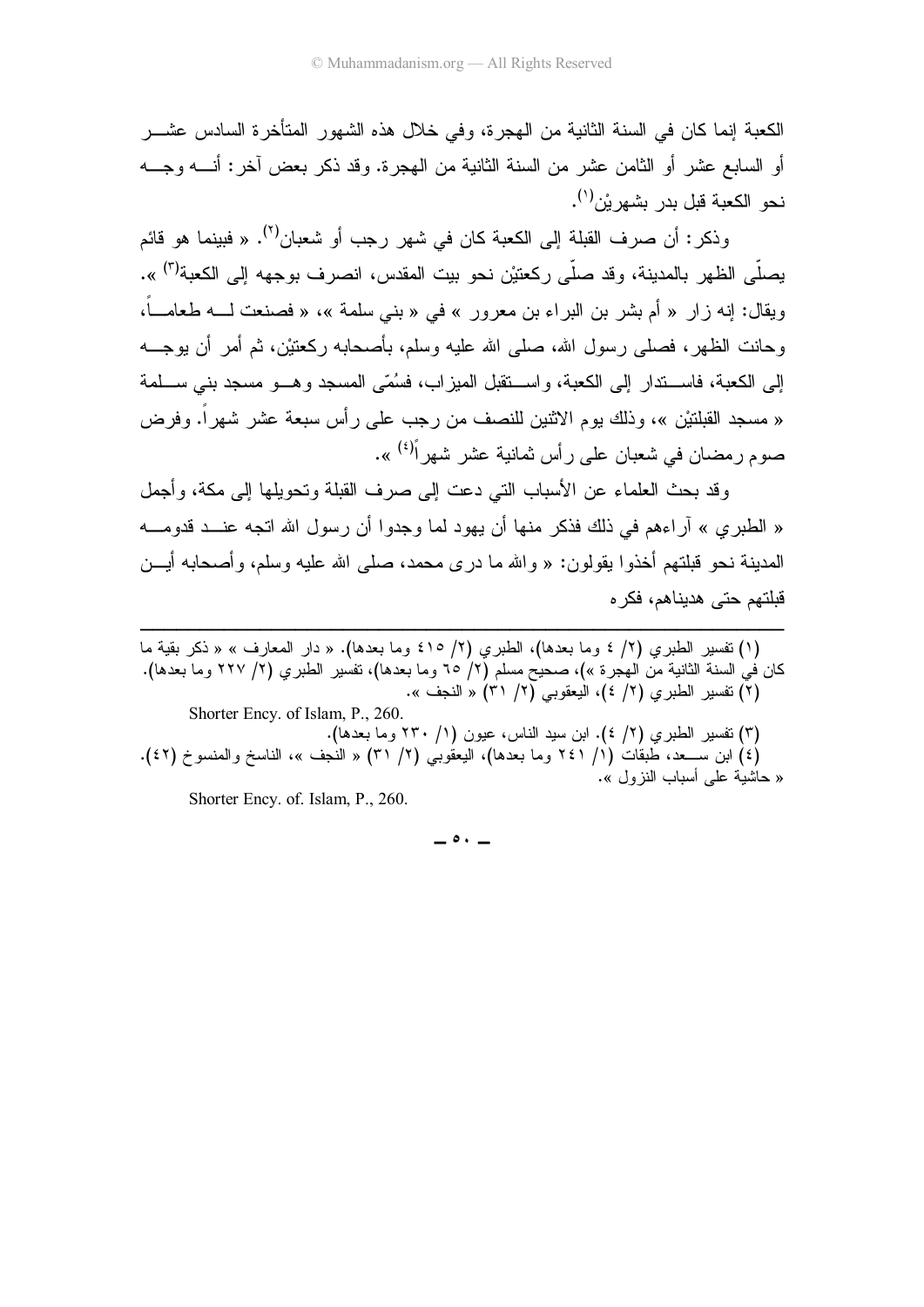الكعبة إنما كان في السنة الثانية من الهجرة، وفي خلال هذه الشهور المتأخرة السادس عشر أو السابع عشر أو الثامن عشر من السنة الثانية من الهجرة. وقد ذكر بعض آخر: أنه وجه نحو الكعبة قبل بدر بشهريْن[١].

وذكر: أن صرف القبلة إلى الكعبة كان في شهر رجب أو شعبان[٢]. « فبينما هو قائم يصلّي الظهر بالمدينة، وقد صلّى ركعتيْن نحو بيت المقدس، انصرف بوجهه إلى الكعبة[٣] ». ويقال: إنه زار « أم بشر بن البراء بن معرور » في « بني سلمة »، « فصنعت له طعاماً، وحانت الظهر، فصلى رسول الله، صلى الله عليه وسلم، بأصحابه ركعتيْن، ثم أمر أن يوجه إلى الكعبة، فاستدار إلى الكعبة، واستقبل الميزاب، فسُمّي المسجد وهو مسجد بني سلمة « مسجد القبلتيْن »، وذلك يوم الاثنين للنصف من رجب على رأس سبعة عشر شهراً. وفرض صوم رمضان في شعبان على رأس ثمانية عشر شهراً[٤] ».

وقد بحث العلماء عن الأسباب التي دعت إلى صرف القبلة وتحويلها إلى مكة، وأجمل « الطبري » آراءهم في ذلك فذكر منها أن يهود لما وجدوا أن رسول الله اتجه عند قدومه المدينة نحو قبلتهم أخذوا يقولون: « والله ما درى محمد، صلى الله عليه وسلم، وأصحابه أين قبلتهم حتى هديناهم، فكره

---

(١) تفسير الطبري (٢/ ٤ وما بعدها)، الطبري (٢/ ٤١٥ وما بعدها). « دار المعارف » « ذكر بقية ما كان في السنة الثانية من الهجرة »)، صحيح مسلم (٢/ ٦٥ وما بعدها)، تفسير الطبري (٢/ ٢٢٧ وما بعدها).

(٢) تفسير الطبري (٢/ ٤)، اليعقوبي (٢/ ٣١) « النجف ».
Shorter Ency. of Islam, P., 260.

(٣) تفسير الطبري (٢/ ٤). ابن سيد الناس، عيون (١/ ٢٣٠ وما بعدها).

(٤) ابن سعد، طبقات (١/ ٢٤١ وما بعدها)، اليعقوبي (٢/ ٣١) « النجف »، الناسخ والمنسوخ (٤٢). « حاشية على أسباب النزول ».
Shorter Ency. of. Islam, P., 260.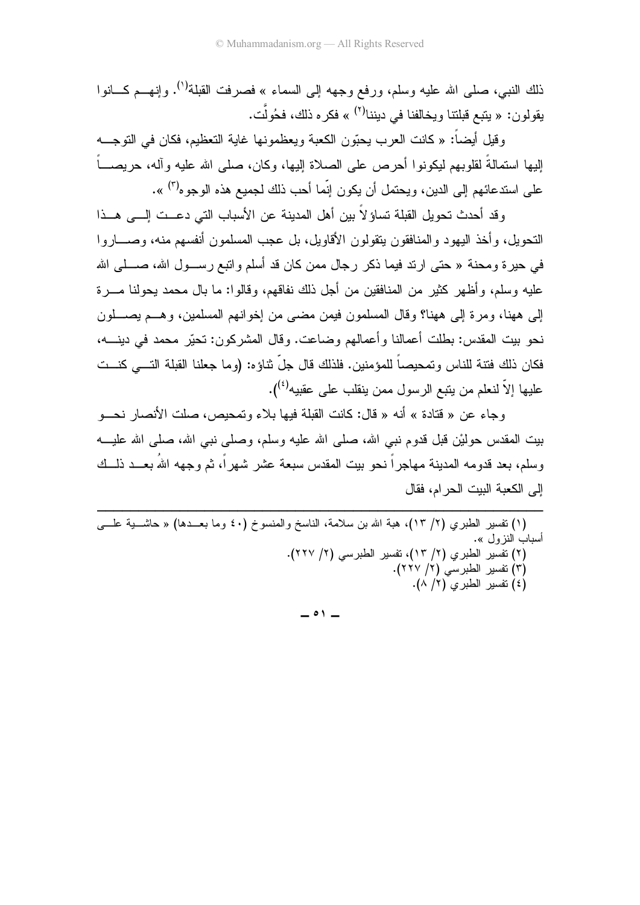ذلك النبي، صلى الله عليه وسلم، ورفع وجهه إلى السماء » فصرفت القبلة[1]. وإنهم كانوا يقولون: « يتبع قبلتنا ويخالفنا في ديننا[2] » فكره ذلك، فحُولت.

وقيل أيضاً: « كانت العرب يحبّون الكعبة ويعظمونها غاية التعظيم، فكان في التوجه إليها استمالةً لقلوبهم ليكونوا أحرص على الصلاة إليها، وكان، صلى الله عليه وآله، حريصاً على استدعائهم إلى الدين، ويحتمل أن يكون إنّما أحب ذلك لجميع هذه الوجوه[3] ».

وقد أحدث تحويل القبلة تساؤلاً بين أهل المدينة عن الأسباب التي دعت إلى هذا التحويل، وأخذ اليهود والمنافقون يتقولون الأقاويل، بل عجب المسلمون أنفسهم منه، وصاروا في حيرة ومحنة « حتى ارتد فيما ذكر رجال ممن كان قد أسلم واتبع رسول الله، صلى الله عليه وسلم، وأظهر كثير من المنافقين من أجل ذلك نفاقهم، وقالوا: ما بال محمد يحولنا مرة إلى ههنا، ومرة إلى ههنا؟ وقال المسلمون فيمن مضى من إخوانهم المسلمين، وهم يصلون نحو بيت المقدس: بطلت أعمالنا وأعمالهم وضاعت. وقال المشركون: تحيّر محمد في دينه، فكان ذلك فتنة للناس وتمحيصاً للمؤمنين. فلذلك قال جلّ ثناؤه: (وما جعلنا القبلة التي كنت عليها إلاّ لنعلم من يتبع الرسول ممن ينقلب على عقبيه[4]).

وجاء عن « قتادة » أنه « قال: كانت القبلة فيها بلاء وتمحيص، صلت الأنصار نحو بيت المقدس حولَيْن قبل قدوم نبي الله، صلى الله عليه وسلم، وصلى نبي الله، صلى الله عليه وسلم، بعد قدومه المدينة مهاجراً نحو بيت المقدس سبعة عشر شهراً، ثم وجهه اللهُ بعد ذلك إلى الكعبة البيت الحرام، فقال

---

(١) تفسير الطبري (٢/ ١٣)، هبة الله بن سلامة، الناسخ والمنسوخ (٤٠ وما بعدها) « حاشية على أسباب النزول ».

(٢) تفسير الطبري (٢/ ١٣)، تفسير الطبرسي (٢/ ٢٢٧).

(٣) تفسير الطبرسي (٢/ ٢٢٧).

(٤) تفسير الطبري (٢/ ٨).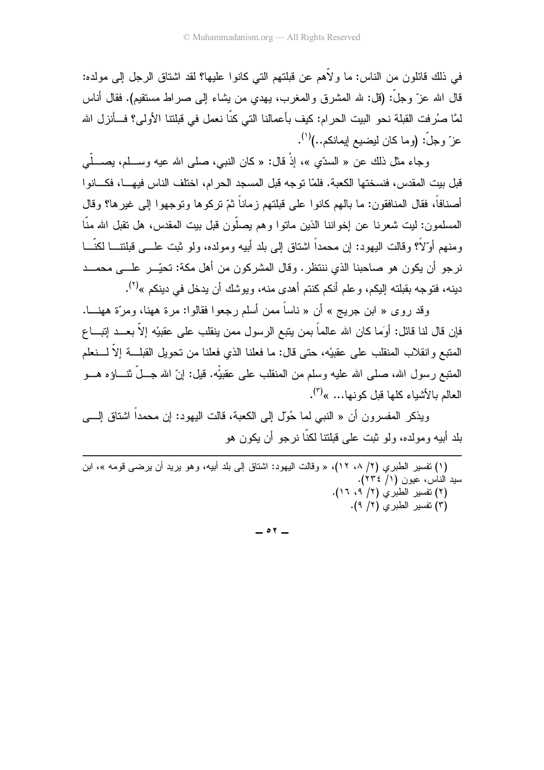في ذلك قائلون من الناس: ما ولاّهم عن قبلتهم التي كانوا عليها؟ لقد اشتاق الرجل إلى مولده: قال الله عزّ وجلّ: (قل: لله المشرق والمغرب، يهدي من يشاء إلى صراط مستقيم). فقال أناس لمّا صُرفت القبلة نحو البيت الحرام: كيف بأعمالنا التي كنّا نعمل في قبلتنا الأولى؟ فأنزل الله عزّ وجلّ: (وما كان ليضيع إيمانكم..)[1].

وجاء مثل ذلك عن « السدّي »، إذْ قال: « كان النبي، صلى الله عيه وسلم، يصلّي قبل بيت المقدس، فنسختها الكعبة. فلمّا توجه قبل المسجد الحرام، اختلف الناس فيها، فكانوا أصنافاً، فقال المنافقون: ما بالهم كانوا على قبلتهم زماناً ثمّ تركوها وتوجهوا إلى غيرها؟ وقال المسلمون: ليت شعرنا عن إخواننا الذين ماتوا وهم يصلّون قبل بيت المقدس، هل تقبل الله منّا ومنهم أوّلاً؟ وقالت اليهود: إن محمداً اشتاق إلى بلد أبيه ومولده، ولو ثبت على قبلتنا لكنّا نرجو أن يكون هو صاحبنا الذي ننتظر. وقال المشركون من أهل مكة: تحيّر على محمد دينه، فتوجه بقبلته إليكم، وعلم أنكم كنتم أهدى منه، ويوشك أن يدخل في دينكم »[2].

وقد روى « ابن جريج » أن « ناساً ممن أسلم رجعوا فقالوا: مرة ههنا، ومرّة ههنا. فإن قال لنا قائل: أوَما كان الله عالماً بمن يتبع الرسول ممن ينقلب على عقبيْه إلاّ بعد إتباع المتبع وانقلاب المنقلب على عقبيْه، حتى قال: ما فعلنا الذي فعلنا من تحويل القبلة إلاّ لنعلم المتبع رسول الله، صلى الله عليه وسلم من المنقلب على عقبيْه. قيل: إنّ الله جلّ ثناؤه هو العالم بالأشياء كلها قبل كونها... »[3].

ويذكر المفسرون أن « النبي لما حُوّل إلى الكعبة، قالت اليهود: إن محمداً اشتاق إلى بلد أبيه ومولده، ولو ثبت على قبلتنا لكنّا نرجو أن يكون هو

---

(١) تفسير الطبري (٢/ ٨، ١٢)، « وقالت اليهود: اشتاق إلى بلد أبيه، وهو يريد أن يرضى قومه »، ابن سيد الناس، عيون (١/ ٢٣٤).

(٢) تفسير الطبري (٢/ ٩، ١٦).

(٣) تفسير الطبري (٢/ ٩).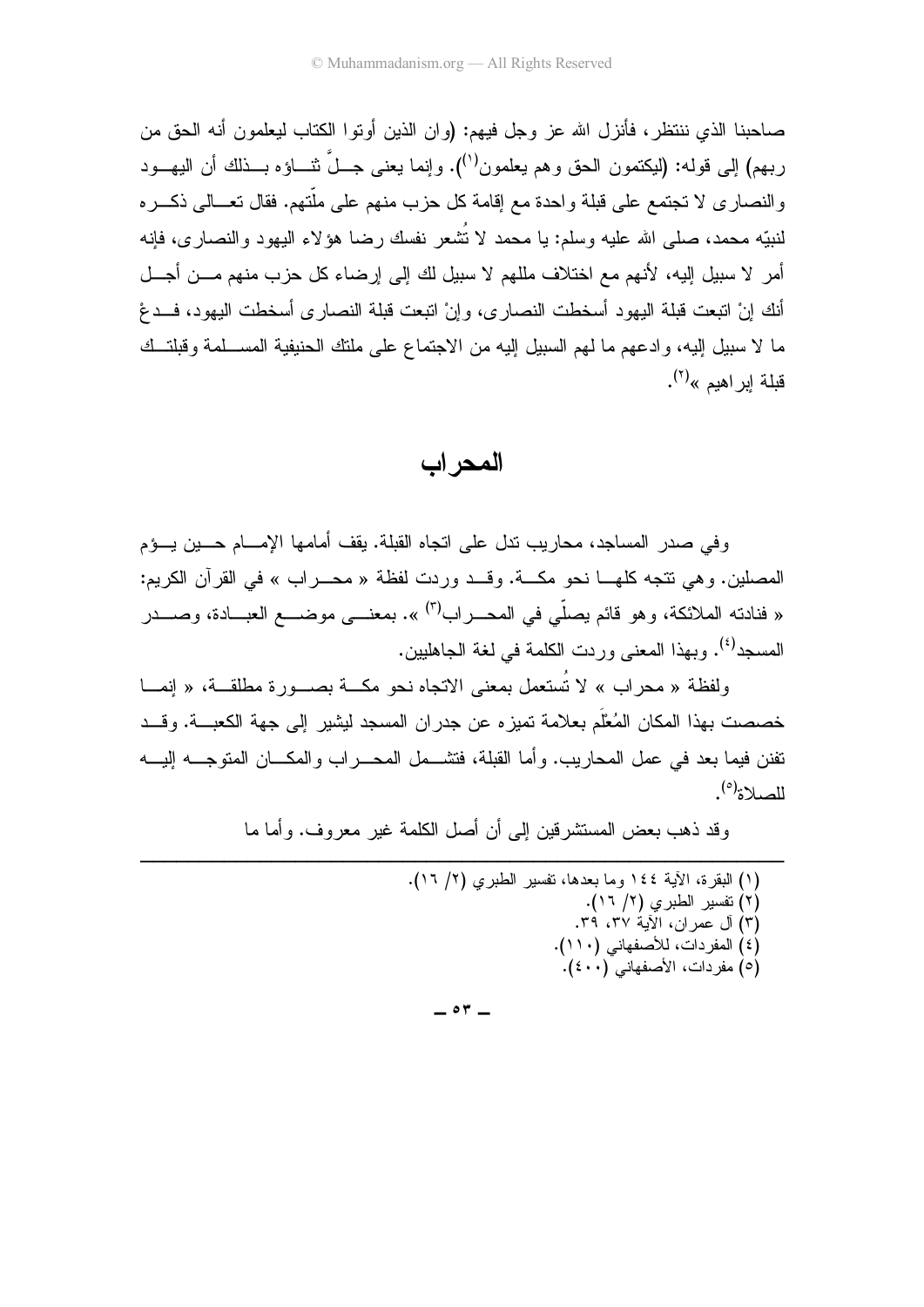صاحبنا الذي ننتظر، فأنزل الله عز وجل فيهم: (وان الذين أوتوا الكتاب ليعلمون أنه الحق من ربهم) إلى قوله: (ليكتمون الحق وهم يعلمون[١]). وإنما يعني جلَّ ثناؤه بذلك أن اليهود والنصارى لا تجتمع على قبلة واحدة مع إقامة كل حزب منهم على ملّتهم. فقال تعالى ذكره لنبيّه محمد، صلى الله عليه وسلم: يا محمد لا تُشعر نفسك رضا هؤلاء اليهود والنصارى، فإنه أمر لا سبيل إليه، لأنهم مع اختلاف مللهم لا سبيل لك إلى إرضاء كل حزب منهم من أجل أنك إنْ اتبعت قبلة اليهود أسخطت النصارى، وإنْ اتبعت قبلة النصارى أسخطت اليهود، فدعْ ما لا سبيل إليه، وادعهم ما لهم السبيل إليه من الاجتماع على ملتك الحنيفية المسلمة وقبلتك قبلة إبراهيم »[٢].

## المحراب

وفي صدر المساجد، محاريب تدل على اتجاه القبلة. يقف أمامها الإمام حين يؤم المصلين. وهي تتجه كلها نحو مكة. وقد وردت لفظة « محراب » في القرآن الكريم: « فنادته الملائكة، وهو قائم يصلّي في المحراب[٣] ». بمعنى موضع العبادة، وصدر المسجد[٤]. وبهذا المعنى وردت الكلمة في لغة الجاهليين.

ولفظة « محراب » لا تُستعمل بمعنى الاتجاه نحو مكة بصورة مطلقة، « إنما خصصت بهذا المكان المُعْلَم بعلامة تميزه عن جدران المسجد ليشير إلى جهة الكعبة. وقد تفنن فيما بعد في عمل المحاريب. وأما القبلة، فتشمل المحراب والمكان المتوجه إليه للصلاة[٥].

وقد ذهب بعض المستشرقين إلى أن أصل الكلمة غير معروف. وأما ما

---

(١) البقرة، الآية ١٤٤ وما بعدها، تفسير الطبري (٢/ ١٦).
(٢) تفسير الطبري (٢/ ١٦).
(٣) آل عمران، الآية ٣٧، ٣٩.
(٤) المفردات، للأصفهاني (١١٠).
(٥) مفردات، الأصفهاني (٤٠٠).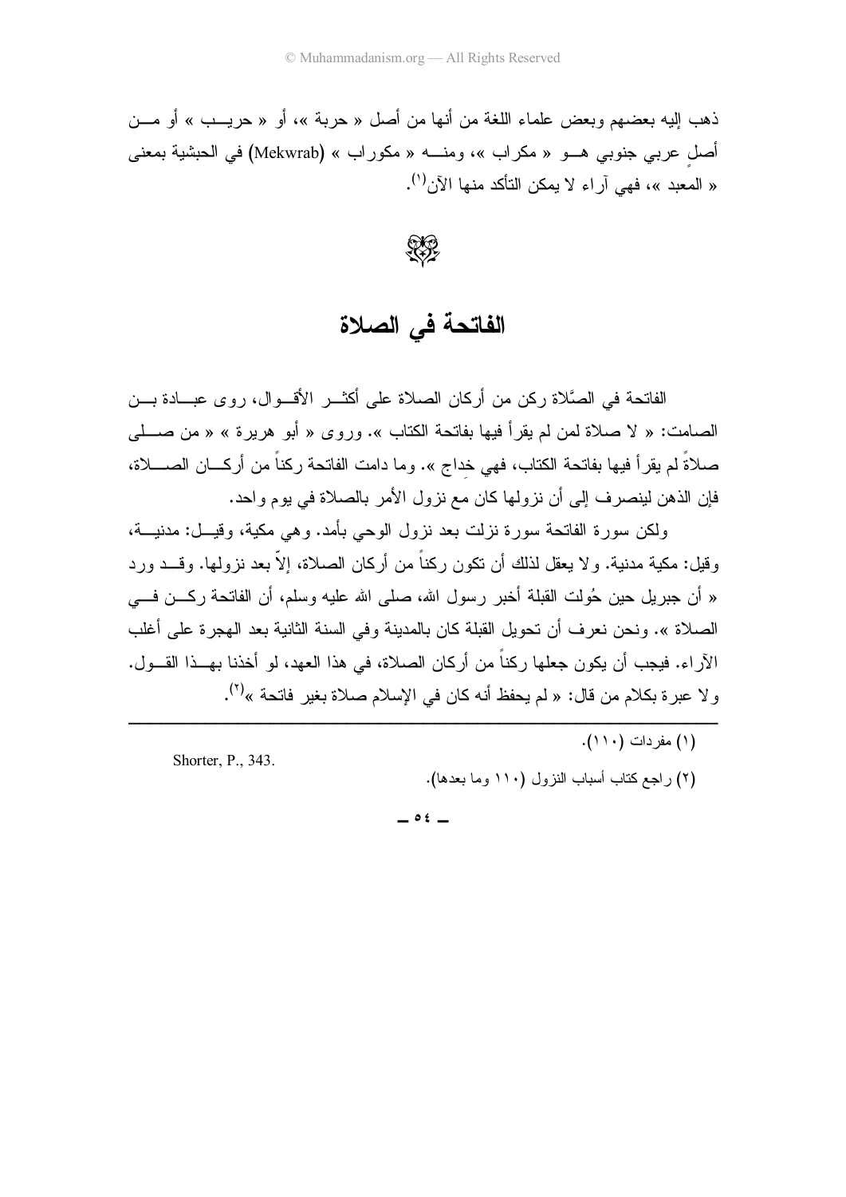ذهب إليه بعضهم وبعض علماء اللغة من أنها من أصل « حربة »، أو « حريب » أو من أصلٍ عربي جنوبي هو « مكراب »، ومنه « مكوراب » (Mekwrab) في الحبشية بمعنى « المعبد »، فهي آراء لا يمكن التأكد منها الآن[1].

## الفاتحة في الصلاة

الفاتحة في الصَّلاة ركن من أركان الصلاة على أكثر الأقوال، روى عبادة بن الصامت: « لا صلاة لمن لم يقرأ فيها بفاتحة الكتاب ». وروى « أبو هريرة » « من صلى صلاةً لم يقرأ فيها بفاتحة الكتاب، فهي خِداج ». وما دامت الفاتحة ركناً من أركان الصلاة، فإن الذهن لينصرف إلى أن نزولها كان مع نزول الأمر بالصلاة في يوم واحد.

ولكن سورة الفاتحة سورة نزلت بعد نزول الوحي بأمد. وهي مكية، وقيل: مدنية، وقيل: مكية مدنية. ولا يعقل لذلك أن تكون ركناً من أركان الصلاة، إلاّ بعد نزولها. وقد ورد « أن جبريل حين حُولت القبلة أخبر رسول الله، صلى الله عليه وسلم، أن الفاتحة ركن في الصلاة ». ونحن نعرف أن تحويل القبلة كان بالمدينة وفي السنة الثانية بعد الهجرة على أغلب الآراء. فيجب أن يكون جعلها ركناً من أركان الصلاة، في هذا العهد، لو أخذنا بهذا القول. ولا عبرة بكلام من قال: « لم يحفظ أنه كان في الإسلام صلاة بغير فاتحة »[2].

---

(١) مفردات (١١٠). Shorter, P., 343.

(٢) راجع كتاب أسباب النزول (١١٠ وما بعدها).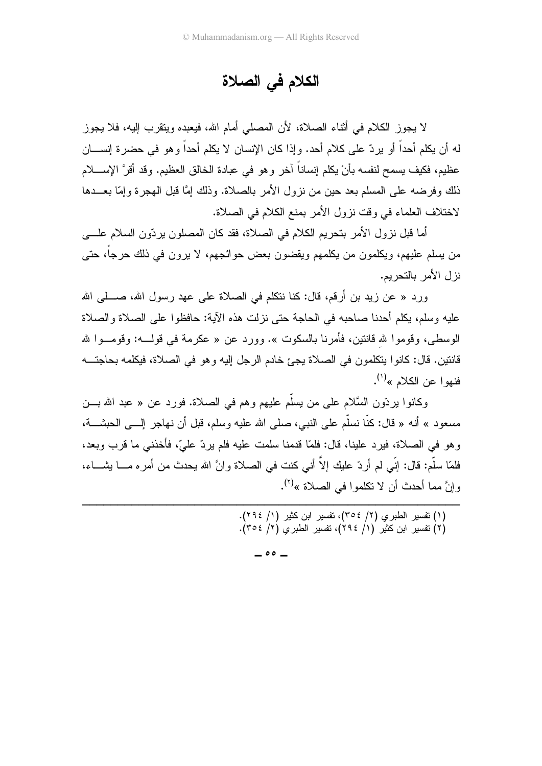# الكلام في الصلاة

لا يجوز الكلام في أثناء الصلاة، لأن المصلي أمام الله، فيعبده ويتقرب إليه، فلا يجوز له أن يكلم أحداً أو يردّ على كلام أحد. وإذا كان الإنسان لا يكلم أحداً وهو في حضرة إنسان عظيم، فكيف يسمح لنفسه بأنْ يكلم إنساناً آخر وهو في عبادة الخالق العظيم. وقد أقرَّ الإسلام ذلك وفرضه على المسلم بعد حين من نزول الأمر بالصلاة. وذلك إمَّا قبل الهجرة وإمّا بعدها لاختلاف العلماء في وقت نزول الأمر بمنع الكلام في الصلاة.

أما قبل نزول الأمر بتحريم الكلام في الصلاة، فقد كان المصلون يردّون السلام على من يسلم عليهم، ويكلمون من يكلمهم ويقضون بعض حوائجهم، لا يرون في ذلك حرجاً، حتى نزل الأمر بالتحريم.

ورد « عن زيد بن أرقم، قال: كنا نتكلم في الصلاة على عهد رسول الله، صلى الله عليه وسلم، يكلم أحدنا صاحبه في الحاجة حتى نزلت هذه الآية: حافظوا على الصلاة والصلاة الوسطى، وقوموا للهِ قانتين، فأمرنا بالسكوت ». وورد عن « عكرمة في قوله: وقوموا لله قانتين. قال: كانوا يتكلمون في الصلاة يجئ خادم الرجل إليه وهو في الصلاة، فيكلمه بحاجته فنهوا عن الكلام »[1].

وكانوا يردّون السَّلام على من يسلّم عليهم وهم في الصلاة. فورد عن « عبد الله بن مسعود » أنه « قال: كنّا نسلّم على النبي، صلى الله عليه وسلم، قبل أن نهاجر إلى الحبشة، وهو في الصلاة، فيرد علينا، قال: فلمّا قدمنا سلمت عليه فلم يردّ عليّ، فأخذني ما قرب وبعد، فلمّا سلّم: قال: إنّي لم أردّ عليك إلاّ أني كنت في الصلاة وانَّ الله يحدث من أمره ما يشاء، وإنَّ مما أحدث أن لا تكلموا في الصلاة »[2].

---

(١) تفسير الطبري (٢/ ٣٥٤)، تفسير ابن كثير (١/ ٢٩٤).
(٢) تفسير ابن كثير (١/ ٢٩٤)، تفسير الطبري (٢/ ٣٥٤).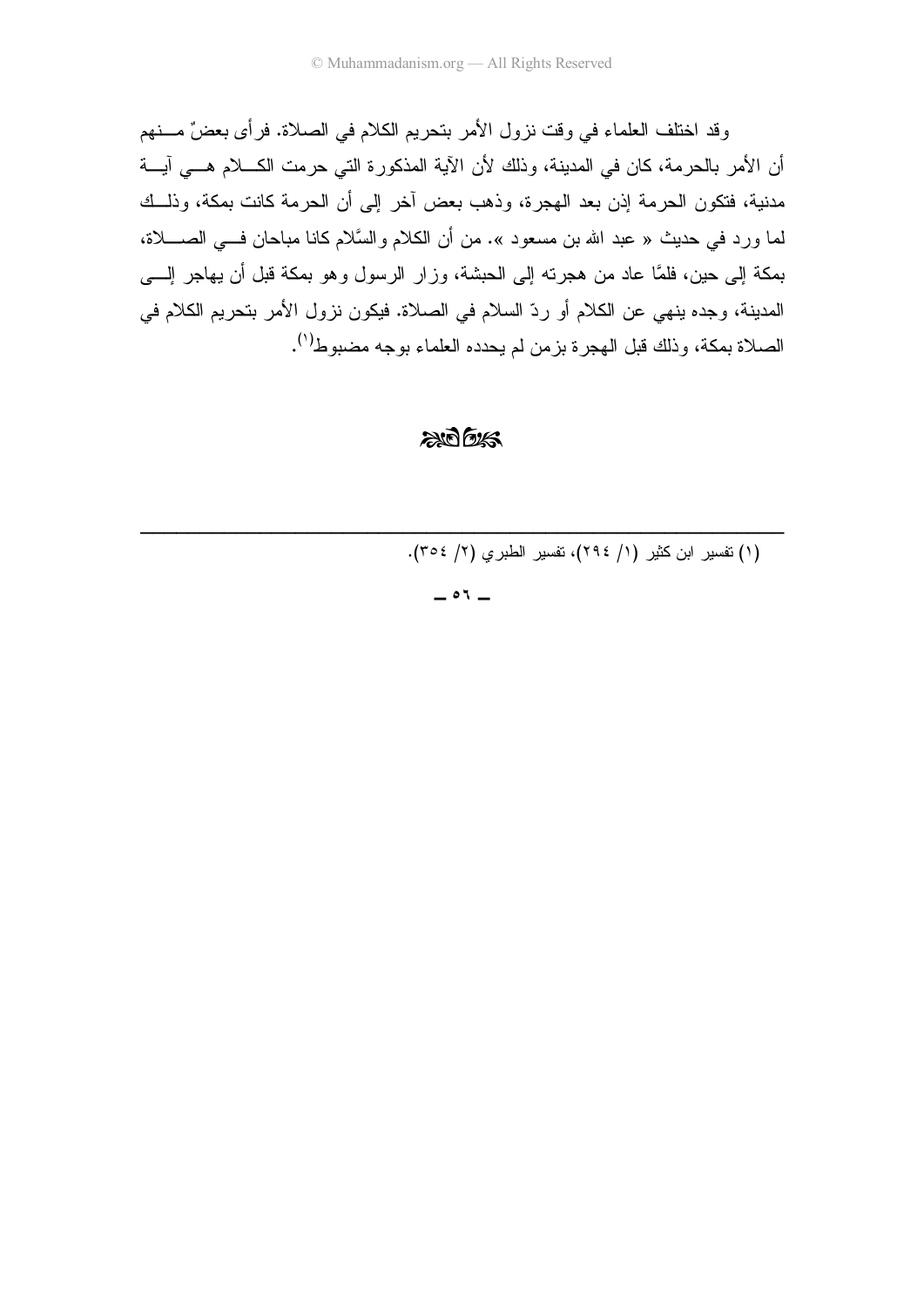وقد اختلف العلماء في وقت نزول الأمر بتحريم الكلام في الصلاة. فرأى بعضٌ منهم أن الأمر بالحرمة، كان في المدينة، وذلك لأن الآية المذكورة التي حرمت الكلام هي آية مدنية، فتكون الحرمة إذن بعد الهجرة، وذهب بعض آخر إلى أن الحرمة كانت بمكة، وذلك لما ورد في حديث « عبد الله بن مسعود ». من أن الكلام والسَّلام كانا مباحان في الصلاة، بمكة إلى حين، فلمَّا عاد من هجرته إلى الحبشة، وزار الرسول وهو بمكة قبل أن يهاجر إلى المدينة، وجده ينهي عن الكلام أو ردّ السلام في الصلاة. فيكون نزول الأمر بتحريم الكلام في الصلاة بمكة، وذلك قبل الهجرة بزمن لم يحدده العلماء بوجه مضبوط[1].

---

(١) تفسير ابن كثير (١/ ٢٩٤)، تفسير الطبري (٢/ ٣٥٤).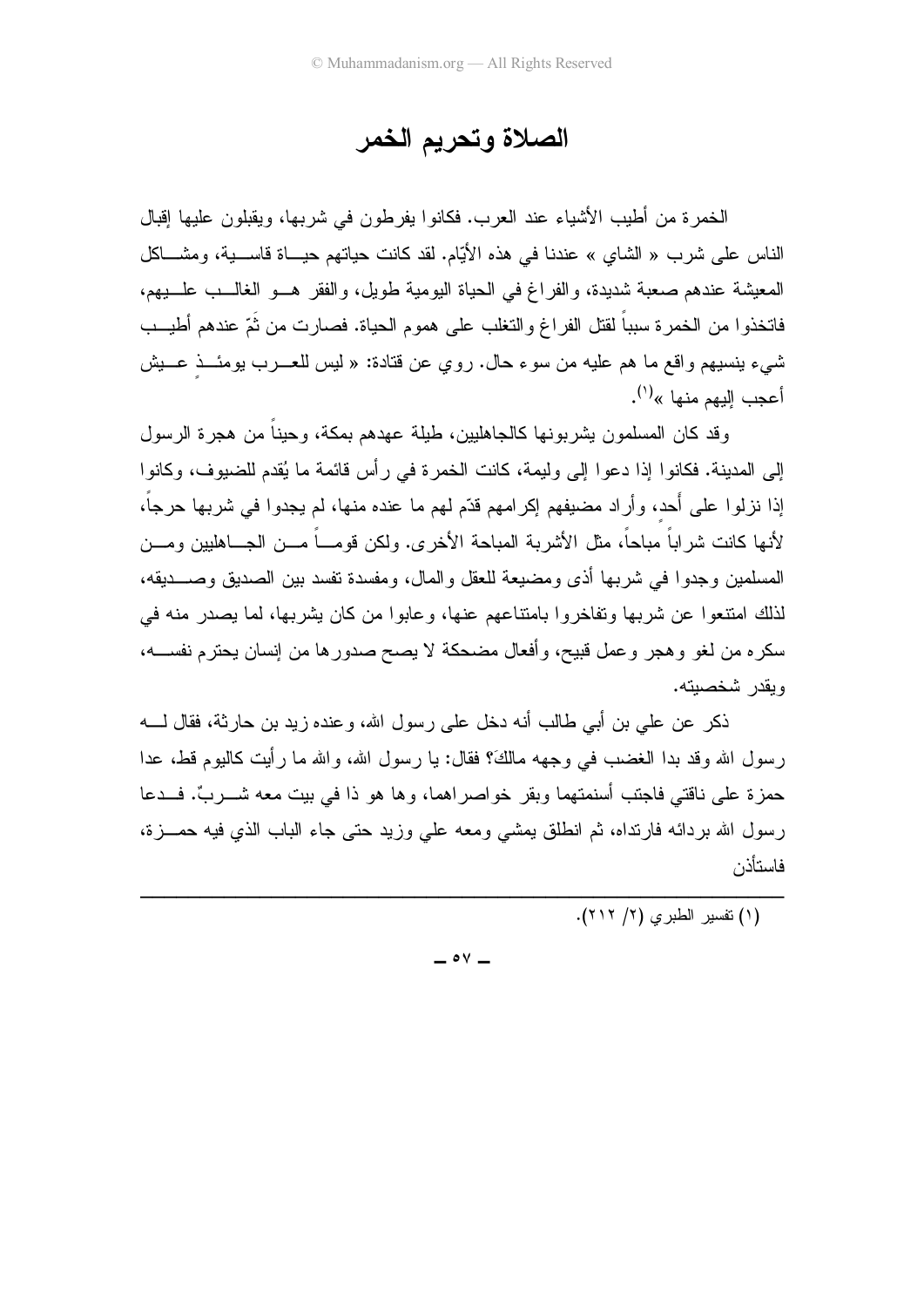# الصلاة وتحريم الخمر

الخمرة من أطيب الأشياء عند العرب. فكانوا يفرطون في شربها، ويقبلون عليها إقبال الناس على شرب « الشاي » عندنا في هذه الأيّام. لقد كانت حياتهم حياة قاسية، ومشاكل المعيشة عندهم صعبة شديدة، والفراغ في الحياة اليومية طويل، والفقر هو الغالب عليهم، فاتخذوا من الخمرة سبباً لقتل الفراغ والتغلب على هموم الحياة. فصارت من ثَمّ عندهم أطيب شيء ينسيهم واقع ما هم عليه من سوء حال. روي عن قتادة: « ليس للعرب يومئذٍ عيش أعجب إليهم منها »[1].

وقد كان المسلمون يشربونها كالجاهليين، طيلة عهدهم بمكة، وحيناً من هجرة الرسول إلى المدينة. فكانوا إذا دعوا إلى وليمة، كانت الخمرة في رأس قائمة ما يُقدم للضيوف، وكانوا إذا نزلوا على أحد، وأراد مضيفهم إكرامهم قدّم لهم ما عنده منها، لم يجدوا في شربها حرجاً، لأنها كانت شراباً مباحاً، مثل الأشربة المباحة الأخرى. ولكن قوماً من الجاهليين ومن المسلمين وجدوا في شربها أذى ومضيعة للعقل والمال، ومفسدة تفسد بين الصديق وصديقه، لذلك امتنعوا عن شربها وتفاخروا بامتناعهم عنها، وعابوا من كان يشربها، لما يصدر منه في سكره من لغو وهجر وعمل قبيح، وأفعال مضحكة لا يصح صدورها من إنسان يحترم نفسه، ويقدر شخصيته.

ذكر عن علي بن أبي طالب أنه دخل على رسول الله، وعنده زيد بن حارثة، فقال له رسول الله وقد بدا الغضب في وجهه مالكَ؟ فقال: يا رسول الله، والله ما رأيت كاليوم قط، عدا حمزة على ناقتي فاجتب أسنمتهما وبقر خواصراهما، وها هو ذا في بيت معه شربٌ. فدعا رسول الله بردائه فارتداه، ثم انطلق يمشي ومعه علي وزيد حتى جاء الباب الذي فيه حمزة، فاستأذن

---

(1) تفسير الطبري (2/ 212).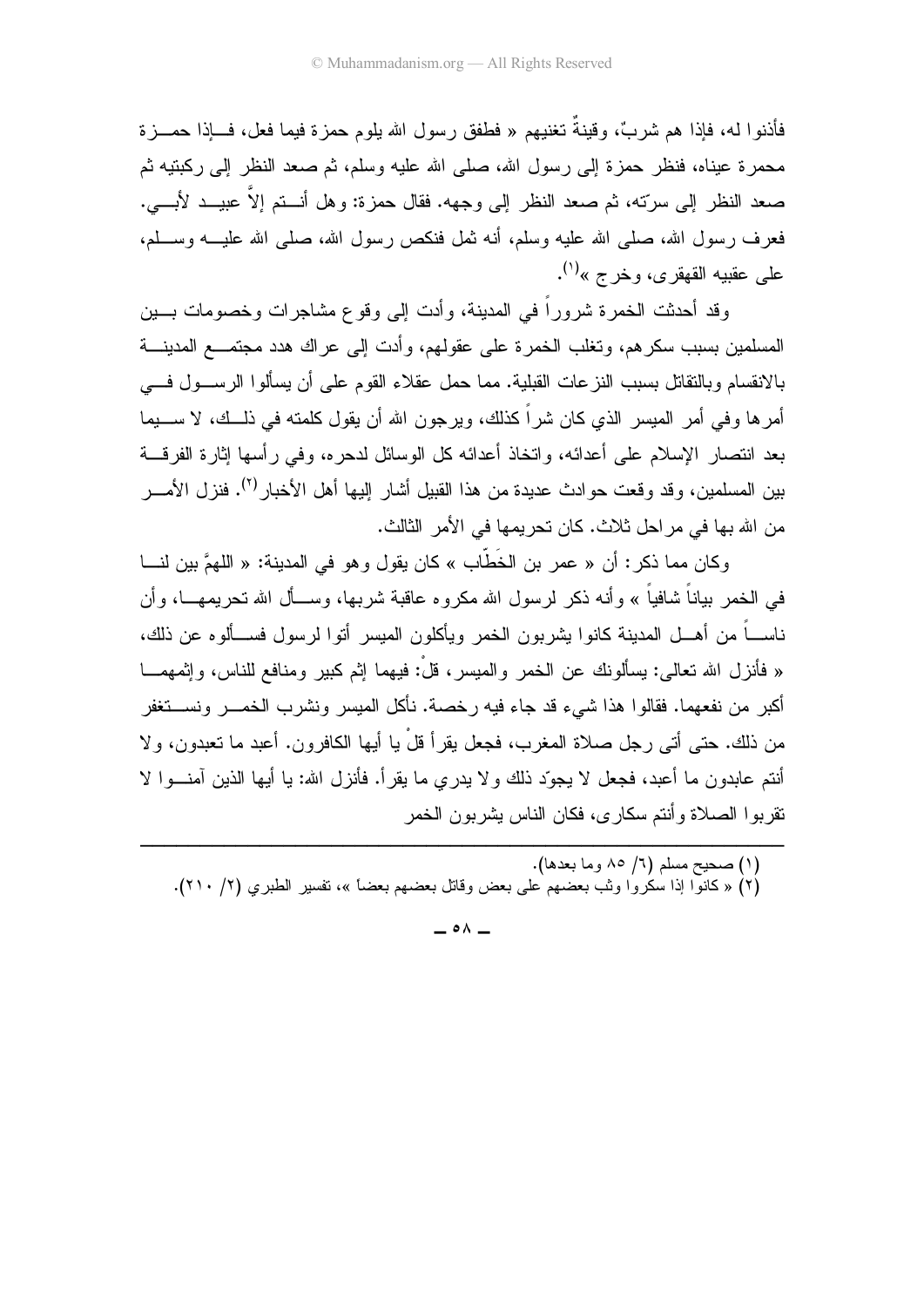فأذنوا له، فإذا هم شربٌ، وقينةٌ تغنيهم « فطفق رسول الله يلوم حمزة فيما فعل، فــإذا حمــزة محمرة عيناه، فنظر حمزة إلى رسول الله، صلى الله عليه وسلم، ثم صعد النظر إلى ركبتيه ثم صعد النظر إلى سرّته، ثم صعد النظر إلى وجهه. فقال حمزة: وهل أنــتم إلاَّ عبيــد لأبــي. فعرف رسول الله، صلى الله عليه وسلم، أنه ثمل فنكص رسول الله، صلى الله عليــه وســلم، على عقبيه القهقرى، وخرج »[1].

وقد أحدثت الخمرة شروراً في المدينة، وأدت إلى وقوع مشاجرات وخصومات بــين المسلمين بسبب سكرهم، وتغلب الخمرة على عقولهم، وأدت إلى عراك هدد مجتمــع المدينــة بالانقسام وبالتقاتل بسبب النزعات القبلية. مما حمل عقلاء القوم على أن يسألوا الرســول فــي أمرها وفي أمر الميسر الذي كان شراً كذلك، ويرجون الله أن يقول كلمته في ذلــك، لا ســيما بعد انتصار الإسلام على أعدائه، واتخاذ أعدائه كل الوسائل لدحره، وفي رأسها إثارة الفرقــة بين المسلمين، وقد وقعت حوادث عديدة من هذا القبيل أشار إليها أهل الأخبار[2]. فنزل الأمــر من الله بها في مراحل ثلاث. كان تحريمها في الأمر الثالث.

وكان مما ذكر: أن « عمر بن الخَطّاب » كان يقول وهو في المدينة: « اللهمَّ بين لنــا في الخمر بياناً شافياً » وأنه ذكر لرسول الله مكروه عاقبة شربها، وســأل الله تحريمهــا، وأن ناســاً من أهــل المدينة كانوا يشربون الخمر ويأكلون الميسر أتوا لرسول فســألوه عن ذلك، « فأنزل الله تعالى: يسألونك عن الخمر والميسر، قلْ: فيهما إثم كبير ومنافع للناس، وإثمهمــا أكبر من نفعهما. فقالوا هذا شيء قد جاء فيه رخصة. نأكل الميسر ونشرب الخمــر ونســتغفر من ذلك. حتى أتى رجل صلاة المغرب، فجعل يقرأ قلْ يا أيها الكافرون. أعبد ما تعبدون، ولا أنتم عابدون ما أعبد، فجعل لا يجوّد ذلك ولا يدري ما يقرأ. فأنزل الله: يا أيها الذين آمنــوا لا تقربوا الصلاة وأنتم سكارى، فكان الناس يشربون الخمر

---

(١) صحيح مسلم (٦/ ٨٥ وما بعدها).

(٢) « كانوا إذا سكروا وثب بعضهم على بعض وقاتل بعضهم بعضاً »، تفسير الطبري (٢/ ٢١٠).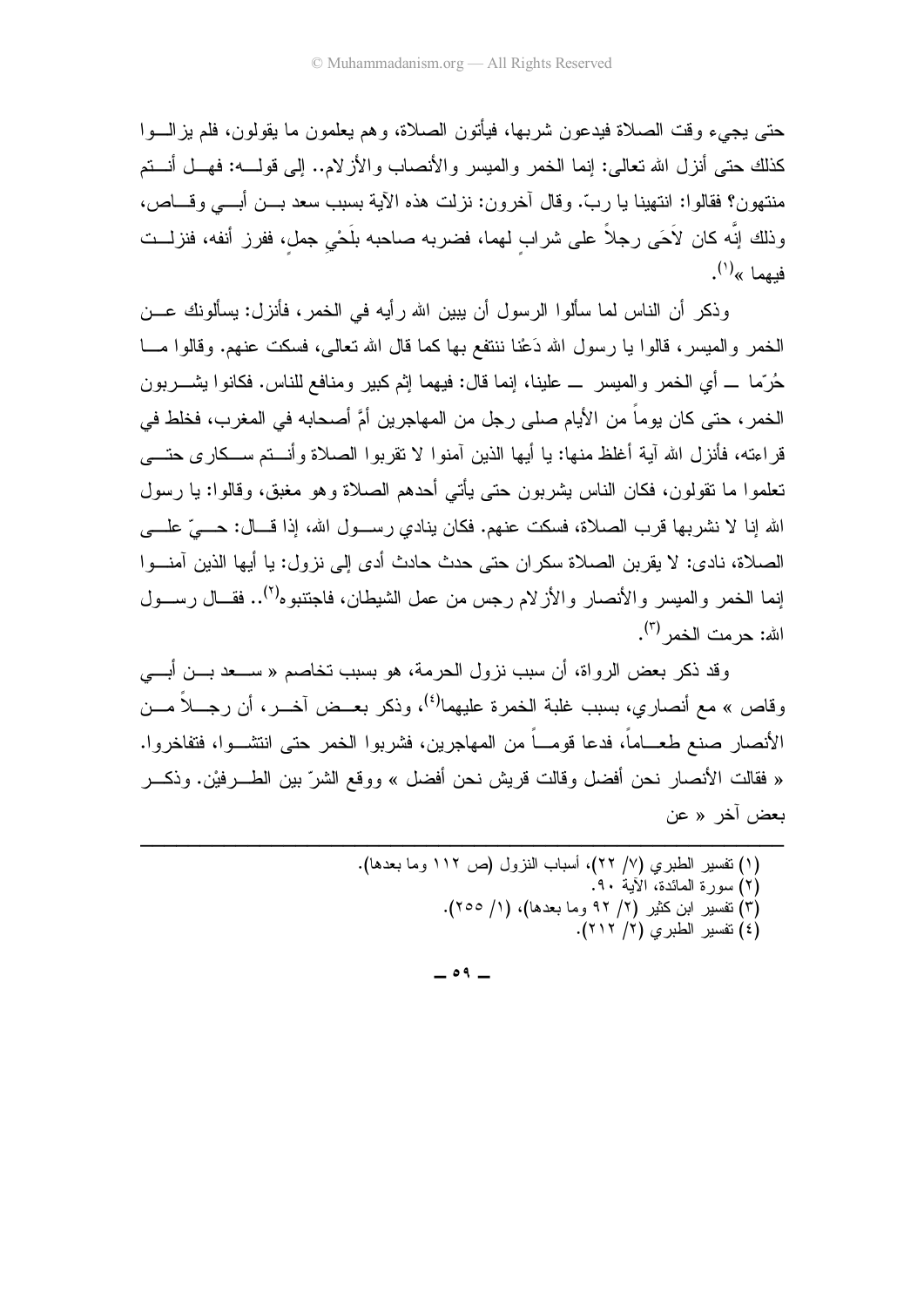حتى يجيء وقت الصلاة فيدعون شربها، فيأتون الصلاة، وهم يعلمون ما يقولون، فلم يزالوا كذلك حتى أنزل الله تعالى: إنما الخمر والميسر والأنصاب والأزلام.. إلى قوله: فهل أنتم منتهون؟ فقالوا: انتهينا يا ربّ. وقال آخرون: نزلت هذه الآية بسبب سعد بن أبي وقاص، وذلك إنَّه كان لاَحَى رجلاً على شرابٍ لهما، فضربه صاحبه بلَحْيِ جمل، ففرز أنفه، فنزلت فيهما »[1].

وذكر أن الناس لما سألوا الرسول أن يبين الله رأيه في الخمر، فأنزل: يسألونك عن الخمر والميسر، قالوا يا رسول الله دَعْنا ننتفع بها كما قال الله تعالى، فسكت عنهم. وقالوا ما حُرّما ــ أي الخمر والميسر ــ علينا، إنما قال: فيهما إثم كبير ومنافع للناس. فكانوا يشربون الخمر، حتى كان يوماً من الأيام صلى رجل من المهاجرين أمَّ أصحابه في المغرب، فخلط في قراءته، فأنزل الله آية أغلظ منها: يا أيها الذين آمنوا لا تقربوا الصلاة وأنتم سكارى حتى تعلموا ما تقولون، فكان الناس يشربون حتى يأتي أحدهم الصلاة وهو مغبق، وقالوا: يا رسول الله إنا لا نشربها قرب الصلاة، فسكت عنهم. فكان ينادي رسول الله، إذا قال: حيّ على الصلاة، نادى: لا يقربن الصلاة سكران حتى حدث حادث أدى إلى نزول: يا أيها الذين آمنوا إنما الخمر والميسر والأنصار والأزلام رجس من عمل الشيطان، فاجتنبوه[2].. فقال رسول الله: حرمت الخمر[3].

وقد ذكر بعض الرواة، أن سبب نزول الحرمة، هو بسبب تخاصم « سعد بن أبي وقاص » مع أنصاري، بسبب غلبة الخمرة عليهما[4]، وذكر بعض آخر، أن رجلاً من الأنصار صنع طعاماً، فدعا قوماً من المهاجرين، فشربوا الخمر حتى انتشوا، فتفاخروا. « فقالت الأنصار نحن أفضل وقالت قريش نحن أفضل » ووقع الشرّ بين الطرفيْن. وذكر بعض آخر « عن

---

(١) تفسير الطبري (٧/ ٢٢)، أسباب النزول (ص ١١٢ وما بعدها).
(٢) سورة المائدة، الآية ٩٠.
(٣) تفسير ابن كثير (٢/ ٩٢ وما بعدها)، (١/ ٢٥٥).
(٤) تفسير الطبري (٢/ ٢١٢).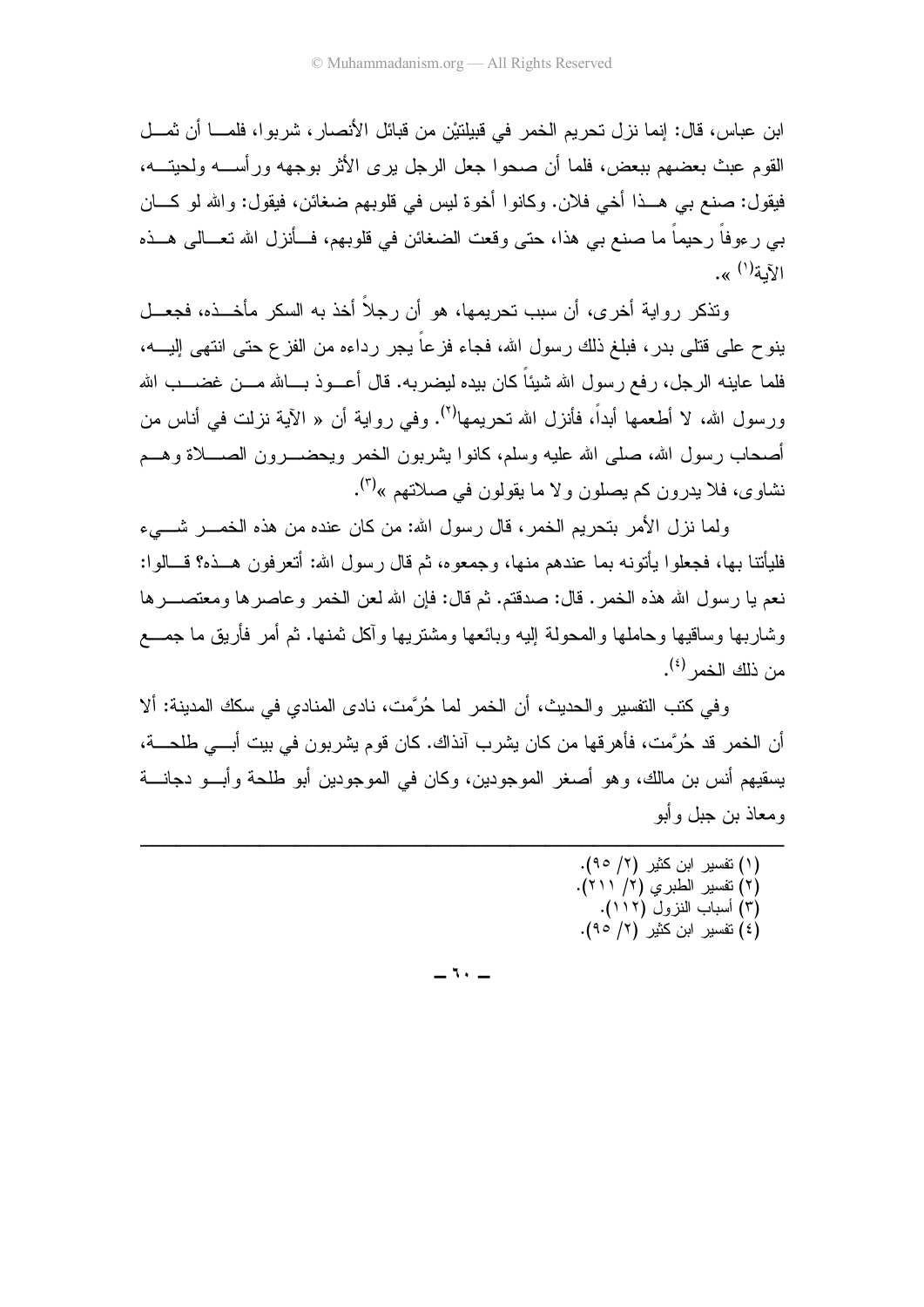ابن عباس، قال: إنما نزل تحريم الخمر في قبيلتيْن من قبائل الأنصار، شربوا، فلما أن ثمل القوم عبث بعضهم ببعض، فلما أن صحوا جعل الرجل يرى الأثر بوجهه ورأسه ولحيته، فيقول: صنع بي هذا أخي فلان. وكانوا أخوة ليس في قلوبهم ضغائن، فيقول: والله لو كان بي رءوفاً رحيماً ما صنع بي هذا، حتى وقعت الضغائن في قلوبهم، فأنزل الله تعالى هذه الآية[١] ».

وتذكر رواية أخرى، أن سبب تحريمها، هو أن رجلاً أخذ به السكر مأخذه، فجعل ينوح على قتلى بدر، فبلغ ذلك رسول الله، فجاء فزعاً يجر رداءه من الفزع حتى انتهى إليه، فلما عاينه الرجل، رفع رسول الله شيئاً كان بيده ليضربه. قال أعوذ بالله من غضب الله ورسول الله، لا أطعمها أبداً، فأنزل الله تحريمها[٢]. وفي رواية أن « الآية نزلت في أناس من أصحاب رسول الله، صلى الله عليه وسلم، كانوا يشربون الخمر ويحضرون الصلاة وهم نشاوى، فلا يدرون كم يصلون ولا ما يقولون في صلاتهم »[٣].

ولما نزل الأمر بتحريم الخمر، قال رسول الله: من كان عنده من هذه الخمر شيء فليأتنا بها، فجعلوا يأتونه بما عندهم منها، وجمعوه، ثم قال رسول الله: أتعرفون هذه؟ قالوا: نعم يا رسول الله هذه الخمر. قال: صدقتم. ثم قال: فإن الله لعن الخمر وعاصرها ومعتصرها وشاربها وساقيها وحاملها والمحولة إليه وبائعها ومشتريها وآكل ثمنها. ثم أمر فأريق ما جمع من ذلك الخمر[٤].

وفي كتب التفسير والحديث، أن الخمر لما حُرِّمت، نادى المنادي في سكك المدينة: ألا أن الخمر قد حُرِّمت، فأهرقها من كان يشرب آنذاك. كان قوم يشربون في بيت أبي طلحة، يسقيهم أنس بن مالك، وهو أصغر الموجودين، وكان في الموجودين أبو طلحة وأبو دجانة ومعاذ بن جبل وأبو

---

(١) تفسير ابن كثير (٢/ ٩٥).
(٢) تفسير الطبري (٢/ ٢١١).
(٣) أسباب النزول (١١٢).
(٤) تفسير ابن كثير (٢/ ٩٥).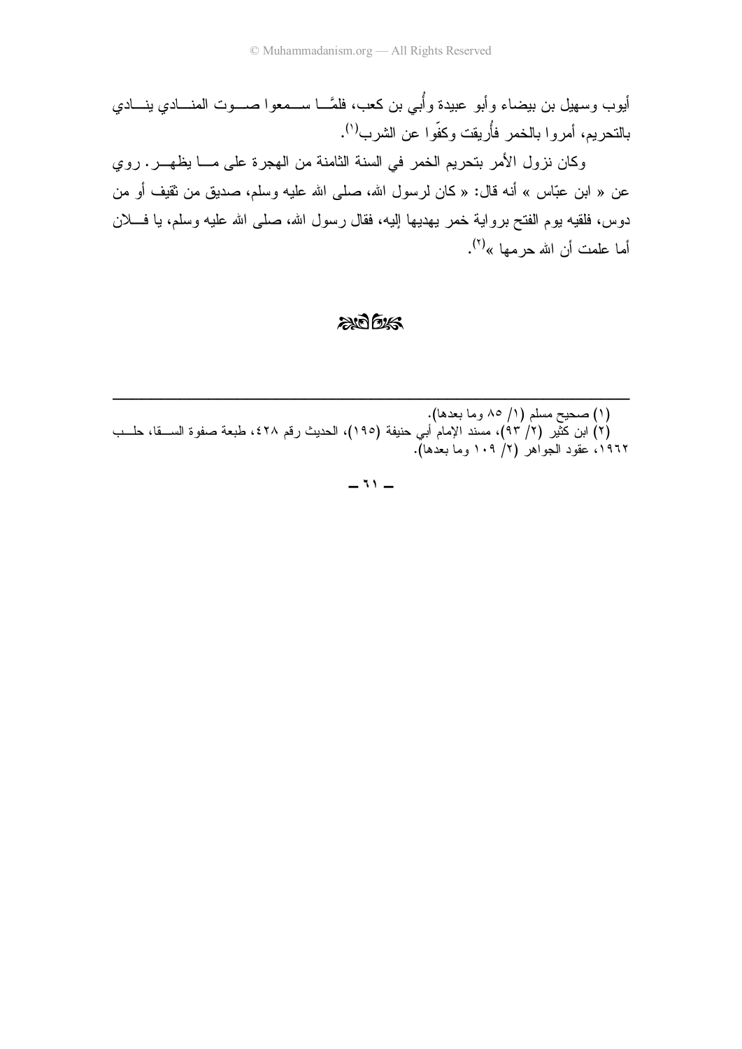أيوب وسهيل بن بيضاء وأبو عبيدة وأُبي بن كعب، فلمَّا سمعوا صوت المنادي ينادي بالتحريم، أمروا بالخمر فأُريقت وكفّوا عن الشرب[1].

وكان نزول الأمر بتحريم الخمر في السنة الثامنة من الهجرة على ما يظهر. روي عن « ابن عبّاس » أنه قال: « كان لرسول الله، صلى الله عليه وسلم، صديق من ثقيف أو من دوس، فلقيه يوم الفتح براوية خمر يهديها إليه، فقال رسول الله، صلى الله عليه وسلم، يا فلان أما علمت أن الله حرمها »[2].

---

(١) صحيح مسلم (١/ ٨٥ وما بعدها).

(٢) ابن كثير (٢/ ٩٣)، مسند الإمام أبي حنيفة (١٩٥)، الحديث رقم ٤٢٨، طبعة صفوة السقا، حلب ١٩٦٢، عقود الجواهر (٢/ ١٠٩ وما بعدها).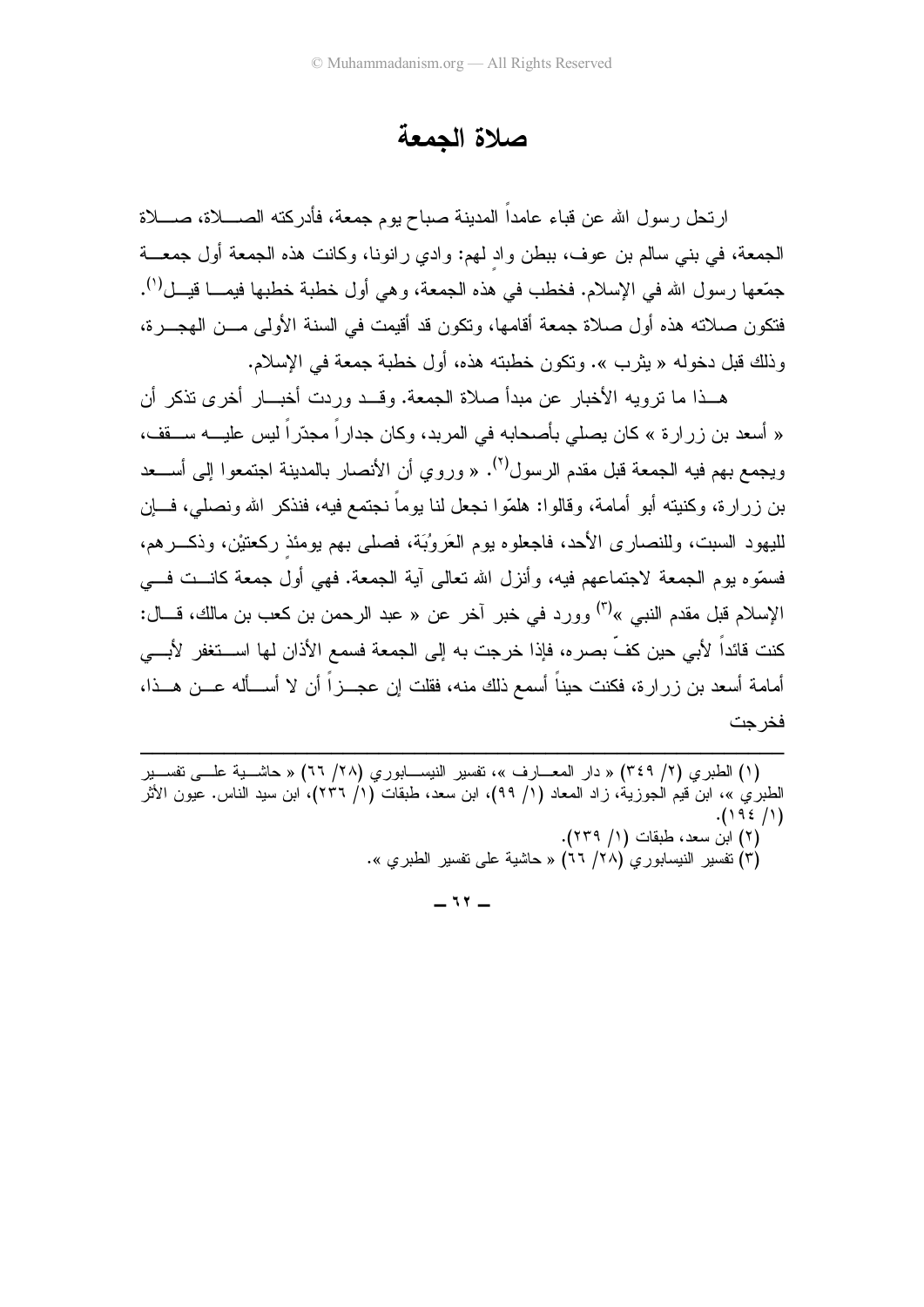# صلاة الجمعة

ارتحل رسول الله عن قباء عامداً المدينة صباح يوم جمعة، فأدركته الصلاة، صلاة الجمعة، في بني سالم بن عوف، ببطن وادٍ لهم: وادي رانونا، وكانت هذه الجمعة أول جمعة جمّعها رسول الله في الإسلام. فخطب في هذه الجمعة، وهي أول خطبة خطبها فيما قيل[١]. فتكون صلاته هذه أول صلاة جمعة أقامها، وتكون قد أقيمت في السنة الأولى من الهجرة، وذلك قبل دخوله « يثرب ». وتكون خطبته هذه، أول خطبة جمعة في الإسلام.

هذا ما ترويه الأخبار عن مبدأ صلاة الجمعة. وقد وردت أخبار أخرى تذكر أن « أسعد بن زرارة » كان يصلي بأصحابه في المربد، وكان جداراً مجدّراً ليس عليه سقف، ويجمع بهم فيه الجمعة قبل مقدم الرسول[٢]. « وروي أن الأنصار بالمدينة اجتمعوا إلى أسعد بن زرارة، وكنيته أبو أمامة، وقالوا: هلمّوا نجعل لنا يوماً نجتمع فيه، فنذكر الله ونصلي، فإن لليهود السبت، وللنصارى الأحد، فاجعلوه يوم العَروُبَة، فصلى بهم يومئذٍ ركعتيْن، وذكرهم، فسمّوه يوم الجمعة لاجتماعهم فيه، وأنزل الله تعالى آية الجمعة. فهي أول جمعة كانت في الإسلام قبل مقدم النبي »[٣] وورد في خبر آخر عن « عبد الرحمن بن كعب بن مالك، قال: كنت قائداً لأبي حين كفّ بصره، فإذا خرجت به إلى الجمعة فسمع الأذان لها استغفر لأبي أمامة أسعد بن زرارة، فكنت حيناً أسمع ذلك منه، فقلت إن عجزاً أن لا أسأله عن هذا، فخرجت

---

(١) الطبري (٢/ ٣٤٩) « دار المعارف »، تفسير النيسابوري (٢٨/ ٦٦) « حاشية على تفسير الطبري »، ابن قيم الجوزية، زاد المعاد (١/ ٩٩)، ابن سعد، طبقات (١/ ٢٣٦)، ابن سيد الناس. عيون الأثر (١/ ١٩٤).

(٢) ابن سعد، طبقات (١/ ٢٣٩).

(٣) تفسير النيسابوري (٢٨/ ٦٦) « حاشية على تفسير الطبري ».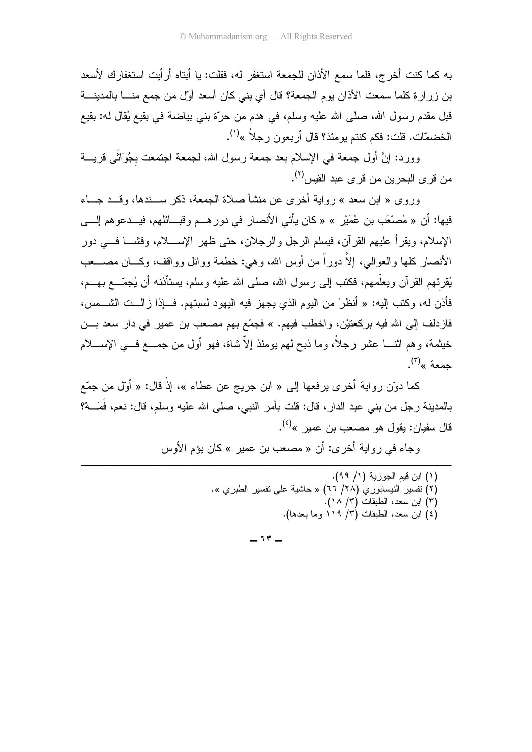به كما كنت أخرج، فلما سمع الأذان للجمعة استغفر له، فقلت: يا أبتاه أرأيت استغفارك لأسعد بن زرارة كلما سمعت الأذان يوم الجمعة؟ قال أي بني كان أسعد أوّل من جمع منا بالمدينة قبل مقدم رسول الله، صلى الله عليه وسلم، في هدم من حرّة بني بياضة في بقيع يُقال له: بقيع الخضمّات. قلت: فكم كنتم يومئذ؟ قال أربعون رجلاً »[1].

وورد: إنَّ أول جمعة في الإسلام بعد جمعة رسول الله، لجمعة اجتمعت بِجُوَاثَى قرية من قرى البحرين من قرى عبد القيس[2].

وروى « ابن سعد » رواية أخرى عن منشأ صلاة الجمعة، ذكر سندها، وقد جاء فيها: أن « مُصْعَب بن عُمَيْر » « كان يأتي الأنصار في دورهم وقبائلهم، فيدعوهم إلى الإسلام، ويقرأ عليهم القرآن، فيسلم الرجل والرجلان، حتى ظهر الإسلام، وفشا في دور الأنصار كلها والعوالي، إلاَّ دوراً من أوس الله، وهي: خطمة ووائل وواقف، وكان مصعب يُقرِئهم القرآن ويعلّمهم، فكتب إلى رسول الله، صلى الله عليه وسلم، يستأذنه أن يُجمّع بهم، فأذن له، وكتب إليه: « أنظرْ من اليوم الذي يجهز فيه اليهود لسبتهم. فإذا زالت الشمس، فازدلف إلى الله فيه بركعتيْن، واخطب فيهم. » فجمّع بهم مصعب بن عمير في دار سعد بن خيثمة، وهم اثنا عشر رجلاً، وما ذبح لهم يومئذ إلاّ شاة، فهو أول من جمع في الإسلام جمعة »[3].

كما دوّن رواية أخرى يرفعها إلى « ابن جريج عن عطاء »، إذْ قال: « أوّل من جمّع بالمدينة رجل من بني عبد الدار، قال: قلت بأمر النبي، صلى الله عليه وسلم، قال: نعم، فَمَهْ؟ قال سفيان: يقول هو مصعب بن عمير »[4].

وجاء في رواية أخرى: أن « مصعب بن عمير » كان يؤم الأوس

---

(١) ابن قيم الجوزية (١/ ٩٩).
(٢) تفسير النيسابوري (٢٨/ ٦٦) « حاشية على تفسير الطبري ».
(٣) ابن سعد، الطبقات (٣/ ١٨).
(٤) ابن سعد، الطبقات (٣/ ١١٩ وما بعدها).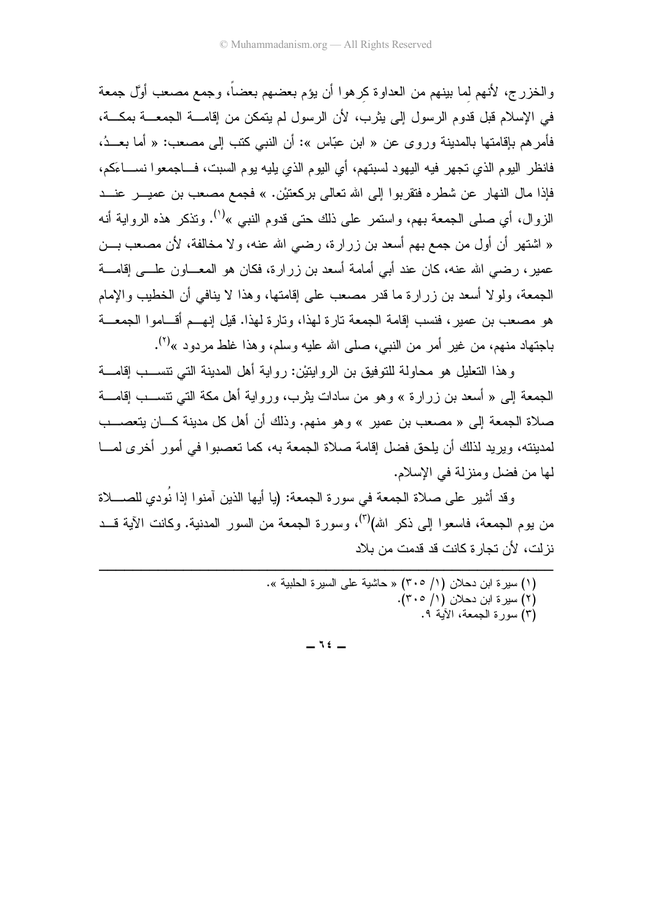والخزرج، لأنهم لِما بينهم من العداوة كرِهوا أن يؤم بعضهم بعضاً، وجمع مصعب أوّل جمعة في الإسلام قبل قدوم الرسول إلى يثرب، لأن الرسول لم يتمكن من إقامة الجمعة بمكة، فأمرهم بإقامتها بالمدينة وروى عن « ابن عبّاس »: أن النبي كتب إلى مصعب: « أما بعدُ، فانظر اليوم الذي تجهر فيه اليهود لسبتهم، أي اليوم الذي يليه يوم السبت، فاجمعوا نساءَكم، فإذا مال النهار عن شطره فتقربوا إلى الله تعالى بركعتيْن. » فجمع مصعب بن عمير عند الزوال، أي صلى الجمعة بهم، واستمر على ذلك حتى قدوم النبي »[1]. وتذكر هذه الرواية أنه « اشتهر أن أول من جمع بهم أسعد بن زرارة، رضي الله عنه، ولا مخالفة، لأن مصعب بن عمير، رضي الله عنه، كان عند أبي أمامة أسعد بن زرارة، فكان هو المعاون على إقامة الجمعة، ولولا أسعد بن زرارة ما قدر مصعب على إقامتها، وهذا لا ينافي أن الخطيب والإمام هو مصعب بن عمير، فنسب إقامة الجمعة تارة لهذا، وتارة لهذا. قيل إنهم أقاموا الجمعة باجتهاد منهم، من غير أمر من النبي، صلى الله عليه وسلم، وهذا غلط مردود »[2].

وهذا التعليل هو محاولة للتوفيق بن الروايتيْن: رواية أهل المدينة التي تنسب إقامة الجمعة إلى « أسعد بن زرارة » وهو من سادات يثرب، ورواية أهل مكة التي تنسب إقامة صلاة الجمعة إلى « مصعب بن عمير » وهو منهم. وذلك أن أهل كل مدينة كان يتعصب لمدينته، ويريد لذلك أن يلحق فضل إقامة صلاة الجمعة به، كما تعصبوا في أمور أخرى لما لها من فضل ومنزلة في الإسلام.

وقد أشير على صلاة الجمعة في سورة الجمعة: (يا أيها الذين آمنوا إذا نُودي للصلاة من يوم الجمعة، فاسعوا إلى ذكر الله)[3]، وسورة الجمعة من السور المدنية. وكانت الآية قد نزلت، لأن تجارة كانت قد قدمت من بلاد

---

(١) سيرة ابن دحلان (١/ ٣٠٥) « حاشية على السيرة الحلبية ».
(٢) سيرة ابن دحلان (١/ ٣٠٥).
(٣) سورة الجمعة، الآية ٩.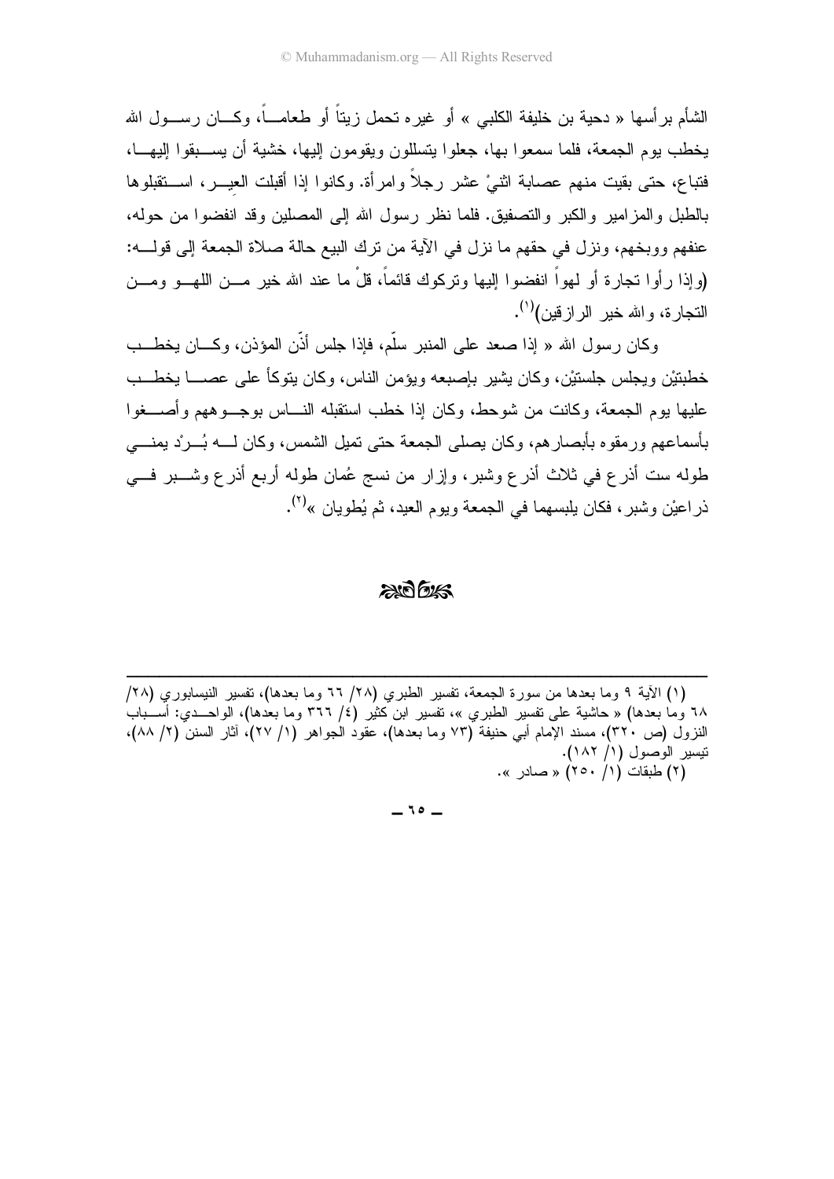الشأم برأسها « دحية بن خليفة الكلبي » أو غيره تحمل زيتاً أو طعاماً، وكان رسول الله يخطب يوم الجمعة، فلما سمعوا بها، جعلوا يتسللون ويقومون إليها، خشية أن يسبقوا إليها، فتباع، حتى بقيت منهم عصابة اثنيْ عشر رجلاً وامرأة. وكانوا إذا أقبلت العِير، استقبلوها بالطبل والمزامير والكبر والتصفيق. فلما نظر رسول الله إلى المصلين وقد انفضوا من حوله، عنفهم ووبخهم، ونزل في حقهم ما نزل في الآية من ترك البيع حالة صلاة الجمعة إلى قوله: (وإذا رأوا تجارة أو لهواً انفضوا إليها وتركوك قائماً، قلْ ما عند الله خير من اللهو ومن التجارة، والله خير الرازقين)[1].

وكان رسول الله « إذا صعد على المنبر سلّم، فإذا جلس أذّن المؤذن، وكان يخطب خطبتيْن ويجلس جلستيْن، وكان يشير بإصبعه ويؤمن الناس، وكان يتوكأ على عصا يخطب عليها يوم الجمعة، وكانت من شوحط، وكان إذا خطب استقبله الناس بوجوههم وأصغوا بأسماعهم ورمقوه بأبصارهم، وكان يصلي الجمعة حتى تميل الشمس، وكان له بُرْد يمني طوله ست أذرع في ثلاث أذرع وشبر، وإزار من نسج عُمان طوله أربع أذرع وشبر في ذراعيْن وشبر، فكان يلبسهما في الجمعة ويوم العيد، ثم يُطويان »[2].

---

(١) الآية ٩ وما بعدها من سورة الجمعة، تفسير الطبري (٢٨/ ٦٦ وما بعدها)، تفسير النيسابوري (٢٨/ ٦٨ وما بعدها) « حاشية على تفسير الطبري »، تفسير ابن كثير (٤/ ٣٦٦ وما بعدها)، الواحدي: أسباب النزول (ص ٣٢٠)، مسند الإمام أبي حنيفة (٧٣ وما بعدها)، عقود الجواهر (١/ ٢٧)، آثار السنن (٢/ ٨٨)، تيسير الوصول (١/ ١٨٢).

(٢) طبقات (١/ ٢٥٠) « صادر ».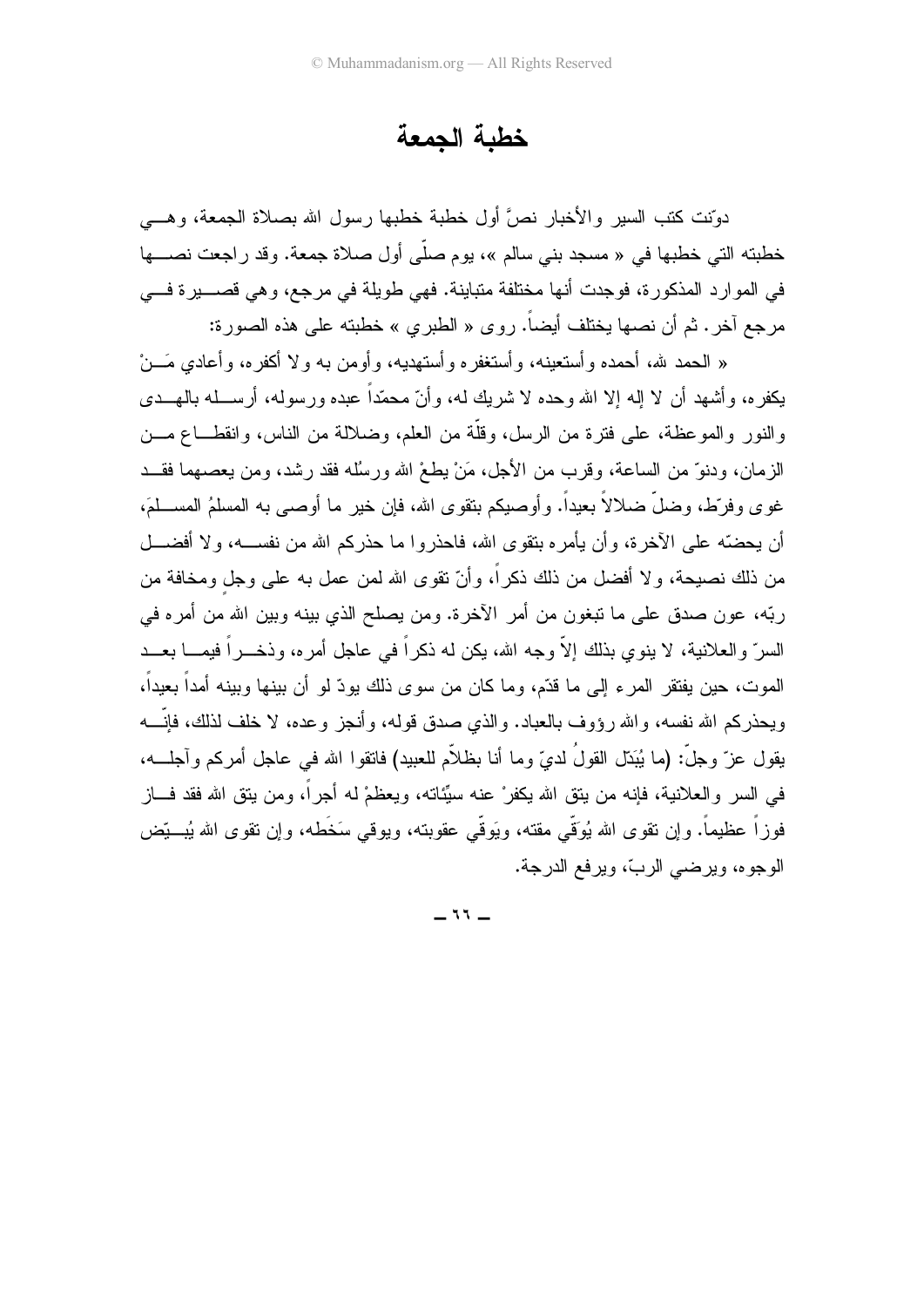# خطبة الجمعة

دوّنت كتب السير والأخبار نصَّ أول خطبة خطبها رسول الله بصلاة الجمعة، وهي خطبته التي خطبها في « مسجد بني سالم »، يوم صلّى أول صلاة جمعة. وقد راجعت نصها في الموارد المذكورة، فوجدت أنها مختلفة متباينة. فهي طويلة في مرجع، وهي قصيرة في مرجع آخر. ثم أن نصها يختلف أيضاً. روى « الطبري » خطبته على هذه الصورة:

« الحمد لله، أحمده وأستعينه، وأستغفره وأستهديه، وأومن به ولا أكفره، وأعادي مَنْ يكفره، وأشهد أن لا إله إلا الله وحده لا شريك له، وأنّ محمّداً عبده ورسوله، أرسله بالهدى والنور والموعظة، على فترة من الرسل، وقلّة من العلم، وضلالة من الناس، وانقطاع من الزمان، ودنوّ من الساعة، وقرب من الأجل، مَنْ يطعْ الله ورسُله فقد رشد، ومن يعصهما فقد غوى وفرّط، وضلّ ضلالاً بعيداً. وأوصيكم بتقوى الله، فإن خير ما أوصى به المسلمُ المسلمَ، أن يحضّه على الآخرة، وأن يأمره بتقوى الله، فاحذروا ما حذركم الله من نفسه، ولا أفضل من ذلك نصيحة، ولا أفضل من ذلك ذكراً، وأنّ تقوى الله لمن عمل به على وجلٍ ومخافة من ربّه، عون صدق على ما تبغون من أمر الآخرة. ومن يصلح الذي بينه وبين الله من أمره في السرّ والعلانية، لا ينوي بذلك إلاّ وجه الله، يكن له ذكراً في عاجل أمره، وذخراً فيما بعد الموت، حين يفتقر المرء إلى ما قدّم، وما كان من سوى ذلك يودّ لو أن بينها وبينه أمداً بعيداً، ويحذركم الله نفسه، والله رؤوف بالعباد. والذي صدق قوله، وأنجز وعده، لا خلف لذلك، فإنّه يقول عزّ وجلّ: (ما يُبَدّل القولُ لديّ وما أنا بظلاّم للعبيد) فاتقوا الله في عاجل أمركم وآجله، في السر والعلانية، فإنه من يتق الله يكفرْ عنه سيّئاته، ويعظمْ له أجراً، ومن يتق الله فقد فاز فوزاً عظيماً. وإن تقوى الله يُوَقّي مقته، ويَوقّي عقوبته، ويوقي سَخَطه، وإن تقوى الله يُبيّض الوجوه، ويرضي الربّ، ويرفع الدرجة.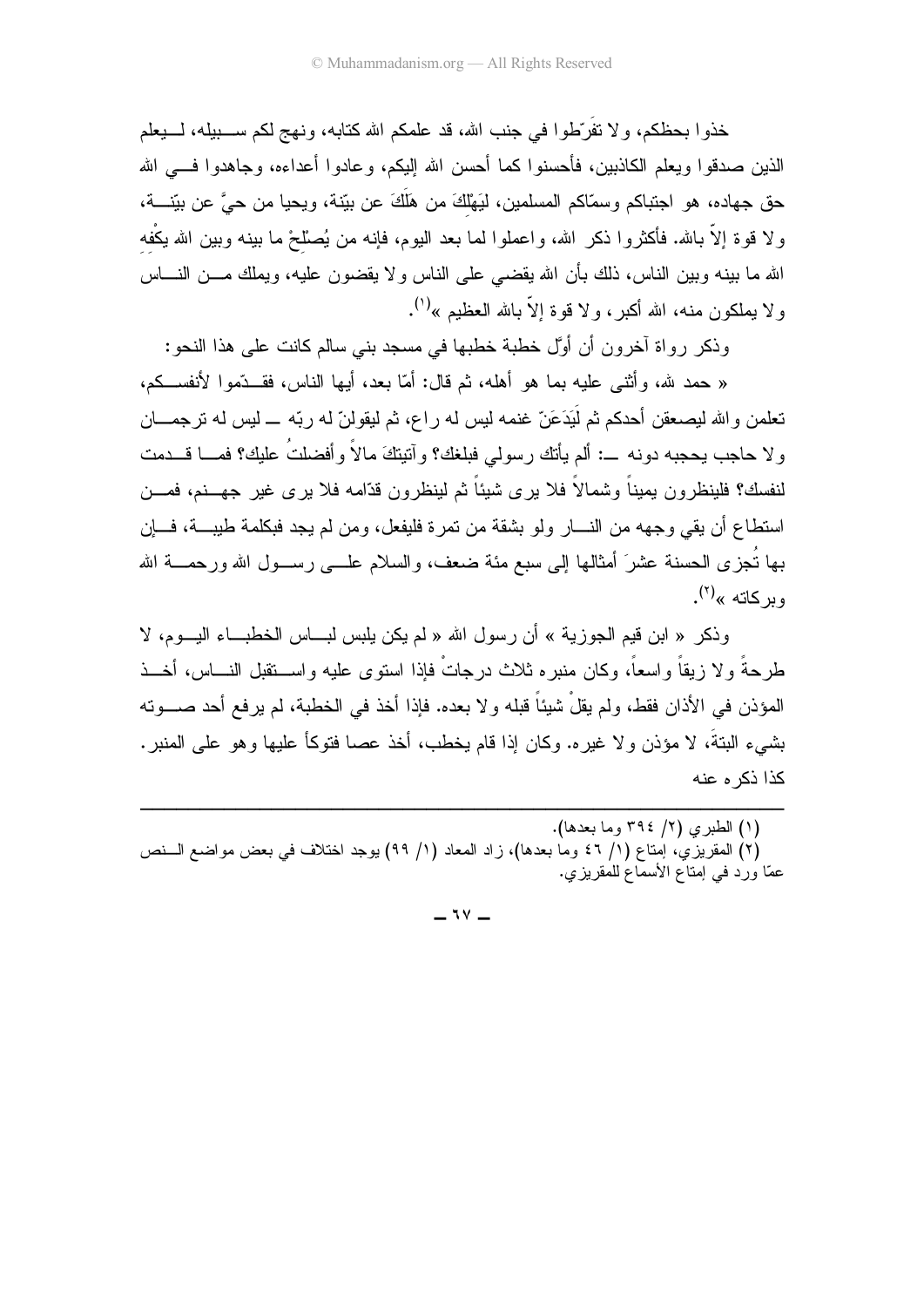خذوا بحظكم، ولا تفَرّطوا في جنب الله، قد علمكم الله كتابه، ونهج لكم سبيله، ليعلم الذين صدقوا ويعلم الكاذبين، فأحسنوا كما أحسن الله إليكم، وعادوا أعداءه، وجاهدوا في الله حق جهاده، هو اجتباكم وسمّاكم المسلمين، ليَهْلِكَ من هَلَكَ عن بيّنة، ويحيا من حيَّ عن بيّنة، ولا قوة إلاّ بالله. فأكثروا ذكر الله، واعملوا لما بعد اليوم، فإنه من يُصلْحْ ما بينه وبين الله يكْفِهِ الله ما بينه وبين الناس، ذلك بأن الله يقضي على الناس ولا يقضون عليه، ويملك من الناس ولا يملكون منه، الله أكبر، ولا قوة إلاّ بالله العظيم »[1].

وذكر رواة آخرون أن أوّل خطبة خطبها في مسجد بني سالم كانت على هذا النحو:

« حمد لله، وأثنى عليه بما هو أهله، ثم قال: أمّا بعد، أيها الناس، فقدّموا لأنفسكم، تعلمن والله ليصعقن أحدكم ثم لَيَدَعَنّ غنمه ليس له راع، ثم ليقولنّ له ربّه ـــ ليس له ترجمان ولا حاجب يحجبه دونه ـــ: ألم يأتك رسولي فبلغك؟ وآتيتكَ مالاً وأفضلتُ عليك؟ فما قدمت لنفسك؟ فلينظرون يميناً وشمالاً فلا يرى شيئاً ثم لينظرون قدّامه فلا يرى غير جهنم، فمن استطاع أن يقي وجهه من النار ولو بشقة من تمرة فليفعل، ومن لم يجد فبكلمة طيبة، فإن بها تُجزى الحسنة عشرَ أمثالها إلى سبع مئة ضعف، والسلام على رسول الله ورحمة الله وبركاته »[2].

وذكر « ابن قيم الجوزية » أن رسول الله « لم يكن يلبس لباس الخطباء اليوم، لا طرحةً ولا زيقاً واسعاً، وكان منبره ثلاث درجاتْ فإذا استوى عليه واستقبل الناس، أخذ المؤذن في الأذان فقط، ولم يقلْ شيئاً قبله ولا بعده. فإذا أخذ في الخطبة، لم يرفع أحد صوته بشيء البتةَ، لا مؤذن ولا غيره. وكان إذا قام يخطب، أخذ عصا فتوكأ عليها وهو على المنبر. كذا ذكره عنه

---

(١) الطبري (٢/ ٣٩٤ وما بعدها).

(٢) المقريزي، إمتاع (١/ ٤٦ وما بعدها)، زاد المعاد (١/ ٩٩) يوجد اختلاف في بعض مواضع النص عمّا ورد في إمتاع الأسماع للمقريزي.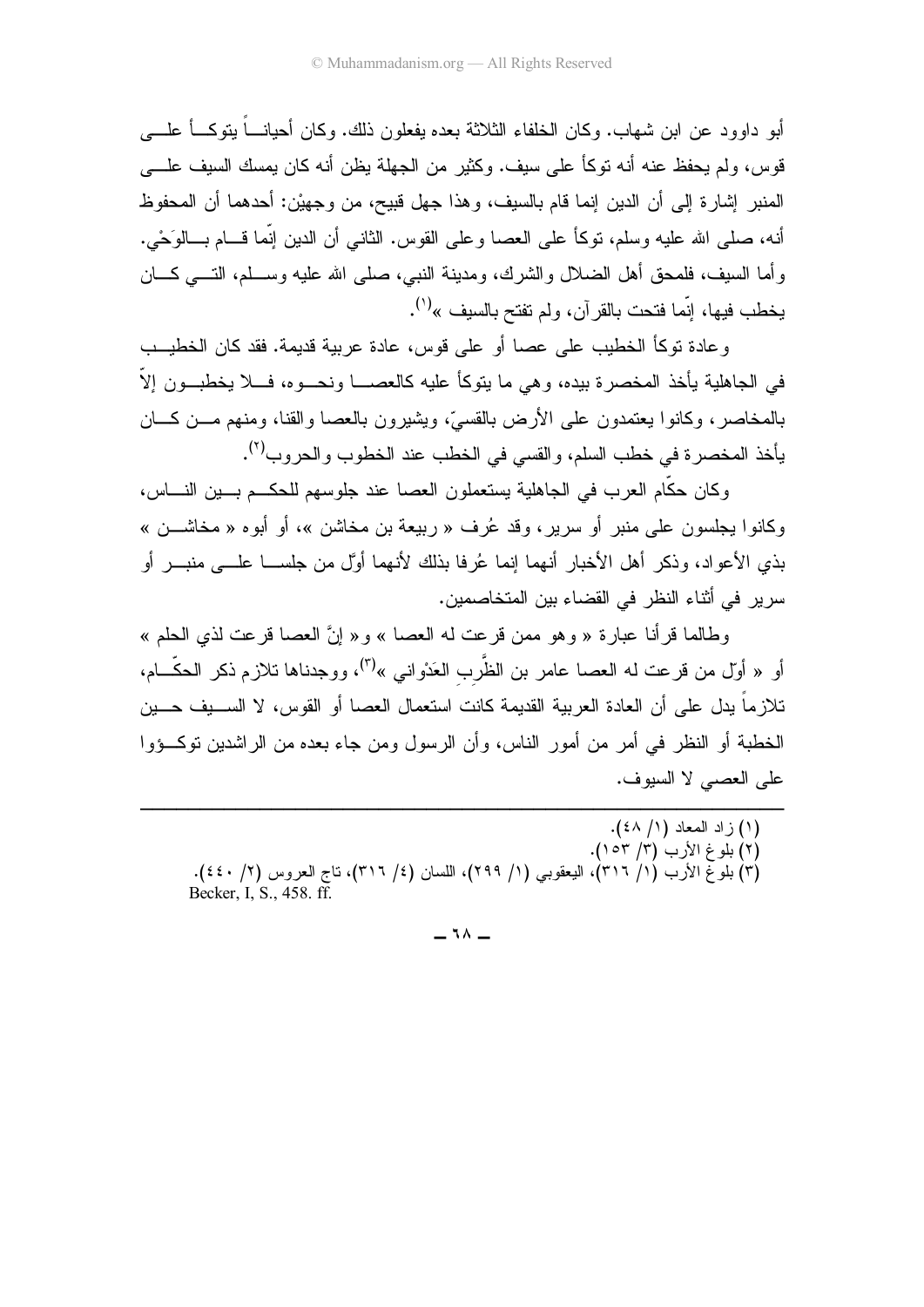أبو داوود عن ابن شهاب. وكان الخلفاء الثلاثة بعده يفعلون ذلك. وكان أحياناً يتوكأ على قوس، ولم يحفظ عنه أنه توكأ على سيف. وكثير من الجهلة يظن أنه كان يمسك السيف على المنبر إشارة إلى أن الدين إنما قام بالسيف، وهذا جهل قبيح، من وجهيْن: أحدهما أن المحفوظ أنه، صلى الله عليه وسلم، توكأ على العصا وعلى القوس. الثاني أن الدين إنّما قام بالوَحْي. وأما السيف، فلمحق أهل الضلال والشرك، ومدينة النبي، صلى الله عليه وسلم، التي كان يخطب فيها، إنّما فتحت بالقرآن، ولم تفتح بالسيف »[1].

وعادة توكأ الخطيب على عصا أو على قوس، عادة عربية قديمة. فقد كان الخطيب في الجاهلية يأخذ المخصرة بيده، وهي ما يتوكأ عليه كالعصا ونحوه، فلا يخطبون إلاّ بالمخاصر، وكانوا يعتمدون على الأرض بالقسيّ، ويشيرون بالعصا والقنا، ومنهم من كان يأخذ المخصرة في خطب السلم، والقسي في الخطب عند الخطوب والحروب[2].

وكان حكّام العرب في الجاهلية يستعملون العصا عند جلوسهم للحكم بين الناس، وكانوا يجلسون على منبر أو سرير، وقد عُرف « ربيعة بن مخاشن »، أو أبوه « مخاشن » بذي الأعواد، وذكر أهل الأخبار أنهما إنما عُرفا بذلك لأنهما أوّل من جلسا على منبر أو سرير في أثناء النظر في القضاء بين المتخاصمين.

وطالما قرأنا عبارة « وهو ممن قرعت له العصا » و« إنَّ العصا قرعت لذي الحلم » أو « أوّل من قرعت له العصا عامر بن الظَّرِب العَدْواني »[3]، ووجدناها تلازم ذكر الحكّام، تلازماً يدل على أن العادة العربية القديمة كانت استعمال العصا أو القوس، لا السيف حين الخطبة أو النظر في أمر من أمور الناس، وأن الرسول ومن جاء بعده من الراشدين توكؤوا على العصي لا السيوف.

---

(١) زاد المعاد (١/ ٤٨).

(٢) بلوغ الأرب (٣/ ١٥٣).

(٣) بلوغ الأرب (١/ ٣١٦)، اليعقوبي (١/ ٢٩٩)، اللسان (٤/ ٣١٦)، تاج العروس (٢/ ٤٤٠).
Becker, I, S., 458. ff.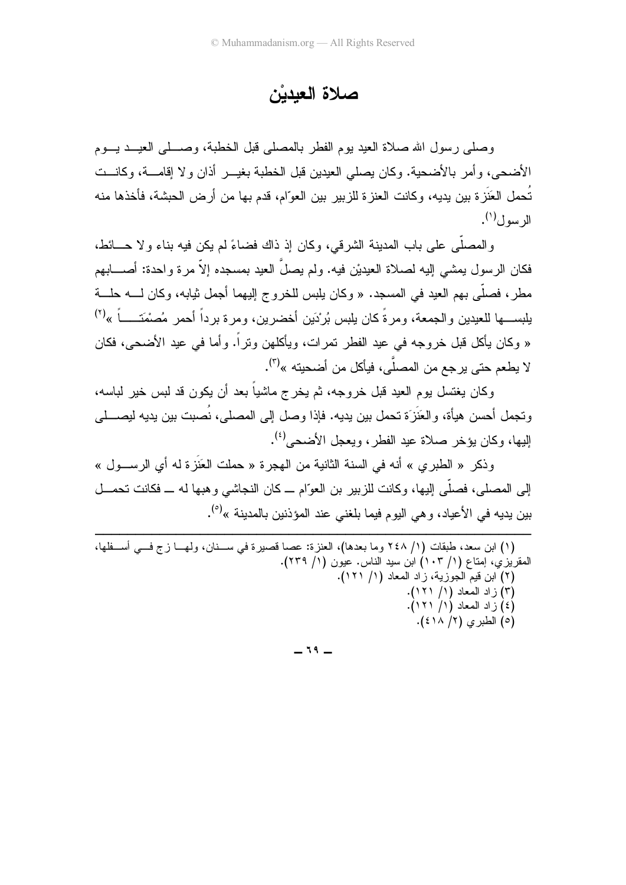# صلاة العيدين

وصلى رسول الله صلاة العيد يوم الفطر بالمصلى قبل الخطبة، وصلى العيد يوم الأضحى، وأمر بالأضحية. وكان يصلي العيدين قبل الخطبة بغير أذان ولا إقامة، وكانت تُحمل العَنَزة بين يديه، وكانت العنزة للزبير بين العوّام، قدم بها من أرض الحبشة، فأخذها منه الرسول[1].

والمصلّى على باب المدينة الشرقي، وكان إذ ذاك فضاءً لم يكن فيه بناء ولا حائط، فكان الرسول يمشي إليه لصلاة العيدين فيه. ولم يصلِّ العيد بمسجده إلاّ مرة واحدة: أصابهم مطر، فصلّى بهم العيد في المسجد. « وكان يلبس للخروج إليهما أجمل ثيابه، وكان له حلة يلبسها للعيدين والجمعة، ومرةً كان يلبس بُرْدَين أخضرين، ومرة برداً أحمر مُصْمَتاً »[2] « وكان يأكل قبل خروجه في عيد الفطر تمرات، ويأكلهن وتراً. وأما في عيد الأضحى، فكان لا يطعم حتى يرجع من المصلَّى، فيأكل من أضحيته »[3].

وكان يغتسل يوم العيد قبل خروجه، ثم يخرج ماشياً بعد أن يكون قد لبس خير لباسه، وتجمل أحسن هيأة، والعَنَزَة تحمل بين يديه. فإذا وصل إلى المصلى، نُصبت بين يديه ليصلي إليها، وكان يؤخر صلاة عيد الفطر، ويعجل الأضحى[4].

وذكر « الطبري » أنه في السنة الثانية من الهجرة « حملت العَنَزة له أي الرسول » إلى المصلى، فصلّى إليها، وكانت للزبير بن العوّام ــ كان النجاشي وهبها له ــ فكانت تحمل بين يديه في الأعياد، وهي اليوم فيما بلغني عند المؤذنين بالمدينة »[5].

---

(١) ابن سعد، طبقات (١/ ٢٤٨ وما بعدها)، العنزة: عصا قصيرة في سنان، ولها زج في أسفلها، المقريزي، إمتاع (١/ ١٠٣) ابن سيد الناس. عيون (١/ ٢٣٩).
(٢) ابن قيم الجوزية، زاد المعاد (١/ ١٢١).
(٣) زاد المعاد (١/ ١٢١).
(٤) زاد المعاد (١/ ١٢١).
(٥) الطبري (٢/ ٤١٨).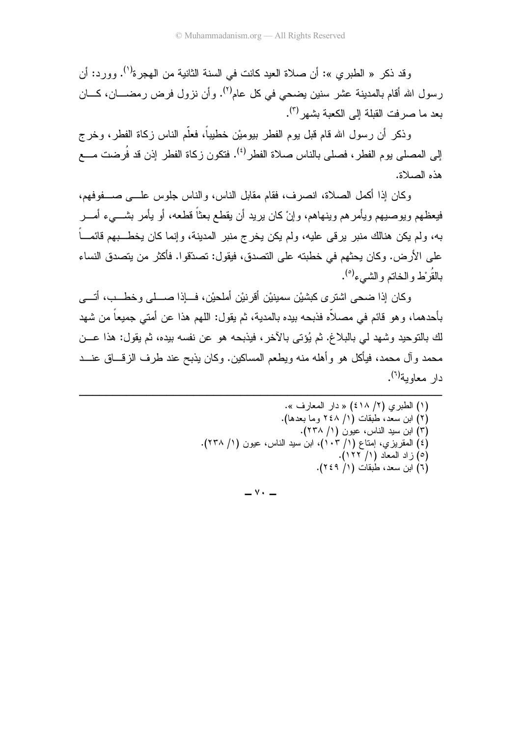وقد ذكر « الطبري »: أن صلاة العيد كانت في السنة الثانية من الهجرة[1]. وورد: أن رسول الله أقام بالمدينة عشر سنين يضحي في كل عام[2]. وأن نزول فرض رمضان، كان بعد ما صرفت القبلة إلى الكعبة بشهر[3].

وذكر أن رسول الله قام قبل يوم الفطر بيومَيْن خطيباً، فعلّم الناس زكاة الفطر، وخرج إلى المصلى يوم الفطر، فصلى بالناس صلاة الفطر[4]. فتكون زكاة الفطر إذن قد فُرضت مع هذه الصلاة.

وكان إذا أكمل الصلاة، انصرف، فقام مقابل الناس، والناس جلوس على صفوفهم، فيعظهم ويوصيهم ويأمرهم وينهاهم، وإنْ كان يريد أن يقطع بعثاً قطعه، أو يأمر بشيء أمر به، ولم يكن هنالك منبر يرقى عليه، ولم يكن يخرج منبر المدينة، وإنما كان يخطبهم قائماً على الأرض. وكان يحثهم في خطبته على التصدق، فيقول: تصدّقوا. فأكثر من يتصدق النساء بالقُرْط والخاتم والشيء[5].

وكان إذا ضحى اشترى كبشيْن سمينيْن أقرنيْن أملحيْن، فإذا صلى وخطب، أتى بأحدهما، وهو قائم في مصلاّه فذبحه بيده بالمدية، ثم يقول: اللهم هذا عن أمتي جميعاً من شهد لك بالتوحيد وشهد لي بالبلاغ. ثم يُؤتى بالآخر، فيذبحه هو عن نفسه بيده، ثم يقول: هذا عن محمد وآل محمد، فيأكل هو وأهله منه ويطعم المساكين. وكان يذبح عند طرف الزقاق عند دار معاوية[6].

---

(١) الطبري (٢/ ٤١٨) « دار المعارف ».
(٢) ابن سعد، طبقات (١/ ٢٤٨ وما بعدها).
(٣) ابن سيد الناس، عيون (١/ ٢٣٨).
(٤) المقريزي، إمتاع (١/ ١٠٣)، ابن سيد الناس، عيون (١/ ٢٣٨).
(٥) زاد المعاد (١/ ١٢٢).
(٦) ابن سعد، طبقات (١/ ٢٤٩).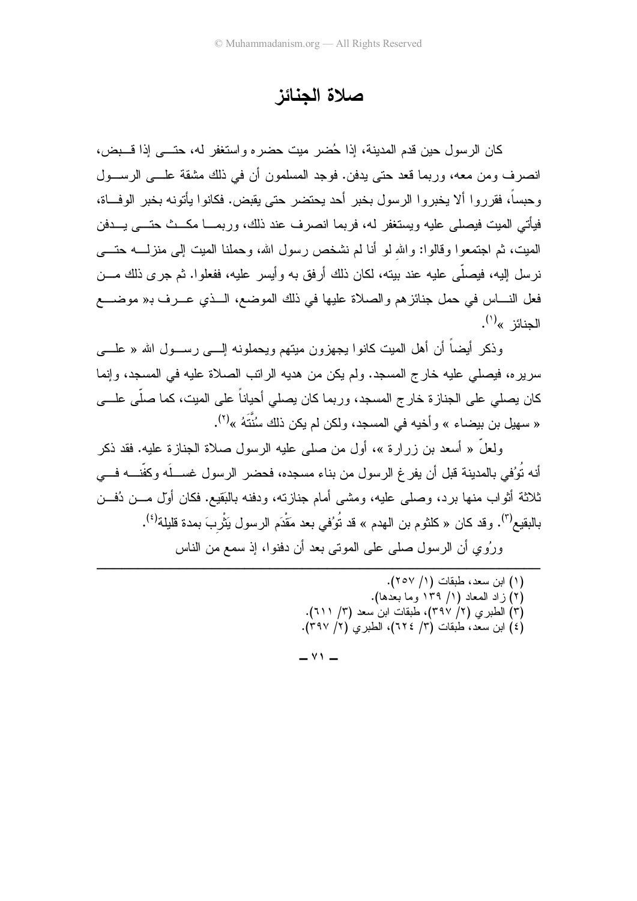# صلاة الجنائز

كان الرسول حين قدم المدينة، إذا حُضر ميت حضره واستغفر له، حتى إذا قبض، انصرف ومن معه، وربما قعد حتى يدفن. فوجد المسلمون أن في ذلك مشقة على الرسول وحبساً، فقرروا ألا يخبروا الرسول بخبر أحد يحتضر حتى يقبض. فكانوا يأتونه بخبر الوفاة، فيأتي الميت فيصلى عليه ويستغفر له، فربما انصرف عند ذلك، وربما مكث حتى يدفن الميت، ثم اجتمعوا وقالوا: والله لو أنا لم نشخص رسول الله، وحملنا الميت إلى منزله حتى نرسل إليه، فيصلّي عليه عند بيته، لكان ذلك أرفق به وأيسر عليه، ففعلوا. ثم جرى ذلك من فعل الناس في حمل جنائزهم والصلاة عليها في ذلك الموضع، الذي عرف بـ« موضع الجنائز »[1].

وذكر أيضاً أن أهل الميت كانوا يجهزون ميتهم ويحملونه إلى رسول الله « على سريره، فيصلي عليه خارج المسجد. ولم يكن من هديه الراتب الصلاة عليه في المسجد، وإنما كان يصلي على الجنازة خارج المسجد، وربما كان يصلي أحياناً على الميت، كما صلّى على « سهيل بن بيضاء » وأخيه في المسجد، ولكن لم يكن ذلك سُنَّتَهُ »[2].

ولعلّ « أسعد بن زرارة »، أول من صلى عليه الرسول صلاة الجنازة عليه. فقد ذكر أنه تُوُفي بالمدينة قبل أن يفرغ الرسول من بناء مسجده، فحضر الرسول غسلَه وكفّنه في ثلاثة أثواب منها برد، وصلى عليه، ومشى أمام جنازته، ودفنه بالبَقيع. فكان أوّل من دُفن بالبقيع[3]. وقد كان « كلثوم بن الهدم » قد تُوُفي بعد مَقْدَم الرسول يَثْرِبَ بمدة قليلة[4].

ورُوِي أن الرسول صلى على الموتى بعد أن دفنوا، إذ سمع من الناس

---

(١) ابن سعد، طبقات (١/ ٢٥٧).
(٢) زاد المعاد (١/ ١٣٩ وما بعدها).
(٣) الطبري (٢/ ٣٩٧)، طبقات ابن سعد (٣/ ٦١١).
(٤) ابن سعد، طبقات (٣/ ٦٢٤)، الطبري (٢/ ٣٩٧).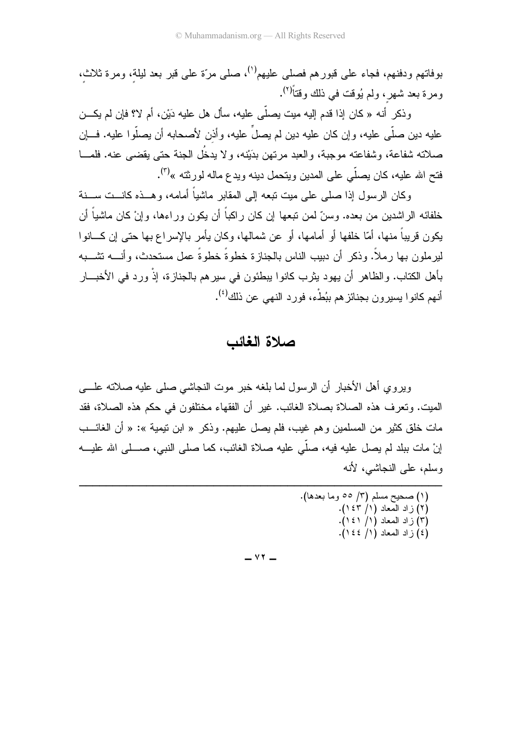بوفاتهم ودفنهم، فجاء على قبورهم فصلى عليهم[1]، صلى مرّة على قبر بعد ليلةٍ، ومرة ثلاث، ومرة بعد شهرٍ، ولم يُوقت في ذلك وقتاً[2].

وذكر أنه « كان إذا قدم إليه ميت يصلّى عليه، سأل هل عليه دَيْن، أم لا؟ فإن لم يكن عليه دين صلّى عليه، وإن كان عليه دين لم يصلِّ عليه، وأذِن لأصحابه أن يصلّوا عليه. فإن صلاته شفاعة، وشفاعته موجبة، والعبد مرتهن بدَيْنه، ولا يدخُل الجنة حتى يقضى عنه. فلما فتح الله عليه، كان يصلّي على المدين ويتحمل دينه ويدع ماله لورثته »[3].

وكان الرسول إذا صلى على ميت تبعه إلى المقابر ماشياً أمامه، وهذه كانت سنة خلفائه الراشدين من بعده. وسنّ لمن تبعها إن كان راكباً أن يكون وراءها، وإنْ كان ماشياً أن يكون قريباً منها، أمّا خلفها أو أمامها، أو عن شمالها، وكان يأمر بالإسراع بها حتى إن كانوا ليرملون بها رملاً. وذكر أن دبيب الناس بالجنازة خطوةً خطوةً عمل مستحدث، وأنه تشبه بأهل الكتاب. والظاهر أن يهود يثرب كانوا يبطئون في سيرهم بالجنازة، إذْ ورد في الأخبار أنهم كانوا يسيرون بجنائزهم ببُطْء، فورد النهي عن ذلك[4].

## صلاة الغائب

ويروي أهل الأخبار أن الرسول لما بلغه خبر موت النجاشي صلى عليه صلاته على الميت. وتعرف هذه الصلاة بصلاة الغائب. غير أن الفقهاء مختلفون في حكم هذه الصلاة، فقد مات خلق كثير من المسلمين وهم غيب، فلم يصل عليهم. وذكر « ابن تيمية »: « أن الغائب إنْ مات ببلد لم يصل عليه فيه، صلّي عليه صلاة الغائب، كما صلى النبي، صلى الله عليه وسلم، على النجاشي، لأنه

---

(١) صحيح مسلم (٣/ ٥٥ وما بعدها).
(٢) زاد المعاد (١/ ١٤٣).
(٣) زاد المعاد (١/ ١٤١).
(٤) زاد المعاد (١/ ١٤٤).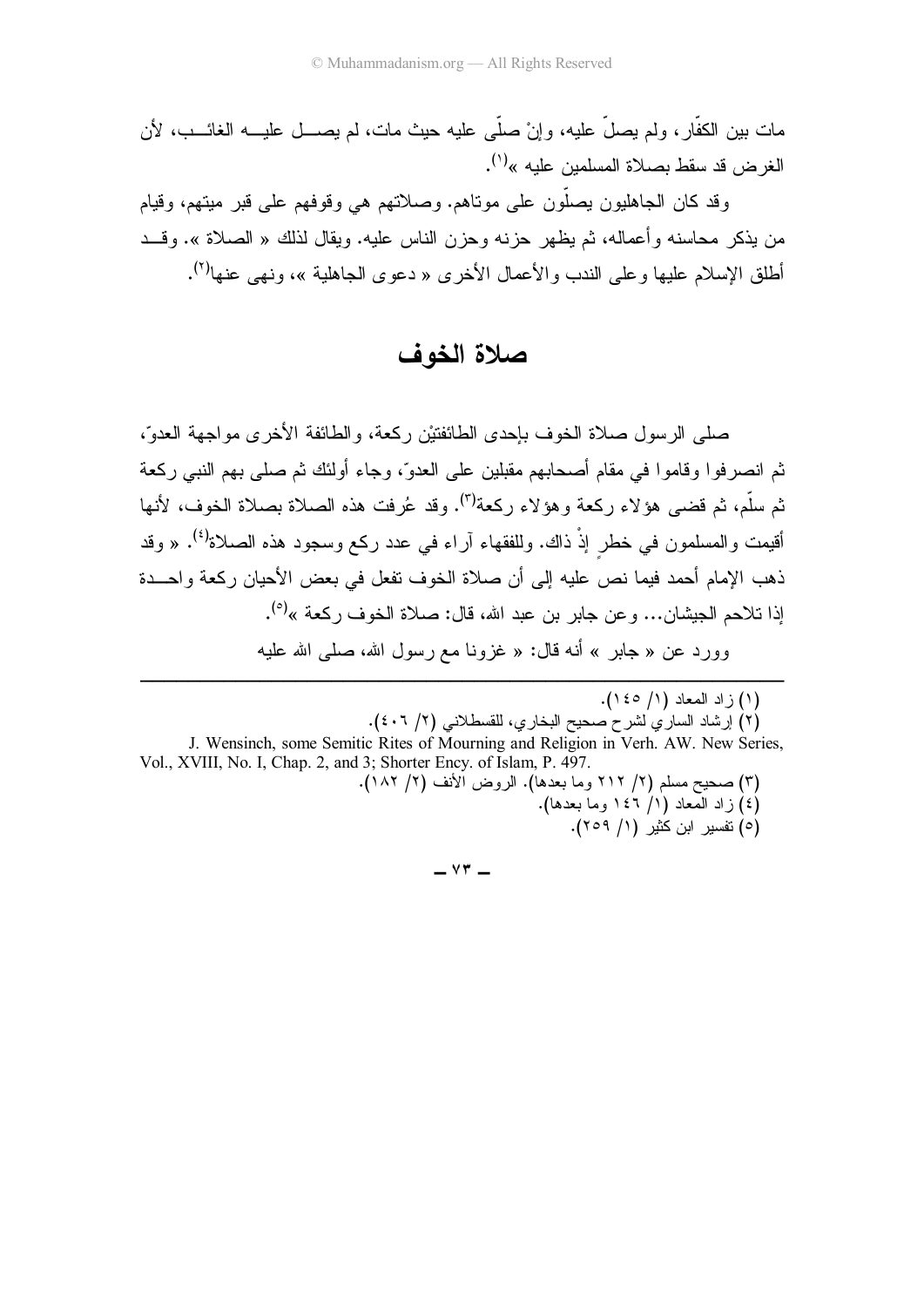مات بين الكفّار، ولم يصلّ عليه، وإنْ صلّى عليه حيث مات، لم يصـل عليـه الغائـب، لأن الغرض قد سقط بصلاة المسلمين عليه »[1].

وقد كان الجاهليون يصلّون على موتاهم. وصلاتهم هي وقوفهم على قبر ميتهم، وقيام من يذكر محاسنه وأعماله، ثم يظهر حزنه وحزن الناس عليه. ويقال لذلك « الصلاة ». وقـد أطلق الإسلام عليها وعلى الندب والأعمال الأخرى « دعوى الجاهلية »، ونهى عنها[2].

## صلاة الخوف

صلى الرسول صلاة الخوف بإحدى الطائفتيْن ركعة، والطائفة الأخرى مواجهة العدوّ، ثم انصرفوا وقاموا في مقام أصحابهم مقبلين على العدوّ، وجاء أولئك ثم صلى بهم النبي ركعة ثم سلّم، ثم قضى هؤلاء ركعة وهؤلاء ركعة[3]. وقد عُرفت هذه الصلاة بصلاة الخوف، لأنها أقيمت والمسلمون في خطرٍ إذْ ذاك. وللفقهاء آراء في عدد ركع وسجود هذه الصلاة[4]. « وقد ذهب الإمام أحمد فيما نص عليه إلى أن صلاة الخوف تفعل في بعض الأحيان ركعة واحـدة إذا تلاحم الجيشان... وعن جابر بن عبد الله، قال: صلاة الخوف ركعة »[5].

وورد عن « جابر » أنه قال: « غزونا مع رسول الله، صلى الله عليه

---

(١) زاد المعاد (١/ ١٤٥).

(٢) إرشاد الساري لشرح صحيح البخاري، للقسطلاني (٢/ ٤٠٦).

J. Wensinch, some Semitic Rites of Mourning and Religion in Verh. AW. New Series, Vol., XVIII, No. I, Chap. 2, and 3; Shorter Ency. of Islam, P. 497.

(٣) صحيح مسلم (٢/ ٢١٢ وما بعدها). الروض الأنف (٢/ ١٨٢).

(٤) زاد المعاد (١/ ١٤٦ وما بعدها).

(٥) تفسير ابن كثير (١/ ٢٥٩).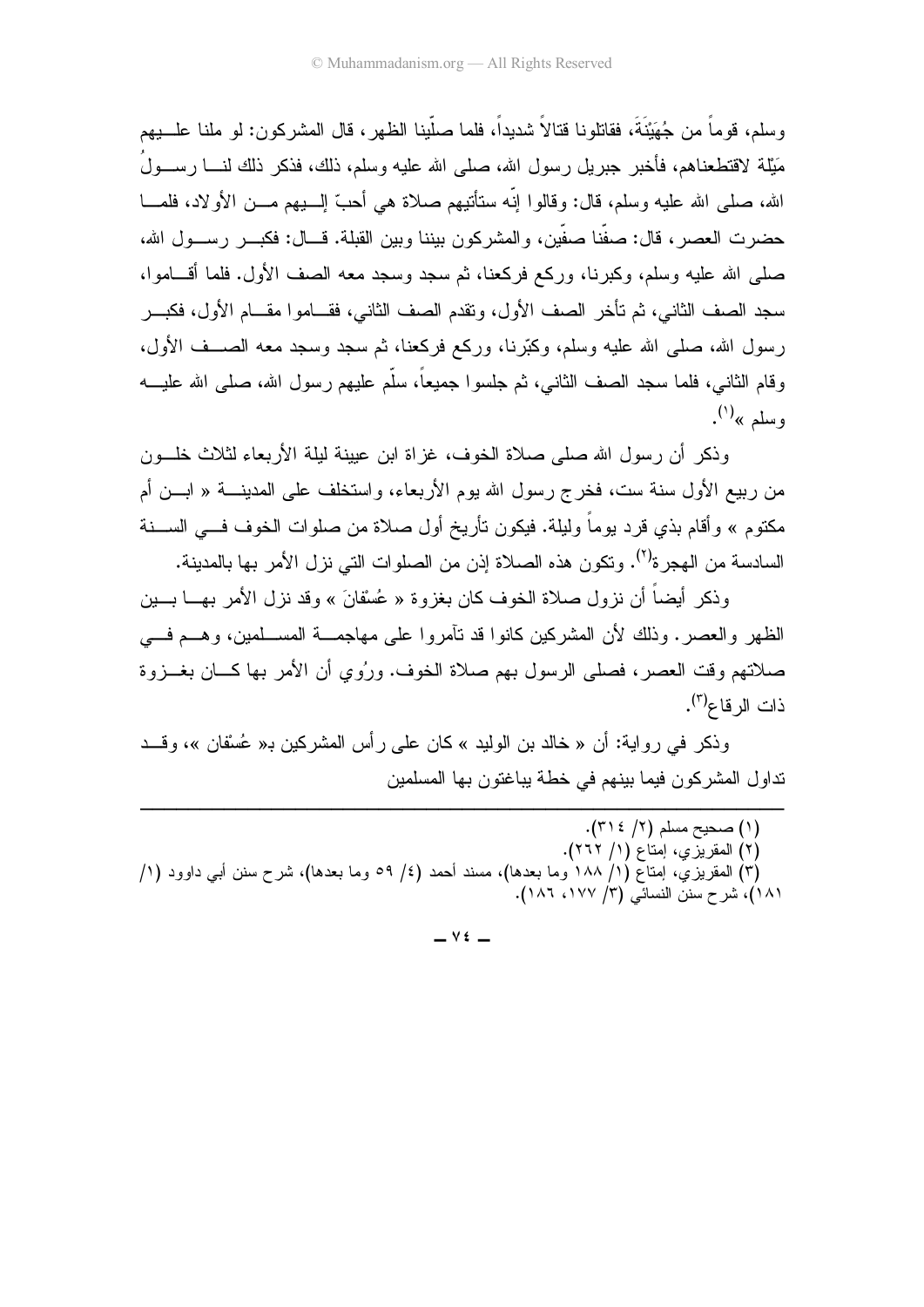وسلم، قوماً من جُهَيْنَةَ، فقاتلونا قتالاً شديداً، فلما صلّينا الظهر، قال المشركون: لو ملنا عليهم مَيْلة لاقتطعناهم، فأخبر جبريل رسول الله، صلى الله عليه وسلم، ذلك، فذكر ذلك لنا رسولُ الله، صلى الله عليه وسلم، قال: وقالوا إنّه ستأتيهم صلاة هي أحبّ إليهم من الأولاد، فلما حضرت العصر، قال: صفّنا صفّين، والمشركون بيننا وبين القبلة. قال: فكبر رسول الله، صلى الله عليه وسلم، وكبرنا، وركع فركعنا، ثم سجد وسجد معه الصف الأول. فلما أقاموا، سجد الصف الثاني، ثم تأخر الصف الأول، وتقدم الصف الثاني، فقاموا مقام الأول، فكبر رسول الله، صلى الله عليه وسلم، وكبّرنا، وركع فركعنا، ثم سجد وسجد معه الصف الأول، وقام الثاني، فلما سجد الصف الثاني، ثم جلسوا جميعاً، سلّم عليهم رسول الله، صلى الله عليه وسلم »[1].

وذكر أن رسول الله صلى صلاة الخوف، غزاة ابن عيينة ليلة الأربعاء لثلاث خلون من ربيع الأول سنة ست، فخرج رسول الله يوم الأربعاء، واستخلف على المدينة « ابن أم مكتوم » وأقام بذي قرد يوماً وليلة. فيكون تأريخ أول صلاة من صلوات الخوف في السنة السادسة من الهجرة[2]. وتكون هذه الصلاة إذن من الصلوات التي نزل الأمر بها بالمدينة.

وذكر أيضاً أن نزول صلاة الخوف كان بغزوة « عُسْفانَ » وقد نزل الأمر بها بين الظهر والعصر. وذلك لأن المشركين كانوا قد تآمروا على مهاجمة المسلمين، وهم في صلاتهم وقت العصر، فصلى الرسول بهم صلاة الخوف. ورُوي أن الأمر بها كان بغزوة ذات الرقاع[3].

وذكر في رواية: أن « خالد بن الوليد » كان على رأس المشركين بـ« عُسْفان »، وقد تداول المشركون فيما بينهم في خطة يباغتون بها المسلمين

---

(١) صحيح مسلم (٢/ ٣١٤).

(٢) المقريزي، إمتاع (١/ ٢٦٢).

(٣) المقريزي، إمتاع (١/ ١٨٨ وما بعدها)، مسند أحمد (٤/ ٥٩ وما بعدها)، شرح سنن أبي داوود (١/ ١٨١)، شرح سنن النسائي (٣/ ١٧٧، ١٨٦).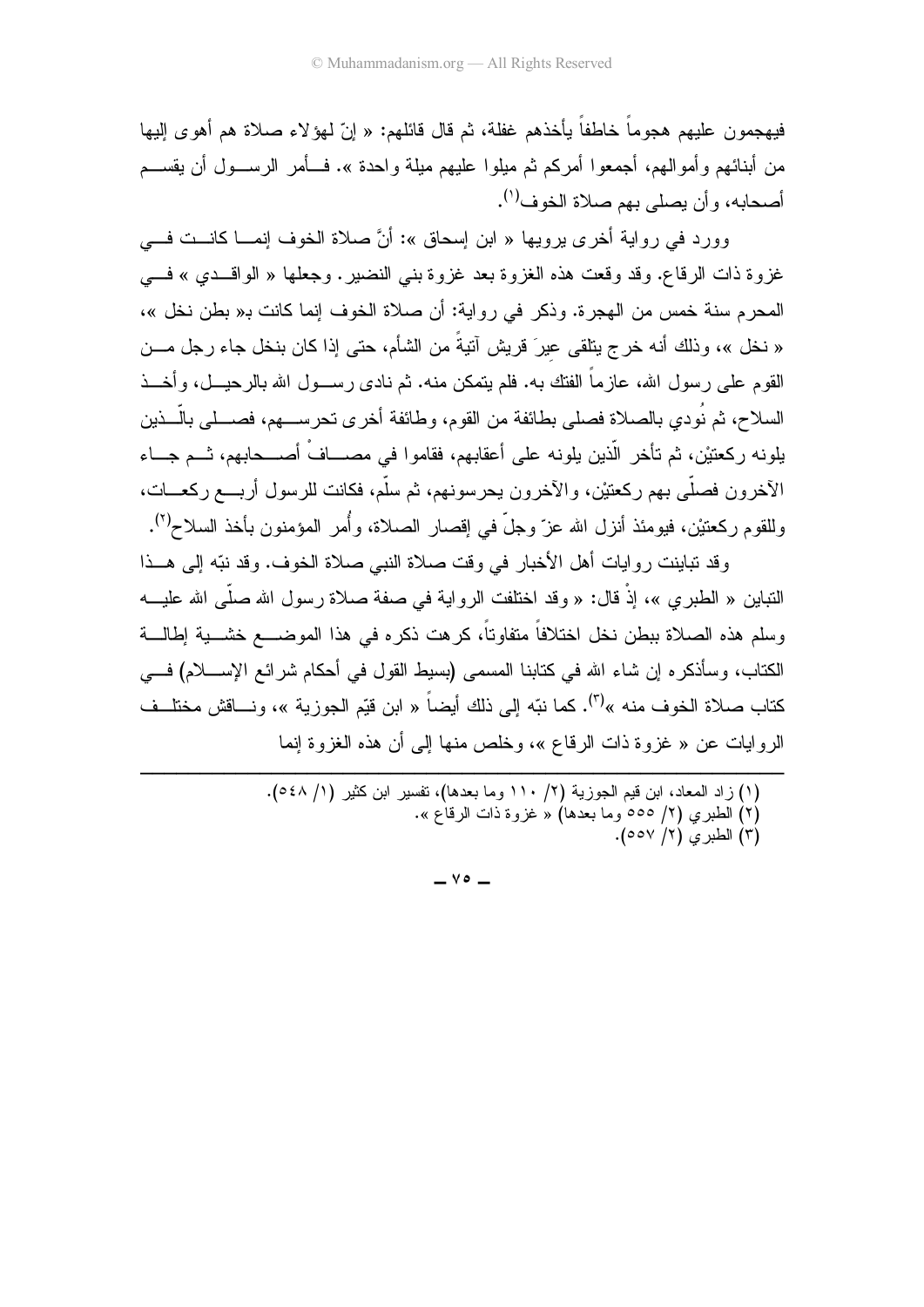فيهجمون عليهم هجوماً خاطفاً يأخذهم غفلة، ثم قال قائلهم: « إنّ لهؤلاء صلاة هم أهوى إليها من أبنائهم وأموالهم، أجمعوا أمركم ثم ميلوا عليهم ميلة واحدة ». فأمر الرسول أن يقسم أصحابه، وأن يصلى بهم صلاة الخوف[1].

وورد في رواية أخرى يرويها « ابن إسحاق »: أنَّ صلاة الخوف إنما كانت في غزوة ذات الرقاع. وقد وقعت هذه الغزوة بعد غزوة بني النضير. وجعلها « الواقدي » في المحرم سنة خمس من الهجرة. وذكر في رواية: أن صلاة الخوف إنما كانت بـ« بطن نخل »، « نخل »، وذلك أنه خرج يتلقى عيرَ قريش آتيةً من الشأم، حتى إذا كان بنخل جاء رجل من القوم على رسول الله، عازماً الفتك به. فلم يتمكن منه. ثم نادى رسول الله بالرحيل، وأخذ السلاح، ثم نُودي بالصلاة فصلى بطائفة من القوم، وطائفة أخرى تحرسهم، فصلى بالّذين يلونه ركعتيْن، ثم تأخر الّذين يلونه على أعقابهم، فقاموا في مصافْ أصحابهم، ثم جاء الآخرون فصلّى بهم ركعتيْن، والآخرون يحرسونهم، ثم سلّم، فكانت للرسول أربع ركعات، وللقوم ركعتيْن، فيومئذ أنزل الله عزّ وجلّ في إقصار الصلاة، وأُمر المؤمنون بأخذ السلاح[2].

وقد تباينت روايات أهل الأخبار في وقت صلاة النبي صلاة الخوف. وقد نبّه إلى هذا التباين « الطبري »، إذْ قال: « وقد اختلفت الرواية في صفة صلاة رسول الله صلّى الله عليه وسلم هذه الصلاة ببطن نخل اختلافاً متفاوتاً، كرهت ذكره في هذا الموضع خشية إطالة الكتاب، وسأذكره إن شاء الله في كتابنا المسمى (بسيط القول في أحكام شرائع الإسلام) في كتاب صلاة الخوف منه »[3]. كما نبّه إلى ذلك أيضاً « ابن قيّم الجوزية »، وناقش مختلف الروايات عن « غزوة ذات الرقاع »، وخلص منها إلى أن هذه الغزوة إنما

---

(١) زاد المعاد، ابن قيم الجوزية (٢/ ١١٠ وما بعدها)، تفسير ابن كثير (١/ ٥٤٨).
(٢) الطبري (٢/ ٥٥٥ وما بعدها) « غزوة ذات الرقاع ».
(٣) الطبري (٢/ ٥٥٧).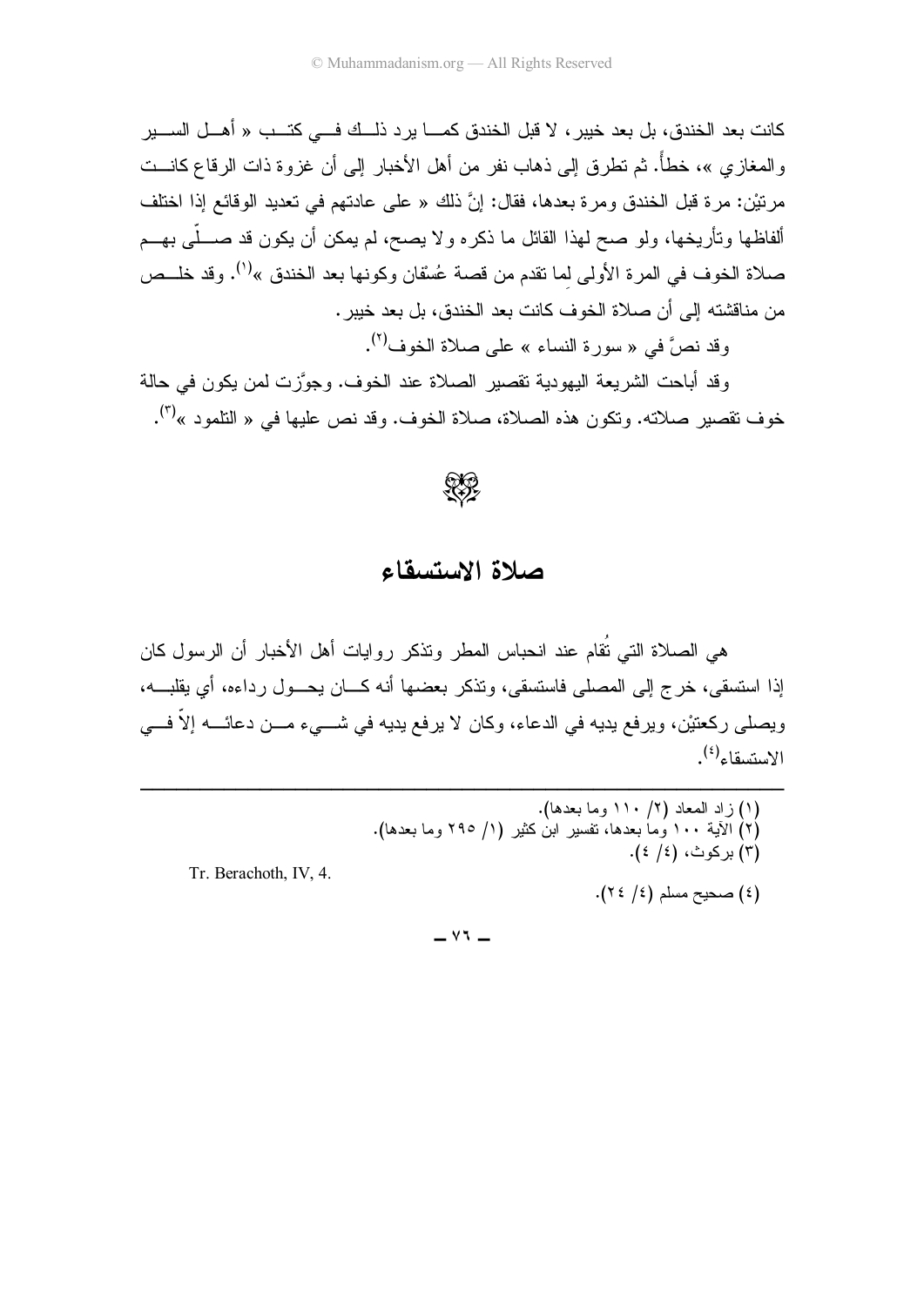كانت بعد الخندق، بل بعد خيبر، لا قبل الخندق كما يرد ذلك في كتب « أهل السير والمغازي »، خطأً. ثم تطرق إلى ذهاب نفر من أهل الأخبار إلى أن غزوة ذات الرقاع كانت مرتيْن: مرة قبل الخندق ومرة بعدها، فقال: إنَّ ذلك « على عادتهم في تعديد الوقائع إذا اختلف ألفاظها وتأريخها، ولو صح لهذا القائل ما ذكره ولا يصح، لم يمكن أن يكون قد صلّى بهم صلاة الخوف في المرة الأولى لِما تقدم من قصة عُسْفان وكونها بعد الخندق »[1]. وقد خلص من مناقشته إلى أن صلاة الخوف كانت بعد الخندق، بل بعد خيبر.

وقد نصَّ في « سورة النساء » على صلاة الخوف[2].

وقد أباحت الشريعة اليهودية تقصير الصلاة عند الخوف. وجوَّزت لمن يكون في حالة خوف تقصير صلاته. وتكون هذه الصلاة، صلاة الخوف. وقد نص عليها في « التلمود »[3].

## صلاة الاستسقاء

هي الصلاة التي تُقام عند انحباس المطر وتذكر روايات أهل الأخبار أن الرسول كان إذا استسقى، خرج إلى المصلى فاستسقى، وتذكر بعضها أنه كان يحول رداءه، أي يقلبه، ويصلي ركعتيْن، ويرفع يديه في الدعاء، وكان لا يرفع يديه في شيء من دعائه إلاّ في الاستسقاء[4].

---

(١) زاد المعاد (٢/ ١١٠ وما بعدها).

(٢) الآية ١٠٠ وما بعدها، تفسير ابن كثير (١/ ٢٩٥ وما بعدها).

(٣) بركوث، (٤/ ٤). Tr. Berachoth, IV, 4.

(٤) صحيح مسلم (٤/ ٢٤).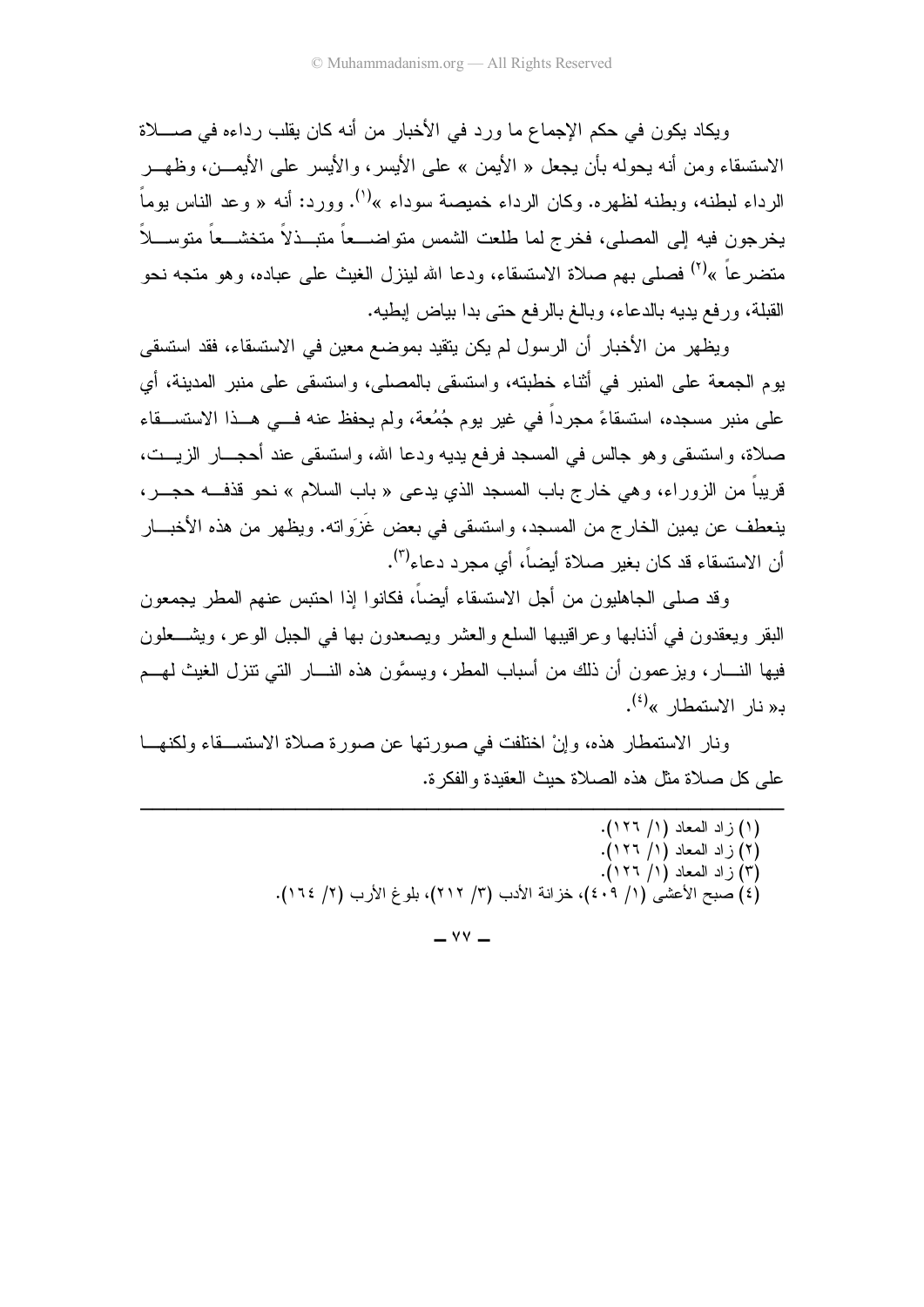ويكاد يكون في حكم الإجماع ما ورد في الأخبار من أنه كان يقلب رداءه في صلاة الاستسقاء ومن أنه يحوله بأن يجعل « الأيمن » على الأيسر، والأيسر على الأيمن، وظهر الرداء لبطنه، وبطنه لظهره. وكان الرداء خميصة سوداء »[1]. وورد: أنه « وعد الناس يوماً يخرجون فيه إلى المصلى، فخرج لما طلعت الشمس متواضعاً متبذلاً متخشعاً متوسلاً متضرعاً »[2] فصلى بهم صلاة الاستسقاء، ودعا الله لينزل الغيث على عباده، وهو متجه نحو القبلة، ورفع يديه بالدعاء، وبالغ بالرفع حتى بدا بياض إبطيه.

ويظهر من الأخبار أن الرسول لم يكن يتقيد بموضع معين في الاستسقاء، فقد استسقى يوم الجمعة على المنبر في أثناء خطبته، واستسقى بالمصلى، واستسقى على منبر المدينة، أي على منبر مسجده، استسقاءً مجرداً في غير يوم جُمُعة، ولم يحفظ عنه في هذا الاستسقاء صلاة، واستسقى وهو جالس في المسجد فرفع يديه ودعا الله، واستسقى عند أحجار الزيت، قريباً من الزوراء، وهي خارج باب المسجد الذي يدعى « باب السلام » نحو قذفه حجر، ينعطف عن يمين الخارج من المسجد، واستسقى في بعض غزَواته. ويظهر من هذه الأخبار أن الاستسقاء قد كان بغير صلاة أيضاً، أي مجرد دعاء[3].

وقد صلى الجاهليون من أجل الاستسقاء أيضاً، فكانوا إذا احتبس عنهم المطر يجمعون البقر ويعقدون في أذنابها وعراقيبها السلع والعشر ويصعدون بها في الجبل الوعر، ويشعلون فيها النار، ويزعمون أن ذلك من أسباب المطر، ويسمُّون هذه النار التي تنزل الغيث لهم بـ« نار الاستمطار »[4].

ونار الاستمطار هذه، وإنْ اختلفت في صورتها عن صورة صلاة الاستسقاء ولكنها على كل صلاة مثل هذه الصلاة حيث العقيدة والفكرة.

---

(١) زاد المعاد (١/ ١٢٦).
(٢) زاد المعاد (١/ ١٢٦).
(٣) زاد المعاد (١/ ١٢٦).
(٤) صبح الأعشى (١/ ٤٠٩)، خزانة الأدب (٣/ ٢١٢)، بلوغ الأرب (٢/ ١٦٤).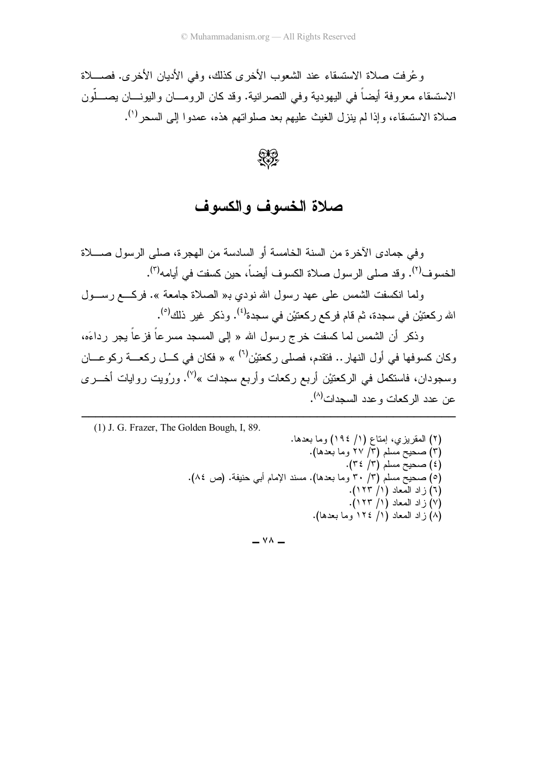وعُرفت صلاة الاستسقاء عند الشعوب الأخرى كذلك، وفي الأديان الأخرى. فصلاة الاستسقاء معروفة أيضاً في اليهودية وفي النصرانية. وقد كان الرومان واليونان يصلّون صلاة الاستسقاء، وإذا لم ينزل الغيث عليهم بعد صلواتهم هذه، عمدوا إلى السحر[1].

## صلاة الخسوف والكسوف

وفي جمادى الآخرة من السنة الخامسة أو السادسة من الهجرة، صلى الرسول صلاة الخسوف[2]. وقد صلى الرسول صلاة الكسوف أيضاً، حين كسفت في أيامه[3].

ولما انكسفت الشمس على عهد رسول الله نودي بـ« الصلاة جامعة ». فركع رسول الله ركعتيْن في سجدة، ثم قام فركع ركعتيْن في سجدة[4]. وذكر غير ذلك[5].

وذكر أن الشمس لما كسفت خرج رسول الله « إلى المسجد مسرعاً فزعاً يجر رداءَه، وكان كسوفها في أول النهار.. فتقدم، فصلى ركعتيْن[6] » « فكان في كل ركعة ركوعان وسجودان، فاستكمل في الركعتيْن أربع ركعات وأربع سجدات »[7]. ورُويت روايات أخرى عن عدد الركعات وعدد السجدات[8].

---

(1) J. G. Frazer, The Golden Bough, I, 89.

(٢) المقريزي، إمتاع (١/ ١٩٤) وما بعدها.

(٣) صحيح مسلم (٣/ ٢٧ وما بعدها).

(٤) صحيح مسلم (٣/ ٣٤).

(٥) صحيح مسلم (٣/ ٣٠ وما بعدها). مسند الإمام أبي حنيفة. (ص ٨٤).

(٦) زاد المعاد (١/ ١٢٣).

(٧) زاد المعاد (١/ ١٢٣).

(٨) زاد المعاد (١/ ١٢٤ وما بعدها).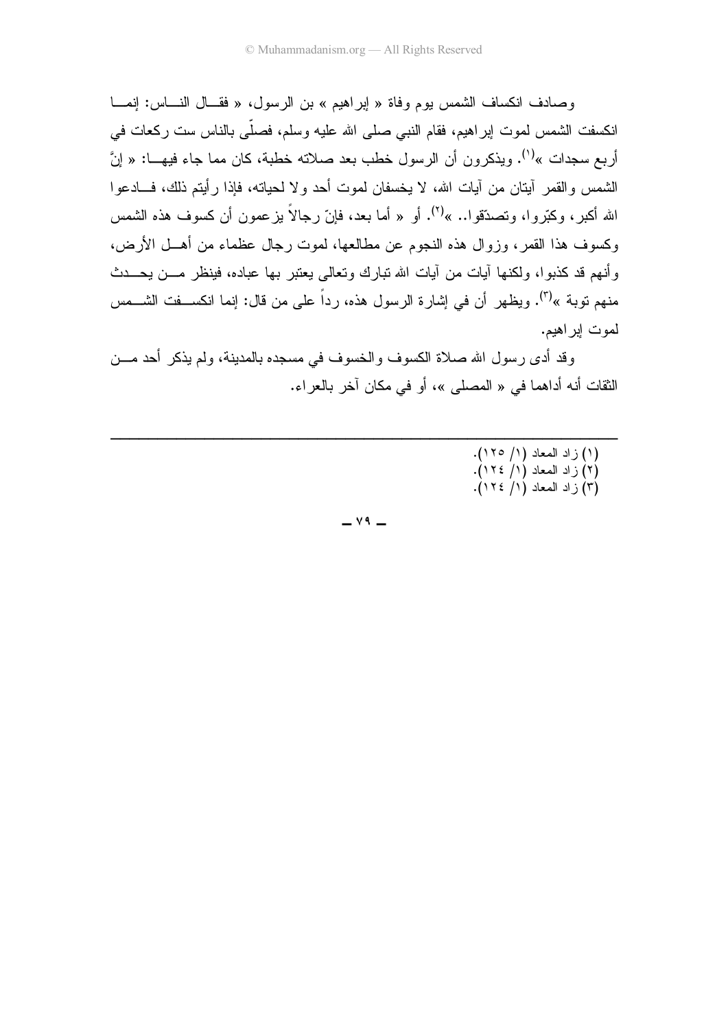وصادف انكساف الشمس يوم وفاة « إبراهيم » بن الرسول، « فقال الناس: إنما انكسفت الشمس لموت إبراهيم، فقام النبي صلى الله عليه وسلم، فصلّى بالناس ست ركعات في أربع سجدات »[1]. ويذكرون أن الرسول خطب بعد صلاته خطبة، كان مما جاء فيها: « إنَّ الشمس والقمر آيتان من آيات الله، لا يخسفان لموت أحد ولا لحياته، فإذا رأيتم ذلك، فادعوا الله أكبر، وكبّروا، وتصدّقوا.. »[2]. أو « أما بعد، فإنّ رجالاً يزعمون أن كسوف هذه الشمس وكسوف هذا القمر، وزوال هذه النجوم عن مطالعها، لموت رجال عظماء من أهل الأرض، وأنهم قد كذبوا، ولكنها آيات من آيات الله تبارك وتعالى يعتبر بها عباده، فينظر من يحدث منهم توبة »[3]. ويظهر أن في إشارة الرسول هذه، رداً على من قال: إنما انكسفت الشمس لموت إبراهيم.

وقد أدى رسول الله صلاة الكسوف والخسوف في مسجده بالمدينة، ولم يذكر أحد من الثقات أنه أداهما في « المصلى »، أو في مكان آخر بالعراء.

---

(١) زاد المعاد (١/ ١٢٥).
(٢) زاد المعاد (١/ ١٢٤).
(٣) زاد المعاد (١/ ١٢٤).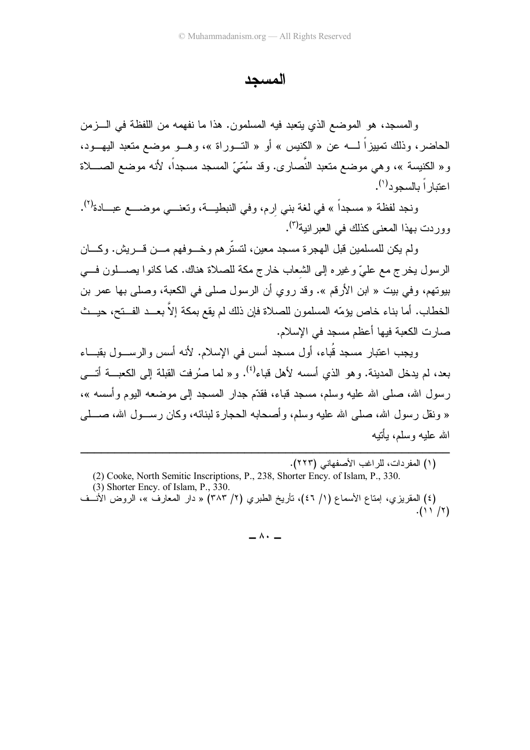# المسجد

والمسجد، هو الموضع الذي يتعبد فيه المسلمون. هذا ما نفهمه من اللفظة في الزمن الحاضر، وذلك تمييزاً له عن « الكنيس » أو « التوراة »، وهو موضع متعبد اليهود، و« الكنيسة »، وهي موضع متعبد النَّصارى. وقد سُمّيّ المسجد مسجداً، لأنه موضع الصلاة اعتباراً بالسجود[١].

ونجد لفظة « مسجداً » في لغة بني اِرم، وفي النبطية، وتعني موضع عبادة[٢]. ووردت بهذا المعنى كذلك في العبرانية[٣].

ولم يكن للمسلمين قبل الهجرة مسجد معين، لتستّرهم وخوفهم من قريش. وكان الرسول يخرج مع عليّ وغيره إلى الشِعاب خارج مكة للصلاة هناك. كما كانوا يصلون في بيوتهم، وفي بيت « ابن الأرقم ». وقد روي أن الرسول صلى في الكعبة، وصلى بها عمر بن الخطاب. أما بناء خاص يؤمّه المسلمون للصلاة فإن ذلك لم يقع بمكة إلاَّ بعد الفتح، حيث صارت الكعبة فيها أعظم مسجد في الإسلام.

ويجب اعتبار مسجد قُباء، أول مسجد أسس في الإسلام. لأنه أسس والرسول بقباء بعد، لم يدخل المدينة. وهو الذي أسسه لأهل قباء[٤]. و« لما صُرفت القبلة إلى الكعبة أتى رسول الله، صلى الله عليه وسلم، مسجد قباء، فقدّم جدار المسجد إلى موضعه اليوم وأسسه »، « ونقل رسول الله، صلى الله عليه وسلم، وأصحابه الحجارة لبنائه، وكان رسول الله، صلى الله عليه وسلم، يأتيه

---

(١) المفردات، للراغب الأصفهاني (٢٢٣).

(2) Cooke, North Semitic Inscriptions, P., 238, Shorter Ency. of Islam, P., 330.

(3) Shorter Ency. of Islam, P., 330.

(٤) المقريزي، إمتاع الأسماع (١/ ٤٦)، تأريخ الطبري (٢/ ٣٨٣) « دار المعارف »، الروض الأنف (٢/ ١١).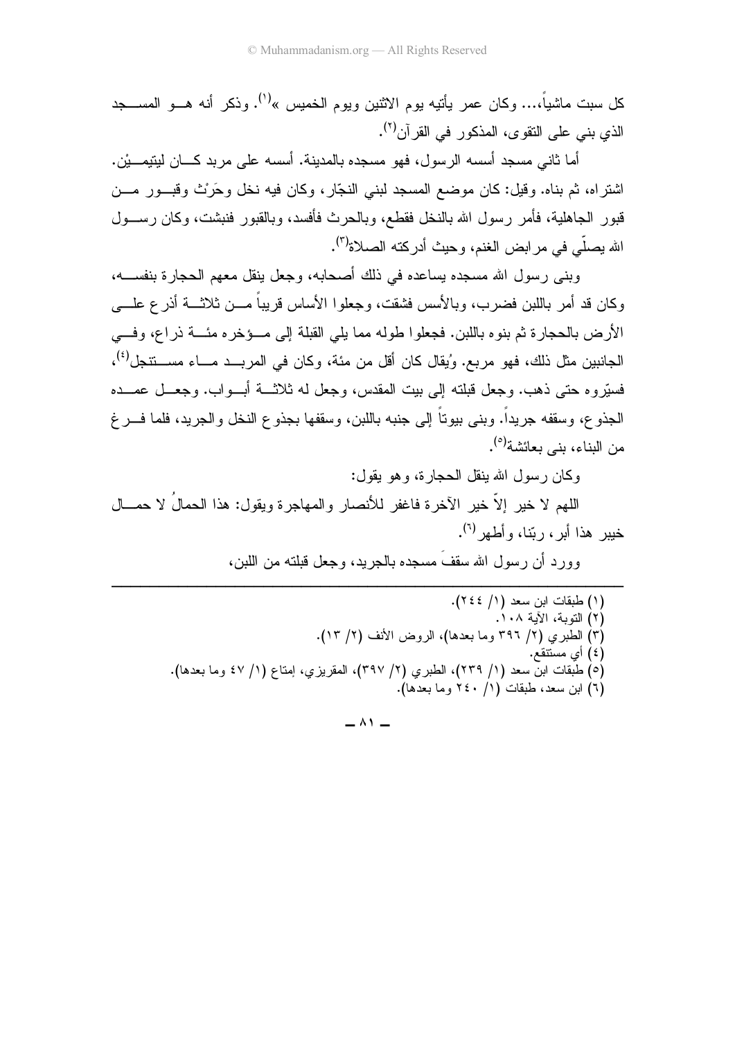كل سبت ماشياً،... وكان عمر يأتيه يوم الاثنين ويوم الخميس »[1]. وذكر أنه هو المسجد الذي بني على التقوى، المذكور في القرآن[2].

أما ثاني مسجد أسسه الرسول، فهو مسجده بالمدينة. أسسه على مربد كان ليتيمين. اشتراه، ثم بناه. وقيل: كان موضع المسجد لبني النجّار، وكان فيه نخل وحَرْث وقبور من قبور الجاهلية، فأمر رسول الله بالنخل فقطع، وبالحرث فأفسد، وبالقبور فنبشت، وكان رسول الله يصلّي في مرابض الغنم، وحيث أدركته الصلاة[3].

وبنى رسول الله مسجده يساعده في ذلك أصحابه، وجعل ينقل معهم الحجارة بنفسه، وكان قد أمر باللبن فضرب، وبالأسس فشقت، وجعلوا الأساس قريباً من ثلاثة أذرع على الأرض بالحجارة ثم بنوه باللبن. فجعلوا طوله مما يلي القبلة إلى مؤخره مئة ذراع، وفي الجانبين مثل ذلك، فهو مربع. ويُقال كان أقل من مئة، وكان في المربد ماء مستنجل[4]، فسيّروه حتى ذهب. وجعل قبلته إلى بيت المقدس، وجعل له ثلاثة أبواب. وجعل عمده الجذوع، وسقفه جريداً. وبنى بيوتاً إلى جنبه باللبن، وسقفها بجذوع النخل والجريد، فلما فرغ من البناء، بنى بعائشة[5].

وكان رسول الله ينقل الحجارة، وهو يقول:

اللهم لا خير إلاّ خير الآخرة فاغفر للأنصار والمهاجرة ويقول: هذا الحمالُ لا حمال خيبر هذا أبر، ربّنا، وأطهر[6].

وورد أن رسول الله سقفَ مسجده بالجريد، وجعل قبلته من اللبن،

---

(١) طبقات ابن سعد (١/ ٢٤٤).
(٢) التوبة، الآية ١٠٨.
(٣) الطبري (٢/ ٣٩٦ وما بعدها)، الروض الأنف (٢/ ١٣).
(٤) أي مستنقع.
(٥) طبقات ابن سعد (١/ ٢٣٩)، الطبري (٢/ ٣٩٧)، المقريزي، إمتاع (١/ ٤٧ وما بعدها).
(٦) ابن سعد، طبقات (١/ ٢٤٠ وما بعدها).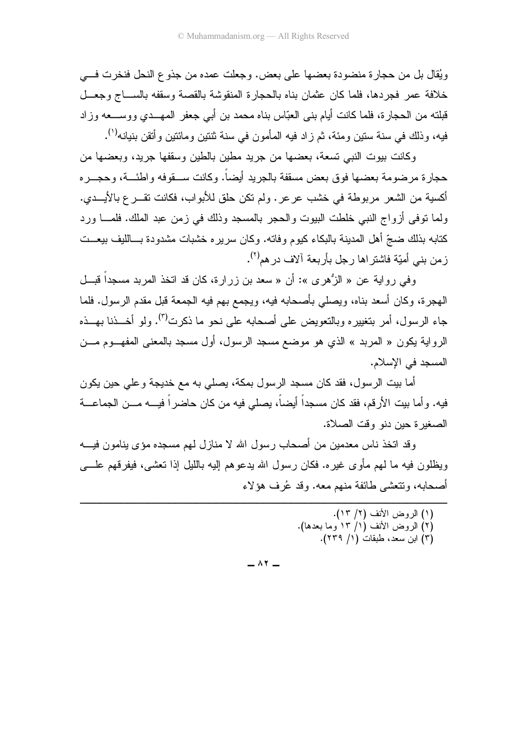ويُقال بل من حجارة منضودة بعضها على بعض. وجعلت عمده من جذوع النحل فنخرت في خلافة عمر فجردها، فلما كان عثمان بناه بالحجارة المنقوشة بالقصة وسقفه بالساج وجعل قبلته من الحجارة، فلما كانت أيام بنى العبّاس بناه محمد بن أبي جعفر المهدي ووسعه وزاد فيه، وذلك في سنة ستين ومئة، ثم زاد فيه المأمون في سنة ثنتين ومائتين وأتقن بنيانه[1].

وكانت بيوت النبي تسعة، بعضها من جريد مطين بالطين وسقفها جريد، وبعضها من حجارة مرضومة بعضها فوق بعض مسقفة بالجريد أيضاً. وكانت سقوفه واطئة، وحجره أكسية من الشعر مربوطة في خشب عرعر. ولم تكن حلق للأبواب، فكانت تقرع بالأيدي. ولما توفى أزواج النبي خلطت البيوت والحجر بالمسجد وذلك في زمن عبد الملك. فلما ورد كتابه بذلك ضجّ أهل المدينة بالبكاء كيوم وفاته. وكان سريره خشبات مشدودة بالليف بيعت زمن بني أميّة فاشتراها رجل بأربعة آلاف درهم[2].

وفي رواية عن « الزُهرى »: أن « سعد بن زرارة، كان قد اتخذ المربد مسجداً قبل الهجرة، وكان أسعد بناه، ويصلي بأصحابه فيه، ويجمع بهم فيه الجمعة قبل مقدم الرسول. فلما جاء الرسول، أمر بتغييره وبالتعويض على أصحابه على نحو ما ذكرت[3]. ولو أخذنا بهذه الرواية يكون « المربد » الذي هو موضع مسجد الرسول، أول مسجد بالمعنى المفهوم من المسجد في الإسلام.

أما بيت الرسول، فقد كان مسجد الرسول بمكة، يصلي به مع خديجة وعلي حين يكون فيه. وأما بيت الأرقم، فقد كان مسجداً أيضاً، يصلي فيه من كان حاضراً فيه من الجماعة الصغيرة حين دنو وقت الصلاة.

وقد اتخذ ناس معدمين من أصحاب رسول الله لا منازل لهم مسجده مؤى ينامون فيه ويظلون فيه ما لهم مأوى غيره. فكان رسول الله يدعوهم إليه بالليل إذا تعشى، فيفرقهم على أصحابه، وتتعشى طائفة منهم معه. وقد عُرف هؤلاء

---

(١) الروض الأنف (٢/ ١٣).
(٢) الروض الأنف (١/ ١٣ وما بعدها).
(٣) ابن سعد، طبقات (١/ ٢٣٩).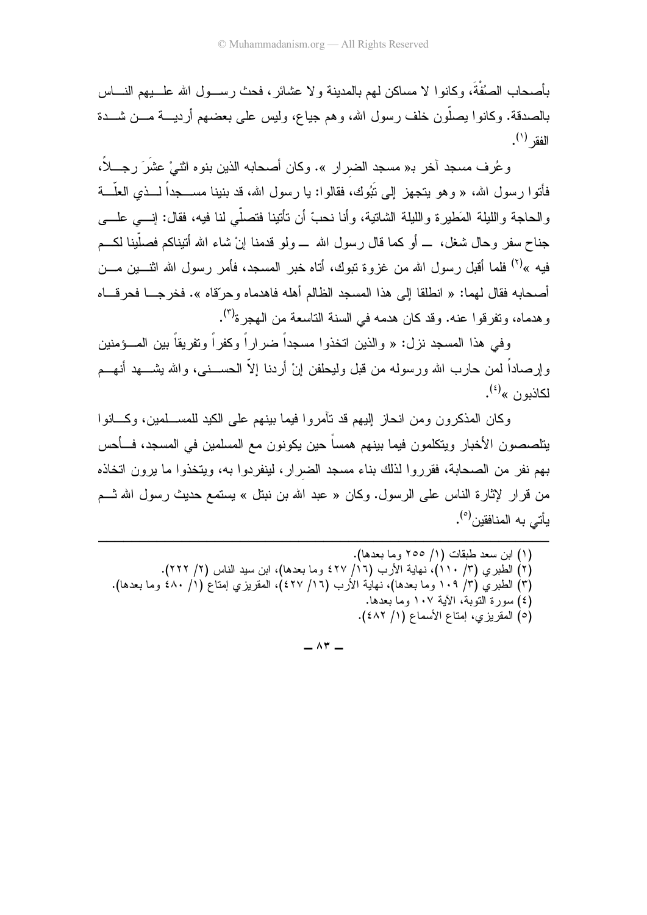بأصحاب الصُفْةَ، وكانوا لا مساكن لهم بالمدينة ولا عشائر، فحث رسول الله عليهم الناس بالصدقة. وكانوا يصلّون خلف رسول الله، وهم جياع، وليس على بعضهم أردية من شدة الفقر[1].

وعُرف مسجد آخر بـ« مسجد الضِرار ». وكان أصحابه الذين بنوه اثنيْ عشَرَ رجلاً، فأتوا رسول الله، « وهو يتجهز إلى تَبُوك، فقالوا: يا رسول الله، قد بنينا مسجداً لذي العلّة والحاجة والليلة المَطيرة والليلة الشاتية، وأنا نحبّ أن تأتينا فتصلّي لنا فيه، فقال: إني على جناح سفر وحال شغل، ــ أو كما قال رسول الله ــ ولو قدمنا إنْ شاء الله أتيناكم فصلّينا لكم فيه »[2] فلما أقبل رسول الله من غزوة تبوك، أتاه خبر المسجد، فأمر رسول الله اثنين من أصحابه فقال لهما: « انطلقا إلى هذا المسجد الظالم أهله فاهدماه وحرّقاه ». فخرجا فحرقاه وهدماه، وتفرقوا عنه. وقد كان هدمه في السنة التاسعة من الهجرة[3].

وفي هذا المسجد نزل: « والذين اتخذوا مسجداً ضراراً وكفراً وتفريقاً بين المؤمنين وإرصاداً لمن حارب الله ورسوله من قبل وليحلفن إنْ أردنا إلاّ الحسنى، والله يشهد أنهم لكاذبون »[4].

وكان المذكورون ومن انحاز إليهم قد تآمروا فيما بينهم على الكيد للمسلمين، وكانوا يتلصصون الأخبار ويتكلمون فيما بينهم همساً حين يكونون مع المسلمين في المسجد، فأحس بهم نفر من الصحابة، فقرروا لذلك بناء مسجد الضِرار، لينفردوا به، ويتخذوا ما يرون اتخاذه من قرار لإثارة الناس على الرسول. وكان « عبد الله بن نبتل » يستمع حديث رسول الله ثم يأتي به المنافقين[5].

---

(١) ابن سعد طبقات (١/ ٢٥٥ وما بعدها).

(٢) الطبري (٣/ ١١٠)، نهاية الأرب (١٦/ ٤٢٧ وما بعدها)، ابن سيد الناس (٢/ ٢٢٢).

(٣) الطبري (٣/ ١٠٩ وما بعدها)، نهاية الأرب (١٦/ ٤٢٧)، المقريزي إمتاع (١/ ٤٨٠ وما بعدها).

(٤) سورة التوبة، الآية ١٠٧ وما بعدها.

(٥) المقريزي، إمتاع الأسماع (١/ ٤٨٢).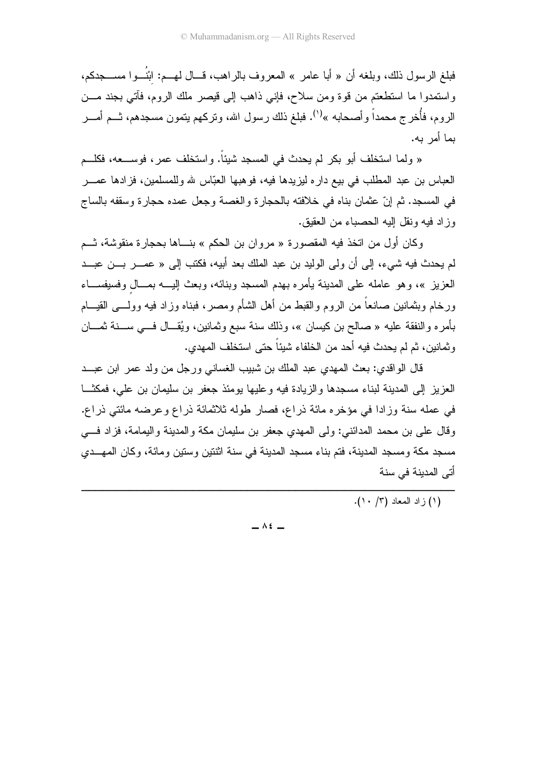فبلغ الرسول ذلك، وبلغه أن « أبا عامر » المعروف بالراهب، قال لهم: ابْنُوا مسجدكم، واستمدوا ما استطعتم من قوة ومن سلاح، فإني ذاهب إلى قيصر ملك الروم، فآتي بجند من الروم، فأُخرج محمداً وأصحابه »[1]. فبلغ ذلك رسول الله، وتركهم يتمون مسجدهم، ثم أمر بما أمر به.

« ولما استخلف أبو بكر لم يحدث في المسجد شيئاً. واستخلف عمر، فوسعه، فكلم العباس بن عبد المطلب في بيع داره ليزيدها فيه، فوهبها العبّاس لله وللمسلمين، فزادها عمر في المسجد. ثم إنّ عثمان بناه في خلافته بالحجارة والغصة وجعل عمده حجارة وسقفه بالساج وزاد فيه ونقل إليه الحصباء من العقيق.

وكان أول من اتخذ فيه المقصورة « مروان بن الحكم » بناها بحجارة منقوشة، ثم لم يحدث فيه شيء، إلى أن ولي الوليد بن عبد الملك بعد أبيه، فكتب إلى « عمر بن عبد العزيز »، وهو عامله على المدينة يأمره بهدم المسجد وبنائه، وبعث إليه بمالٍ وفسيفساء ورخام وبثمانين صانعاً من الروم والقبط من أهل الشأم ومصر، فبناه وزاد فيه وولى القيام بأمره والنفقة عليه « صالح بن كيسان »، وذلك سنة سبع وثمانين، ويُقال في سنة ثمان وثمانين، ثم لم يحدث فيه أحد من الخلفاء شيئاً حتى استخلف المهدي.

قال الواقدي: بعث المهدي عبد الملك بن شبيب الغساني ورجل من ولد عمر ابن عبد العزيز إلى المدينة لبناء مسجدها والزيادة فيه وعليها يومئذ جعفر بن سليمان بن علي، فمكثا في عمله سنة وزادا في مؤخره مائة ذراع، فصار طوله ثلاثمائة ذراع وعرضه مائتي ذراع. وقال على بن محمد المدائني: ولى المهدي جعفر بن سليمان مكة والمدينة واليمامة، فزاد في مسجد مكة ومسجد المدينة، فتم بناء مسجد المدينة في سنة اثنتين وستين ومائة، وكان المهدي أتى المدينة في سنة

---

(١) زاد المعاد (٣/ ١٠).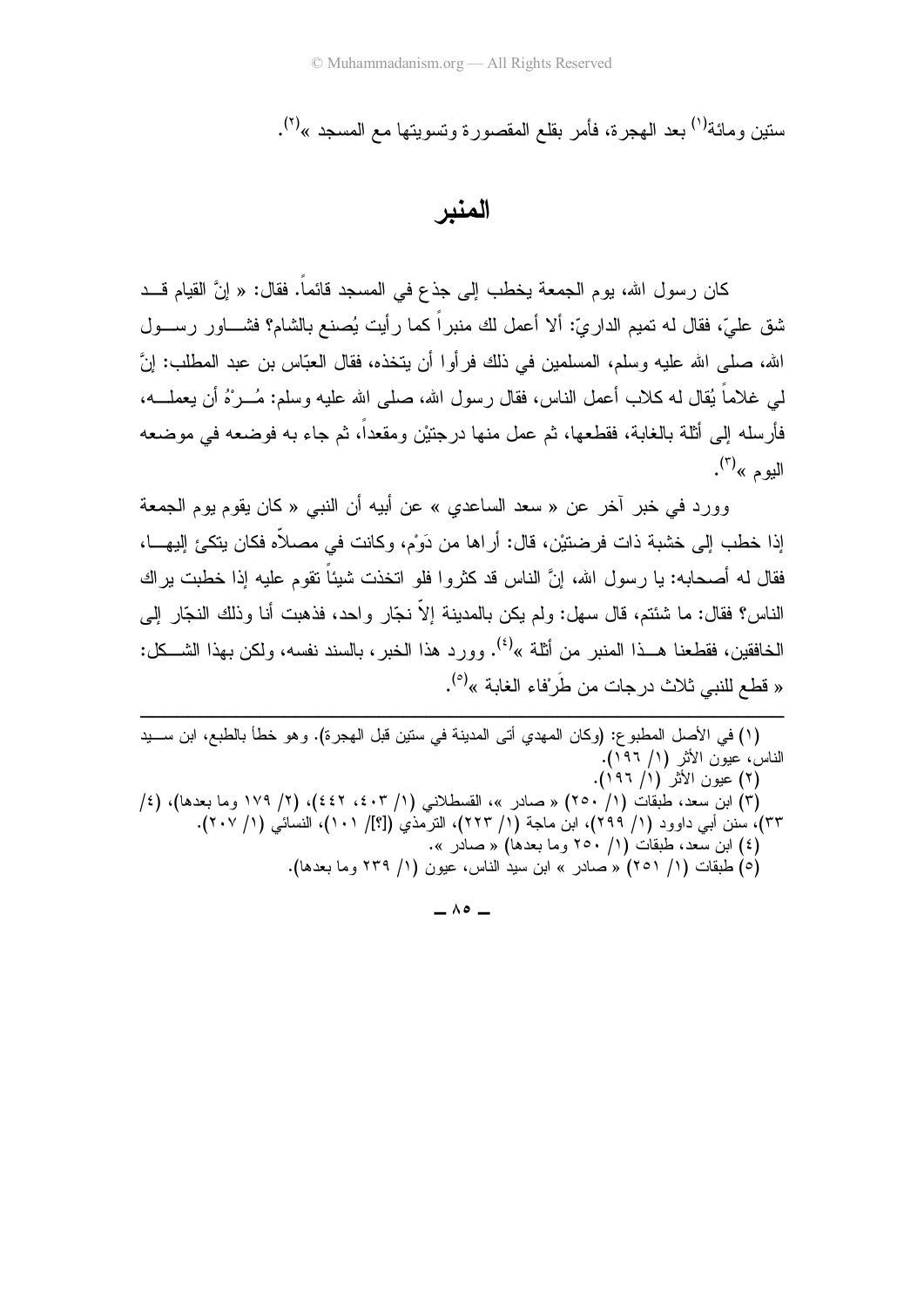ستين ومائة[1] بعد الهجرة، فأمر بقلع المقصورة وتسويتها مع المسجد »[2].

## المنبر

كان رسول الله، يوم الجمعة يخطب إلى جذع في المسجد قائماً. فقال: « إنَّ القيام قد شق عليّ، فقال له تميم الداريّ: ألا أعمل لك منبراً كما رأيت يُصنع بالشام؟ فشاور رسول الله، صلى الله عليه وسلم، المسلمين في ذلك فرأوا أن يتخذه، فقال العبّاس بن عبد المطلب: إنَّ لي غلاماً يُقال له كلاب أعمل الناس، فقال رسول الله، صلى الله عليه وسلم: مُرْهُ أن يعمله، فأرسله إلى أثلة بالغابة، فقطعها، ثم عمل منها درجتيْن ومقعداً، ثم جاء به فوضعه في موضعه اليوم »[3].

وورد في خبر آخر عن « سعد الساعدي » عن أبيه أن النبي « كان يقوم يوم الجمعة إذا خطب إلى خشبة ذات فرضتيْن، قال: أراها من دَوْم، وكانت في مصلاّه فكان يتكئ إليها، فقال له أصحابه: يا رسول الله، إنَّ الناس قد كثروا فلو اتخذت شيئاً تقوم عليه إذا خطبت يراك الناس؟ فقال: ما شئتم، قال سهل: ولم يكن بالمدينة إلاّ نجّار واحد، فذهبت أنا وذلك النجّار إلى الخافقين، فقطعنا هذا المنبر من أثلة »[4]. وورد هذا الخبر، بالسند نفسه، ولكن بهذا الشكل: « قطع للنبي ثلاث درجات من طَرْفاء الغابة »[5].

---

(١) في الأصل المطبوع: (وكان المهدي أتى المدينة في ستين قبل الهجرة). وهو خطأ بالطبع، ابن سيد الناس، عيون الأثر (١/ ١٩٦).

(٢) عيون الأثر (١/ ١٩٦).

(٣) ابن سعد، طبقات (١/ ٢٥٠) « صادر »، القسطلاني (١/ ٤٠٣، ٤٤٢)، (٢/ ١٧٩ وما بعدها)، (٤/ ٣٣)، سنن أبي داوود (١/ ٢٩٩)، ابن ماجة (١/ ٢٢٣)، الترمذي ([؟]/ ١٠١)، النسائي (١/ ٢٠٧).

(٤) ابن سعد، طبقات (١/ ٢٥٠ وما بعدها) « صادر ».

(٥) طبقات (١/ ٢٥١) « صادر » ابن سيد الناس، عيون (١/ ٢٣٩ وما بعدها).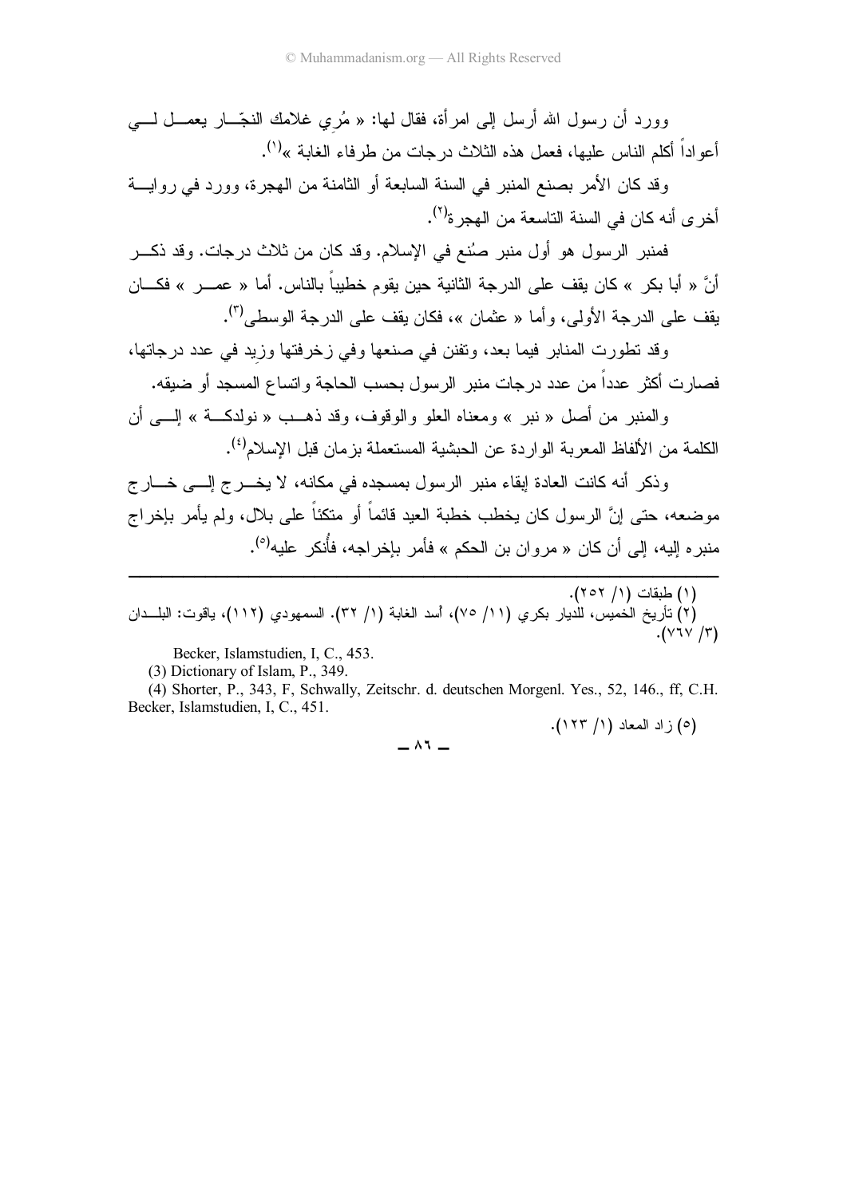وورد أن رسول الله أرسل إلى امرأة، فقال لها: « مُرِي غلامك النجّار يعمل لي أعواداً أكلم الناس عليها، فعمل هذه الثلاث درجات من طرفاء الغابة »[١].

وقد كان الأمر بصنع المنبر في السنة السابعة أو الثامنة من الهجرة، وورد في رواية أخرى أنه كان في السنة التاسعة من الهجرة[٢].

فمنبر الرسول هو أول منبر صُنع في الإسلام. وقد كان من ثلاث درجات. وقد ذكر أنَّ « أبا بكر » كان يقف على الدرجة الثانية حين يقوم خطيباً بالناس. أما « عمر » فكان يقف على الدرجة الأولى، وأما « عثمان »، فكان يقف على الدرجة الوسطى[٣].

وقد تطورت المنابر فيما بعد، وتفنن في صنعها وفي زخرفتها وزِيد في عدد درجاتها، فصارت أكثر عدداً من عدد درجات منبر الرسول بحسب الحاجة واتساع المسجد أو ضيقه.

والمنبر من أصل « نبر » ومعناه العلو والوقوف، وقد ذهب « نولدكة » إلى أن الكلمة من الألفاظ المعربة الواردة عن الحبشية المستعملة بزمان قبل الإسلام[٤].

وذكر أنه كانت العادة إبقاء منبر الرسول بمسجده في مكانه، لا يخرج إلى خارج موضعه، حتى إنَّ الرسول كان يخطب خطبة العيد قائماً أو متكئاً على بلال، ولم يأمر بإخراج منبره إليه، إلى أن كان « مروان بن الحكم » فأمر بإخراجه، فأُنكر عليه[٥].

---

(١) طبقات (١/ ٢٥٢).

(٢) تأريخ الخميس، للديار بكري (١١/ ٧٥)، أسد الغابة (١/ ٣٢). السمهودي (١١٢)، ياقوت: البلدان (٣/ ٧٦٧).

Becker, Islamstudien, I, C., 453.

(3) Dictionary of Islam, P., 349.

(4) Shorter, P., 343, F, Schwally, Zeitschr. d. deutschen Morgenl. Yes., 52, 146., ff, C.H. Becker, Islamstudien, I, C., 451.

(٥) زاد المعاد (١/ ١٢٣).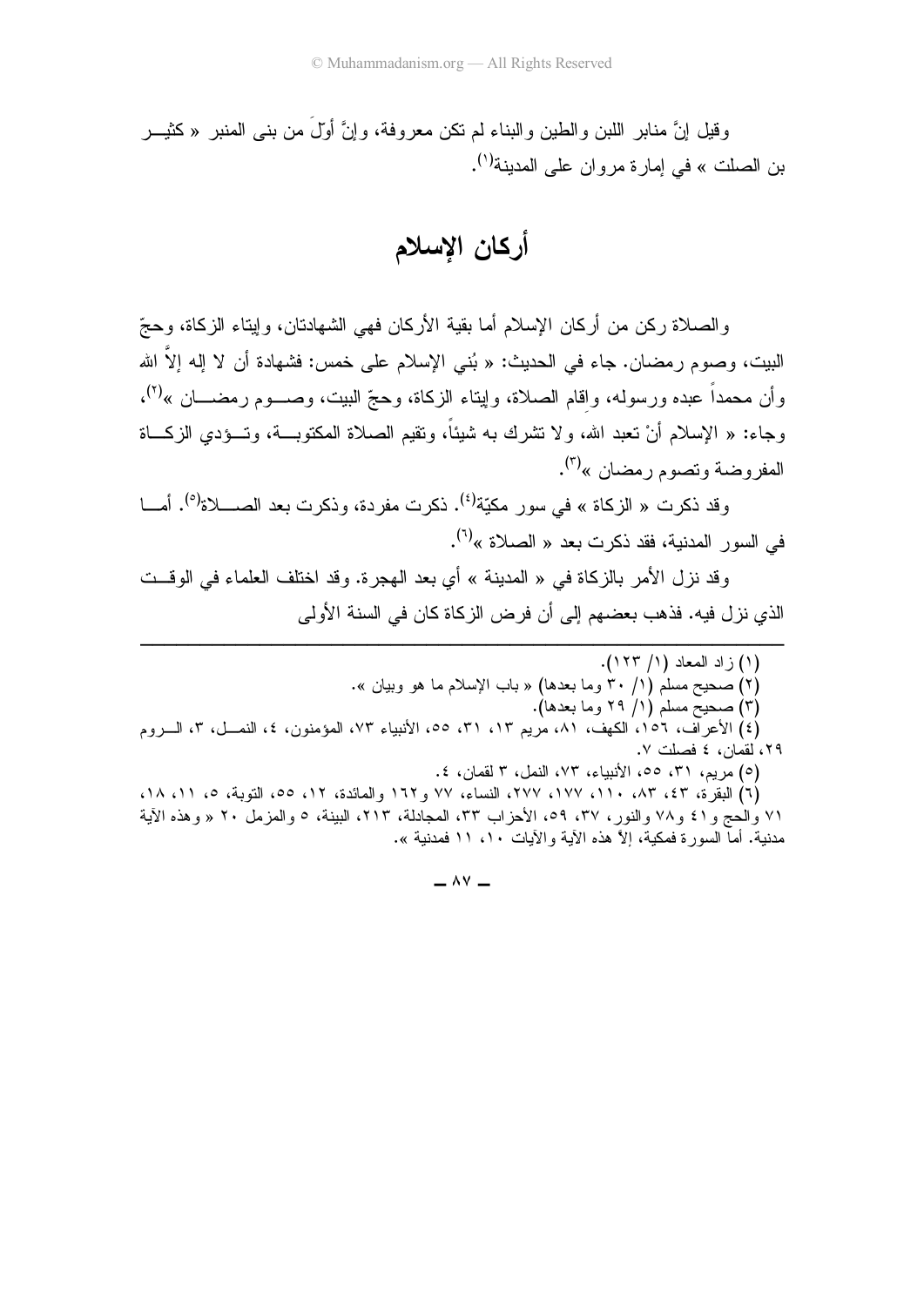وقيل إنَّ منابر اللبن والطين والبناء لم تكن معروفة، وإنَّ أولَ من بنى المنبر « كثير بن الصلت » في إمارة مروان على المدينة[١].

## أركان الإسلام

والصلاة ركن من أركان الإسلام أما بقية الأركان فهي الشهادتان، وإيتاء الزكاة، وحجّ البيت، وصوم رمضان. جاء في الحديث: « بُني الإسلام على خمس: فشهادة أن لا إله إلاَّ الله وأن محمداً عبده ورسوله، وإقام الصلاة، وإيتاء الزكاة، وحجّ البيت، وصوم رمضان »[٢]، وجاء: « الإسلام أنْ تعبد الله، ولا تشرك به شيئاً، وتقيم الصلاة المكتوبة، وتؤدي الزكاة المفروضة وتصوم رمضان »[٣].

وقد ذكرت « الزكاة » في سور مكيّة[٤]. ذكرت مفردة، وذكرت بعد الصلاة[٥]. أما في السور المدنية، فقد ذكرت بعد « الصلاة »[٦].

وقد نزل الأمر بالزكاة في « المدينة » أي بعد الهجرة. وقد اختلف العلماء في الوقت الذي نزل فيه. فذهب بعضهم إلى أن فرض الزكاة كان في السنة الأولى

---

(١) زاد المعاد (١/ ١٢٣).

(٢) صحيح مسلم (١/ ٣٠ وما بعدها) « باب الإسلام ما هو وبيان ».

(٣) صحيح مسلم (١/ ٢٩ وما بعدها).

(٤) الأعراف، ١٥٦، الكهف، ٨١، مريم ١٣، ٣١، ٥٥، الأنبياء ٧٣، المؤمنون، ٤، النمل، ٣، الروم ٢٩، لقمان، ٤ فصلت ٧.

(٥) مريم، ٣١، ٥٥، الأنبياء، ٧٣، النمل، ٣ لقمان، ٤.

(٦) البقرة، ٤٣، ٨٣، ١١٠، ١٧٧، ٢٧٧، النساء، ٧٧ و١٦٢ والمائدة، ١٢، ٥٥، التوبة، ٥، ١١، ١٨، ٧١ والحج ٤١ و٧٨ والنور، ٣٧، ٥٩، الأحزاب ٣٣، المجادلة، ٢١٣، البينة، ٥ والمزمل ٢٠ « وهذه الآية مدنية. أما السورة فمكية، إلاَّ هذه الآية والآيات ١٠، ١١ فمدنية ».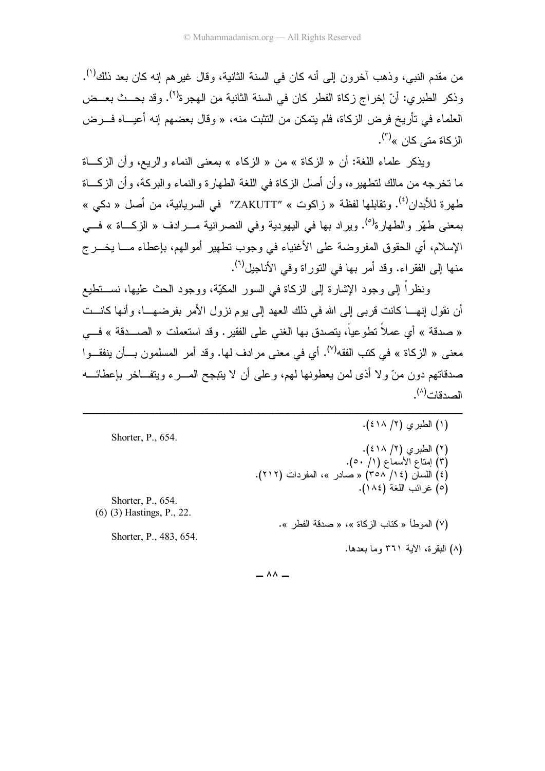من مقدم النبي، وذهب آخرون إلى أنه كان في السنة الثانية، وقال غيرهم إنه كان بعد ذلك[١]. وذكر الطبري: أنّ إخراج زكاة الفطر كان في السنة الثانية من الهجرة[٢]. وقد بحث بعض العلماء في تأريخ فرض الزكاة، فلم يتمكن من التثبت منه، « وقال بعضهم إنه أعياه فرض الزكاة متى كان »[٣].

ويذكر علماء اللغة: أن « الزكاة » من « الزكاء » بمعنى النماء والريع، وأن الزكاة ما تخرجه من مالك لتطهيره، وأن أصل الزكاة في اللغة الطهارة والنماء والبركة، وأن الزكاة طهرة للأبدان[٤]. وتقابلها لفظة « زاكوت » "ZAKUTT" في السريانية، من أصل « دكي » بمعنى طهّر والطهارة[٥]. ويراد بها في اليهودية وفي النصرانية مرادف « الزكاة » في الإسلام، أي الحقوق المفروضة على الأغنياء في وجوب تطهير أموالهم، بإعطاء ما يخرج منها إلى الفقراء. وقد أمر بها في التوراة وفي الأناجيل[٦].

ونظراً إلى وجود الإشارة إلى الزكاة في السور المكيّة، ووجود الحث عليها، نستطيع أن نقول إنها كانت قربى إلى الله في ذلك العهد إلى يوم نزول الأمر بفرضها، وأنها كانت « صدقة » أي عملاً تطوعياً، يتصدق بها الغني على الفقير. وقد استعملت « الصدقة » في معنى « الزكاة » في كتب الفقه[٧]. أي في معنى مرادف لها. وقد أمر المسلمون بأن ينفقوا صدقاتهم دون منّ ولا أذى لمن يعطونها لهم، وعلى أن لا يتبجح المرء ويتفاخر بإعطائه الصدقات[٨].

---

(١) الطبري (٢/ ٤١٨).

(٢) الطبري (٢/ ٤١٨).

(٣) إمتاع الأسماع (١/ ٥٠).

(٤) اللسان (١٤/ ٣٥٨) « صادر »، المفردات (٢١٢).

(٥) غرائب اللغة (١٨٤). Shorter, P., 654.

(٦) Shorter, P., 654. (3) Hastings, P., 22.

(٧) الموطأ « كتاب الزكاة »، « صدقة الفطر ». Shorter, P., 483, 654.

(٨) البقرة، الآية ٢٦١ وما بعدها.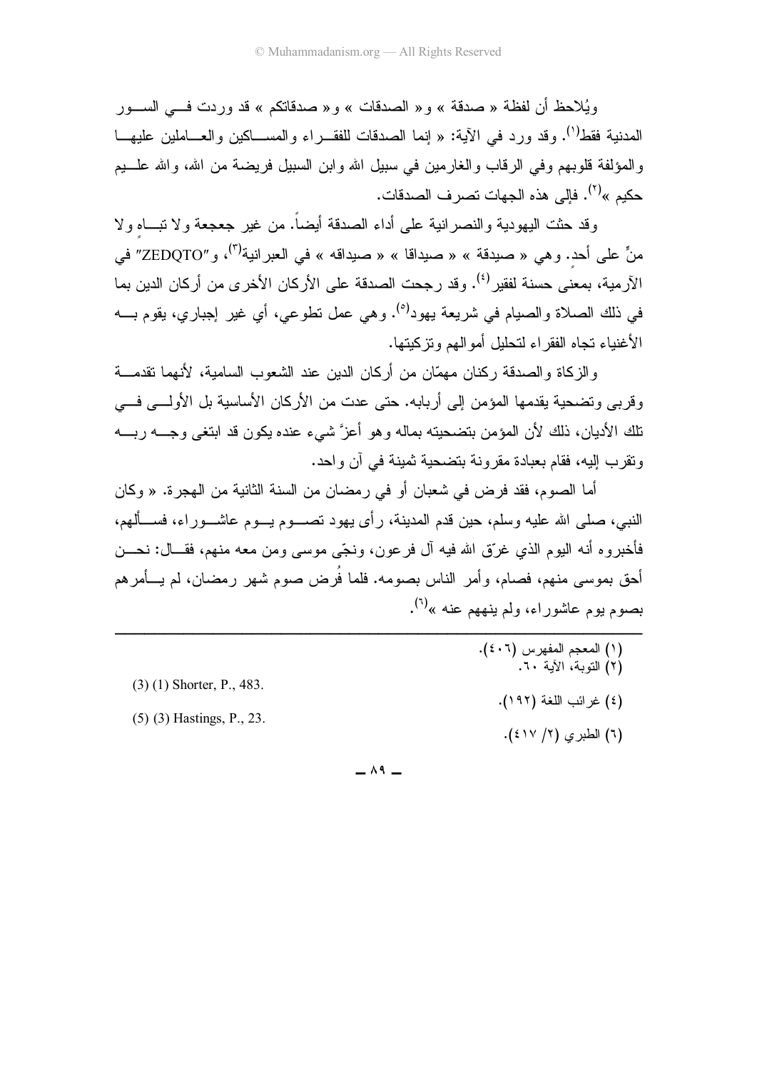ويُلاحظ أن لفظة « صدقة » و« الصدقات » و« صدقاتكم » قد وردت في السور المدنية فقط[١]. وقد ورد في الآية: « إنما الصدقات للفقراء والمساكين والعاملين عليها والمؤلفة قلوبهم وفي الرقاب والغارمين في سبيل الله وابن السبيل فريضة من الله، والله عليم حكيم »[٢]. فإلى هذه الجهات تصرف الصدقات.

وقد حثت اليهودية والنصرانية على أداء الصدقة أيضاً. من غير جعجعة ولا تباهٍ ولا منٍّ على أحد. وهي « صيدقة » « صيداقا » « صيداقه » في العبرانية[٣]، و"ZEDQTO" في الآرمية، بمعنى حسنة لفقير[٤]. وقد رجحت الصدقة على الأركان الأخرى من أركان الدين بما في ذلك الصلاة والصيام في شريعة يهود[٥]. وهي عمل تطوعي، أي غير إجباري، يقوم به الأغنياء تجاه الفقراء لتحليل أموالهم وتزكيتها.

والزكاة والصدقة ركنان مهمّان من أركان الدين عند الشعوب السامية، لأنهما تقدمة وقربى وتضحية يقدمها المؤمن إلى أربابه. حتى عدت من الأركان الأساسية بل الأولى في تلك الأديان، ذلك لأن المؤمن بتضحيته بماله وهو أعزّ شيء عنده يكون قد ابتغى وجه ربه وتقرب إليه، فقام بعبادة مقرونة بتضحية ثمينة في آن واحد.

أما الصوم، فقد فرض في شعبان أو في رمضان من السنة الثانية من الهجرة. « وكان النبي، صلى الله عليه وسلم، حين قدم المدينة، رأى يهود تصوم يوم عاشوراء، فسألهم، فأخبروه أنه اليوم الذي غرّق الله فيه آل فرعون، ونجّى موسى ومن معه منهم، فقال: نحن أحق بموسى منهم، فصام، وأمر الناس بصومه. فلما فُرض صوم شهر رمضان، لم يأمرهم بصوم يوم عاشوراء، ولم ينههم عنه »[٦].

---

(١) المعجم المفهرس (٤٠٦).

(٢) التوبة، الآية ٦٠.

(3) (1) Shorter, P., 483.

(٤) غرائب اللغة (١٩٢).

(5) (3) Hastings, P., 23.

(٦) الطبري (٢/ ٤١٧).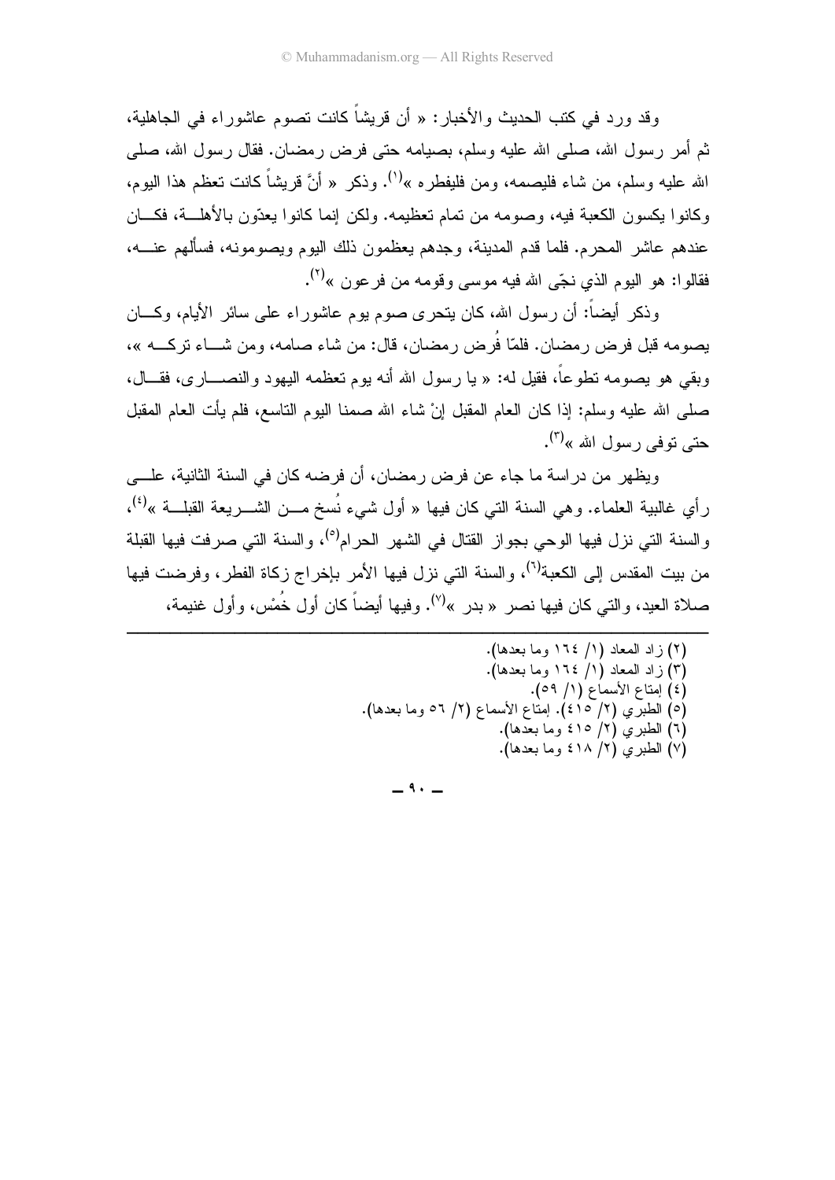وقد ورد في كتب الحديث والأخبار: « أن قريشاً كانت تصوم عاشوراء في الجاهلية، ثم أمر رسول الله، صلى الله عليه وسلم، بصيامه حتى فرض رمضان. فقال رسول الله، صلى الله عليه وسلم، من شاء فليصمه، ومن شاء فليفطره »[١]. وذكر « أنَّ قريشاً كانت تعظم هذا اليوم، وكانوا يكسون الكعبة فيه، وصومه من تمام تعظيمه. ولكن إنما كانوا يعدّون بالأهلة، فكان عندهم عاشر المحرم. فلما قدم المدينة، وجدهم يعظمون ذلك اليوم ويصومونه، فسألهم عنه، فقالوا: هو اليوم الذي نجّى الله فيه موسى وقومه من فرعون »[٢].

وذكر أيضاً: أن رسول الله، كان يتحرى صوم يوم عاشوراء على سائر الأيام، وكان يصومه قبل فرض رمضان. فلمّا فُرض رمضان، قال: من شاء صامه، ومن شاء تركه »، وبقي هو يصومه تطوعاً، فقيل له: « يا رسول الله أنه يوم تعظمه اليهود والنصارى، فقال، صلى الله عليه وسلم: إذا كان العام المقبل إنْ شاء الله صمنا اليوم التاسع، فلم يأت العام المقبل حتى توفى رسول الله »[٣].

ويظهر من دراسة ما جاء عن فرض رمضان، أن فرضه كان في السنة الثانية، على رأي غالبية العلماء. وهي السنة التي كان فيها « أول شيء نُسخ من الشريعة القبلة »[٤]، والسنة التي نزل فيها الوحي بجواز القتال في الشهر الحرام[٥]، والسنة التي صرفت فيها القبلة من بيت المقدس إلى الكعبة[٦]، والسنة التي نزل فيها الأمر بإخراج زكاة الفطر، وفرضت فيها صلاة العيد، والتي كان فيها نصر « بدر »[٧]. وفيها أيضاً كان أول خُمْس، وأول غنيمة،

---

(٢) زاد المعاد (١/ ١٦٤ وما بعدها).
(٣) زاد المعاد (١/ ١٦٤ وما بعدها).
(٤) إمتاع الأسماع (١/ ٥٩).
(٥) الطبري (٢/ ٤١٥). إمتاع الأسماع (٢/ ٥٦ وما بعدها).
(٦) الطبري (٢/ ٤١٥ وما بعدها).
(٧) الطبري (٢/ ٤١٨ وما بعدها).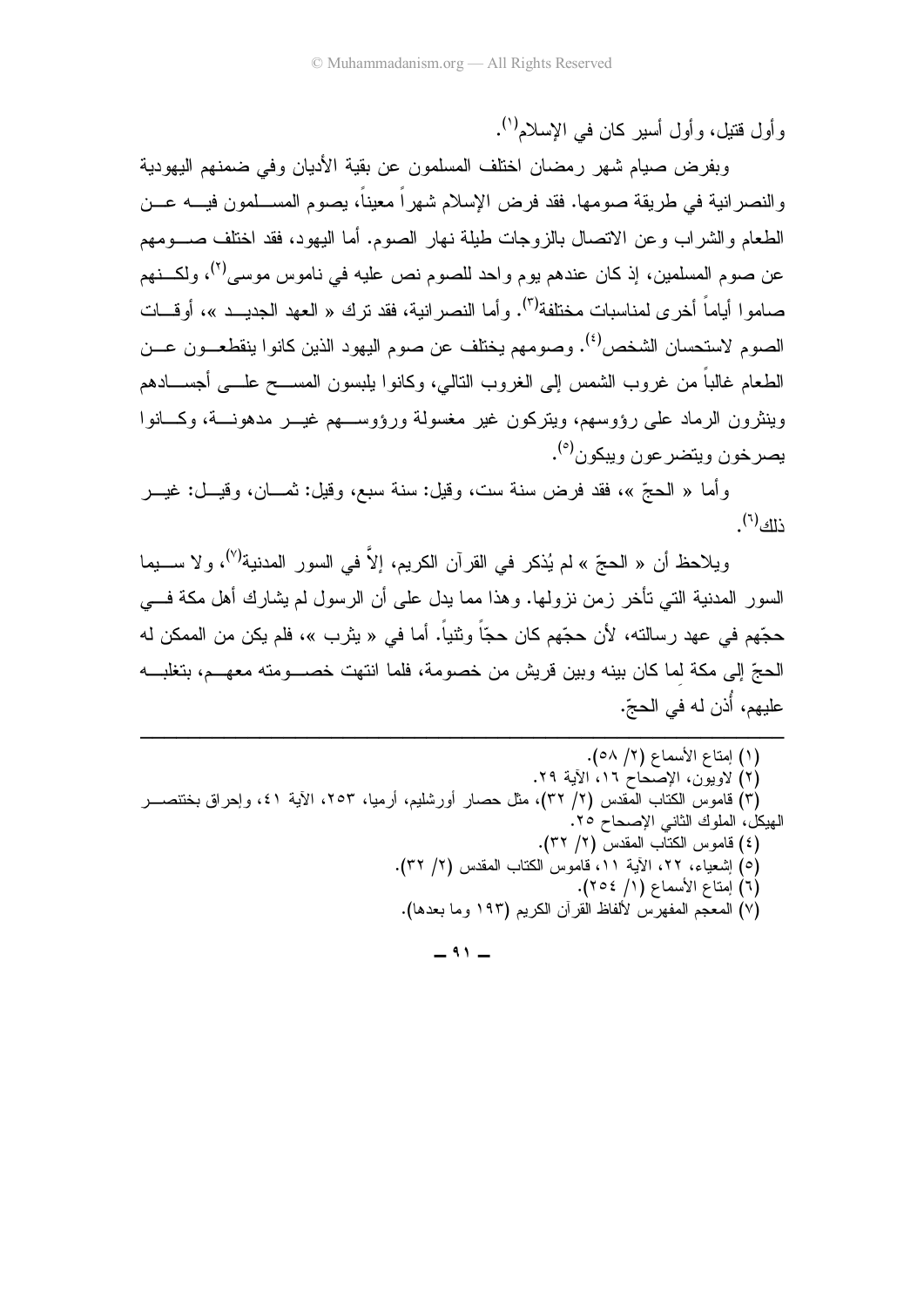وأول قتيل، وأول أسير كان في الإسلام[1].

وبفرض صيام شهر رمضان اختلف المسلمون عن بقية الأديان وفي ضمنهم اليهودية والنصرانية في طريقة صومها. فقد فرض الإسلام شهراً معيناً، يصوم المسلمون فيه عن الطعام والشراب وعن الاتصال بالزوجات طيلة نهار الصوم. أما اليهود، فقد اختلف صومهم عن صوم المسلمين، إذ كان عندهم يوم واحد للصوم نص عليه في ناموس موسى[2]، ولكنهم صاموا أياماً أخرى لمناسبات مختلفة[3]. وأما النصرانية، فقد ترك « العهد الجديد »، أوقات الصوم لاستحسان الشخص[4]. وصومهم يختلف عن صوم اليهود الذين كانوا ينقطعون عن الطعام غالباً من غروب الشمس إلى الغروب التالي، وكانوا يلبسون المسح على أجسادهم وينثرون الرماد على رؤوسهم، ويتركون غير مغسولة ورؤوسهم غير مدهونة، وكانوا يصرخون ويتضرعون ويبكون[5].

وأما « الحجّ »، فقد فرض سنة ست، وقيل: سنة سبع، وقيل: ثمان، وقيل: غير ذلك[6].

ويلاحظ أن « الحجّ » لم يُذكر في القرآن الكريم، إلاَّ في السور المدنية[7]، ولا سيما السور المدنية التي تأخر زمن نزولها. وهذا مما يدل على أن الرسول لم يشارك أهل مكة في حجّهم في عهد رسالته، لأن حجّهم كان حجّاً وثنياً. أما في « يثرب »، فلم يكن من الممكن له الحجّ إلى مكة لِما كان بينه وبين قريش من خصومة، فلما انتهت خصومته معهم، بتغلبه عليهم، أُذن له في الحجّ.

---

(١) إمتاع الأسماع (٢/ ٥٨).
(٢) لاويون، الإصحاح ١٦، الآية ٢٩.
(٣) قاموس الكتاب المقدس (٢/ ٣٢)، مثل حصار أورشليم، أرميا، ٢٥٣، الآية ٤١، وإحراق بختنصر الهيكل، الملوك الثاني الإصحاح ٢٥.
(٤) قاموس الكتاب المقدس (٢/ ٣٢).
(٥) إشعياء، ٢٢، الآية ١١، قاموس الكتاب المقدس (٢/ ٣٢).
(٦) إمتاع الأسماع (١/ ٢٥٤).
(٧) المعجم المفهرس لألفاظ القرآن الكريم (١٩٣ وما بعدها).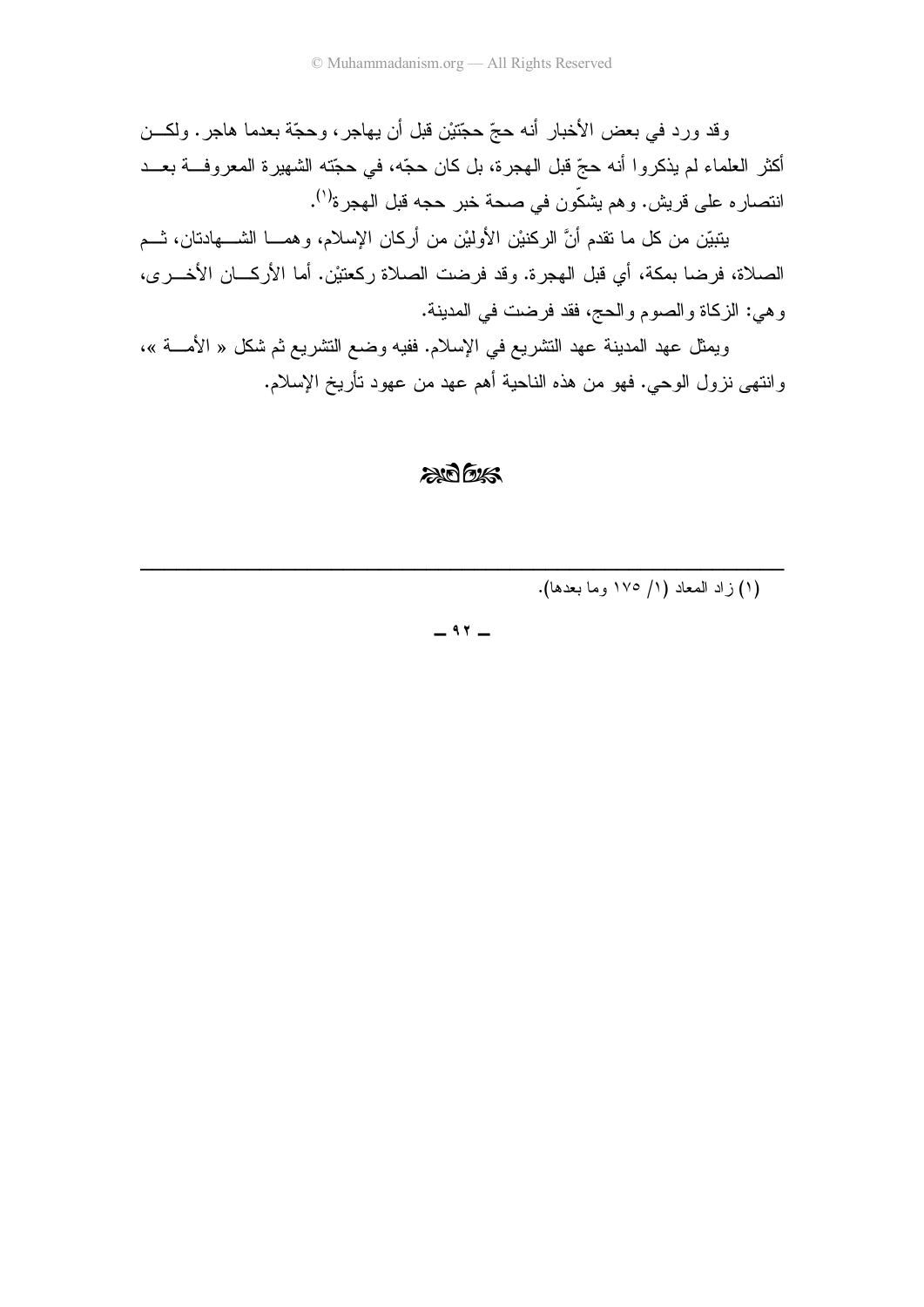وقد ورد في بعض الأخبار أنه حجّ حجّتيْن قبل أن يهاجر، وحجّة بعدما هاجر. ولكن أكثر العلماء لم يذكروا أنه حجّ قبل الهجرة، بل كان حجّه، في حجّته الشهيرة المعروفة بعد انتصاره على قريش. وهم يشكّون في صحة خبر حجه قبل الهجرة[1].

يتبيّن من كل ما تقدم أنّ الركنيْن الأوليْن من أركان الإسلام، وهما الشهادتان، ثم الصلاة، فرضا بمكة، أي قبل الهجرة. وقد فرضت الصلاة ركعتيْن. أما الأركان الأخرى، وهي: الزكاة والصوم والحج، فقد فرضت في المدينة.

ويمثل عهد المدينة عهد التشريع في الإسلام. ففيه وضع التشريع ثم شكل « الأمة »، وانتهى نزول الوحي. فهو من هذه الناحية أهم عهد من عهود تأريخ الإسلام.

---

(١) زاد المعاد (١/ ١٧٥ وما بعدها).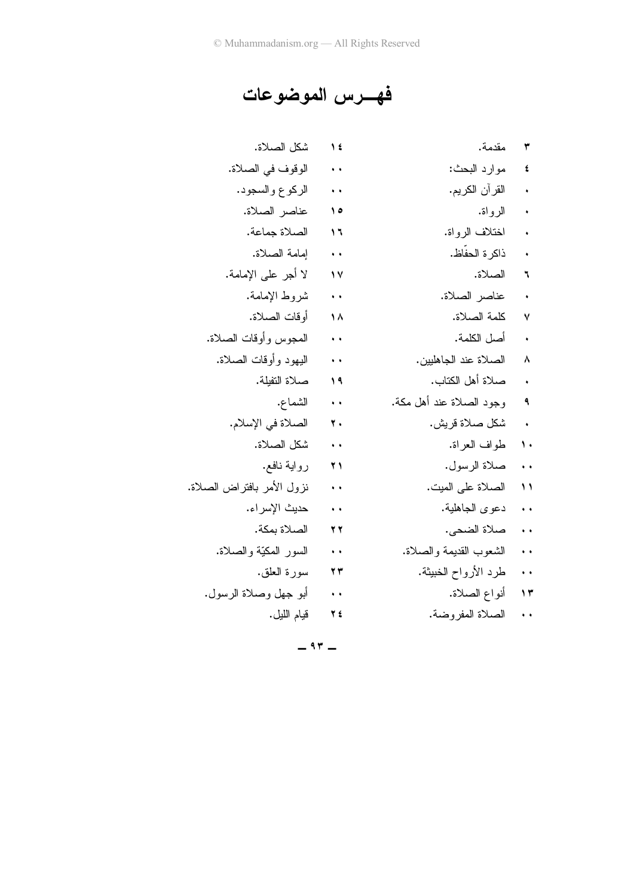# فهــرس الموضوعات

| | |
|---|---|
| ٣ | مقدمة. |
| ٤ | موارد البحث: |
| • | القرآن الكريم. |
| • | الرواة. |
| • | اختلاف الرواة. |
| • | ذاكرة الحفّاظ. |
| ٦ | الصلاة. |
| • | عناصر الصلاة. |
| ٧ | كلمة الصلاة. |
| • | أصل الكلمة. |
| ٨ | الصلاة عند الجاهليين. |
| • | صلاة أهل الكتاب. |
| ٩ | وجود الصلاة عند أهل مكة. |
| • | شكل صلاة قريش. |
| ١٠ | طواف العراة. |
| •• | صلاة الرسول. |
| ١١ | الصلاة على الميت. |
| •• | دعوى الجاهلية. |
| •• | صلاة الضحى. |
| •• | الشعوب القديمة والصلاة. |
| •• | طرد الأرواح الخبيثة. |
| ١٣ | أنواع الصلاة. |
| •• | الصلاة المفروضة. |
| ١٤ | شكل الصلاة. |
| •• | الوقوف في الصلاة. |
| •• | الركوع والسجود. |
| ١٥ | عناصر الصلاة. |
| ١٦ | الصلاة جماعة. |
| •• | إمامة الصلاة. |
| ١٧ | لا أجر على الإمامة. |
| •• | شروط الإمامة. |
| ١٨ | أوقات الصلاة. |
| •• | المجوس وأوقات الصلاة. |
| •• | اليهود وأوقات الصلاة. |
| ١٩ | صلاة التفيلة. |
| •• | الشماع. |
| ٢٠ | الصلاة في الإسلام. |
| •• | شكل الصلاة. |
| ٢١ | رواية نافع. |
| •• | نزول الأمر بافتراض الصلاة. |
| •• | حديث الإسراء. |
| ٢٢ | الصلاة بمكة. |
| •• | السور المكيّة والصلاة. |
| ٢٣ | سورة العلق. |
| •• | أبو جهل وصلاة الرسول. |
| ٢٤ | قيام الليل. |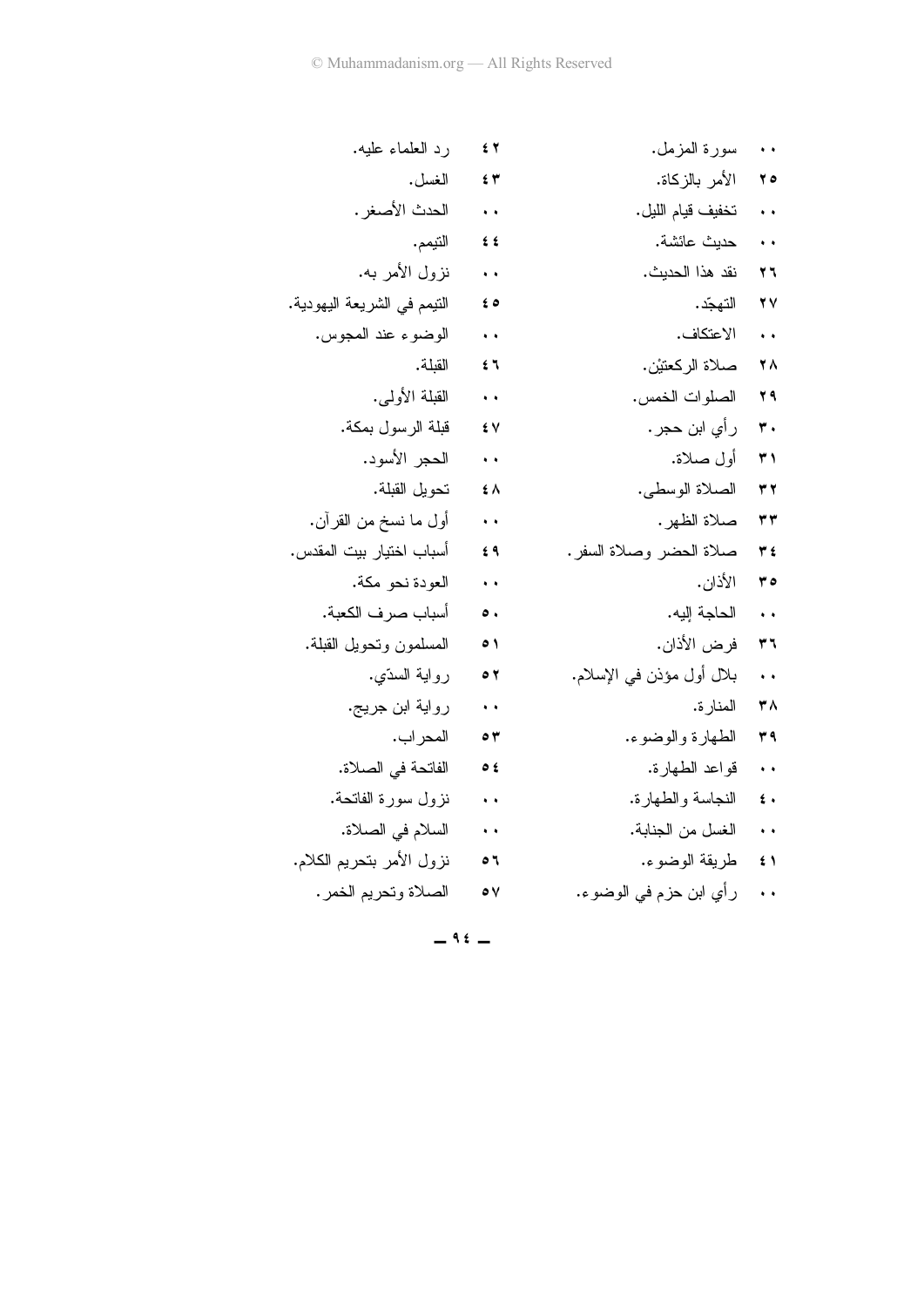| | |
|---|---|
| ٠٠ | سورة المزمل. |
| ٢٥ | الأمر بالزكاة. |
| ٠٠ | تخفيف قيام الليل. |
| ٠٠ | حديث عائشة. |
| ٢٦ | نقد هذا الحديث. |
| ٢٧ | التهجّد. |
| ٠٠ | الاعتكاف. |
| ٢٨ | صلاة الركعتيْن. |
| ٢٩ | الصلوات الخمس. |
| ٣٠ | رأي ابن حجر. |
| ٣١ | أول صلاة. |
| ٣٢ | الصلاة الوسطى. |
| ٣٣ | صلاة الظهر. |
| ٣٤ | صلاة الحضر وصلاة السفر. |
| ٣٥ | الأذان. |
| ٠٠ | الحاجة إليه. |
| ٣٦ | فرض الأذان. |
| ٠٠ | بلال أول مؤذن في الإسلام. |
| ٣٨ | المنارة. |
| ٣٩ | الطهارة والوضوء. |
| ٠٠ | قواعد الطهارة. |
| ٤٠ | النجاسة والطهارة. |
| ٠٠ | الغسل من الجنابة. |
| ٤١ | طريقة الوضوء. |
| ٠٠ | رأي ابن حزم في الوضوء. |
| ٤٢ | رد العلماء عليه. |
| ٤٣ | الغسل. |
| ٠٠ | الحدث الأصغر. |
| ٤٤ | التيمم. |
| ٠٠ | نزول الأمر به. |
| ٤٥ | التيمم في الشريعة اليهودية. |
| ٠٠ | الوضوء عند المجوس. |
| ٤٦ | القبلة. |
| ٠٠ | القبلة الأولى. |
| ٤٧ | قبلة الرسول بمكة. |
| ٠٠ | الحجر الأسود. |
| ٤٨ | تحويل القبلة. |
| ٠٠ | أول ما نسخ من القرآن. |
| ٤٩ | أسباب اختيار بيت المقدس. |
| ٠٠ | العودة نحو مكة. |
| ٥٠ | أسباب صرف الكعبة. |
| ٥١ | المسلمون وتحويل القبلة. |
| ٥٢ | رواية السدّي. |
| ٠٠ | رواية ابن جريج. |
| ٥٣ | المحراب. |
| ٥٤ | الفاتحة في الصلاة. |
| ٠٠ | نزول سورة الفاتحة. |
| ٠٠ | السلام في الصلاة. |
| ٥٦ | نزول الأمر بتحريم الكلام. |
| ٥٧ | الصلاة وتحريم الخمر. |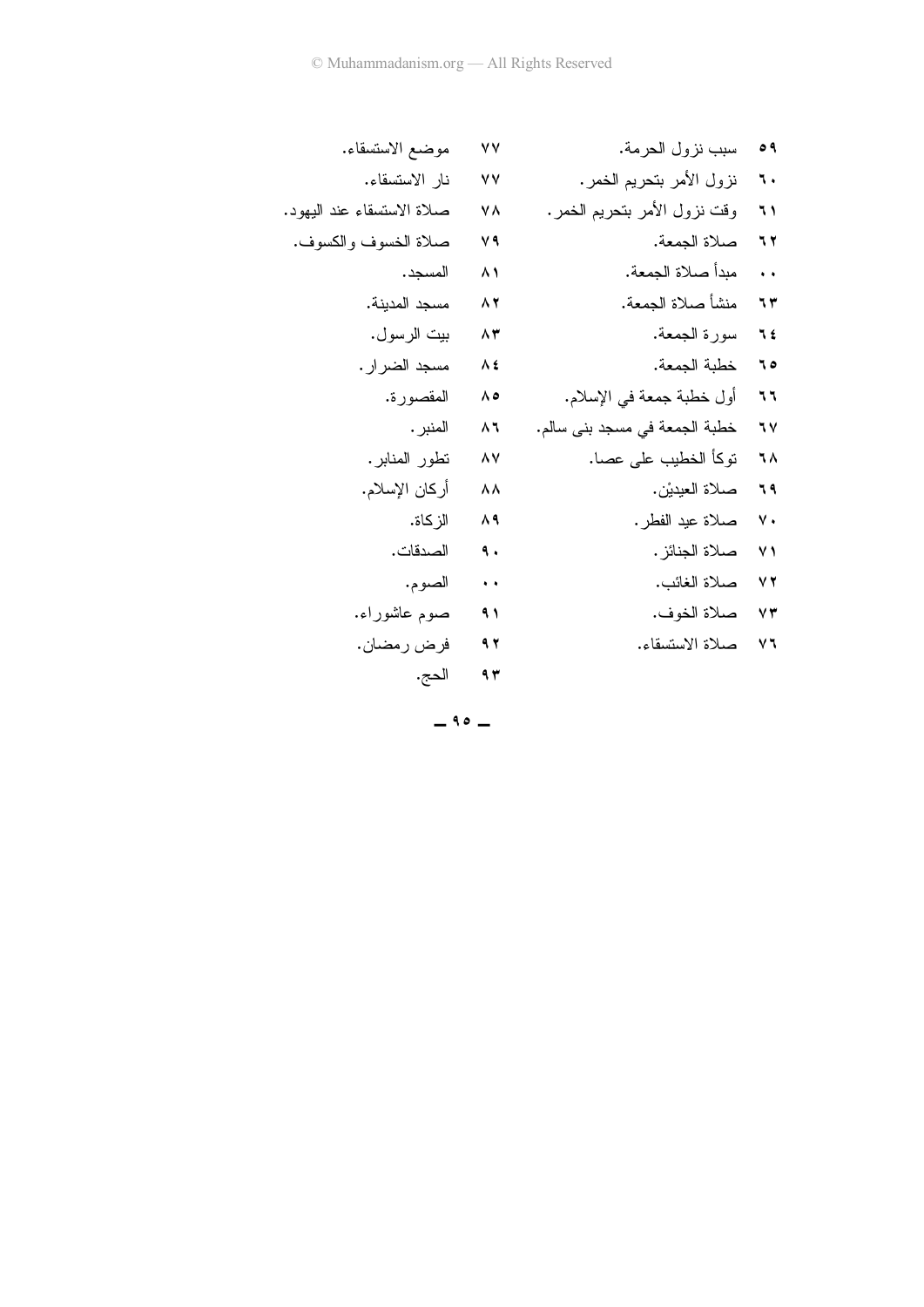٥٩ سبب نزول الحرمة.
٦٠ نزول الأمر بتحريم الخمر.
٦١ وقت نزول الأمر بتحريم الخمر.
٦٢ صلاة الجمعة.
٠٠ مبدأ صلاة الجمعة.
٦٣ منشأ صلاة الجمعة.
٦٤ سورة الجمعة.
٦٥ خطبة الجمعة.
٦٦ أول خطبة جمعة في الإسلام.
٦٧ خطبة الجمعة في مسجد بنى سالم.
٦٨ توكأ الخطيب على عصا.
٦٩ صلاة العيديْن.
٧٠ صلاة عيد الفطر.
٧١ صلاة الجنائز.
٧٢ صلاة الغائب.
٧٣ صلاة الخوف.
٧٦ صلاة الاستسقاء.
٧٧ موضع الاستسقاء.
٧٧ نار الاستسقاء.
٧٨ صلاة الاستسقاء عند اليهود.
٧٩ صلاة الخسوف والكسوف.
٨١ المسجد.
٨٢ مسجد المدينة.
٨٣ بيت الرسول.
٨٤ مسجد الضرار.
٨٥ المقصورة.
٨٦ المنبر.
٨٧ تطور المنابر.
٨٨ أركان الإسلام.
٨٩ الزكاة.
٩٠ الصدقات.
٠٠ الصوم.
٩١ صوم عاشوراء.
٩٢ فرض رمضان.
٩٣ الحج.